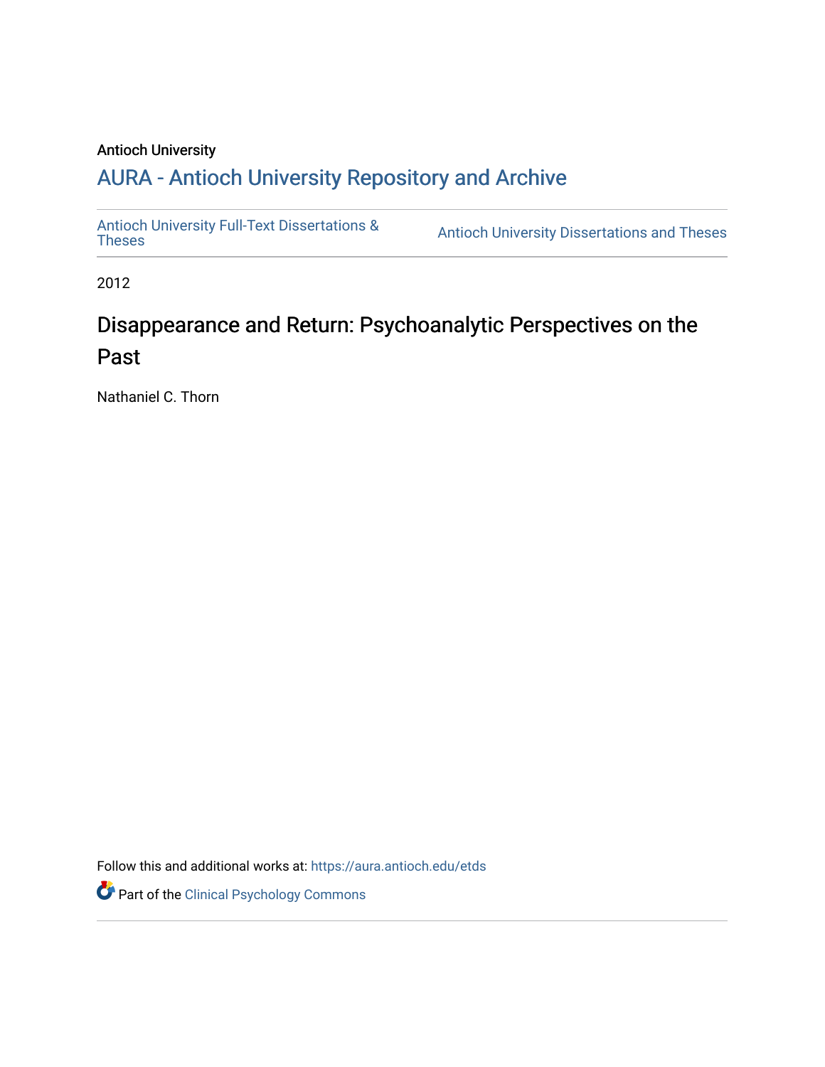Antioch University

## AURA - Antioch University Repository and Archive

Antioch University Full-Text Dissertations & Theses | Antioch University Dissertations and Theses

2012

# Disappearance and Return: Psychoanalytic Perspectives on the Past

Nathaniel C. Thorn

Follow this and additional works at: https://aura.antioch.edu/etds

Part of the Clinical Psychology Commons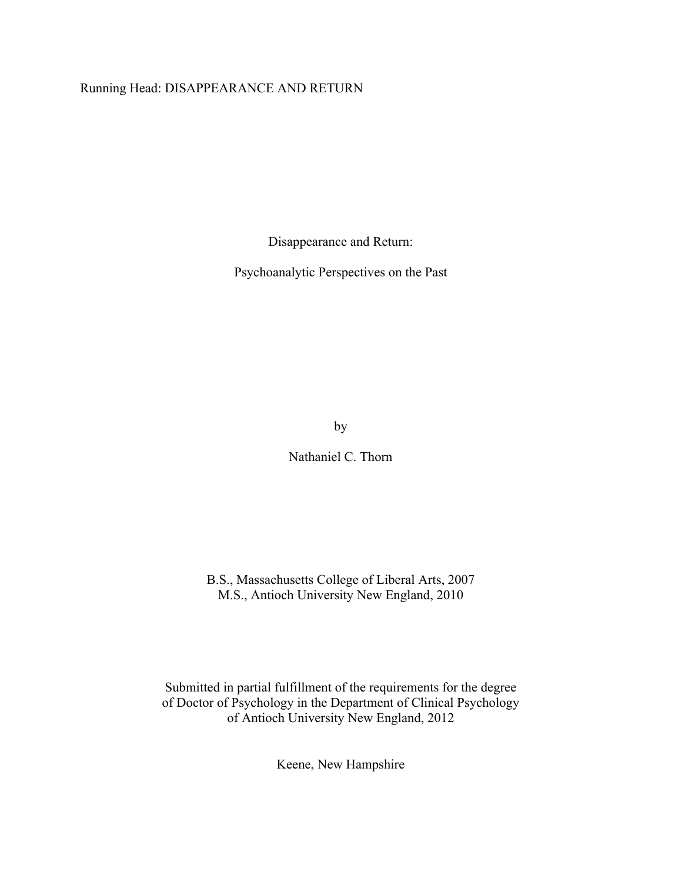Disappearance and Return:

Psychoanalytic Perspectives on the Past

by

Nathaniel C. Thorn

B.S., Massachusetts College of Liberal Arts, 2007
M.S., Antioch University New England, 2010

Submitted in partial fulfillment of the requirements for the degree of Doctor of Psychology in the Department of Clinical Psychology of Antioch University New England, 2012

Keene, New Hampshire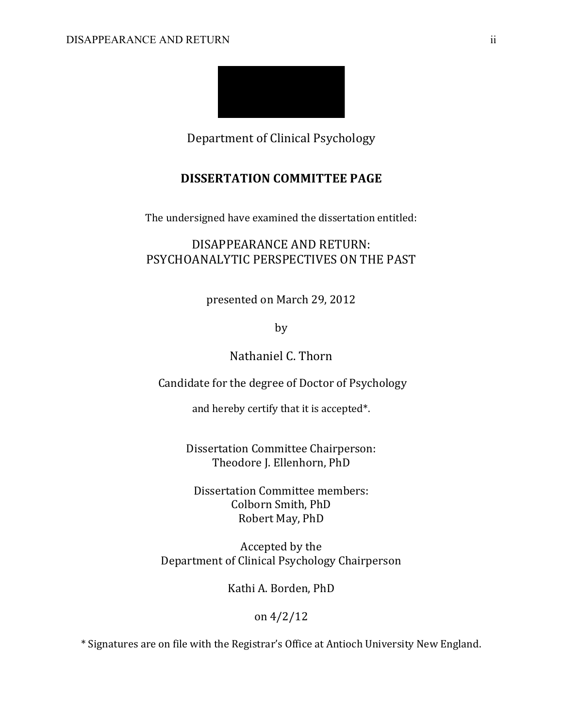Department of Clinical Psychology

**DISSERTATION COMMITTEE PAGE**

The undersigned have examined the dissertation entitled:

DISAPPEARANCE AND RETURN:
PSYCHOANALYTIC PERSPECTIVES ON THE PAST

presented on March 29, 2012

by

Nathaniel C. Thorn

Candidate for the degree of Doctor of Psychology

and hereby certify that it is accepted*.

Dissertation Committee Chairperson:
Theodore J. Ellenhorn, PhD

Dissertation Committee members:
Colborn Smith, PhD
Robert May, PhD

Accepted by the
Department of Clinical Psychology Chairperson

Kathi A. Borden, PhD

on 4/2/12

* Signatures are on file with the Registrar's Office at Antioch University New England.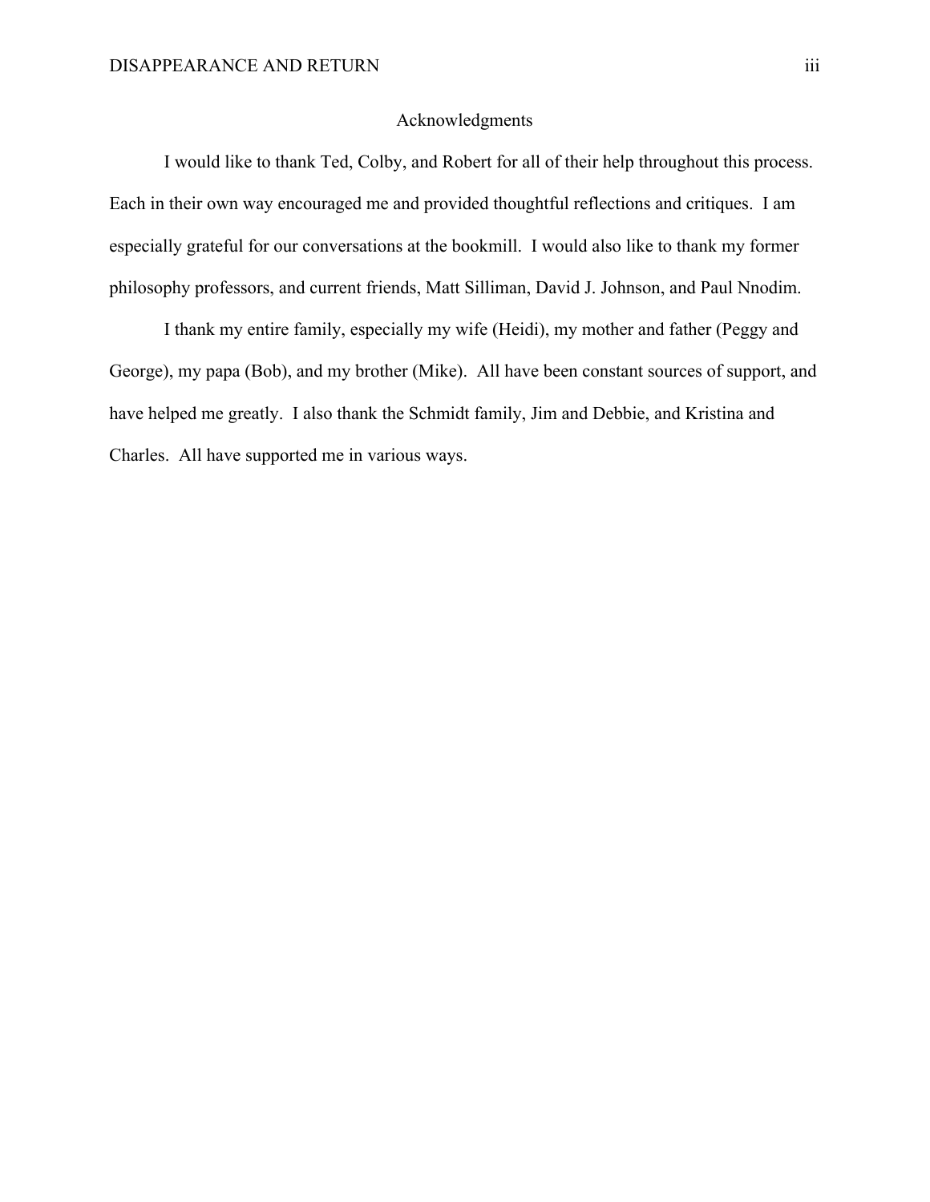## Acknowledgments

I would like to thank Ted, Colby, and Robert for all of their help throughout this process. Each in their own way encouraged me and provided thoughtful reflections and critiques. I am especially grateful for our conversations at the bookmill. I would also like to thank my former philosophy professors, and current friends, Matt Silliman, David J. Johnson, and Paul Nnodim.

I thank my entire family, especially my wife (Heidi), my mother and father (Peggy and George), my papa (Bob), and my brother (Mike). All have been constant sources of support, and have helped me greatly. I also thank the Schmidt family, Jim and Debbie, and Kristina and Charles. All have supported me in various ways.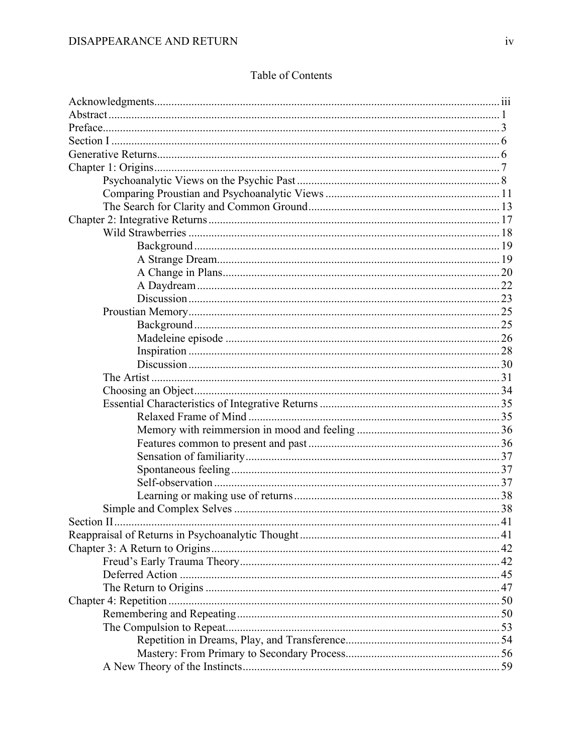# Table of Contents

Acknowledgments ..... iii
Abstract ..... 1
Preface ..... 3
Section I ..... 6
Generative Returns ..... 6
Chapter 1: Origins ..... 7
    Psychoanalytic Views on the Psychic Past ..... 8
    Comparing Proustian and Psychoanalytic Views ..... 11
    The Search for Clarity and Common Ground ..... 13
Chapter 2: Integrative Returns ..... 17
    Wild Strawberries ..... 18
        Background ..... 19
        A Strange Dream ..... 19
        A Change in Plans ..... 20
        A Daydream ..... 22
        Discussion ..... 23
    Proustian Memory ..... 25
        Background ..... 25
        Madeleine episode ..... 26
        Inspiration ..... 28
        Discussion ..... 30
    The Artist ..... 31
    Choosing an Object ..... 34
    Essential Characteristics of Integrative Returns ..... 35
        Relaxed Frame of Mind ..... 35
        Memory with reimmersion in mood and feeling ..... 36
        Features common to present and past ..... 36
        Sensation of familiarity ..... 37
        Spontaneous feeling ..... 37
        Self-observation ..... 37
        Learning or making use of returns ..... 38
    Simple and Complex Selves ..... 38
Section II ..... 41
Reappraisal of Returns in Psychoanalytic Thought ..... 41
Chapter 3: A Return to Origins ..... 42
    Freud's Early Trauma Theory ..... 42
    Deferred Action ..... 45
    The Return to Origins ..... 47
Chapter 4: Repetition ..... 50
    Remembering and Repeating ..... 50
    The Compulsion to Repeat ..... 53
        Repetition in Dreams, Play, and Transference ..... 54
        Mastery: From Primary to Secondary Process ..... 56
    A New Theory of the Instincts ..... 59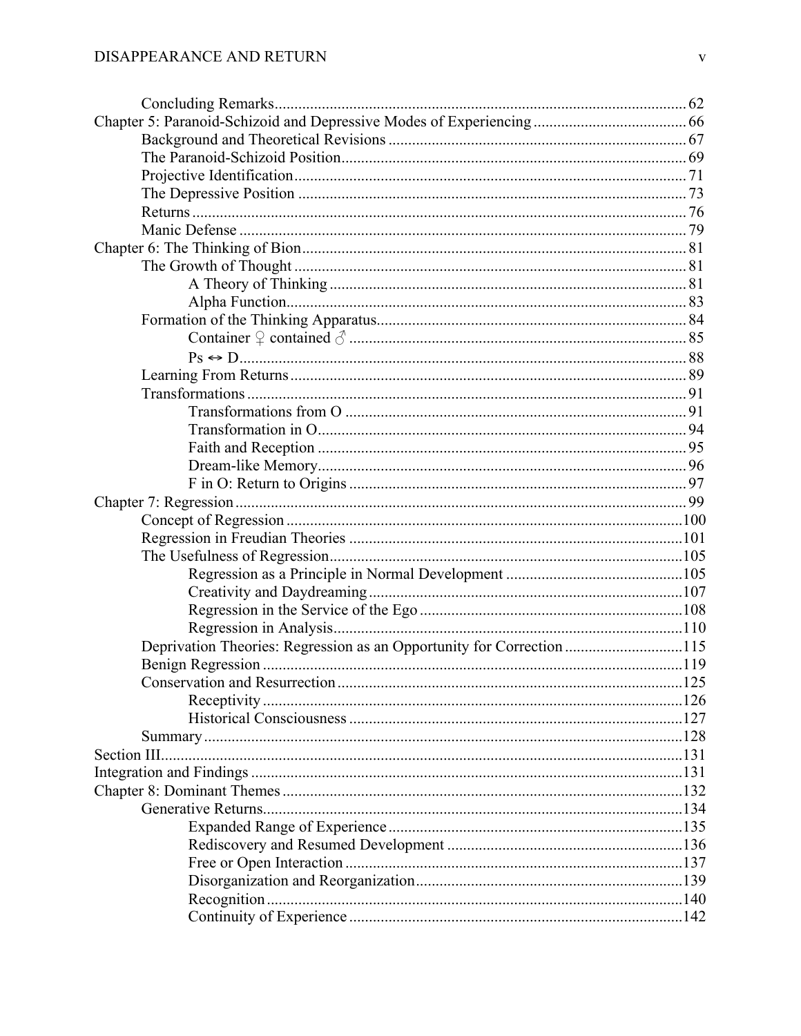Concluding Remarks ... 62

Chapter 5: Paranoid-Schizoid and Depressive Modes of Experiencing ... 66

- Background and Theoretical Revisions ... 67
- The Paranoid-Schizoid Position ... 69
- Projective Identification ... 71
- The Depressive Position ... 73
- Returns ... 76
- Manic Defense ... 79

Chapter 6: The Thinking of Bion ... 81

- The Growth of Thought ... 81
  - A Theory of Thinking ... 81
  - Alpha Function ... 83
- Formation of the Thinking Apparatus ... 84
  - Container ♀ contained ♂ ... 85
  - Ps ↔ D ... 88
- Learning From Returns ... 89
- Transformations ... 91
  - Transformations from O ... 91
  - Transformation in O ... 94
  - Faith and Reception ... 95
  - Dream-like Memory ... 96
  - F in O: Return to Origins ... 97

Chapter 7: Regression ... 99

- Concept of Regression ... 100
- Regression in Freudian Theories ... 101
- The Usefulness of Regression ... 105
  - Regression as a Principle in Normal Development ... 105
  - Creativity and Daydreaming ... 107
  - Regression in the Service of the Ego ... 108
  - Regression in Analysis ... 110
- Deprivation Theories: Regression as an Opportunity for Correction ... 115
- Benign Regression ... 119
- Conservation and Resurrection ... 125
  - Receptivity ... 126
  - Historical Consciousness ... 127
- Summary ... 128

Section III ... 131

Integration and Findings ... 131

Chapter 8: Dominant Themes ... 132

- Generative Returns ... 134
  - Expanded Range of Experience ... 135
  - Rediscovery and Resumed Development ... 136
  - Free or Open Interaction ... 137
  - Disorganization and Reorganization ... 139
  - Recognition ... 140
  - Continuity of Experience ... 142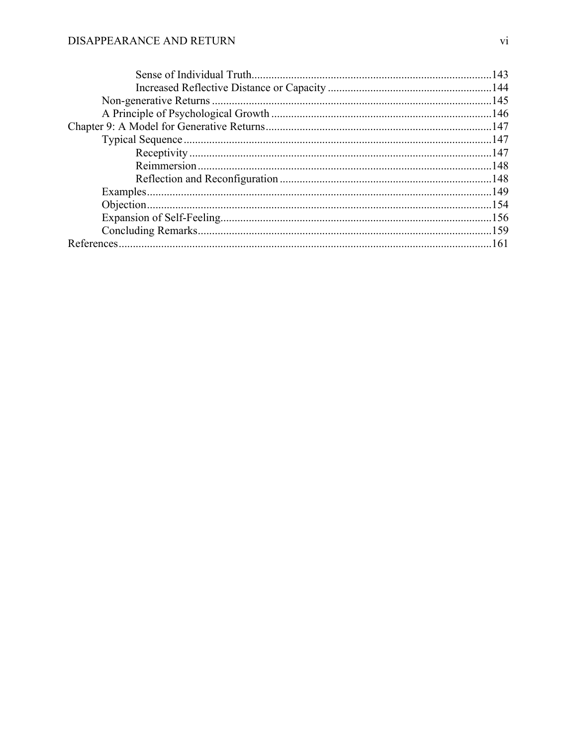Sense of Individual Truth....................................................................................143
Increased Reflective Distance or Capacity ..........................................................144
Non-generative Returns ...................................................................................................145
A Principle of Psychological Growth ..............................................................................146
Chapter 9: A Model for Generative Returns................................................................................147
Typical Sequence ..............................................................................................................147
Receptivity ..........................................................................................................147
Reimmersion .......................................................................................................148
Reflection and Reconfiguration ...........................................................................148
Examples ..........................................................................................................................149
Objection ..........................................................................................................................154
Expansion of Self-Feeling ................................................................................................156
Concluding Remarks ........................................................................................................159
References ....................................................................................................................................161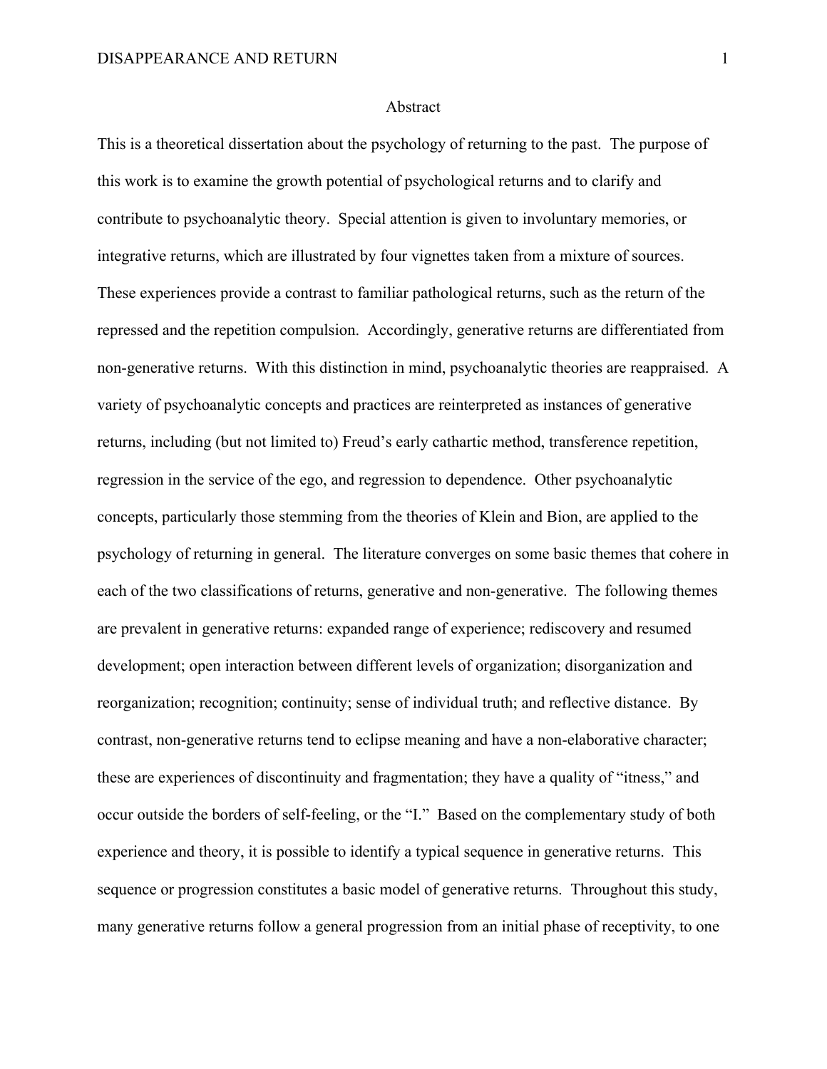# Abstract

This is a theoretical dissertation about the psychology of returning to the past. The purpose of this work is to examine the growth potential of psychological returns and to clarify and contribute to psychoanalytic theory. Special attention is given to involuntary memories, or integrative returns, which are illustrated by four vignettes taken from a mixture of sources. These experiences provide a contrast to familiar pathological returns, such as the return of the repressed and the repetition compulsion. Accordingly, generative returns are differentiated from non-generative returns. With this distinction in mind, psychoanalytic theories are reappraised. A variety of psychoanalytic concepts and practices are reinterpreted as instances of generative returns, including (but not limited to) Freud's early cathartic method, transference repetition, regression in the service of the ego, and regression to dependence. Other psychoanalytic concepts, particularly those stemming from the theories of Klein and Bion, are applied to the psychology of returning in general. The literature converges on some basic themes that cohere in each of the two classifications of returns, generative and non-generative. The following themes are prevalent in generative returns: expanded range of experience; rediscovery and resumed development; open interaction between different levels of organization; disorganization and reorganization; recognition; continuity; sense of individual truth; and reflective distance. By contrast, non-generative returns tend to eclipse meaning and have a non-elaborative character; these are experiences of discontinuity and fragmentation; they have a quality of "itness," and occur outside the borders of self-feeling, or the "I." Based on the complementary study of both experience and theory, it is possible to identify a typical sequence in generative returns. This sequence or progression constitutes a basic model of generative returns. Throughout this study, many generative returns follow a general progression from an initial phase of receptivity, to one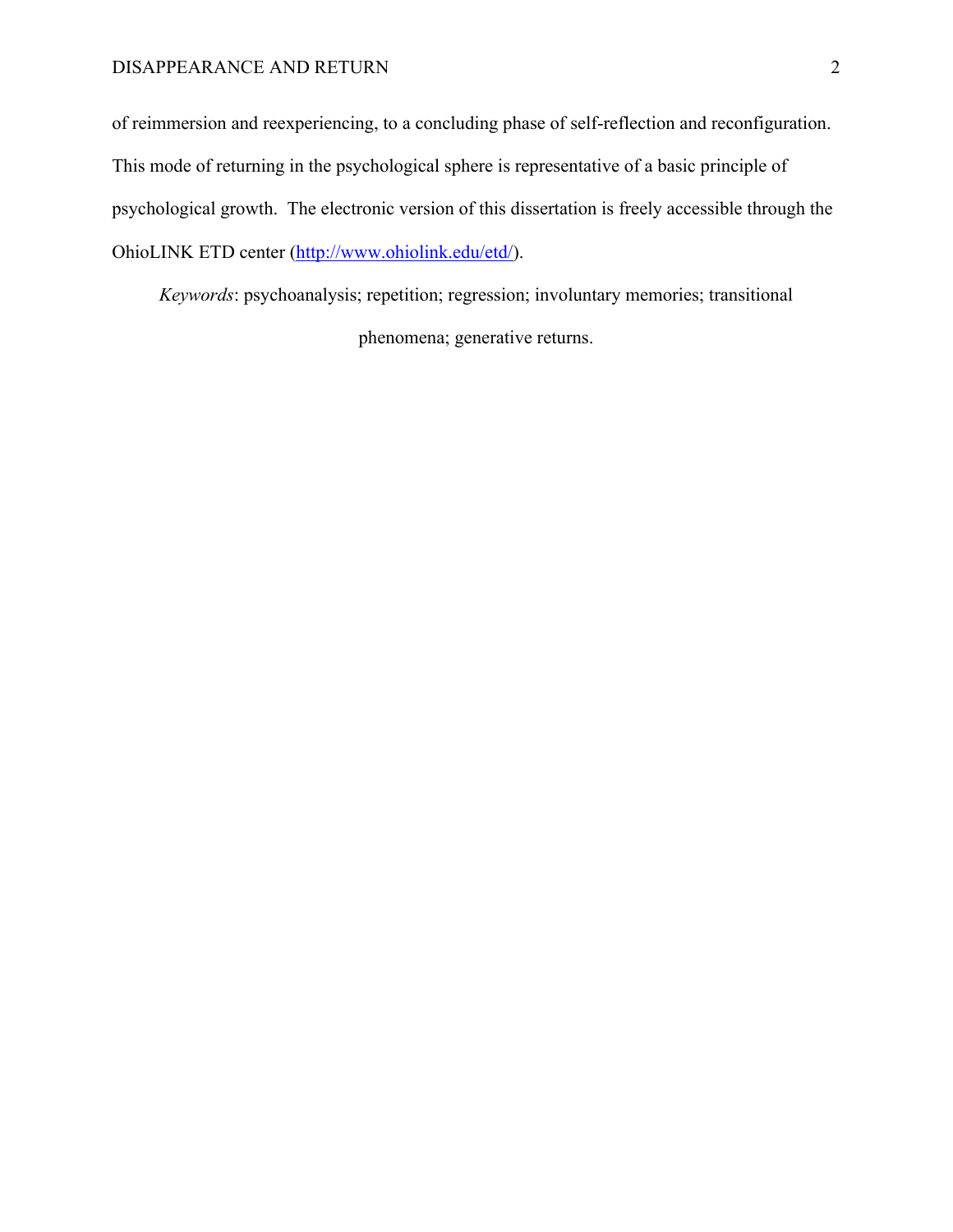of reimmersion and reexperiencing, to a concluding phase of self-reflection and reconfiguration. This mode of returning in the psychological sphere is representative of a basic principle of psychological growth. The electronic version of this dissertation is freely accessible through the OhioLINK ETD center (http://www.ohiolink.edu/etd/).

*Keywords*: psychoanalysis; repetition; regression; involuntary memories; transitional phenomena; generative returns.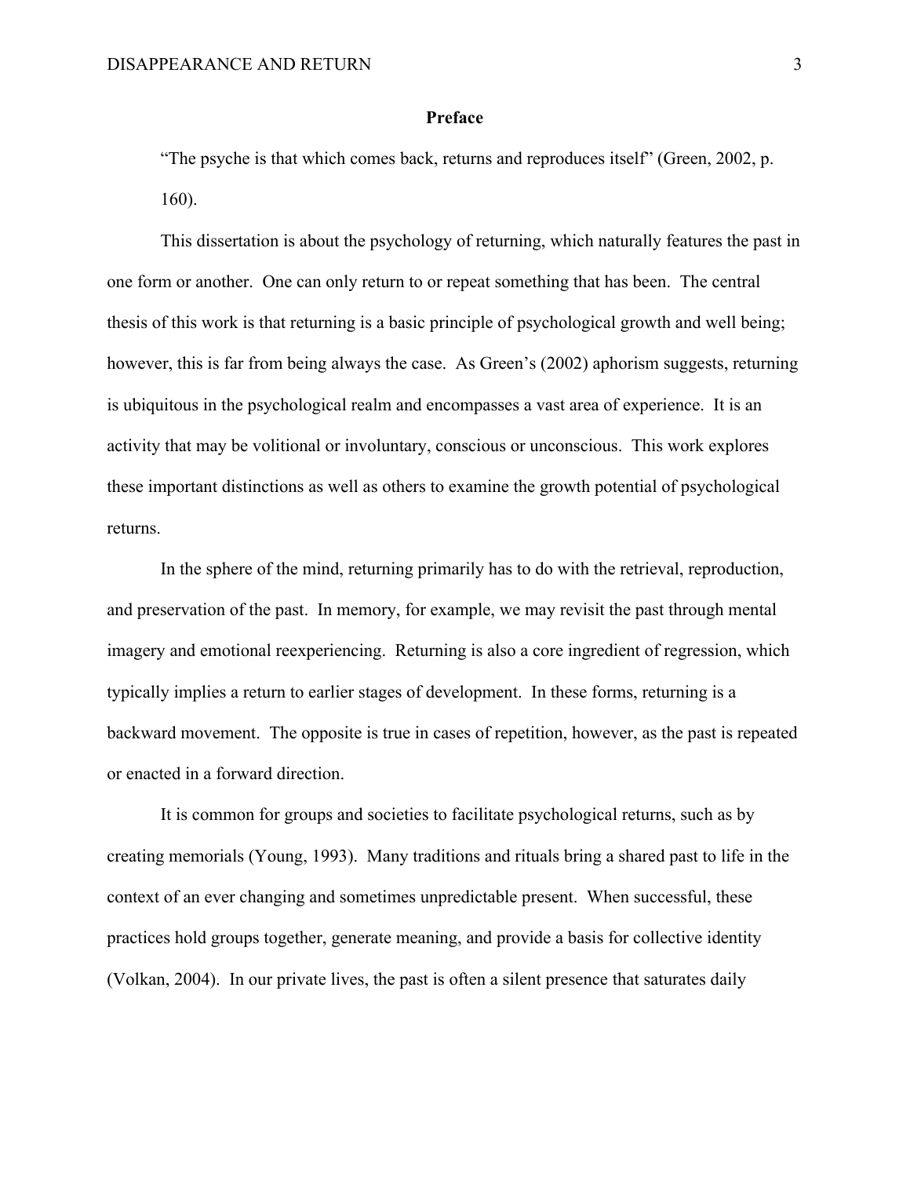## Preface

"The psyche is that which comes back, returns and reproduces itself" (Green, 2002, p. 160).

This dissertation is about the psychology of returning, which naturally features the past in one form or another. One can only return to or repeat something that has been. The central thesis of this work is that returning is a basic principle of psychological growth and well being; however, this is far from being always the case. As Green's (2002) aphorism suggests, returning is ubiquitous in the psychological realm and encompasses a vast area of experience. It is an activity that may be volitional or involuntary, conscious or unconscious. This work explores these important distinctions as well as others to examine the growth potential of psychological returns.

In the sphere of the mind, returning primarily has to do with the retrieval, reproduction, and preservation of the past. In memory, for example, we may revisit the past through mental imagery and emotional reexperiencing. Returning is also a core ingredient of regression, which typically implies a return to earlier stages of development. In these forms, returning is a backward movement. The opposite is true in cases of repetition, however, as the past is repeated or enacted in a forward direction.

It is common for groups and societies to facilitate psychological returns, such as by creating memorials (Young, 1993). Many traditions and rituals bring a shared past to life in the context of an ever changing and sometimes unpredictable present. When successful, these practices hold groups together, generate meaning, and provide a basis for collective identity (Volkan, 2004). In our private lives, the past is often a silent presence that saturates daily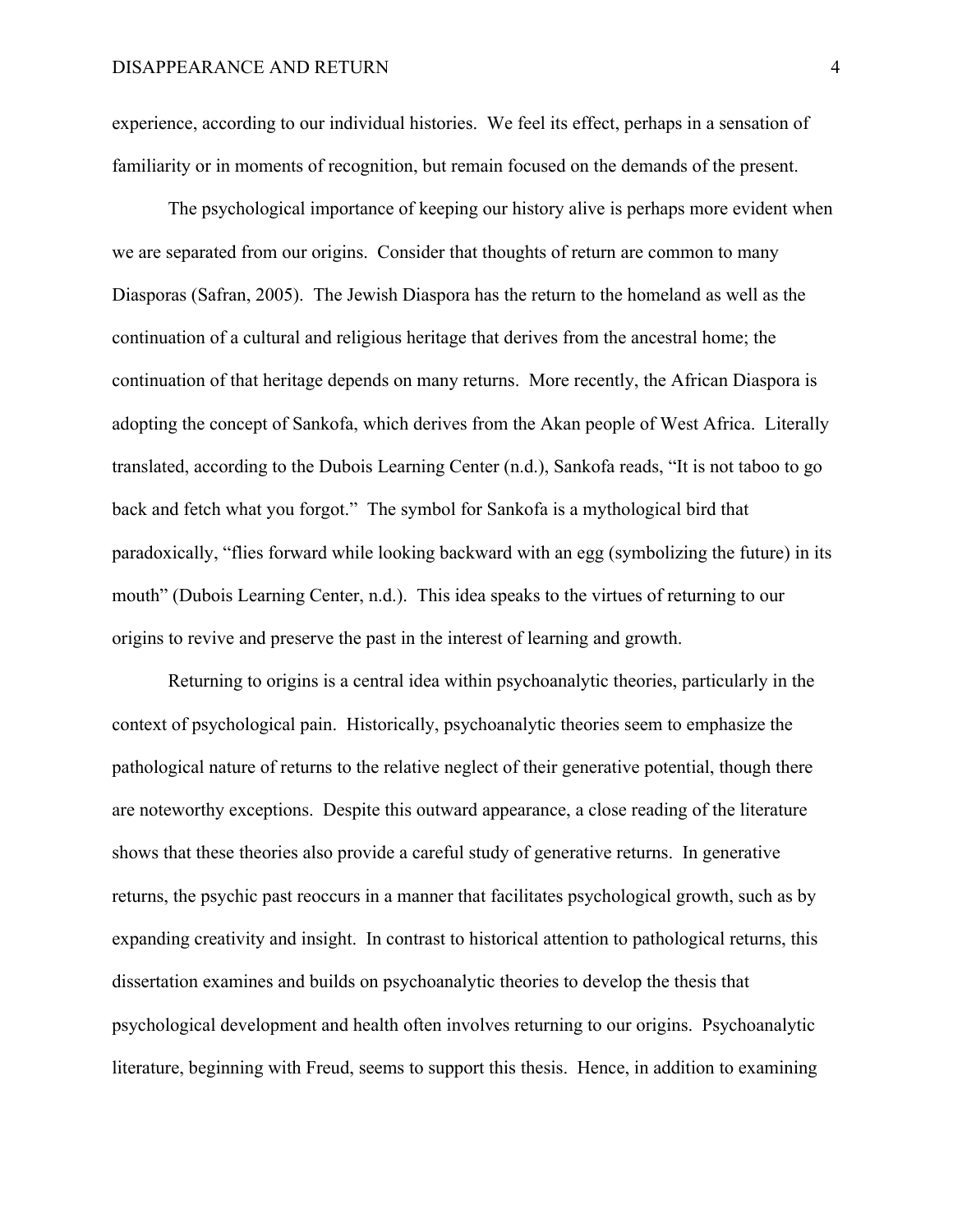experience, according to our individual histories. We feel its effect, perhaps in a sensation of familiarity or in moments of recognition, but remain focused on the demands of the present.

The psychological importance of keeping our history alive is perhaps more evident when we are separated from our origins. Consider that thoughts of return are common to many Diasporas (Safran, 2005). The Jewish Diaspora has the return to the homeland as well as the continuation of a cultural and religious heritage that derives from the ancestral home; the continuation of that heritage depends on many returns. More recently, the African Diaspora is adopting the concept of Sankofa, which derives from the Akan people of West Africa. Literally translated, according to the Dubois Learning Center (n.d.), Sankofa reads, "It is not taboo to go back and fetch what you forgot." The symbol for Sankofa is a mythological bird that paradoxically, "flies forward while looking backward with an egg (symbolizing the future) in its mouth" (Dubois Learning Center, n.d.). This idea speaks to the virtues of returning to our origins to revive and preserve the past in the interest of learning and growth.

Returning to origins is a central idea within psychoanalytic theories, particularly in the context of psychological pain. Historically, psychoanalytic theories seem to emphasize the pathological nature of returns to the relative neglect of their generative potential, though there are noteworthy exceptions. Despite this outward appearance, a close reading of the literature shows that these theories also provide a careful study of generative returns. In generative returns, the psychic past reoccurs in a manner that facilitates psychological growth, such as by expanding creativity and insight. In contrast to historical attention to pathological returns, this dissertation examines and builds on psychoanalytic theories to develop the thesis that psychological development and health often involves returning to our origins. Psychoanalytic literature, beginning with Freud, seems to support this thesis. Hence, in addition to examining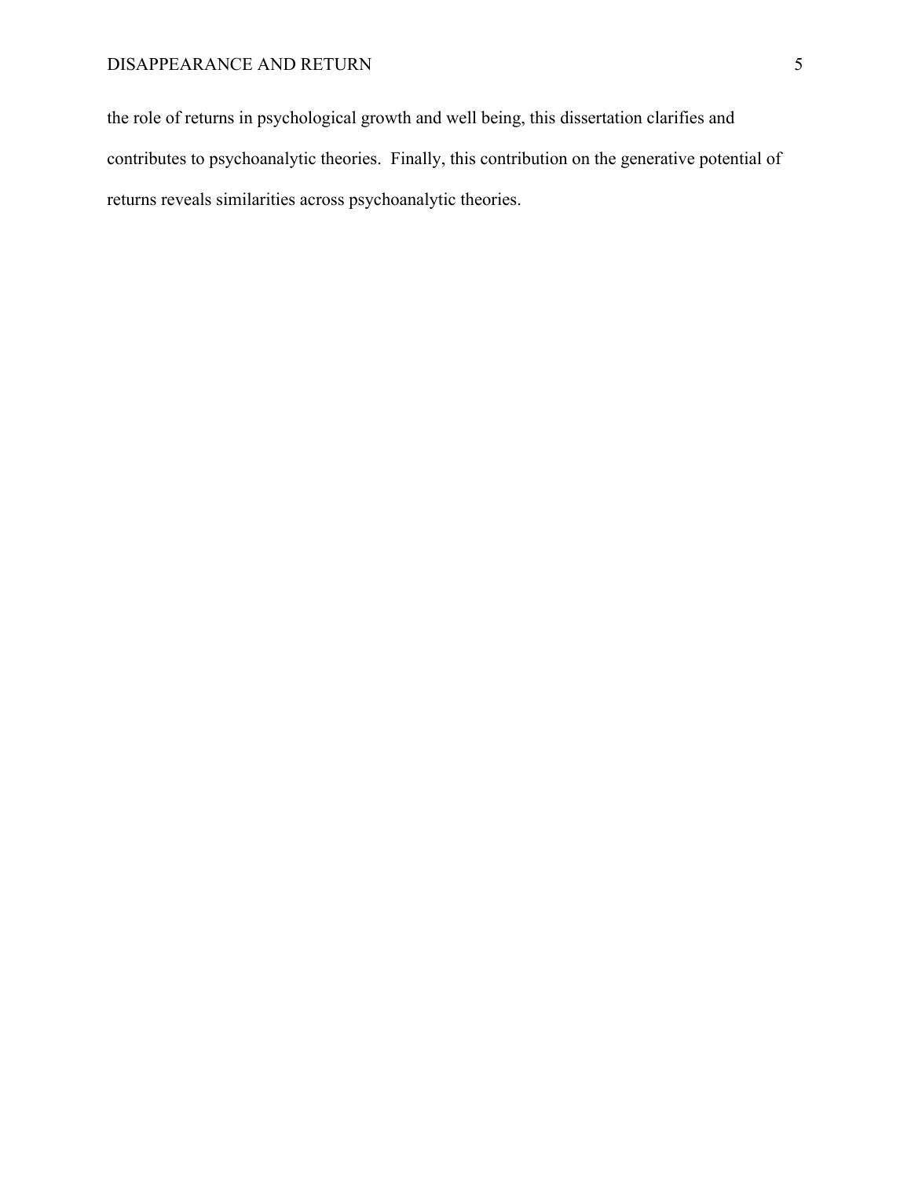the role of returns in psychological growth and well being, this dissertation clarifies and contributes to psychoanalytic theories.  Finally, this contribution on the generative potential of returns reveals similarities across psychoanalytic theories.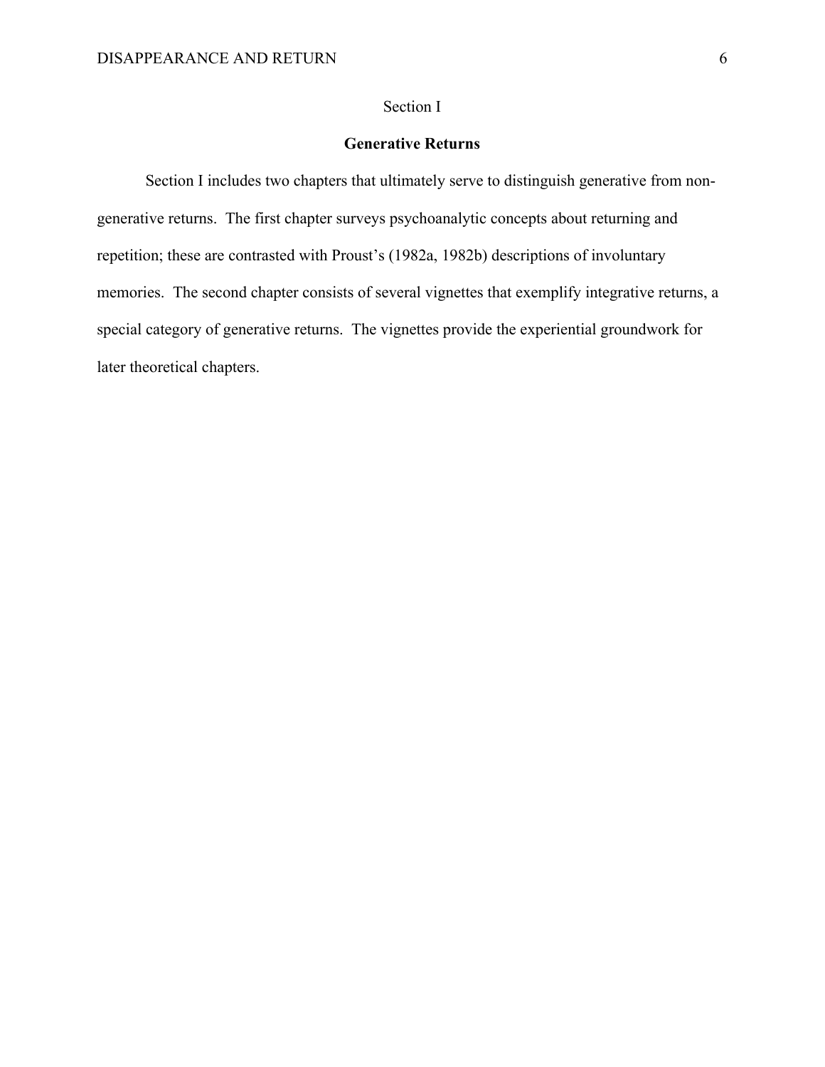# Section I

## Generative Returns

Section I includes two chapters that ultimately serve to distinguish generative from non-generative returns. The first chapter surveys psychoanalytic concepts about returning and repetition; these are contrasted with Proust's (1982a, 1982b) descriptions of involuntary memories. The second chapter consists of several vignettes that exemplify integrative returns, a special category of generative returns. The vignettes provide the experiential groundwork for later theoretical chapters.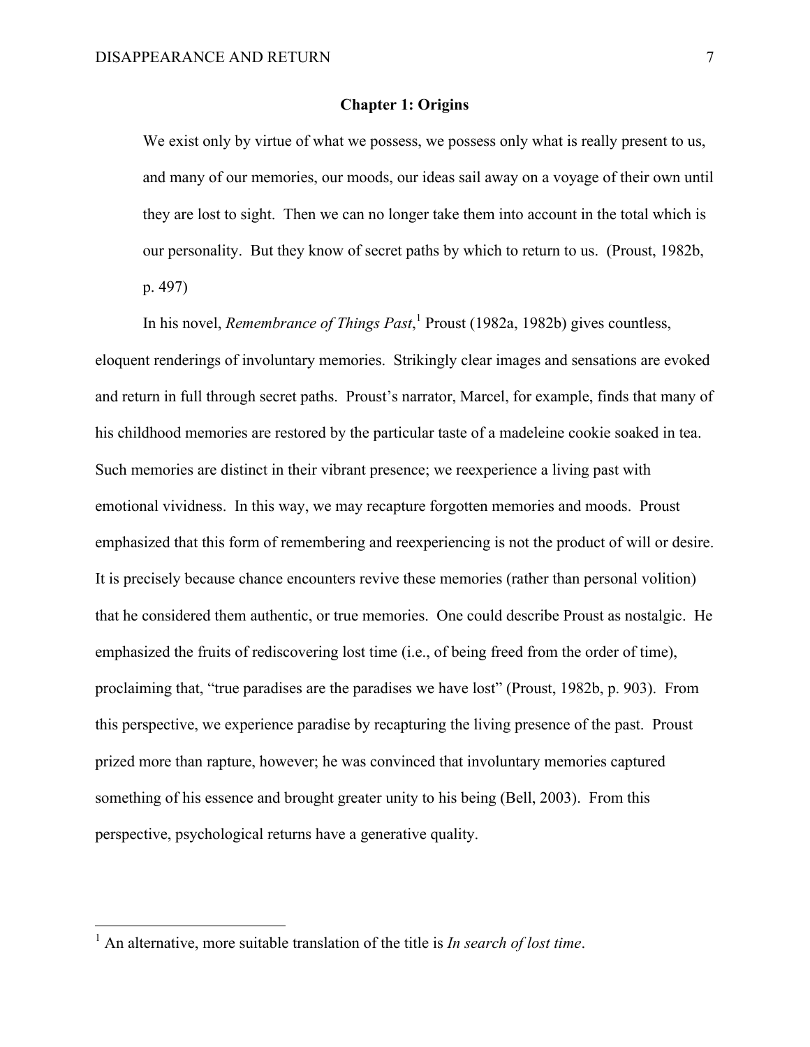# Chapter 1: Origins

> We exist only by virtue of what we possess, we possess only what is really present to us, and many of our memories, our moods, our ideas sail away on a voyage of their own until they are lost to sight. Then we can no longer take them into account in the total which is our personality. But they know of secret paths by which to return to us. (Proust, 1982b, p. 497)

In his novel, *Remembrance of Things Past*,[1] Proust (1982a, 1982b) gives countless, eloquent renderings of involuntary memories. Strikingly clear images and sensations are evoked and return in full through secret paths. Proust's narrator, Marcel, for example, finds that many of his childhood memories are restored by the particular taste of a madeleine cookie soaked in tea. Such memories are distinct in their vibrant presence; we reexperience a living past with emotional vividness. In this way, we may recapture forgotten memories and moods. Proust emphasized that this form of remembering and reexperiencing is not the product of will or desire. It is precisely because chance encounters revive these memories (rather than personal volition) that he considered them authentic, or true memories. One could describe Proust as nostalgic. He emphasized the fruits of rediscovering lost time (i.e., of being freed from the order of time), proclaiming that, "true paradises are the paradises we have lost" (Proust, 1982b, p. 903). From this perspective, we experience paradise by recapturing the living presence of the past. Proust prized more than rapture, however; he was convinced that involuntary memories captured something of his essence and brought greater unity to his being (Bell, 2003). From this perspective, psychological returns have a generative quality.

---

[1] An alternative, more suitable translation of the title is *In search of lost time*.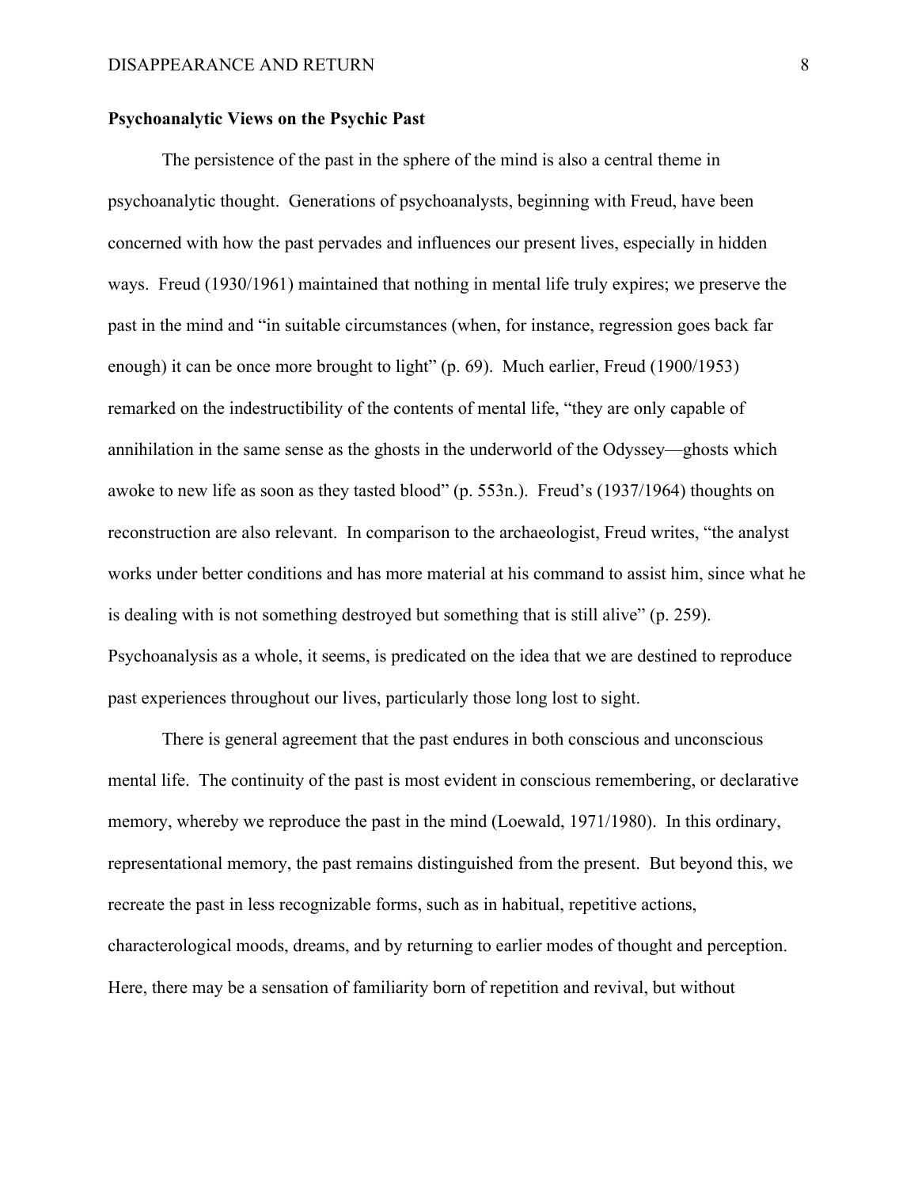**Psychoanalytic Views on the Psychic Past**

The persistence of the past in the sphere of the mind is also a central theme in psychoanalytic thought. Generations of psychoanalysts, beginning with Freud, have been concerned with how the past pervades and influences our present lives, especially in hidden ways. Freud (1930/1961) maintained that nothing in mental life truly expires; we preserve the past in the mind and "in suitable circumstances (when, for instance, regression goes back far enough) it can be once more brought to light" (p. 69). Much earlier, Freud (1900/1953) remarked on the indestructibility of the contents of mental life, "they are only capable of annihilation in the same sense as the ghosts in the underworld of the Odyssey—ghosts which awoke to new life as soon as they tasted blood" (p. 553n.). Freud's (1937/1964) thoughts on reconstruction are also relevant. In comparison to the archaeologist, Freud writes, "the analyst works under better conditions and has more material at his command to assist him, since what he is dealing with is not something destroyed but something that is still alive" (p. 259). Psychoanalysis as a whole, it seems, is predicated on the idea that we are destined to reproduce past experiences throughout our lives, particularly those long lost to sight.

There is general agreement that the past endures in both conscious and unconscious mental life. The continuity of the past is most evident in conscious remembering, or declarative memory, whereby we reproduce the past in the mind (Loewald, 1971/1980). In this ordinary, representational memory, the past remains distinguished from the present. But beyond this, we recreate the past in less recognizable forms, such as in habitual, repetitive actions, characterological moods, dreams, and by returning to earlier modes of thought and perception. Here, there may be a sensation of familiarity born of repetition and revival, but without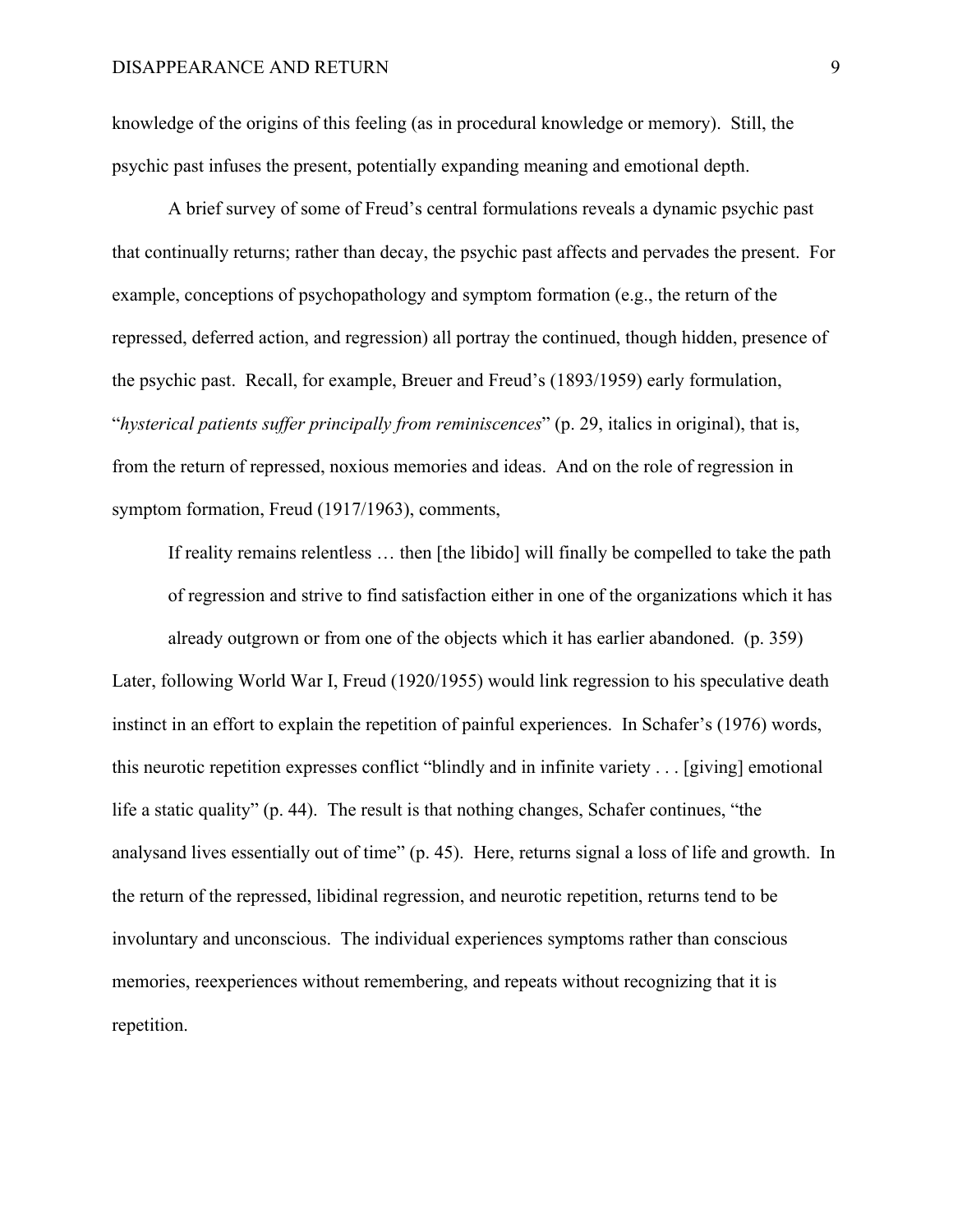knowledge of the origins of this feeling (as in procedural knowledge or memory). Still, the psychic past infuses the present, potentially expanding meaning and emotional depth.

A brief survey of some of Freud's central formulations reveals a dynamic psychic past that continually returns; rather than decay, the psychic past affects and pervades the present. For example, conceptions of psychopathology and symptom formation (e.g., the return of the repressed, deferred action, and regression) all portray the continued, though hidden, presence of the psychic past. Recall, for example, Breuer and Freud's (1893/1959) early formulation, "*hysterical patients suffer principally from reminiscences*" (p. 29, italics in original), that is, from the return of repressed, noxious memories and ideas. And on the role of regression in symptom formation, Freud (1917/1963), comments,

> If reality remains relentless … then [the libido] will finally be compelled to take the path of regression and strive to find satisfaction either in one of the organizations which it has already outgrown or from one of the objects which it has earlier abandoned. (p. 359)

Later, following World War I, Freud (1920/1955) would link regression to his speculative death instinct in an effort to explain the repetition of painful experiences. In Schafer's (1976) words, this neurotic repetition expresses conflict "blindly and in infinite variety . . . [giving] emotional life a static quality" (p. 44). The result is that nothing changes, Schafer continues, "the analysand lives essentially out of time" (p. 45). Here, returns signal a loss of life and growth. In the return of the repressed, libidinal regression, and neurotic repetition, returns tend to be involuntary and unconscious. The individual experiences symptoms rather than conscious memories, reexperiences without remembering, and repeats without recognizing that it is repetition.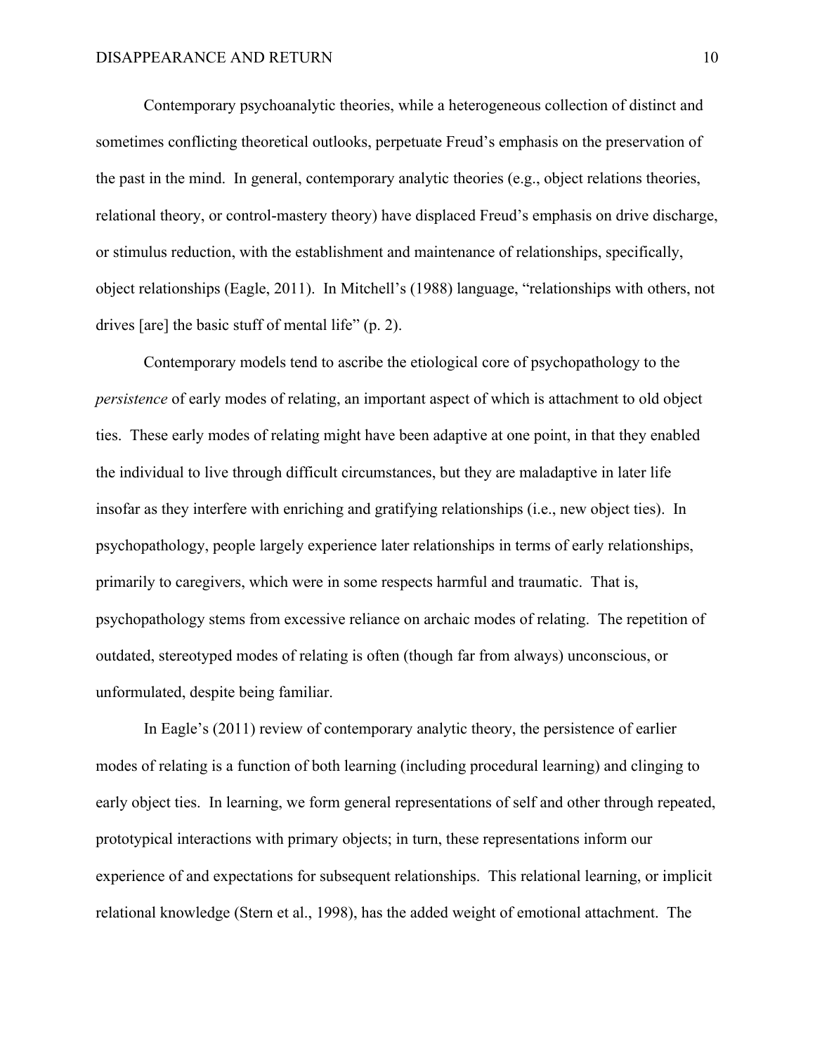Contemporary psychoanalytic theories, while a heterogeneous collection of distinct and sometimes conflicting theoretical outlooks, perpetuate Freud's emphasis on the preservation of the past in the mind. In general, contemporary analytic theories (e.g., object relations theories, relational theory, or control-mastery theory) have displaced Freud's emphasis on drive discharge, or stimulus reduction, with the establishment and maintenance of relationships, specifically, object relationships (Eagle, 2011). In Mitchell's (1988) language, "relationships with others, not drives [are] the basic stuff of mental life" (p. 2).

Contemporary models tend to ascribe the etiological core of psychopathology to the *persistence* of early modes of relating, an important aspect of which is attachment to old object ties. These early modes of relating might have been adaptive at one point, in that they enabled the individual to live through difficult circumstances, but they are maladaptive in later life insofar as they interfere with enriching and gratifying relationships (i.e., new object ties). In psychopathology, people largely experience later relationships in terms of early relationships, primarily to caregivers, which were in some respects harmful and traumatic. That is, psychopathology stems from excessive reliance on archaic modes of relating. The repetition of outdated, stereotyped modes of relating is often (though far from always) unconscious, or unformulated, despite being familiar.

In Eagle's (2011) review of contemporary analytic theory, the persistence of earlier modes of relating is a function of both learning (including procedural learning) and clinging to early object ties. In learning, we form general representations of self and other through repeated, prototypical interactions with primary objects; in turn, these representations inform our experience of and expectations for subsequent relationships. This relational learning, or implicit relational knowledge (Stern et al., 1998), has the added weight of emotional attachment. The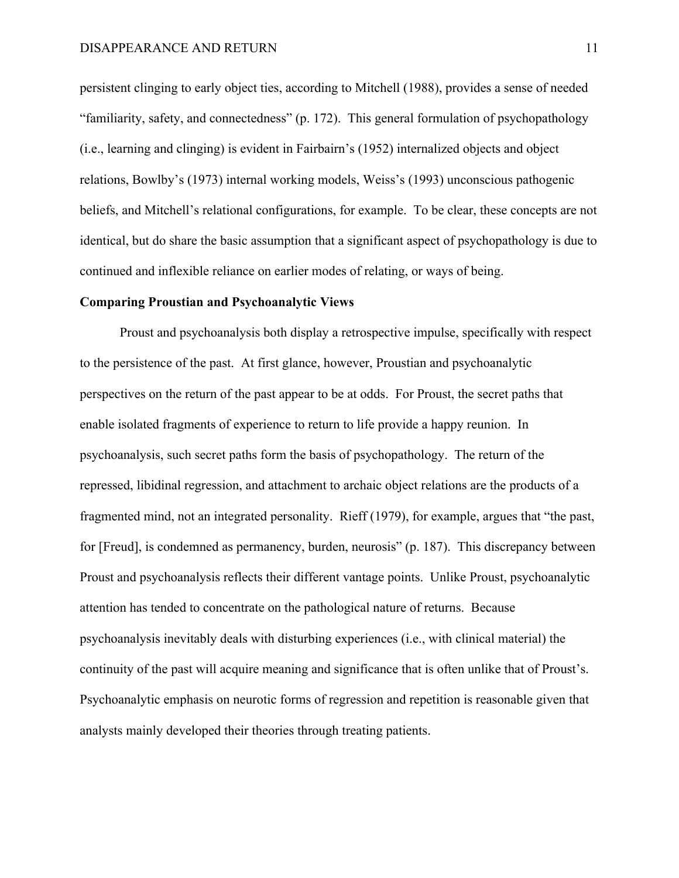persistent clinging to early object ties, according to Mitchell (1988), provides a sense of needed "familiarity, safety, and connectedness" (p. 172). This general formulation of psychopathology (i.e., learning and clinging) is evident in Fairbairn's (1952) internalized objects and object relations, Bowlby's (1973) internal working models, Weiss's (1993) unconscious pathogenic beliefs, and Mitchell's relational configurations, for example. To be clear, these concepts are not identical, but do share the basic assumption that a significant aspect of psychopathology is due to continued and inflexible reliance on earlier modes of relating, or ways of being.

**Comparing Proustian and Psychoanalytic Views**

Proust and psychoanalysis both display a retrospective impulse, specifically with respect to the persistence of the past. At first glance, however, Proustian and psychoanalytic perspectives on the return of the past appear to be at odds. For Proust, the secret paths that enable isolated fragments of experience to return to life provide a happy reunion. In psychoanalysis, such secret paths form the basis of psychopathology. The return of the repressed, libidinal regression, and attachment to archaic object relations are the products of a fragmented mind, not an integrated personality. Rieff (1979), for example, argues that "the past, for [Freud], is condemned as permanency, burden, neurosis" (p. 187). This discrepancy between Proust and psychoanalysis reflects their different vantage points. Unlike Proust, psychoanalytic attention has tended to concentrate on the pathological nature of returns. Because psychoanalysis inevitably deals with disturbing experiences (i.e., with clinical material) the continuity of the past will acquire meaning and significance that is often unlike that of Proust's. Psychoanalytic emphasis on neurotic forms of regression and repetition is reasonable given that analysts mainly developed their theories through treating patients.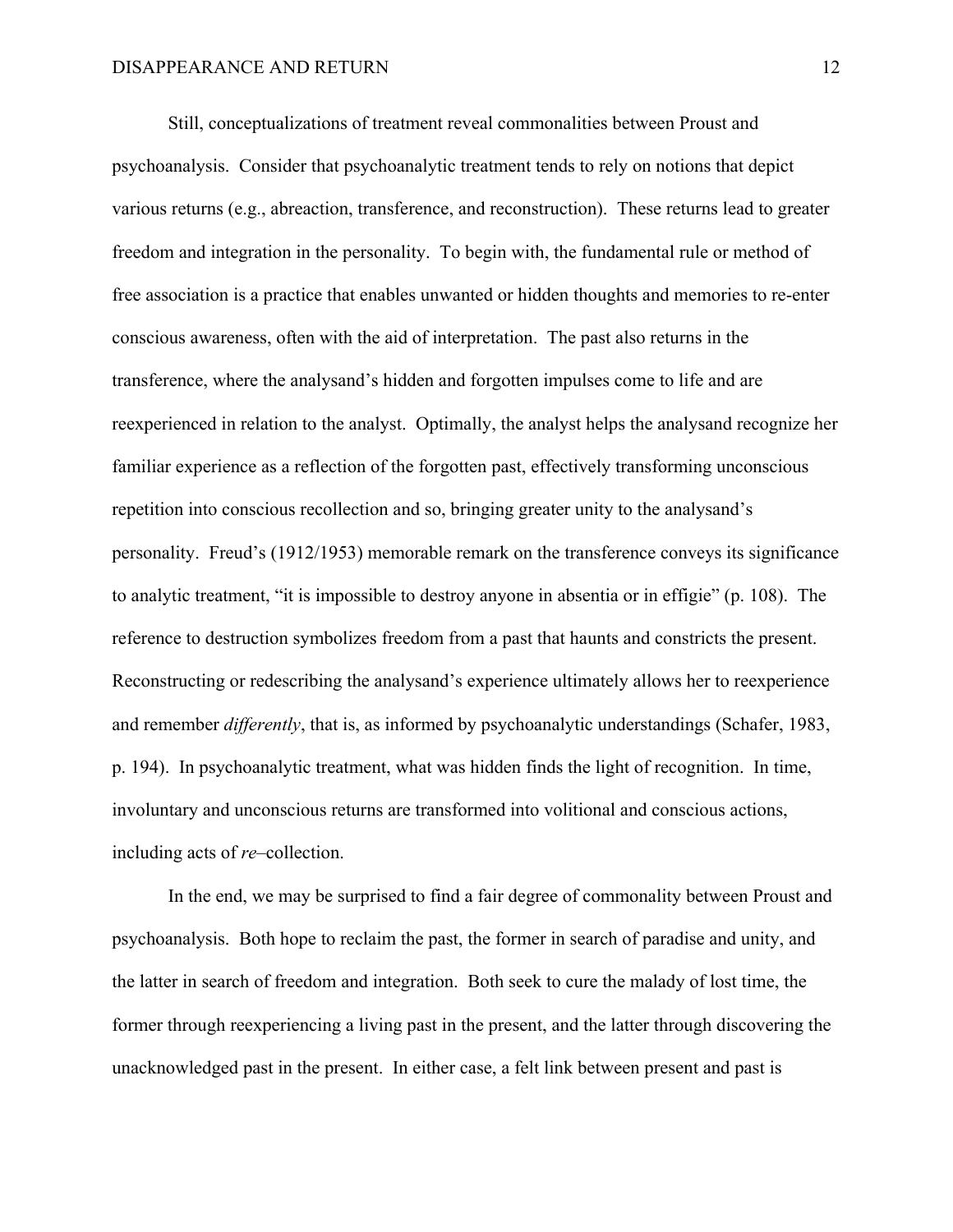Still, conceptualizations of treatment reveal commonalities between Proust and psychoanalysis. Consider that psychoanalytic treatment tends to rely on notions that depict various returns (e.g., abreaction, transference, and reconstruction). These returns lead to greater freedom and integration in the personality. To begin with, the fundamental rule or method of free association is a practice that enables unwanted or hidden thoughts and memories to re-enter conscious awareness, often with the aid of interpretation. The past also returns in the transference, where the analysand's hidden and forgotten impulses come to life and are reexperienced in relation to the analyst. Optimally, the analyst helps the analysand recognize her familiar experience as a reflection of the forgotten past, effectively transforming unconscious repetition into conscious recollection and so, bringing greater unity to the analysand's personality. Freud's (1912/1953) memorable remark on the transference conveys its significance to analytic treatment, "it is impossible to destroy anyone in absentia or in effigie" (p. 108). The reference to destruction symbolizes freedom from a past that haunts and constricts the present. Reconstructing or redescribing the analysand's experience ultimately allows her to reexperience and remember *differently*, that is, as informed by psychoanalytic understandings (Schafer, 1983, p. 194). In psychoanalytic treatment, what was hidden finds the light of recognition. In time, involuntary and unconscious returns are transformed into volitional and conscious actions, including acts of *re*–collection.

In the end, we may be surprised to find a fair degree of commonality between Proust and psychoanalysis. Both hope to reclaim the past, the former in search of paradise and unity, and the latter in search of freedom and integration. Both seek to cure the malady of lost time, the former through reexperiencing a living past in the present, and the latter through discovering the unacknowledged past in the present. In either case, a felt link between present and past is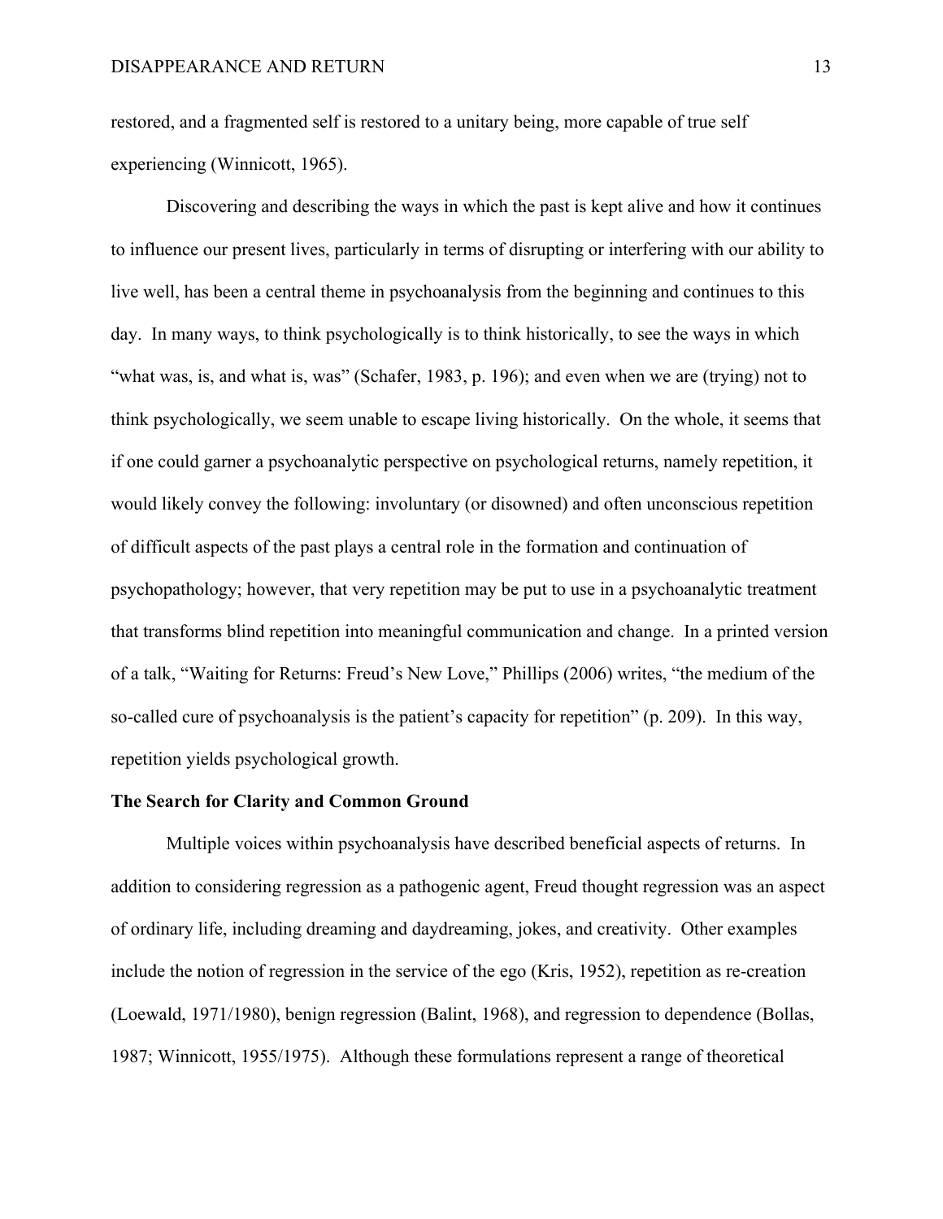restored, and a fragmented self is restored to a unitary being, more capable of true self experiencing (Winnicott, 1965).

Discovering and describing the ways in which the past is kept alive and how it continues to influence our present lives, particularly in terms of disrupting or interfering with our ability to live well, has been a central theme in psychoanalysis from the beginning and continues to this day. In many ways, to think psychologically is to think historically, to see the ways in which "what was, is, and what is, was" (Schafer, 1983, p. 196); and even when we are (trying) not to think psychologically, we seem unable to escape living historically. On the whole, it seems that if one could garner a psychoanalytic perspective on psychological returns, namely repetition, it would likely convey the following: involuntary (or disowned) and often unconscious repetition of difficult aspects of the past plays a central role in the formation and continuation of psychopathology; however, that very repetition may be put to use in a psychoanalytic treatment that transforms blind repetition into meaningful communication and change. In a printed version of a talk, "Waiting for Returns: Freud's New Love," Phillips (2006) writes, "the medium of the so-called cure of psychoanalysis is the patient's capacity for repetition" (p. 209). In this way, repetition yields psychological growth.

**The Search for Clarity and Common Ground**

Multiple voices within psychoanalysis have described beneficial aspects of returns. In addition to considering regression as a pathogenic agent, Freud thought regression was an aspect of ordinary life, including dreaming and daydreaming, jokes, and creativity. Other examples include the notion of regression in the service of the ego (Kris, 1952), repetition as re-creation (Loewald, 1971/1980), benign regression (Balint, 1968), and regression to dependence (Bollas, 1987; Winnicott, 1955/1975). Although these formulations represent a range of theoretical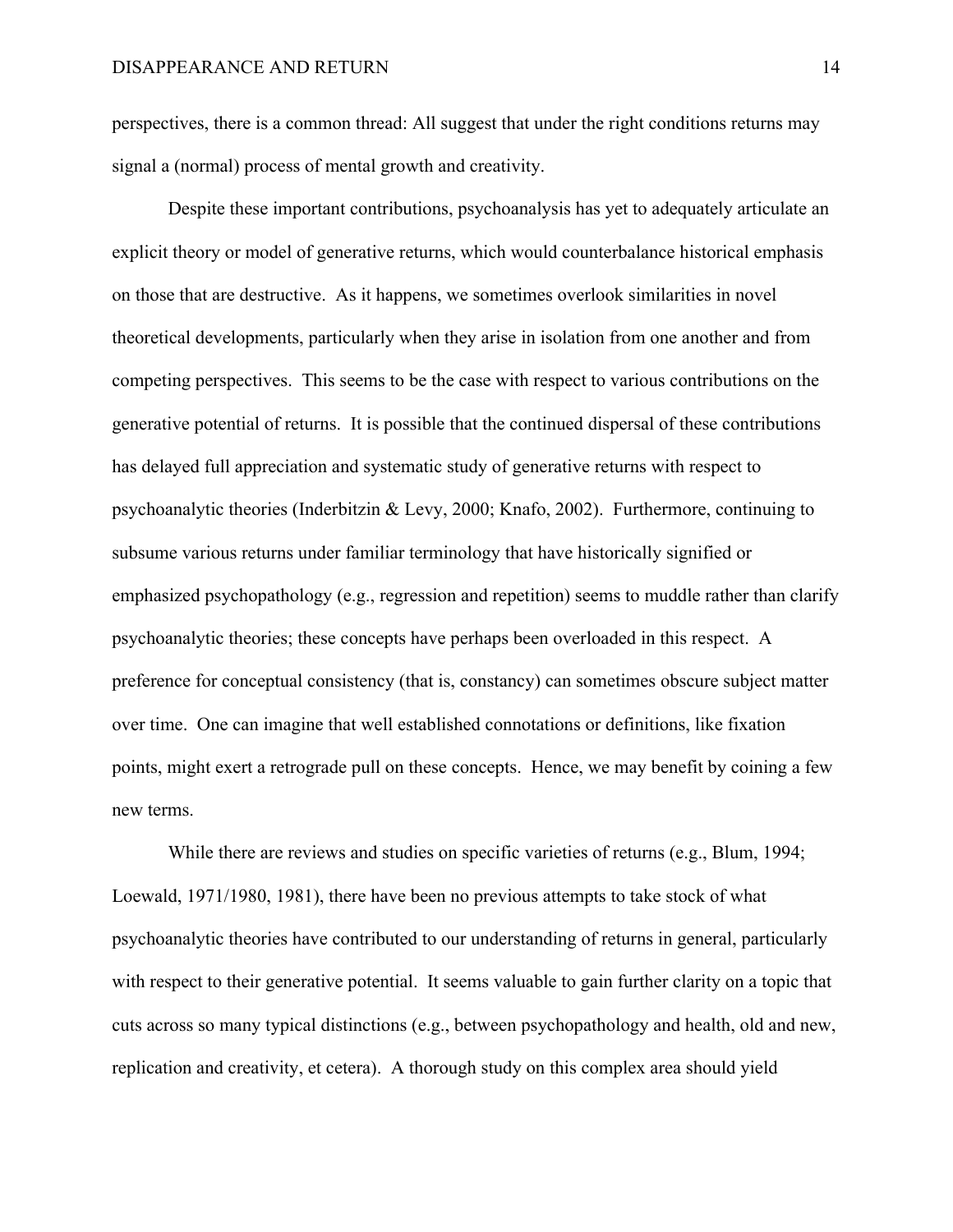perspectives, there is a common thread: All suggest that under the right conditions returns may signal a (normal) process of mental growth and creativity.

Despite these important contributions, psychoanalysis has yet to adequately articulate an explicit theory or model of generative returns, which would counterbalance historical emphasis on those that are destructive. As it happens, we sometimes overlook similarities in novel theoretical developments, particularly when they arise in isolation from one another and from competing perspectives. This seems to be the case with respect to various contributions on the generative potential of returns. It is possible that the continued dispersal of these contributions has delayed full appreciation and systematic study of generative returns with respect to psychoanalytic theories (Inderbitzin & Levy, 2000; Knafo, 2002). Furthermore, continuing to subsume various returns under familiar terminology that have historically signified or emphasized psychopathology (e.g., regression and repetition) seems to muddle rather than clarify psychoanalytic theories; these concepts have perhaps been overloaded in this respect. A preference for conceptual consistency (that is, constancy) can sometimes obscure subject matter over time. One can imagine that well established connotations or definitions, like fixation points, might exert a retrograde pull on these concepts. Hence, we may benefit by coining a few new terms.

While there are reviews and studies on specific varieties of returns (e.g., Blum, 1994; Loewald, 1971/1980, 1981), there have been no previous attempts to take stock of what psychoanalytic theories have contributed to our understanding of returns in general, particularly with respect to their generative potential. It seems valuable to gain further clarity on a topic that cuts across so many typical distinctions (e.g., between psychopathology and health, old and new, replication and creativity, et cetera). A thorough study on this complex area should yield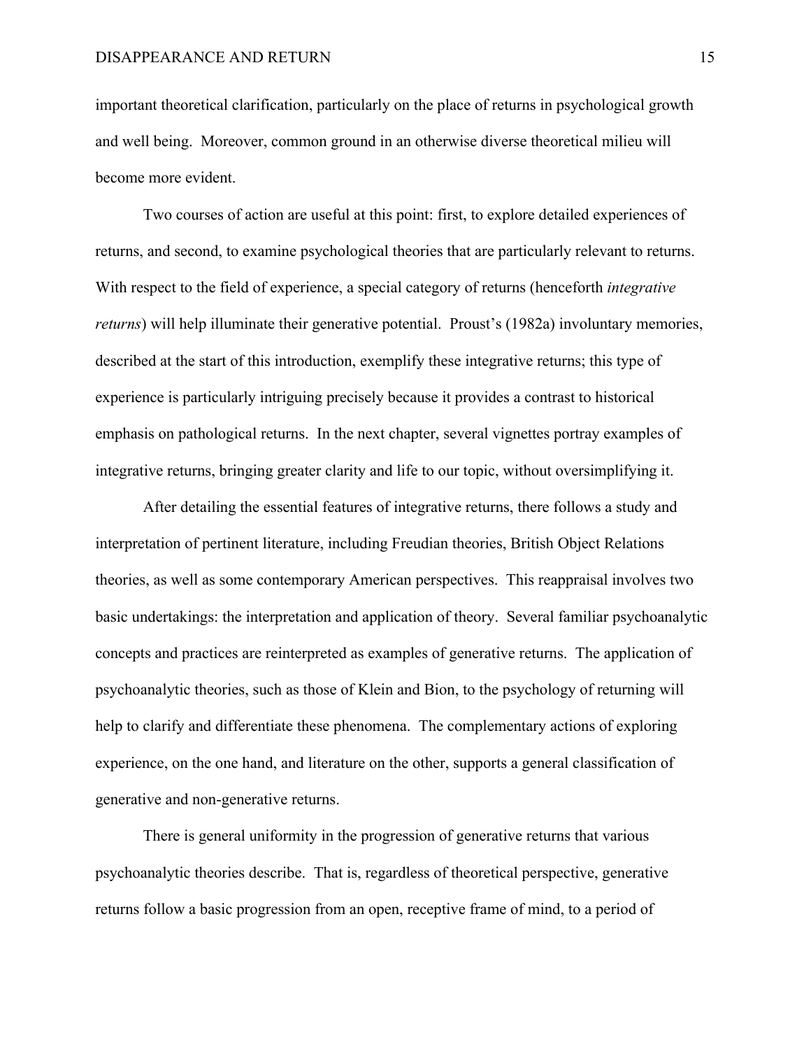important theoretical clarification, particularly on the place of returns in psychological growth and well being. Moreover, common ground in an otherwise diverse theoretical milieu will become more evident.

Two courses of action are useful at this point: first, to explore detailed experiences of returns, and second, to examine psychological theories that are particularly relevant to returns. With respect to the field of experience, a special category of returns (henceforth *integrative returns*) will help illuminate their generative potential. Proust's (1982a) involuntary memories, described at the start of this introduction, exemplify these integrative returns; this type of experience is particularly intriguing precisely because it provides a contrast to historical emphasis on pathological returns. In the next chapter, several vignettes portray examples of integrative returns, bringing greater clarity and life to our topic, without oversimplifying it.

After detailing the essential features of integrative returns, there follows a study and interpretation of pertinent literature, including Freudian theories, British Object Relations theories, as well as some contemporary American perspectives. This reappraisal involves two basic undertakings: the interpretation and application of theory. Several familiar psychoanalytic concepts and practices are reinterpreted as examples of generative returns. The application of psychoanalytic theories, such as those of Klein and Bion, to the psychology of returning will help to clarify and differentiate these phenomena. The complementary actions of exploring experience, on the one hand, and literature on the other, supports a general classification of generative and non-generative returns.

There is general uniformity in the progression of generative returns that various psychoanalytic theories describe. That is, regardless of theoretical perspective, generative returns follow a basic progression from an open, receptive frame of mind, to a period of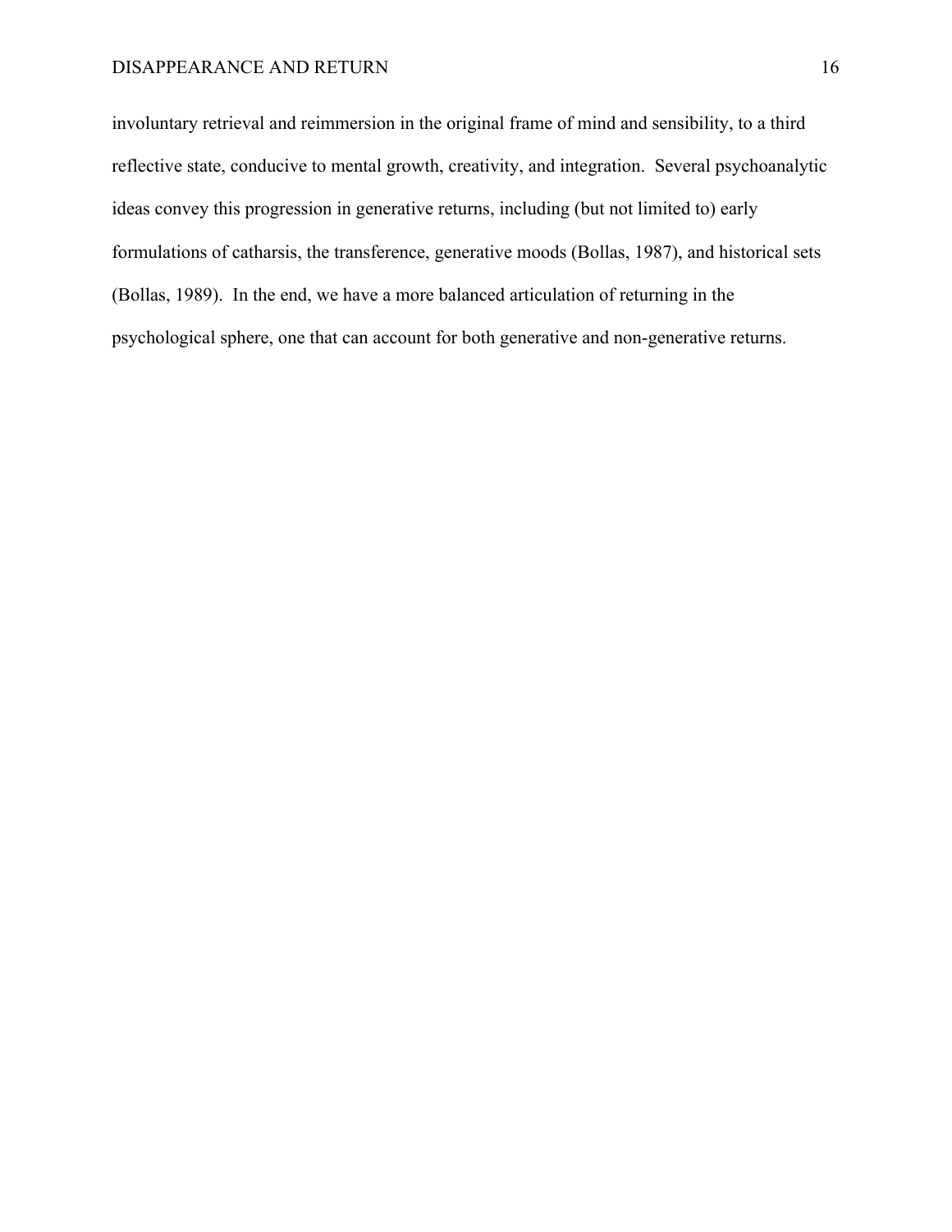involuntary retrieval and reimmersion in the original frame of mind and sensibility, to a third reflective state, conducive to mental growth, creativity, and integration. Several psychoanalytic ideas convey this progression in generative returns, including (but not limited to) early formulations of catharsis, the transference, generative moods (Bollas, 1987), and historical sets (Bollas, 1989). In the end, we have a more balanced articulation of returning in the psychological sphere, one that can account for both generative and non-generative returns.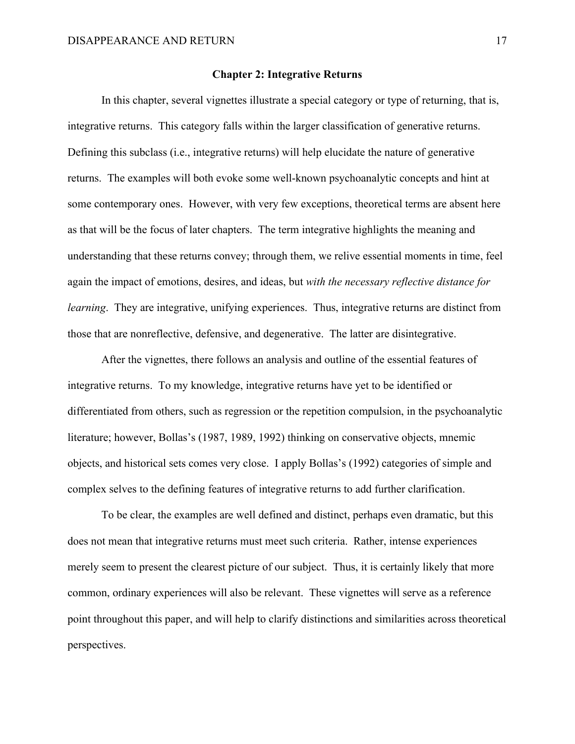## Chapter 2: Integrative Returns

In this chapter, several vignettes illustrate a special category or type of returning, that is, integrative returns. This category falls within the larger classification of generative returns. Defining this subclass (i.e., integrative returns) will help elucidate the nature of generative returns. The examples will both evoke some well-known psychoanalytic concepts and hint at some contemporary ones. However, with very few exceptions, theoretical terms are absent here as that will be the focus of later chapters. The term integrative highlights the meaning and understanding that these returns convey; through them, we relive essential moments in time, feel again the impact of emotions, desires, and ideas, but *with the necessary reflective distance for learning*. They are integrative, unifying experiences. Thus, integrative returns are distinct from those that are nonreflective, defensive, and degenerative. The latter are disintegrative.

After the vignettes, there follows an analysis and outline of the essential features of integrative returns. To my knowledge, integrative returns have yet to be identified or differentiated from others, such as regression or the repetition compulsion, in the psychoanalytic literature; however, Bollas's (1987, 1989, 1992) thinking on conservative objects, mnemic objects, and historical sets comes very close. I apply Bollas's (1992) categories of simple and complex selves to the defining features of integrative returns to add further clarification.

To be clear, the examples are well defined and distinct, perhaps even dramatic, but this does not mean that integrative returns must meet such criteria. Rather, intense experiences merely seem to present the clearest picture of our subject. Thus, it is certainly likely that more common, ordinary experiences will also be relevant. These vignettes will serve as a reference point throughout this paper, and will help to clarify distinctions and similarities across theoretical perspectives.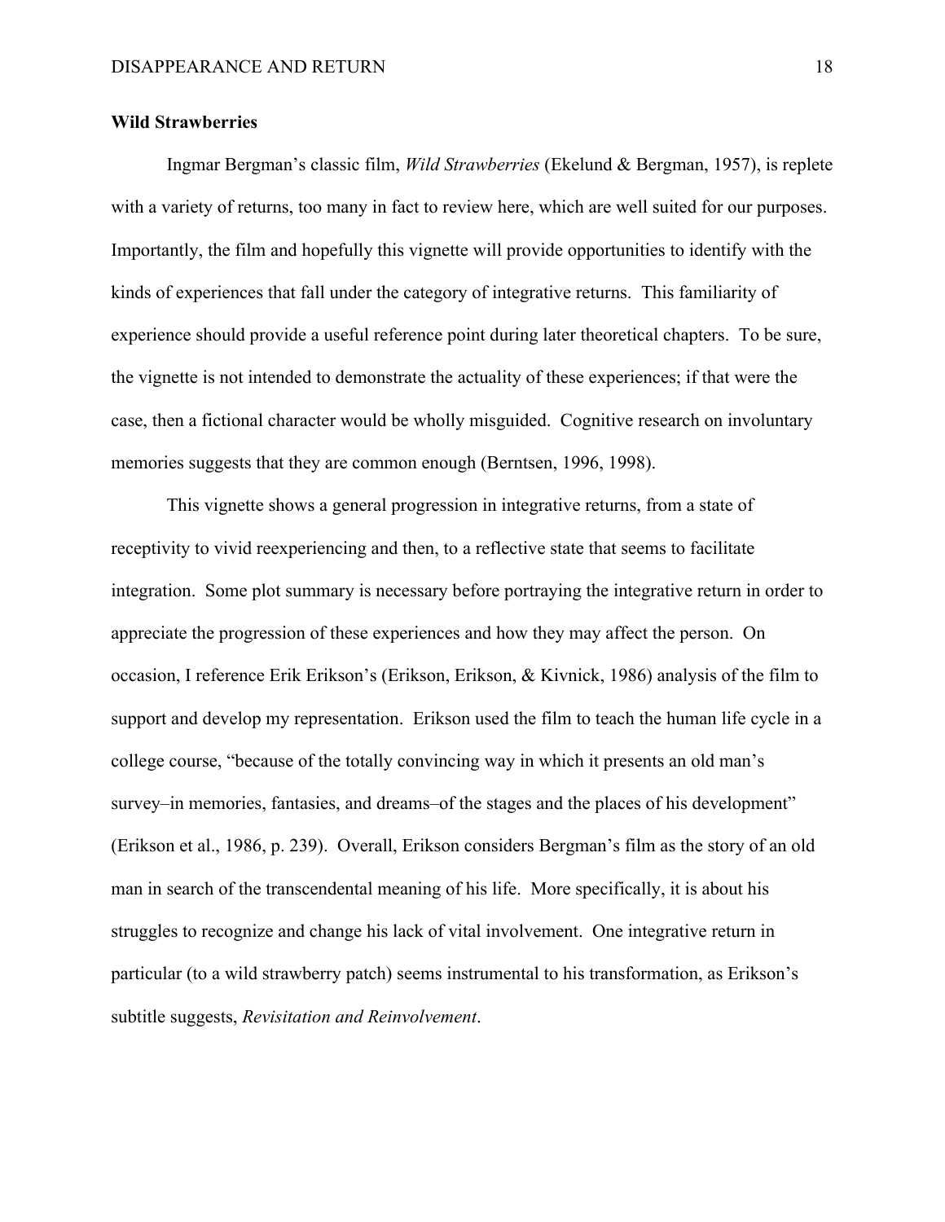**Wild Strawberries**

Ingmar Bergman's classic film, *Wild Strawberries* (Ekelund & Bergman, 1957), is replete with a variety of returns, too many in fact to review here, which are well suited for our purposes. Importantly, the film and hopefully this vignette will provide opportunities to identify with the kinds of experiences that fall under the category of integrative returns. This familiarity of experience should provide a useful reference point during later theoretical chapters. To be sure, the vignette is not intended to demonstrate the actuality of these experiences; if that were the case, then a fictional character would be wholly misguided. Cognitive research on involuntary memories suggests that they are common enough (Berntsen, 1996, 1998).

This vignette shows a general progression in integrative returns, from a state of receptivity to vivid reexperiencing and then, to a reflective state that seems to facilitate integration. Some plot summary is necessary before portraying the integrative return in order to appreciate the progression of these experiences and how they may affect the person. On occasion, I reference Erik Erikson's (Erikson, Erikson, & Kivnick, 1986) analysis of the film to support and develop my representation. Erikson used the film to teach the human life cycle in a college course, "because of the totally convincing way in which it presents an old man's survey–in memories, fantasies, and dreams–of the stages and the places of his development" (Erikson et al., 1986, p. 239). Overall, Erikson considers Bergman's film as the story of an old man in search of the transcendental meaning of his life. More specifically, it is about his struggles to recognize and change his lack of vital involvement. One integrative return in particular (to a wild strawberry patch) seems instrumental to his transformation, as Erikson's subtitle suggests, *Revisitation and Reinvolvement*.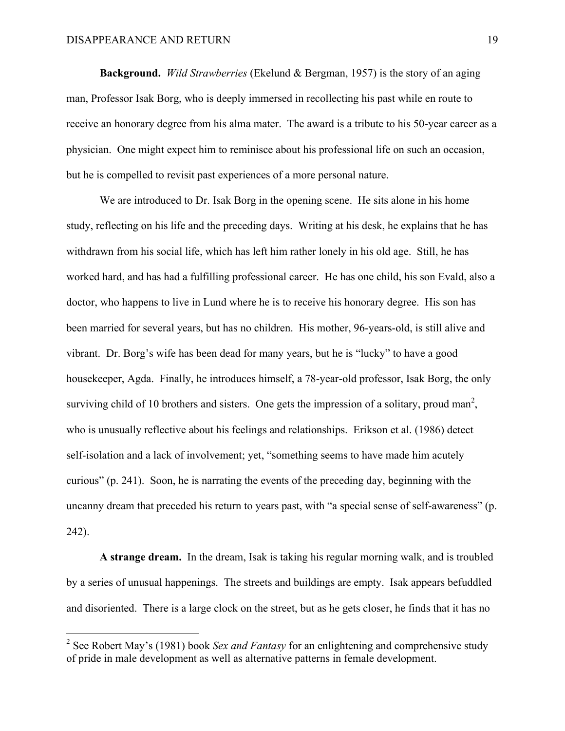**Background.** *Wild Strawberries* (Ekelund & Bergman, 1957) is the story of an aging man, Professor Isak Borg, who is deeply immersed in recollecting his past while en route to receive an honorary degree from his alma mater. The award is a tribute to his 50-year career as a physician. One might expect him to reminisce about his professional life on such an occasion, but he is compelled to revisit past experiences of a more personal nature.

We are introduced to Dr. Isak Borg in the opening scene. He sits alone in his home study, reflecting on his life and the preceding days. Writing at his desk, he explains that he has withdrawn from his social life, which has left him rather lonely in his old age. Still, he has worked hard, and has had a fulfilling professional career. He has one child, his son Evald, also a doctor, who happens to live in Lund where he is to receive his honorary degree. His son has been married for several years, but has no children. His mother, 96-years-old, is still alive and vibrant. Dr. Borg's wife has been dead for many years, but he is "lucky" to have a good housekeeper, Agda. Finally, he introduces himself, a 78-year-old professor, Isak Borg, the only surviving child of 10 brothers and sisters. One gets the impression of a solitary, proud man[2], who is unusually reflective about his feelings and relationships. Erikson et al. (1986) detect self-isolation and a lack of involvement; yet, "something seems to have made him acutely curious" (p. 241). Soon, he is narrating the events of the preceding day, beginning with the uncanny dream that preceded his return to years past, with "a special sense of self-awareness" (p. 242).

**A strange dream.** In the dream, Isak is taking his regular morning walk, and is troubled by a series of unusual happenings. The streets and buildings are empty. Isak appears befuddled and disoriented. There is a large clock on the street, but as he gets closer, he finds that it has no

[2] See Robert May's (1981) book *Sex and Fantasy* for an enlightening and comprehensive study of pride in male development as well as alternative patterns in female development.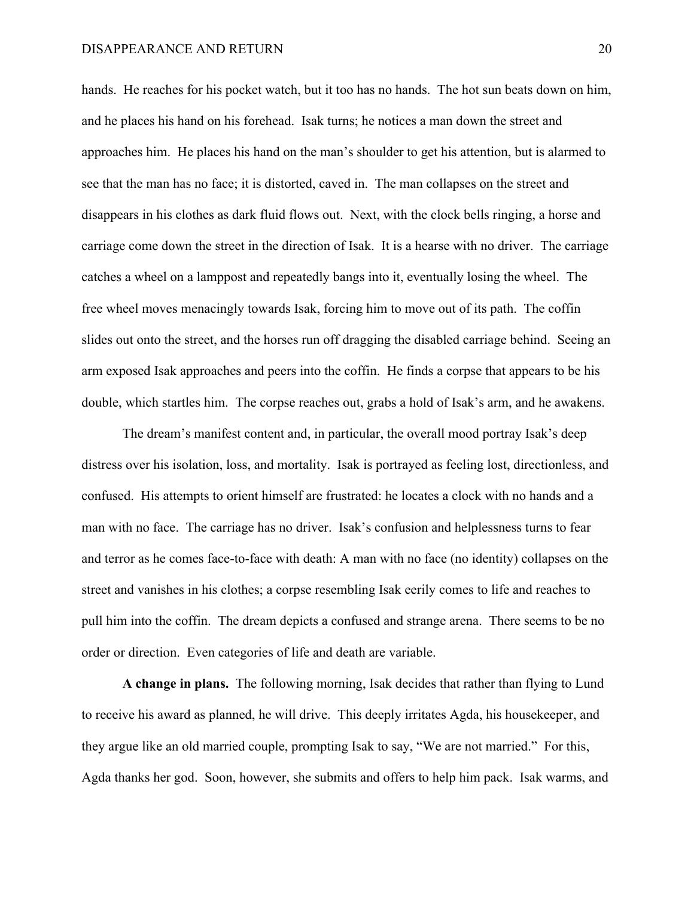hands. He reaches for his pocket watch, but it too has no hands. The hot sun beats down on him, and he places his hand on his forehead. Isak turns; he notices a man down the street and approaches him. He places his hand on the man's shoulder to get his attention, but is alarmed to see that the man has no face; it is distorted, caved in. The man collapses on the street and disappears in his clothes as dark fluid flows out. Next, with the clock bells ringing, a horse and carriage come down the street in the direction of Isak. It is a hearse with no driver. The carriage catches a wheel on a lamppost and repeatedly bangs into it, eventually losing the wheel. The free wheel moves menacingly towards Isak, forcing him to move out of its path. The coffin slides out onto the street, and the horses run off dragging the disabled carriage behind. Seeing an arm exposed Isak approaches and peers into the coffin. He finds a corpse that appears to be his double, which startles him. The corpse reaches out, grabs a hold of Isak's arm, and he awakens.

The dream's manifest content and, in particular, the overall mood portray Isak's deep distress over his isolation, loss, and mortality. Isak is portrayed as feeling lost, directionless, and confused. His attempts to orient himself are frustrated: he locates a clock with no hands and a man with no face. The carriage has no driver. Isak's confusion and helplessness turns to fear and terror as he comes face-to-face with death: A man with no face (no identity) collapses on the street and vanishes in his clothes; a corpse resembling Isak eerily comes to life and reaches to pull him into the coffin. The dream depicts a confused and strange arena. There seems to be no order or direction. Even categories of life and death are variable.

**A change in plans.** The following morning, Isak decides that rather than flying to Lund to receive his award as planned, he will drive. This deeply irritates Agda, his housekeeper, and they argue like an old married couple, prompting Isak to say, "We are not married." For this, Agda thanks her god. Soon, however, she submits and offers to help him pack. Isak warms, and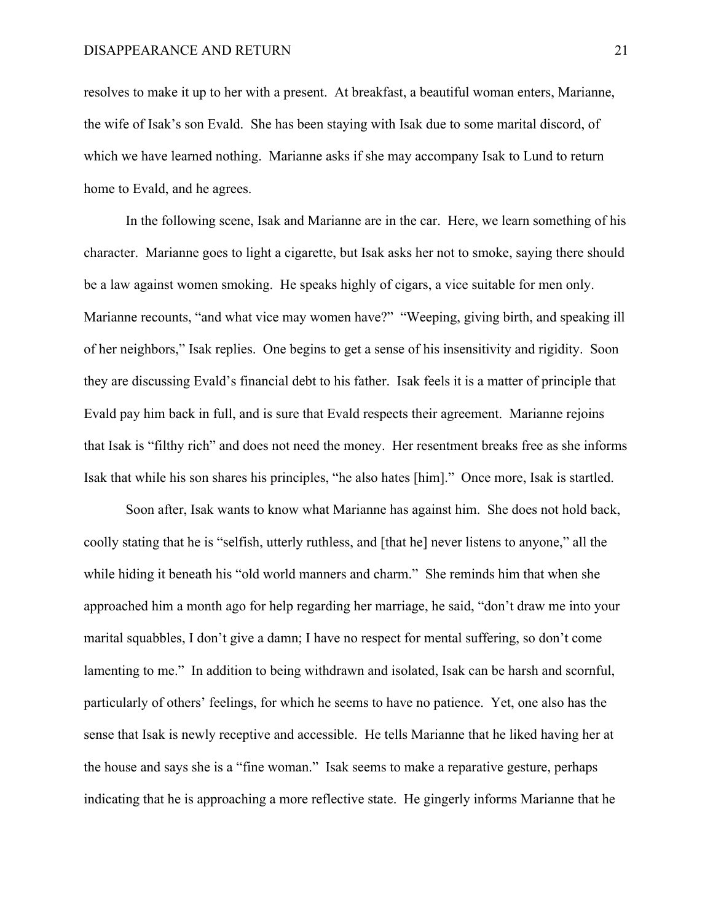resolves to make it up to her with a present. At breakfast, a beautiful woman enters, Marianne, the wife of Isak's son Evald. She has been staying with Isak due to some marital discord, of which we have learned nothing. Marianne asks if she may accompany Isak to Lund to return home to Evald, and he agrees.

In the following scene, Isak and Marianne are in the car. Here, we learn something of his character. Marianne goes to light a cigarette, but Isak asks her not to smoke, saying there should be a law against women smoking. He speaks highly of cigars, a vice suitable for men only. Marianne recounts, "and what vice may women have?" "Weeping, giving birth, and speaking ill of her neighbors," Isak replies. One begins to get a sense of his insensitivity and rigidity. Soon they are discussing Evald's financial debt to his father. Isak feels it is a matter of principle that Evald pay him back in full, and is sure that Evald respects their agreement. Marianne rejoins that Isak is "filthy rich" and does not need the money. Her resentment breaks free as she informs Isak that while his son shares his principles, "he also hates [him]." Once more, Isak is startled.

Soon after, Isak wants to know what Marianne has against him. She does not hold back, coolly stating that he is "selfish, utterly ruthless, and [that he] never listens to anyone," all the while hiding it beneath his "old world manners and charm." She reminds him that when she approached him a month ago for help regarding her marriage, he said, "don't draw me into your marital squabbles, I don't give a damn; I have no respect for mental suffering, so don't come lamenting to me." In addition to being withdrawn and isolated, Isak can be harsh and scornful, particularly of others' feelings, for which he seems to have no patience. Yet, one also has the sense that Isak is newly receptive and accessible. He tells Marianne that he liked having her at the house and says she is a "fine woman." Isak seems to make a reparative gesture, perhaps indicating that he is approaching a more reflective state. He gingerly informs Marianne that he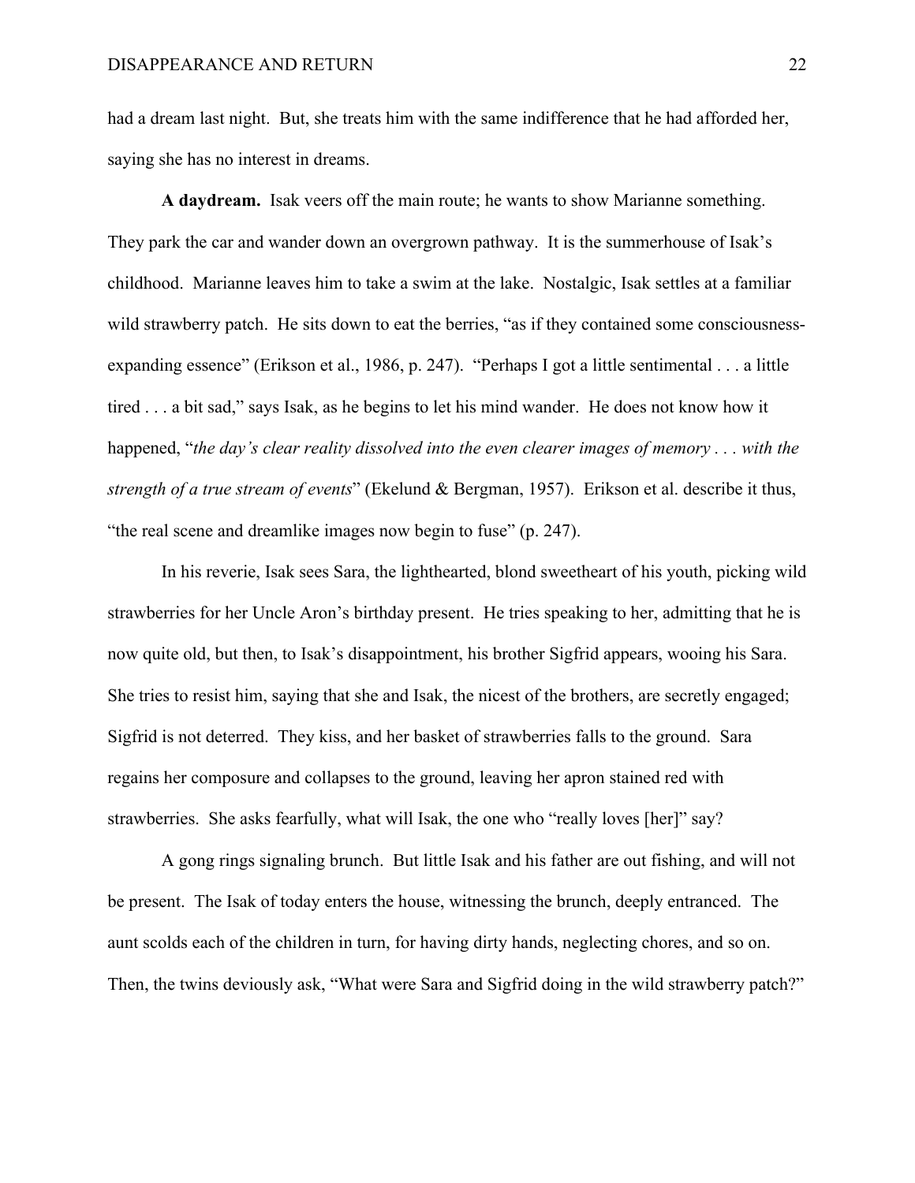had a dream last night. But, she treats him with the same indifference that he had afforded her, saying she has no interest in dreams.

**A daydream.** Isak veers off the main route; he wants to show Marianne something. They park the car and wander down an overgrown pathway. It is the summerhouse of Isak's childhood. Marianne leaves him to take a swim at the lake. Nostalgic, Isak settles at a familiar wild strawberry patch. He sits down to eat the berries, "as if they contained some consciousness-expanding essence" (Erikson et al., 1986, p. 247). "Perhaps I got a little sentimental . . . a little tired . . . a bit sad," says Isak, as he begins to let his mind wander. He does not know how it happened, "*the day's clear reality dissolved into the even clearer images of memory . . . with the strength of a true stream of events*" (Ekelund & Bergman, 1957). Erikson et al. describe it thus, "the real scene and dreamlike images now begin to fuse" (p. 247).

In his reverie, Isak sees Sara, the lighthearted, blond sweetheart of his youth, picking wild strawberries for her Uncle Aron's birthday present. He tries speaking to her, admitting that he is now quite old, but then, to Isak's disappointment, his brother Sigfrid appears, wooing his Sara. She tries to resist him, saying that she and Isak, the nicest of the brothers, are secretly engaged; Sigfrid is not deterred. They kiss, and her basket of strawberries falls to the ground. Sara regains her composure and collapses to the ground, leaving her apron stained red with strawberries. She asks fearfully, what will Isak, the one who "really loves [her]" say?

A gong rings signaling brunch. But little Isak and his father are out fishing, and will not be present. The Isak of today enters the house, witnessing the brunch, deeply entranced. The aunt scolds each of the children in turn, for having dirty hands, neglecting chores, and so on. Then, the twins deviously ask, "What were Sara and Sigfrid doing in the wild strawberry patch?"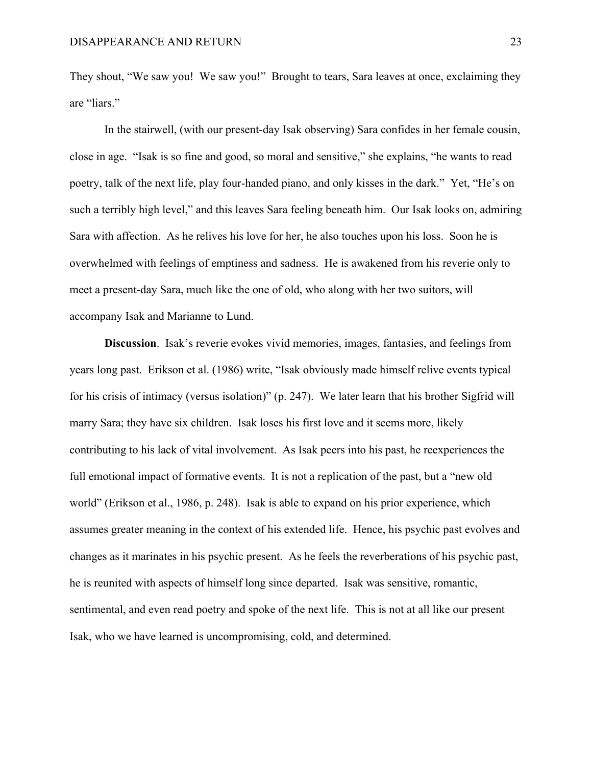They shout, "We saw you! We saw you!" Brought to tears, Sara leaves at once, exclaiming they are "liars."

In the stairwell, (with our present-day Isak observing) Sara confides in her female cousin, close in age. "Isak is so fine and good, so moral and sensitive," she explains, "he wants to read poetry, talk of the next life, play four-handed piano, and only kisses in the dark." Yet, "He's on such a terribly high level," and this leaves Sara feeling beneath him. Our Isak looks on, admiring Sara with affection. As he relives his love for her, he also touches upon his loss. Soon he is overwhelmed with feelings of emptiness and sadness. He is awakened from his reverie only to meet a present-day Sara, much like the one of old, who along with her two suitors, will accompany Isak and Marianne to Lund.

**Discussion**. Isak's reverie evokes vivid memories, images, fantasies, and feelings from years long past. Erikson et al. (1986) write, "Isak obviously made himself relive events typical for his crisis of intimacy (versus isolation)" (p. 247). We later learn that his brother Sigfrid will marry Sara; they have six children. Isak loses his first love and it seems more, likely contributing to his lack of vital involvement. As Isak peers into his past, he reexperiences the full emotional impact of formative events. It is not a replication of the past, but a "new old world" (Erikson et al., 1986, p. 248). Isak is able to expand on his prior experience, which assumes greater meaning in the context of his extended life. Hence, his psychic past evolves and changes as it marinates in his psychic present. As he feels the reverberations of his psychic past, he is reunited with aspects of himself long since departed. Isak was sensitive, romantic, sentimental, and even read poetry and spoke of the next life. This is not at all like our present Isak, who we have learned is uncompromising, cold, and determined.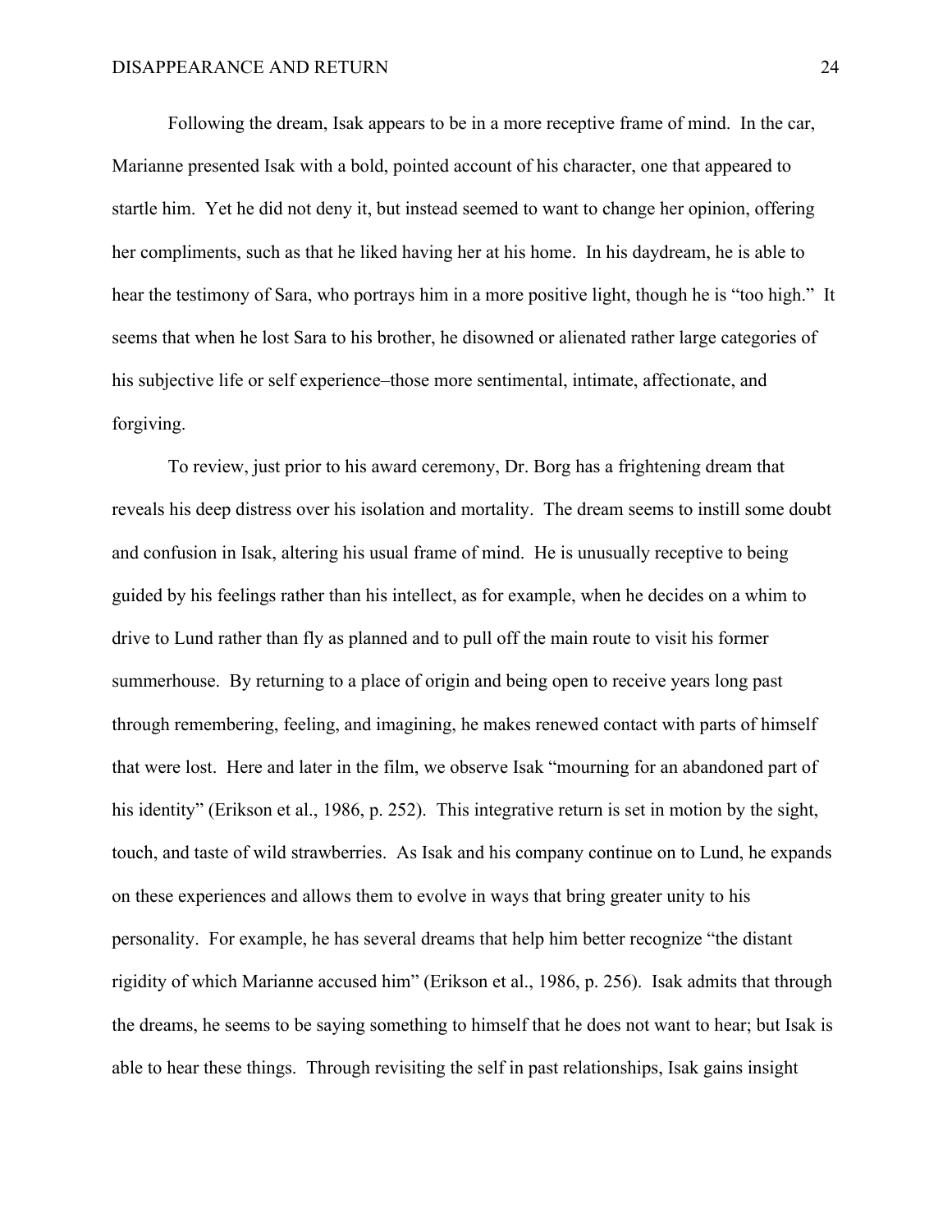Following the dream, Isak appears to be in a more receptive frame of mind. In the car, Marianne presented Isak with a bold, pointed account of his character, one that appeared to startle him. Yet he did not deny it, but instead seemed to want to change her opinion, offering her compliments, such as that he liked having her at his home. In his daydream, he is able to hear the testimony of Sara, who portrays him in a more positive light, though he is "too high." It seems that when he lost Sara to his brother, he disowned or alienated rather large categories of his subjective life or self experience–those more sentimental, intimate, affectionate, and forgiving.

To review, just prior to his award ceremony, Dr. Borg has a frightening dream that reveals his deep distress over his isolation and mortality. The dream seems to instill some doubt and confusion in Isak, altering his usual frame of mind. He is unusually receptive to being guided by his feelings rather than his intellect, as for example, when he decides on a whim to drive to Lund rather than fly as planned and to pull off the main route to visit his former summerhouse. By returning to a place of origin and being open to receive years long past through remembering, feeling, and imagining, he makes renewed contact with parts of himself that were lost. Here and later in the film, we observe Isak "mourning for an abandoned part of his identity" (Erikson et al., 1986, p. 252). This integrative return is set in motion by the sight, touch, and taste of wild strawberries. As Isak and his company continue on to Lund, he expands on these experiences and allows them to evolve in ways that bring greater unity to his personality. For example, he has several dreams that help him better recognize "the distant rigidity of which Marianne accused him" (Erikson et al., 1986, p. 256). Isak admits that through the dreams, he seems to be saying something to himself that he does not want to hear; but Isak is able to hear these things. Through revisiting the self in past relationships, Isak gains insight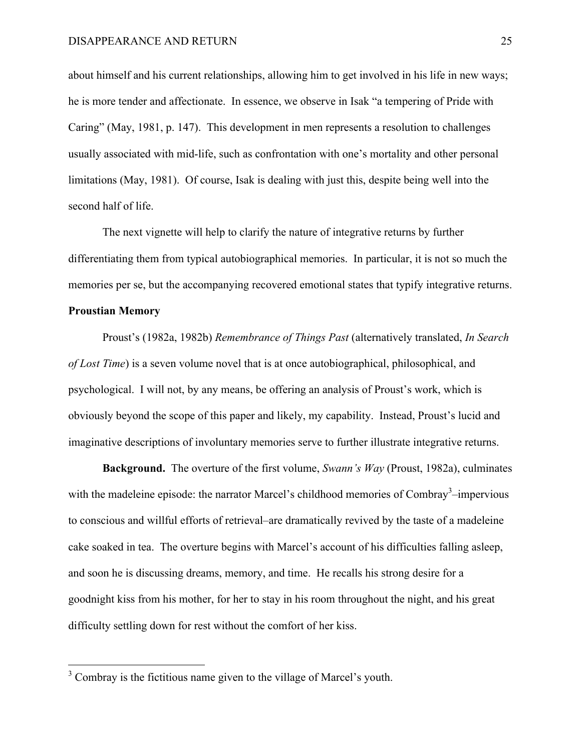about himself and his current relationships, allowing him to get involved in his life in new ways; he is more tender and affectionate. In essence, we observe in Isak "a tempering of Pride with Caring" (May, 1981, p. 147). This development in men represents a resolution to challenges usually associated with mid-life, such as confrontation with one's mortality and other personal limitations (May, 1981). Of course, Isak is dealing with just this, despite being well into the second half of life.

The next vignette will help to clarify the nature of integrative returns by further differentiating them from typical autobiographical memories. In particular, it is not so much the memories per se, but the accompanying recovered emotional states that typify integrative returns.

**Proustian Memory**

Proust's (1982a, 1982b) *Remembrance of Things Past* (alternatively translated, *In Search of Lost Time*) is a seven volume novel that is at once autobiographical, philosophical, and psychological. I will not, by any means, be offering an analysis of Proust's work, which is obviously beyond the scope of this paper and likely, my capability. Instead, Proust's lucid and imaginative descriptions of involuntary memories serve to further illustrate integrative returns.

**Background.** The overture of the first volume, *Swann's Way* (Proust, 1982a), culminates with the madeleine episode: the narrator Marcel's childhood memories of Combray[3]–impervious to conscious and willful efforts of retrieval–are dramatically revived by the taste of a madeleine cake soaked in tea. The overture begins with Marcel's account of his difficulties falling asleep, and soon he is discussing dreams, memory, and time. He recalls his strong desire for a goodnight kiss from his mother, for her to stay in his room throughout the night, and his great difficulty settling down for rest without the comfort of her kiss.

[3] Combray is the fictitious name given to the village of Marcel's youth.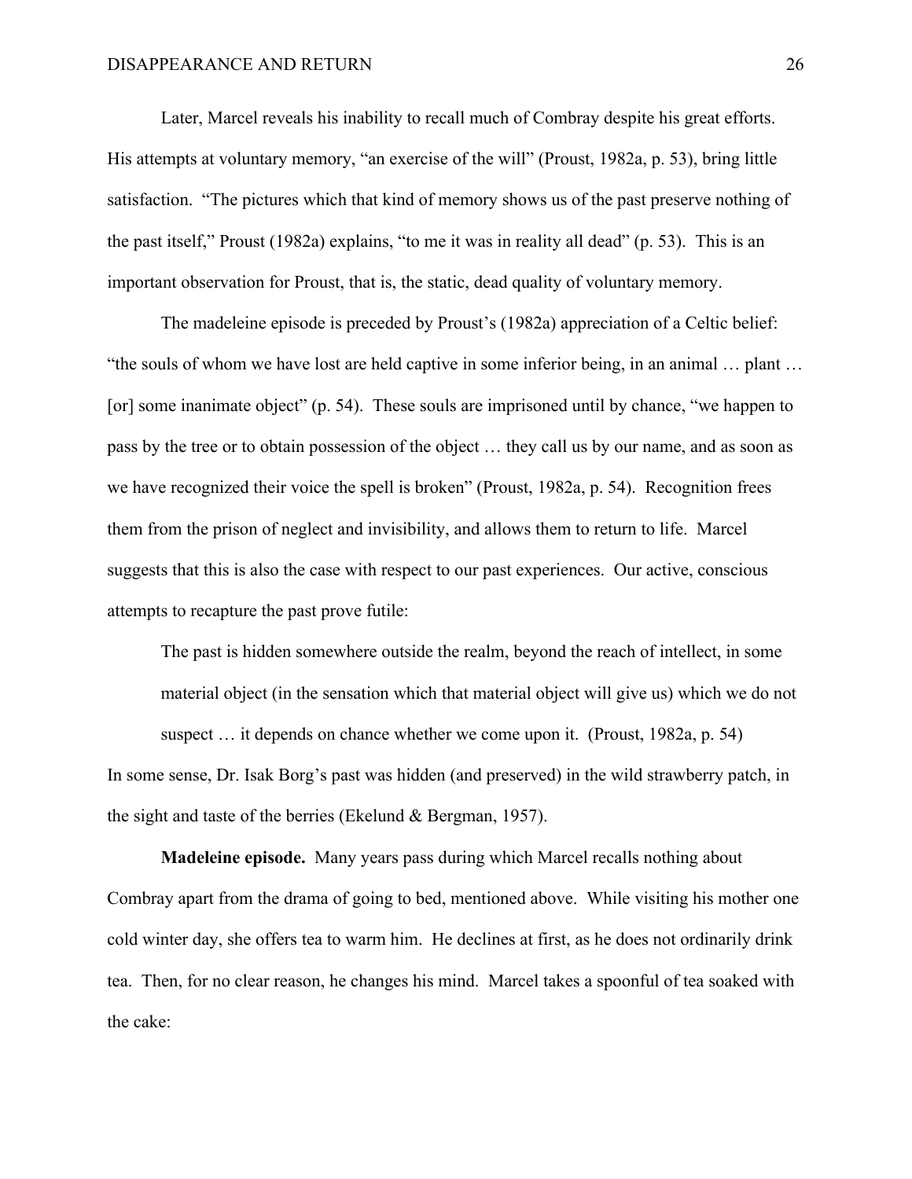Later, Marcel reveals his inability to recall much of Combray despite his great efforts. His attempts at voluntary memory, "an exercise of the will" (Proust, 1982a, p. 53), bring little satisfaction. "The pictures which that kind of memory shows us of the past preserve nothing of the past itself," Proust (1982a) explains, "to me it was in reality all dead" (p. 53). This is an important observation for Proust, that is, the static, dead quality of voluntary memory.

The madeleine episode is preceded by Proust's (1982a) appreciation of a Celtic belief: "the souls of whom we have lost are held captive in some inferior being, in an animal … plant … [or] some inanimate object" (p. 54). These souls are imprisoned until by chance, "we happen to pass by the tree or to obtain possession of the object … they call us by our name, and as soon as we have recognized their voice the spell is broken" (Proust, 1982a, p. 54). Recognition frees them from the prison of neglect and invisibility, and allows them to return to life. Marcel suggests that this is also the case with respect to our past experiences. Our active, conscious attempts to recapture the past prove futile:

> The past is hidden somewhere outside the realm, beyond the reach of intellect, in some material object (in the sensation which that material object will give us) which we do not suspect … it depends on chance whether we come upon it. (Proust, 1982a, p. 54)

In some sense, Dr. Isak Borg's past was hidden (and preserved) in the wild strawberry patch, in the sight and taste of the berries (Ekelund & Bergman, 1957).

**Madeleine episode.** Many years pass during which Marcel recalls nothing about Combray apart from the drama of going to bed, mentioned above. While visiting his mother one cold winter day, she offers tea to warm him. He declines at first, as he does not ordinarily drink tea. Then, for no clear reason, he changes his mind. Marcel takes a spoonful of tea soaked with the cake: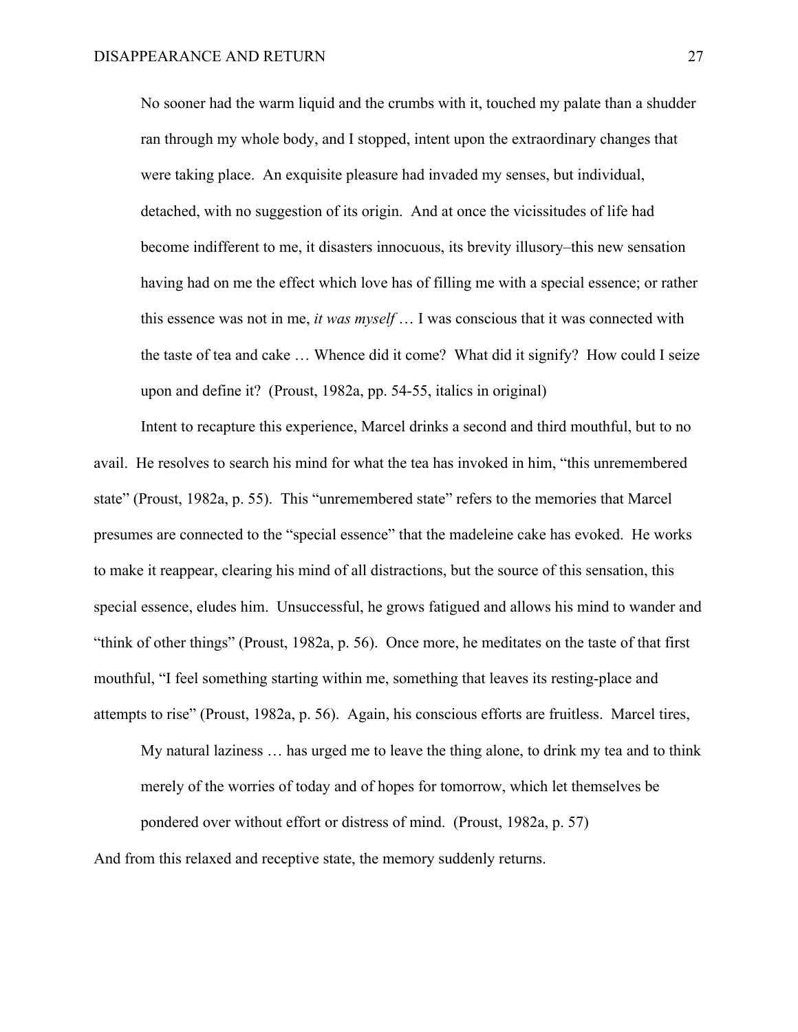> No sooner had the warm liquid and the crumbs with it, touched my palate than a shudder ran through my whole body, and I stopped, intent upon the extraordinary changes that were taking place. An exquisite pleasure had invaded my senses, but individual, detached, with no suggestion of its origin. And at once the vicissitudes of life had become indifferent to me, it disasters innocuous, its brevity illusory–this new sensation having had on me the effect which love has of filling me with a special essence; or rather this essence was not in me, *it was myself* … I was conscious that it was connected with the taste of tea and cake … Whence did it come? What did it signify? How could I seize upon and define it? (Proust, 1982a, pp. 54-55, italics in original)

Intent to recapture this experience, Marcel drinks a second and third mouthful, but to no avail. He resolves to search his mind for what the tea has invoked in him, "this unremembered state" (Proust, 1982a, p. 55). This "unremembered state" refers to the memories that Marcel presumes are connected to the "special essence" that the madeleine cake has evoked. He works to make it reappear, clearing his mind of all distractions, but the source of this sensation, this special essence, eludes him. Unsuccessful, he grows fatigued and allows his mind to wander and "think of other things" (Proust, 1982a, p. 56). Once more, he meditates on the taste of that first mouthful, "I feel something starting within me, something that leaves its resting-place and attempts to rise" (Proust, 1982a, p. 56). Again, his conscious efforts are fruitless. Marcel tires,

> My natural laziness … has urged me to leave the thing alone, to drink my tea and to think merely of the worries of today and of hopes for tomorrow, which let themselves be pondered over without effort or distress of mind. (Proust, 1982a, p. 57)

And from this relaxed and receptive state, the memory suddenly returns.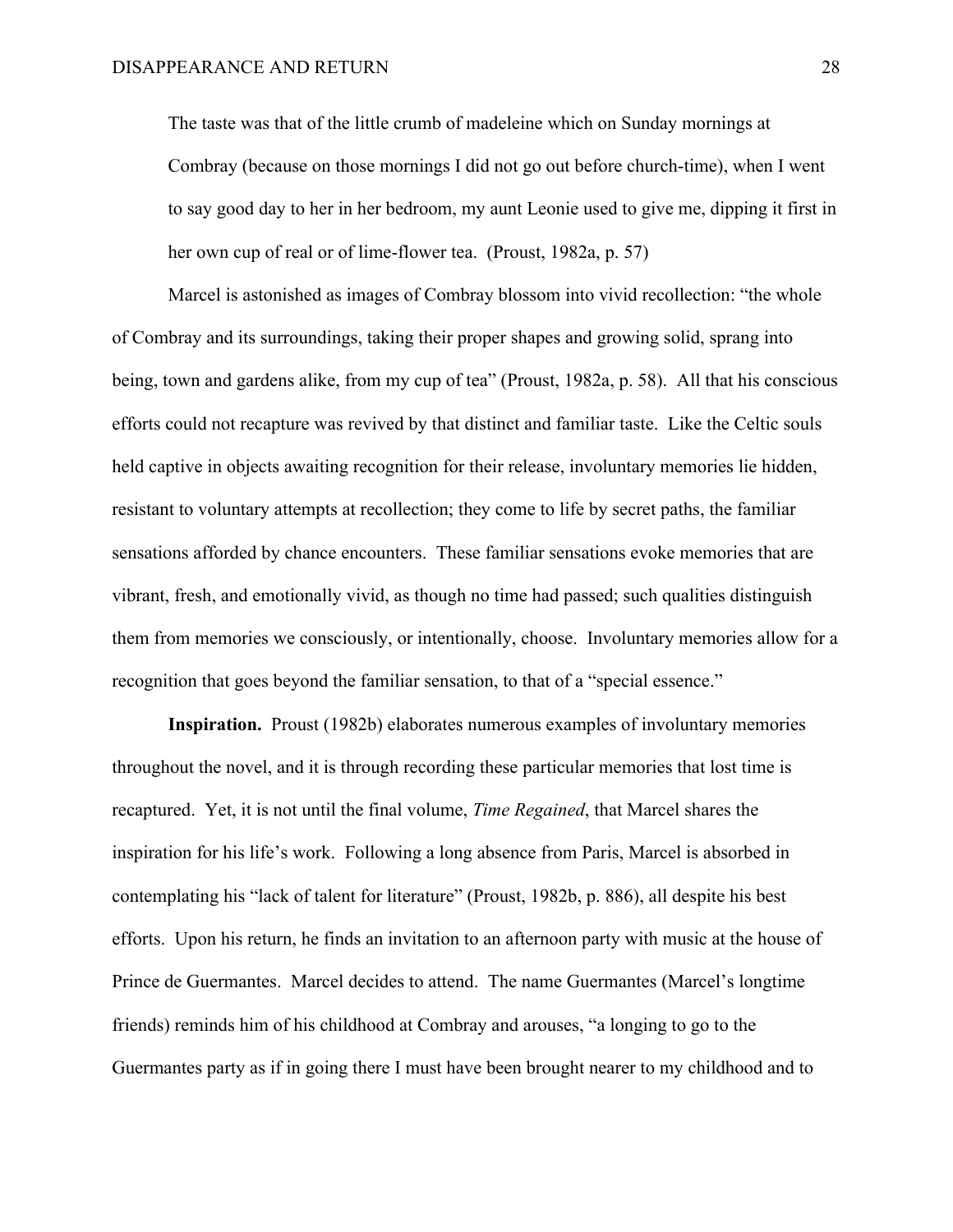> The taste was that of the little crumb of madeleine which on Sunday mornings at Combray (because on those mornings I did not go out before church-time), when I went to say good day to her in her bedroom, my aunt Leonie used to give me, dipping it first in her own cup of real or of lime-flower tea. (Proust, 1982a, p. 57)

Marcel is astonished as images of Combray blossom into vivid recollection: "the whole of Combray and its surroundings, taking their proper shapes and growing solid, sprang into being, town and gardens alike, from my cup of tea" (Proust, 1982a, p. 58). All that his conscious efforts could not recapture was revived by that distinct and familiar taste. Like the Celtic souls held captive in objects awaiting recognition for their release, involuntary memories lie hidden, resistant to voluntary attempts at recollection; they come to life by secret paths, the familiar sensations afforded by chance encounters. These familiar sensations evoke memories that are vibrant, fresh, and emotionally vivid, as though no time had passed; such qualities distinguish them from memories we consciously, or intentionally, choose. Involuntary memories allow for a recognition that goes beyond the familiar sensation, to that of a "special essence."

**Inspiration.** Proust (1982b) elaborates numerous examples of involuntary memories throughout the novel, and it is through recording these particular memories that lost time is recaptured. Yet, it is not until the final volume, *Time Regained*, that Marcel shares the inspiration for his life's work. Following a long absence from Paris, Marcel is absorbed in contemplating his "lack of talent for literature" (Proust, 1982b, p. 886), all despite his best efforts. Upon his return, he finds an invitation to an afternoon party with music at the house of Prince de Guermantes. Marcel decides to attend. The name Guermantes (Marcel's longtime friends) reminds him of his childhood at Combray and arouses, "a longing to go to the Guermantes party as if in going there I must have been brought nearer to my childhood and to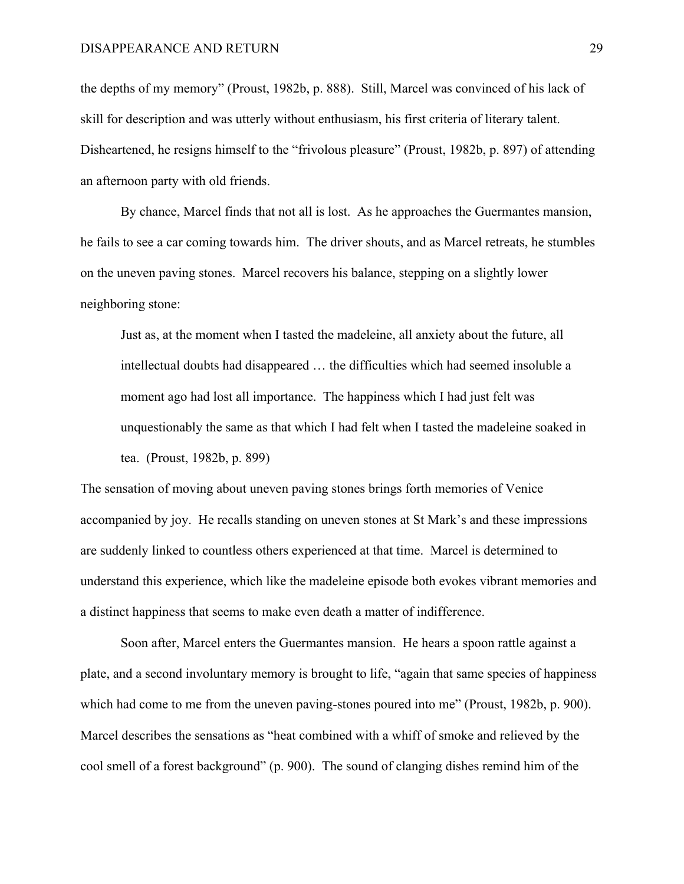the depths of my memory" (Proust, 1982b, p. 888). Still, Marcel was convinced of his lack of skill for description and was utterly without enthusiasm, his first criteria of literary talent. Disheartened, he resigns himself to the "frivolous pleasure" (Proust, 1982b, p. 897) of attending an afternoon party with old friends.

By chance, Marcel finds that not all is lost. As he approaches the Guermantes mansion, he fails to see a car coming towards him. The driver shouts, and as Marcel retreats, he stumbles on the uneven paving stones. Marcel recovers his balance, stepping on a slightly lower neighboring stone:

> Just as, at the moment when I tasted the madeleine, all anxiety about the future, all intellectual doubts had disappeared … the difficulties which had seemed insoluble a moment ago had lost all importance. The happiness which I had just felt was unquestionably the same as that which I had felt when I tasted the madeleine soaked in tea. (Proust, 1982b, p. 899)

The sensation of moving about uneven paving stones brings forth memories of Venice accompanied by joy. He recalls standing on uneven stones at St Mark's and these impressions are suddenly linked to countless others experienced at that time. Marcel is determined to understand this experience, which like the madeleine episode both evokes vibrant memories and a distinct happiness that seems to make even death a matter of indifference.

Soon after, Marcel enters the Guermantes mansion. He hears a spoon rattle against a plate, and a second involuntary memory is brought to life, "again that same species of happiness which had come to me from the uneven paving-stones poured into me" (Proust, 1982b, p. 900). Marcel describes the sensations as "heat combined with a whiff of smoke and relieved by the cool smell of a forest background" (p. 900). The sound of clanging dishes remind him of the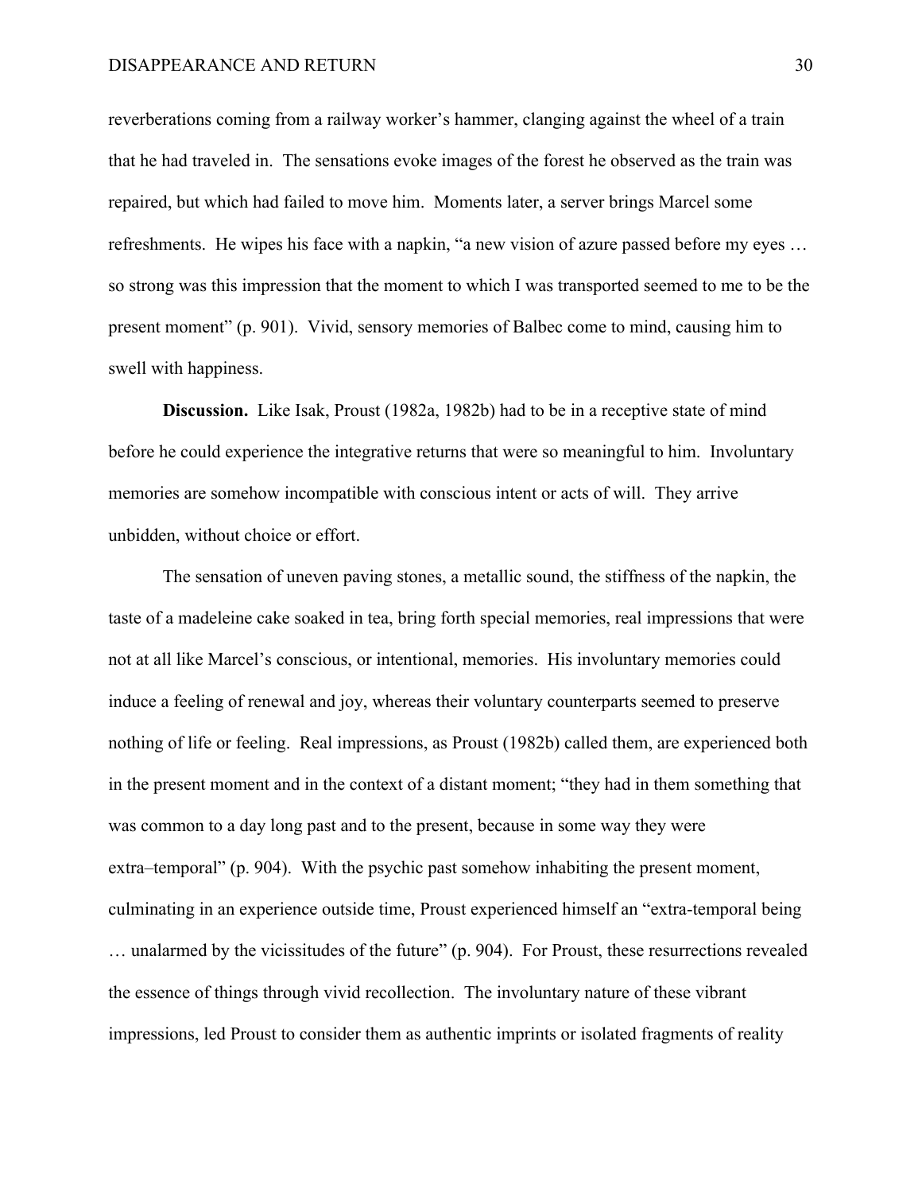reverberations coming from a railway worker's hammer, clanging against the wheel of a train that he had traveled in. The sensations evoke images of the forest he observed as the train was repaired, but which had failed to move him. Moments later, a server brings Marcel some refreshments. He wipes his face with a napkin, "a new vision of azure passed before my eyes … so strong was this impression that the moment to which I was transported seemed to me to be the present moment" (p. 901). Vivid, sensory memories of Balbec come to mind, causing him to swell with happiness.

**Discussion.** Like Isak, Proust (1982a, 1982b) had to be in a receptive state of mind before he could experience the integrative returns that were so meaningful to him. Involuntary memories are somehow incompatible with conscious intent or acts of will. They arrive unbidden, without choice or effort.

The sensation of uneven paving stones, a metallic sound, the stiffness of the napkin, the taste of a madeleine cake soaked in tea, bring forth special memories, real impressions that were not at all like Marcel's conscious, or intentional, memories. His involuntary memories could induce a feeling of renewal and joy, whereas their voluntary counterparts seemed to preserve nothing of life or feeling. Real impressions, as Proust (1982b) called them, are experienced both in the present moment and in the context of a distant moment; "they had in them something that was common to a day long past and to the present, because in some way they were extra–temporal" (p. 904). With the psychic past somehow inhabiting the present moment, culminating in an experience outside time, Proust experienced himself an "extra-temporal being … unalarmed by the vicissitudes of the future" (p. 904). For Proust, these resurrections revealed the essence of things through vivid recollection. The involuntary nature of these vibrant impressions, led Proust to consider them as authentic imprints or isolated fragments of reality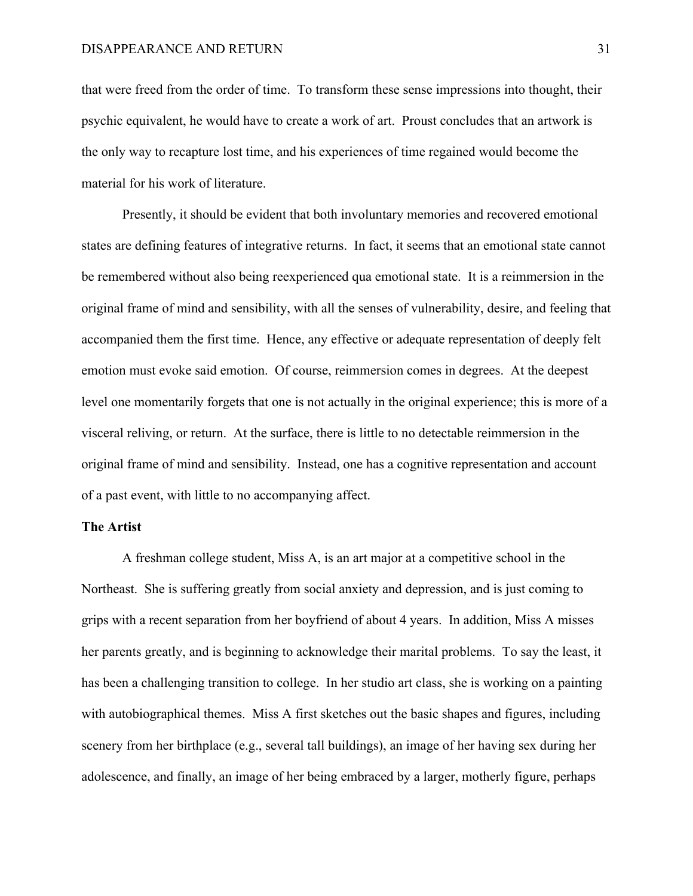that were freed from the order of time. To transform these sense impressions into thought, their psychic equivalent, he would have to create a work of art. Proust concludes that an artwork is the only way to recapture lost time, and his experiences of time regained would become the material for his work of literature.

Presently, it should be evident that both involuntary memories and recovered emotional states are defining features of integrative returns. In fact, it seems that an emotional state cannot be remembered without also being reexperienced qua emotional state. It is a reimmersion in the original frame of mind and sensibility, with all the senses of vulnerability, desire, and feeling that accompanied them the first time. Hence, any effective or adequate representation of deeply felt emotion must evoke said emotion. Of course, reimmersion comes in degrees. At the deepest level one momentarily forgets that one is not actually in the original experience; this is more of a visceral reliving, or return. At the surface, there is little to no detectable reimmersion in the original frame of mind and sensibility. Instead, one has a cognitive representation and account of a past event, with little to no accompanying affect.

**The Artist**

A freshman college student, Miss A, is an art major at a competitive school in the Northeast. She is suffering greatly from social anxiety and depression, and is just coming to grips with a recent separation from her boyfriend of about 4 years. In addition, Miss A misses her parents greatly, and is beginning to acknowledge their marital problems. To say the least, it has been a challenging transition to college. In her studio art class, she is working on a painting with autobiographical themes. Miss A first sketches out the basic shapes and figures, including scenery from her birthplace (e.g., several tall buildings), an image of her having sex during her adolescence, and finally, an image of her being embraced by a larger, motherly figure, perhaps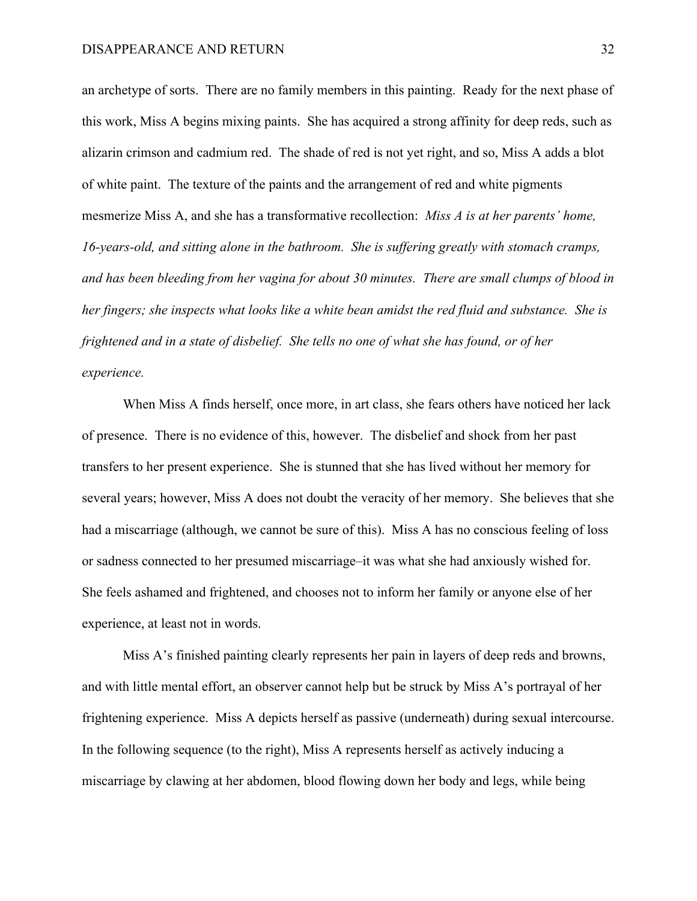an archetype of sorts. There are no family members in this painting. Ready for the next phase of this work, Miss A begins mixing paints. She has acquired a strong affinity for deep reds, such as alizarin crimson and cadmium red. The shade of red is not yet right, and so, Miss A adds a blot of white paint. The texture of the paints and the arrangement of red and white pigments mesmerize Miss A, and she has a transformative recollection: *Miss A is at her parents' home, 16-years-old, and sitting alone in the bathroom. She is suffering greatly with stomach cramps, and has been bleeding from her vagina for about 30 minutes. There are small clumps of blood in her fingers; she inspects what looks like a white bean amidst the red fluid and substance. She is frightened and in a state of disbelief. She tells no one of what she has found, or of her experience.*

When Miss A finds herself, once more, in art class, she fears others have noticed her lack of presence. There is no evidence of this, however. The disbelief and shock from her past transfers to her present experience. She is stunned that she has lived without her memory for several years; however, Miss A does not doubt the veracity of her memory. She believes that she had a miscarriage (although, we cannot be sure of this). Miss A has no conscious feeling of loss or sadness connected to her presumed miscarriage–it was what she had anxiously wished for. She feels ashamed and frightened, and chooses not to inform her family or anyone else of her experience, at least not in words.

Miss A's finished painting clearly represents her pain in layers of deep reds and browns, and with little mental effort, an observer cannot help but be struck by Miss A's portrayal of her frightening experience. Miss A depicts herself as passive (underneath) during sexual intercourse. In the following sequence (to the right), Miss A represents herself as actively inducing a miscarriage by clawing at her abdomen, blood flowing down her body and legs, while being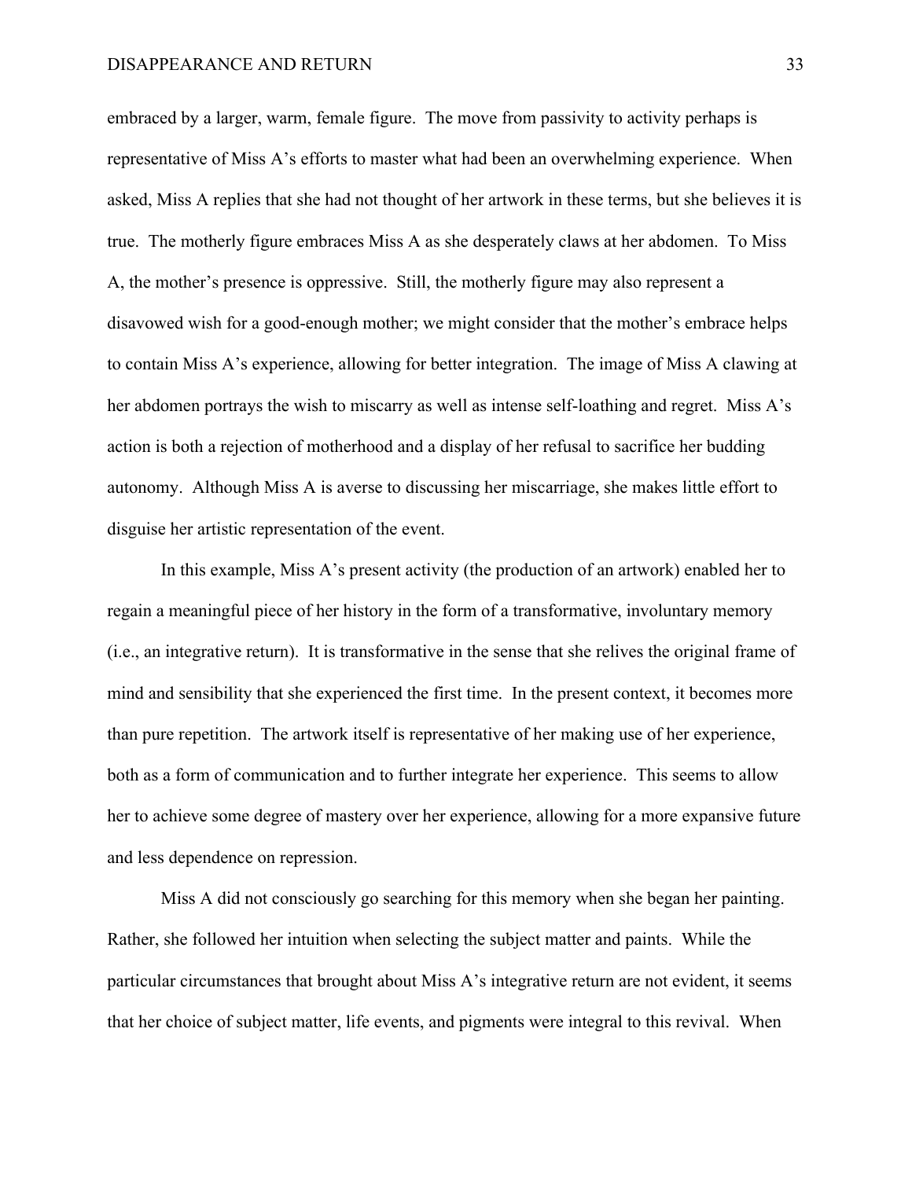embraced by a larger, warm, female figure. The move from passivity to activity perhaps is representative of Miss A's efforts to master what had been an overwhelming experience. When asked, Miss A replies that she had not thought of her artwork in these terms, but she believes it is true. The motherly figure embraces Miss A as she desperately claws at her abdomen. To Miss A, the mother's presence is oppressive. Still, the motherly figure may also represent a disavowed wish for a good-enough mother; we might consider that the mother's embrace helps to contain Miss A's experience, allowing for better integration. The image of Miss A clawing at her abdomen portrays the wish to miscarry as well as intense self-loathing and regret. Miss A's action is both a rejection of motherhood and a display of her refusal to sacrifice her budding autonomy. Although Miss A is averse to discussing her miscarriage, she makes little effort to disguise her artistic representation of the event.

In this example, Miss A's present activity (the production of an artwork) enabled her to regain a meaningful piece of her history in the form of a transformative, involuntary memory (i.e., an integrative return). It is transformative in the sense that she relives the original frame of mind and sensibility that she experienced the first time. In the present context, it becomes more than pure repetition. The artwork itself is representative of her making use of her experience, both as a form of communication and to further integrate her experience. This seems to allow her to achieve some degree of mastery over her experience, allowing for a more expansive future and less dependence on repression.

Miss A did not consciously go searching for this memory when she began her painting. Rather, she followed her intuition when selecting the subject matter and paints. While the particular circumstances that brought about Miss A's integrative return are not evident, it seems that her choice of subject matter, life events, and pigments were integral to this revival. When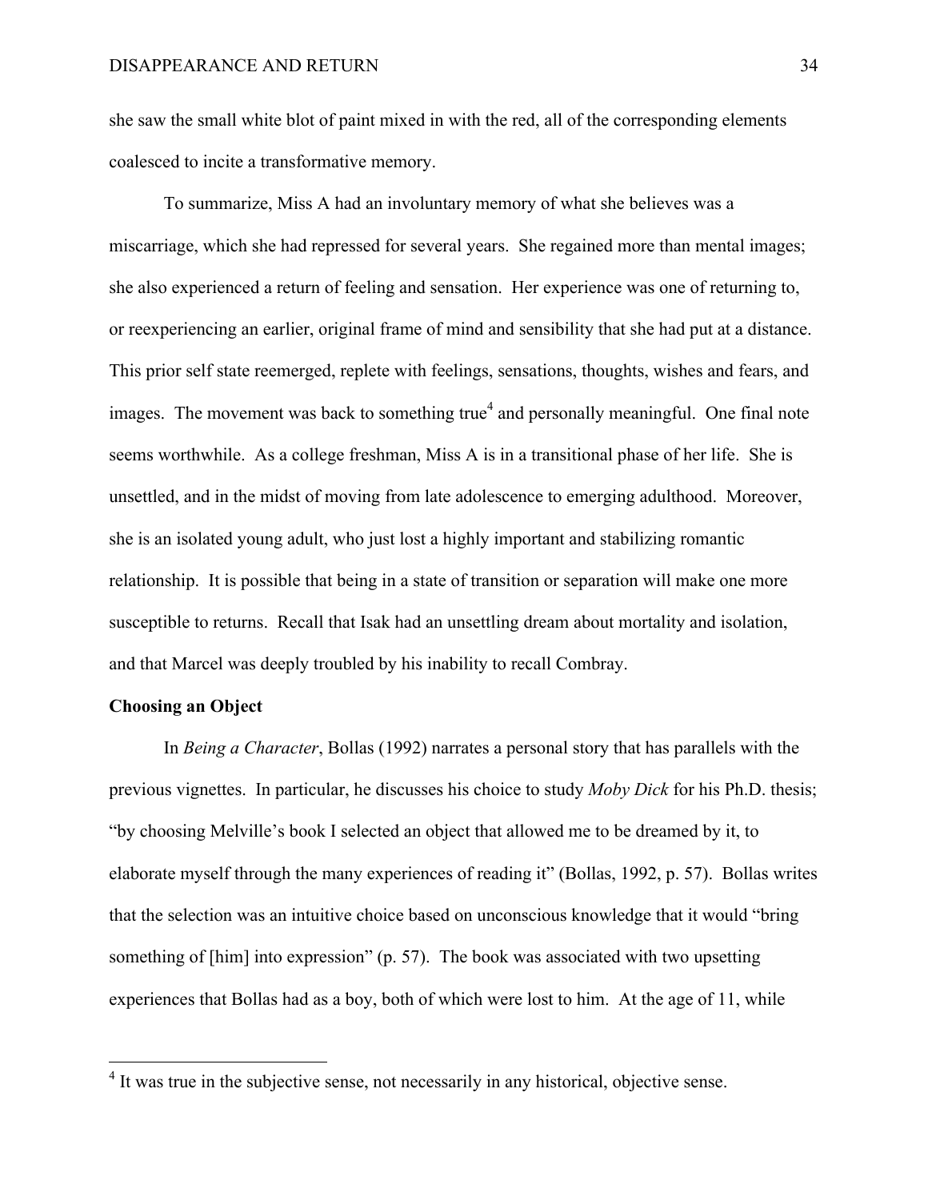she saw the small white blot of paint mixed in with the red, all of the corresponding elements coalesced to incite a transformative memory.

To summarize, Miss A had an involuntary memory of what she believes was a miscarriage, which she had repressed for several years. She regained more than mental images; she also experienced a return of feeling and sensation. Her experience was one of returning to, or reexperiencing an earlier, original frame of mind and sensibility that she had put at a distance. This prior self state reemerged, replete with feelings, sensations, thoughts, wishes and fears, and images. The movement was back to something true[4] and personally meaningful. One final note seems worthwhile. As a college freshman, Miss A is in a transitional phase of her life. She is unsettled, and in the midst of moving from late adolescence to emerging adulthood. Moreover, she is an isolated young adult, who just lost a highly important and stabilizing romantic relationship. It is possible that being in a state of transition or separation will make one more susceptible to returns. Recall that Isak had an unsettling dream about mortality and isolation, and that Marcel was deeply troubled by his inability to recall Combray.

**Choosing an Object**

In *Being a Character*, Bollas (1992) narrates a personal story that has parallels with the previous vignettes. In particular, he discusses his choice to study *Moby Dick* for his Ph.D. thesis; "by choosing Melville's book I selected an object that allowed me to be dreamed by it, to elaborate myself through the many experiences of reading it" (Bollas, 1992, p. 57). Bollas writes that the selection was an intuitive choice based on unconscious knowledge that it would "bring something of [him] into expression" (p. 57). The book was associated with two upsetting experiences that Bollas had as a boy, both of which were lost to him. At the age of 11, while

[4] It was true in the subjective sense, not necessarily in any historical, objective sense.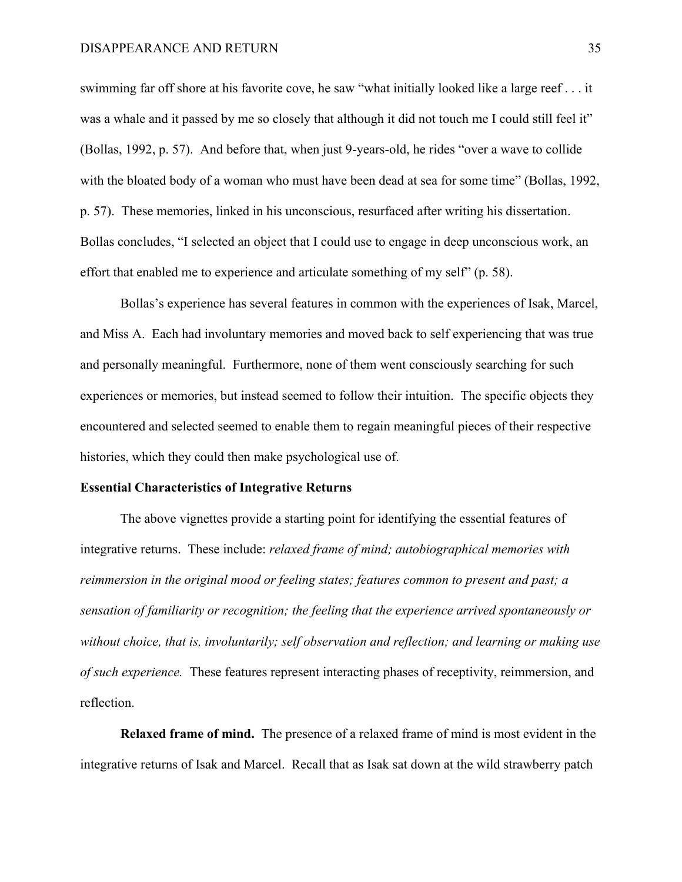swimming far off shore at his favorite cove, he saw "what initially looked like a large reef . . . it was a whale and it passed by me so closely that although it did not touch me I could still feel it" (Bollas, 1992, p. 57). And before that, when just 9-years-old, he rides "over a wave to collide with the bloated body of a woman who must have been dead at sea for some time" (Bollas, 1992, p. 57). These memories, linked in his unconscious, resurfaced after writing his dissertation. Bollas concludes, "I selected an object that I could use to engage in deep unconscious work, an effort that enabled me to experience and articulate something of my self" (p. 58).

Bollas's experience has several features in common with the experiences of Isak, Marcel, and Miss A. Each had involuntary memories and moved back to self experiencing that was true and personally meaningful. Furthermore, none of them went consciously searching for such experiences or memories, but instead seemed to follow their intuition. The specific objects they encountered and selected seemed to enable them to regain meaningful pieces of their respective histories, which they could then make psychological use of.

**Essential Characteristics of Integrative Returns**

The above vignettes provide a starting point for identifying the essential features of integrative returns. These include: *relaxed frame of mind; autobiographical memories with reimmersion in the original mood or feeling states; features common to present and past; a sensation of familiarity or recognition; the feeling that the experience arrived spontaneously or without choice, that is, involuntarily; self observation and reflection; and learning or making use of such experience.* These features represent interacting phases of receptivity, reimmersion, and reflection.

**Relaxed frame of mind.** The presence of a relaxed frame of mind is most evident in the integrative returns of Isak and Marcel. Recall that as Isak sat down at the wild strawberry patch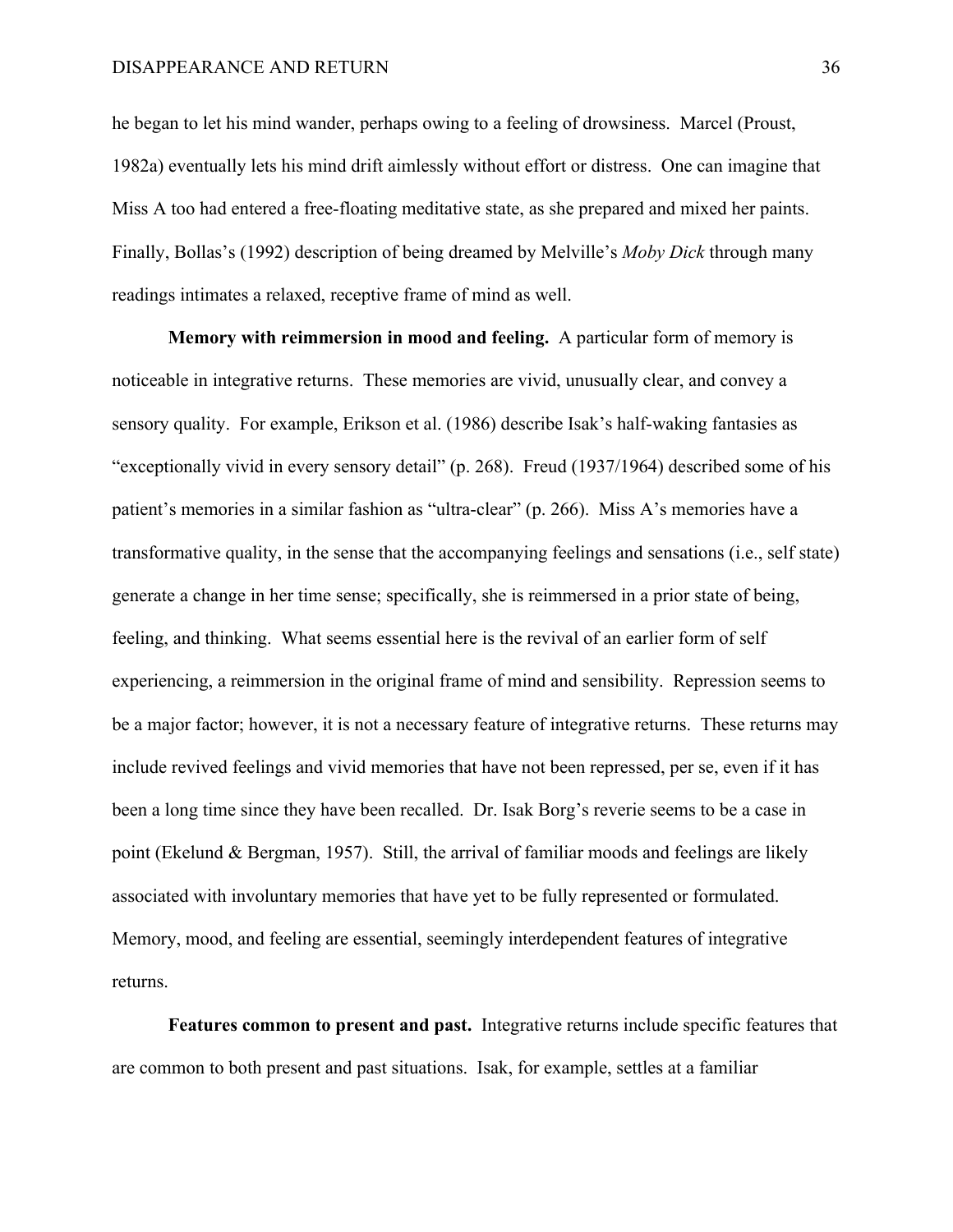he began to let his mind wander, perhaps owing to a feeling of drowsiness. Marcel (Proust, 1982a) eventually lets his mind drift aimlessly without effort or distress. One can imagine that Miss A too had entered a free-floating meditative state, as she prepared and mixed her paints. Finally, Bollas's (1992) description of being dreamed by Melville's *Moby Dick* through many readings intimates a relaxed, receptive frame of mind as well.

**Memory with reimmersion in mood and feeling.** A particular form of memory is noticeable in integrative returns. These memories are vivid, unusually clear, and convey a sensory quality. For example, Erikson et al. (1986) describe Isak's half-waking fantasies as "exceptionally vivid in every sensory detail" (p. 268). Freud (1937/1964) described some of his patient's memories in a similar fashion as "ultra-clear" (p. 266). Miss A's memories have a transformative quality, in the sense that the accompanying feelings and sensations (i.e., self state) generate a change in her time sense; specifically, she is reimmersed in a prior state of being, feeling, and thinking. What seems essential here is the revival of an earlier form of self experiencing, a reimmersion in the original frame of mind and sensibility. Repression seems to be a major factor; however, it is not a necessary feature of integrative returns. These returns may include revived feelings and vivid memories that have not been repressed, per se, even if it has been a long time since they have been recalled. Dr. Isak Borg's reverie seems to be a case in point (Ekelund & Bergman, 1957). Still, the arrival of familiar moods and feelings are likely associated with involuntary memories that have yet to be fully represented or formulated. Memory, mood, and feeling are essential, seemingly interdependent features of integrative returns.

**Features common to present and past.** Integrative returns include specific features that are common to both present and past situations. Isak, for example, settles at a familiar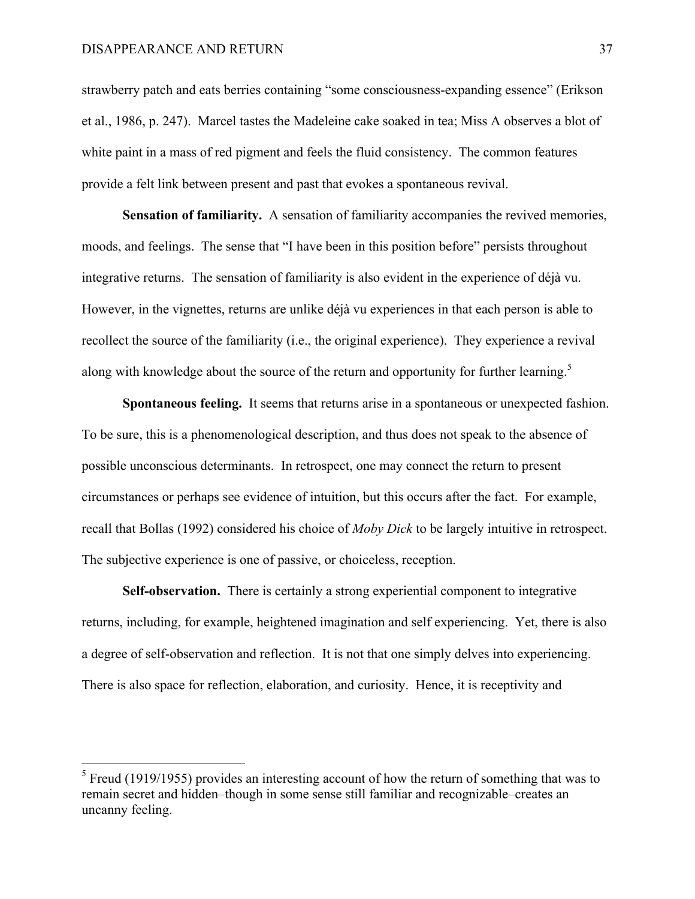strawberry patch and eats berries containing “some consciousness-expanding essence” (Erikson et al., 1986, p. 247). Marcel tastes the Madeleine cake soaked in tea; Miss A observes a blot of white paint in a mass of red pigment and feels the fluid consistency. The common features provide a felt link between present and past that evokes a spontaneous revival.

**Sensation of familiarity.** A sensation of familiarity accompanies the revived memories, moods, and feelings. The sense that “I have been in this position before” persists throughout integrative returns. The sensation of familiarity is also evident in the experience of déjà vu. However, in the vignettes, returns are unlike déjà vu experiences in that each person is able to recollect the source of the familiarity (i.e., the original experience). They experience a revival along with knowledge about the source of the return and opportunity for further learning.[5]

**Spontaneous feeling.** It seems that returns arise in a spontaneous or unexpected fashion. To be sure, this is a phenomenological description, and thus does not speak to the absence of possible unconscious determinants. In retrospect, one may connect the return to present circumstances or perhaps see evidence of intuition, but this occurs after the fact. For example, recall that Bollas (1992) considered his choice of *Moby Dick* to be largely intuitive in retrospect. The subjective experience is one of passive, or choiceless, reception.

**Self-observation.** There is certainly a strong experiential component to integrative returns, including, for example, heightened imagination and self experiencing. Yet, there is also a degree of self-observation and reflection. It is not that one simply delves into experiencing. There is also space for reflection, elaboration, and curiosity. Hence, it is receptivity and

[5] Freud (1919/1955) provides an interesting account of how the return of something that was to remain secret and hidden–though in some sense still familiar and recognizable–creates an uncanny feeling.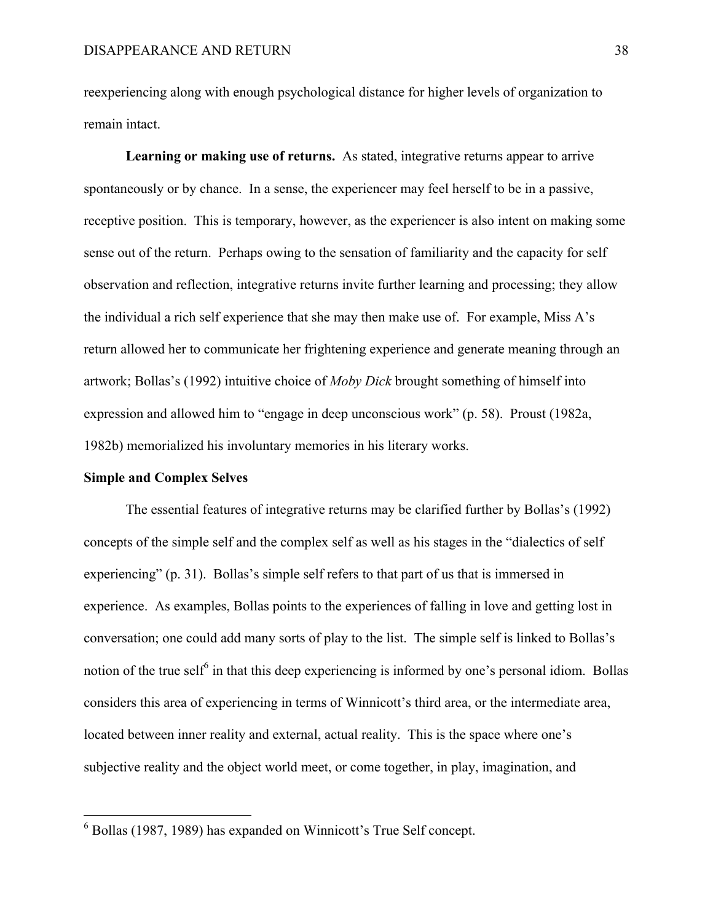reexperiencing along with enough psychological distance for higher levels of organization to remain intact.

**Learning or making use of returns.** As stated, integrative returns appear to arrive spontaneously or by chance. In a sense, the experiencer may feel herself to be in a passive, receptive position. This is temporary, however, as the experiencer is also intent on making some sense out of the return. Perhaps owing to the sensation of familiarity and the capacity for self observation and reflection, integrative returns invite further learning and processing; they allow the individual a rich self experience that she may then make use of. For example, Miss A's return allowed her to communicate her frightening experience and generate meaning through an artwork; Bollas's (1992) intuitive choice of *Moby Dick* brought something of himself into expression and allowed him to "engage in deep unconscious work" (p. 58). Proust (1982a, 1982b) memorialized his involuntary memories in his literary works.

## Simple and Complex Selves

The essential features of integrative returns may be clarified further by Bollas's (1992) concepts of the simple self and the complex self as well as his stages in the "dialectics of self experiencing" (p. 31). Bollas's simple self refers to that part of us that is immersed in experience. As examples, Bollas points to the experiences of falling in love and getting lost in conversation; one could add many sorts of play to the list. The simple self is linked to Bollas's notion of the true self[6] in that this deep experiencing is informed by one's personal idiom. Bollas considers this area of experiencing in terms of Winnicott's third area, or the intermediate area, located between inner reality and external, actual reality. This is the space where one's subjective reality and the object world meet, or come together, in play, imagination, and

[6] Bollas (1987, 1989) has expanded on Winnicott's True Self concept.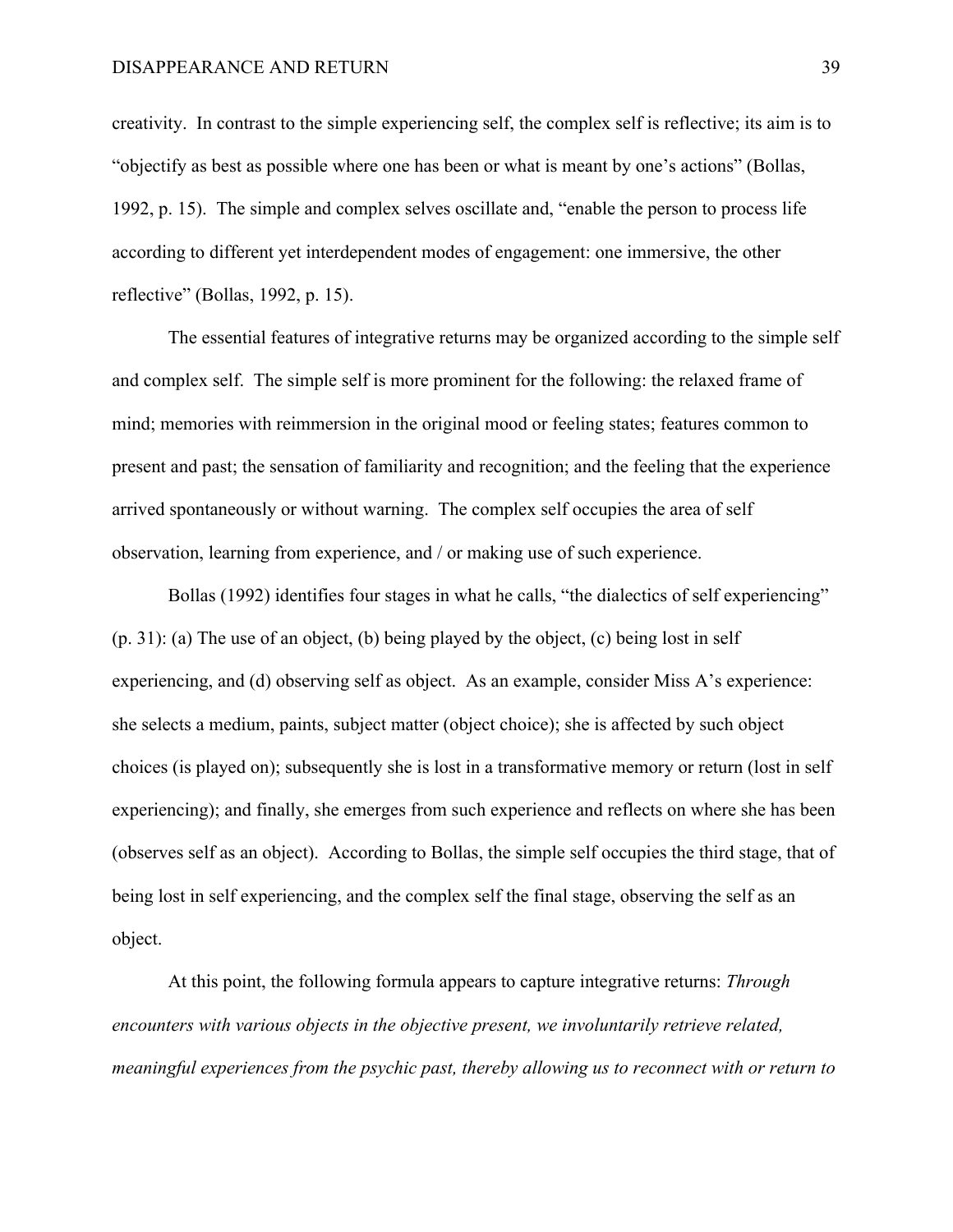creativity. In contrast to the simple experiencing self, the complex self is reflective; its aim is to "objectify as best as possible where one has been or what is meant by one's actions" (Bollas, 1992, p. 15). The simple and complex selves oscillate and, "enable the person to process life according to different yet interdependent modes of engagement: one immersive, the other reflective" (Bollas, 1992, p. 15).

The essential features of integrative returns may be organized according to the simple self and complex self. The simple self is more prominent for the following: the relaxed frame of mind; memories with reimmersion in the original mood or feeling states; features common to present and past; the sensation of familiarity and recognition; and the feeling that the experience arrived spontaneously or without warning. The complex self occupies the area of self observation, learning from experience, and / or making use of such experience.

Bollas (1992) identifies four stages in what he calls, "the dialectics of self experiencing" (p. 31): (a) The use of an object, (b) being played by the object, (c) being lost in self experiencing, and (d) observing self as object. As an example, consider Miss A's experience: she selects a medium, paints, subject matter (object choice); she is affected by such object choices (is played on); subsequently she is lost in a transformative memory or return (lost in self experiencing); and finally, she emerges from such experience and reflects on where she has been (observes self as an object). According to Bollas, the simple self occupies the third stage, that of being lost in self experiencing, and the complex self the final stage, observing the self as an object.

At this point, the following formula appears to capture integrative returns: *Through encounters with various objects in the objective present, we involuntarily retrieve related, meaningful experiences from the psychic past, thereby allowing us to reconnect with or return to*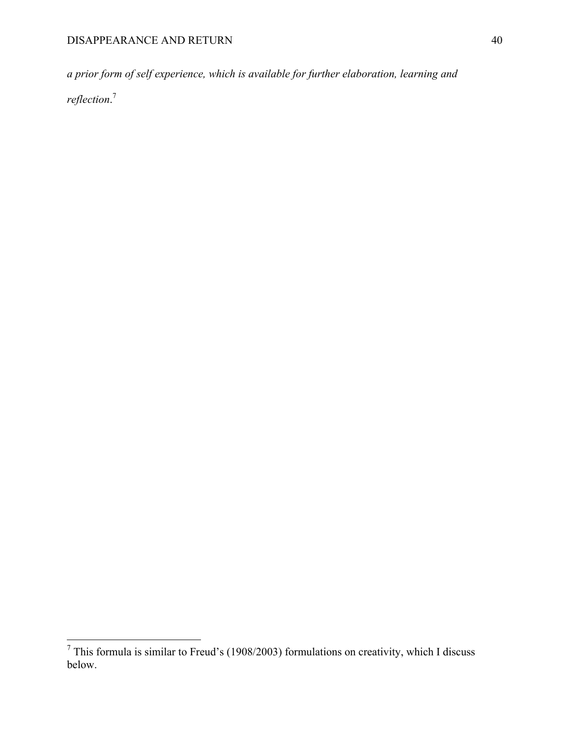*a prior form of self experience, which is available for further elaboration, learning and reflection*.[7]

[7] This formula is similar to Freud's (1908/2003) formulations on creativity, which I discuss below.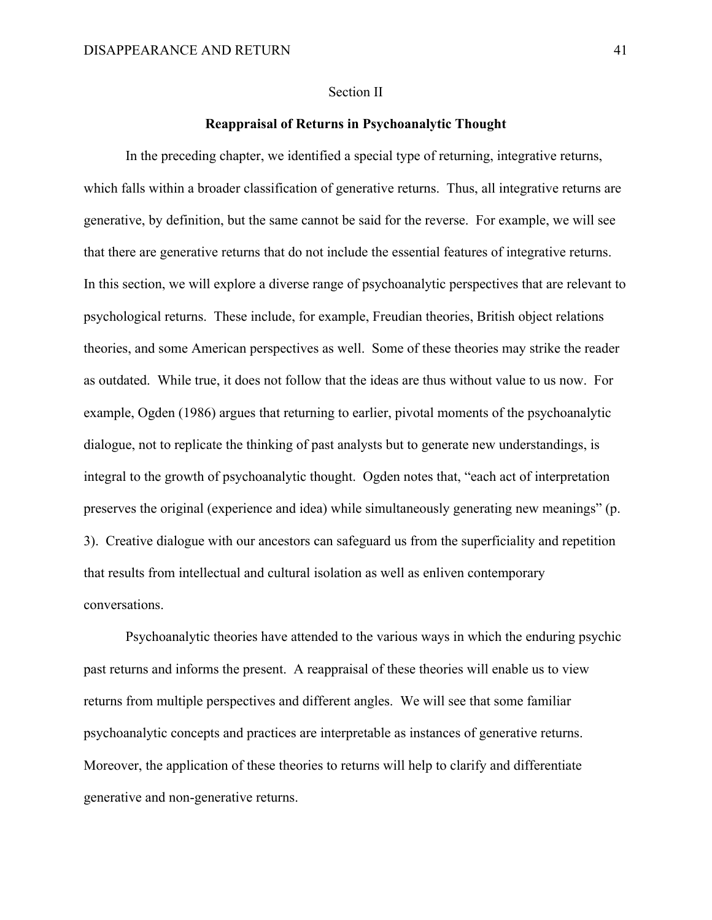## Section II

### Reappraisal of Returns in Psychoanalytic Thought

In the preceding chapter, we identified a special type of returning, integrative returns, which falls within a broader classification of generative returns. Thus, all integrative returns are generative, by definition, but the same cannot be said for the reverse. For example, we will see that there are generative returns that do not include the essential features of integrative returns. In this section, we will explore a diverse range of psychoanalytic perspectives that are relevant to psychological returns. These include, for example, Freudian theories, British object relations theories, and some American perspectives as well. Some of these theories may strike the reader as outdated. While true, it does not follow that the ideas are thus without value to us now. For example, Ogden (1986) argues that returning to earlier, pivotal moments of the psychoanalytic dialogue, not to replicate the thinking of past analysts but to generate new understandings, is integral to the growth of psychoanalytic thought. Ogden notes that, "each act of interpretation preserves the original (experience and idea) while simultaneously generating new meanings" (p. 3). Creative dialogue with our ancestors can safeguard us from the superficiality and repetition that results from intellectual and cultural isolation as well as enliven contemporary conversations.

Psychoanalytic theories have attended to the various ways in which the enduring psychic past returns and informs the present. A reappraisal of these theories will enable us to view returns from multiple perspectives and different angles. We will see that some familiar psychoanalytic concepts and practices are interpretable as instances of generative returns. Moreover, the application of these theories to returns will help to clarify and differentiate generative and non-generative returns.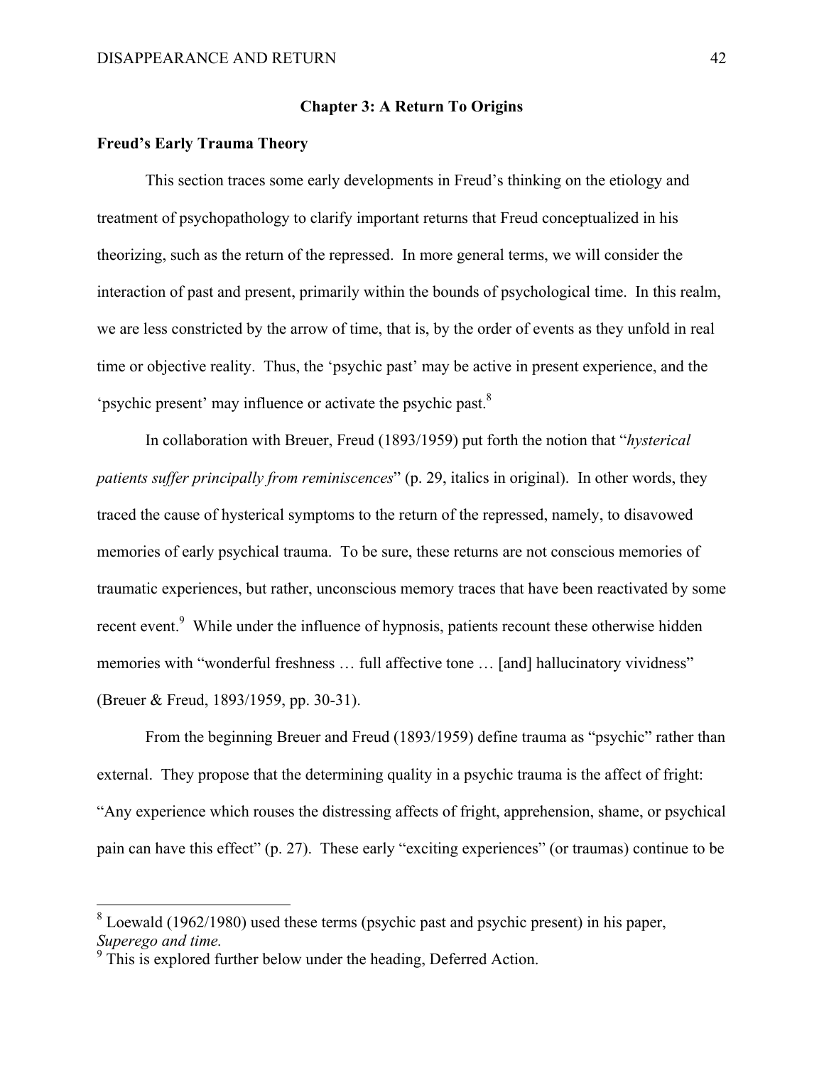## Chapter 3: A Return To Origins

### Freud's Early Trauma Theory

This section traces some early developments in Freud's thinking on the etiology and treatment of psychopathology to clarify important returns that Freud conceptualized in his theorizing, such as the return of the repressed. In more general terms, we will consider the interaction of past and present, primarily within the bounds of psychological time. In this realm, we are less constricted by the arrow of time, that is, by the order of events as they unfold in real time or objective reality. Thus, the 'psychic past' may be active in present experience, and the 'psychic present' may influence or activate the psychic past.[8]

In collaboration with Breuer, Freud (1893/1959) put forth the notion that "*hysterical patients suffer principally from reminiscences*" (p. 29, italics in original). In other words, they traced the cause of hysterical symptoms to the return of the repressed, namely, to disavowed memories of early psychical trauma. To be sure, these returns are not conscious memories of traumatic experiences, but rather, unconscious memory traces that have been reactivated by some recent event.[9] While under the influence of hypnosis, patients recount these otherwise hidden memories with "wonderful freshness … full affective tone … [and] hallucinatory vividness" (Breuer & Freud, 1893/1959, pp. 30-31).

From the beginning Breuer and Freud (1893/1959) define trauma as "psychic" rather than external. They propose that the determining quality in a psychic trauma is the affect of fright: "Any experience which rouses the distressing affects of fright, apprehension, shame, or psychical pain can have this effect" (p. 27). These early "exciting experiences" (or traumas) continue to be

---

[8] Loewald (1962/1980) used these terms (psychic past and psychic present) in his paper, *Superego and time.*

[9] This is explored further below under the heading, Deferred Action.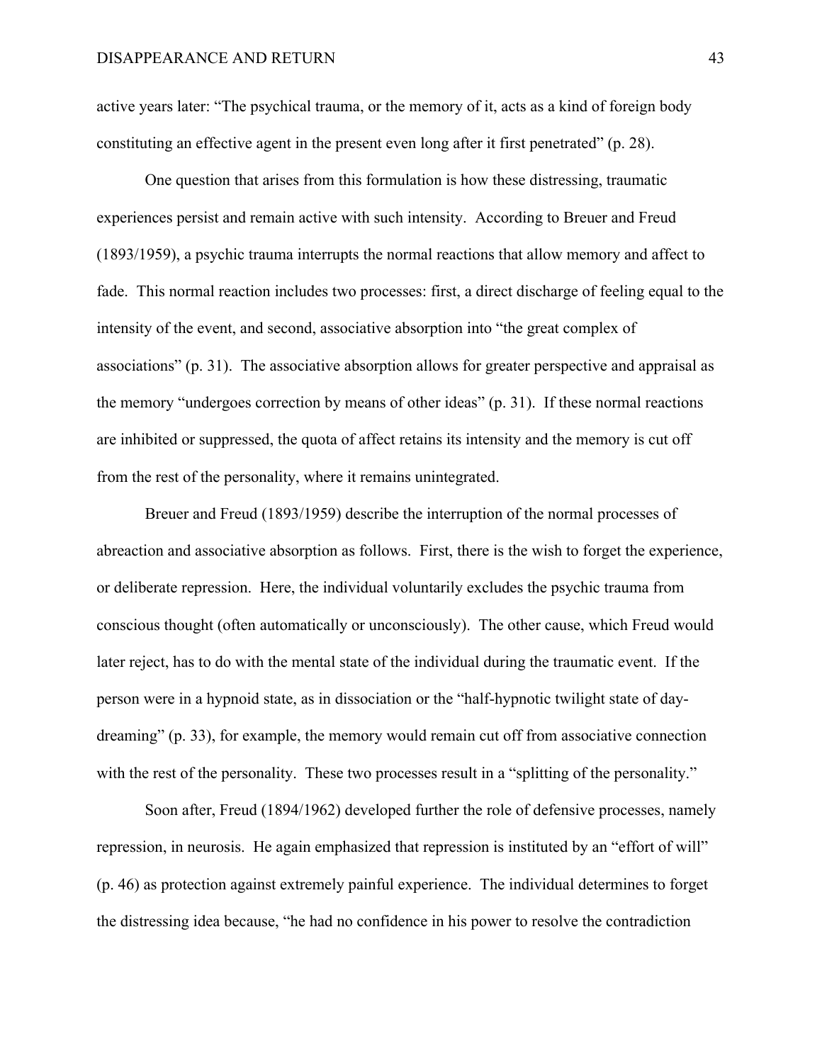active years later: "The psychical trauma, or the memory of it, acts as a kind of foreign body constituting an effective agent in the present even long after it first penetrated" (p. 28).

One question that arises from this formulation is how these distressing, traumatic experiences persist and remain active with such intensity. According to Breuer and Freud (1893/1959), a psychic trauma interrupts the normal reactions that allow memory and affect to fade. This normal reaction includes two processes: first, a direct discharge of feeling equal to the intensity of the event, and second, associative absorption into "the great complex of associations" (p. 31). The associative absorption allows for greater perspective and appraisal as the memory "undergoes correction by means of other ideas" (p. 31). If these normal reactions are inhibited or suppressed, the quota of affect retains its intensity and the memory is cut off from the rest of the personality, where it remains unintegrated.

Breuer and Freud (1893/1959) describe the interruption of the normal processes of abreaction and associative absorption as follows. First, there is the wish to forget the experience, or deliberate repression. Here, the individual voluntarily excludes the psychic trauma from conscious thought (often automatically or unconsciously). The other cause, which Freud would later reject, has to do with the mental state of the individual during the traumatic event. If the person were in a hypnoid state, as in dissociation or the "half-hypnotic twilight state of day-dreaming" (p. 33), for example, the memory would remain cut off from associative connection with the rest of the personality. These two processes result in a "splitting of the personality."

Soon after, Freud (1894/1962) developed further the role of defensive processes, namely repression, in neurosis. He again emphasized that repression is instituted by an "effort of will" (p. 46) as protection against extremely painful experience. The individual determines to forget the distressing idea because, "he had no confidence in his power to resolve the contradiction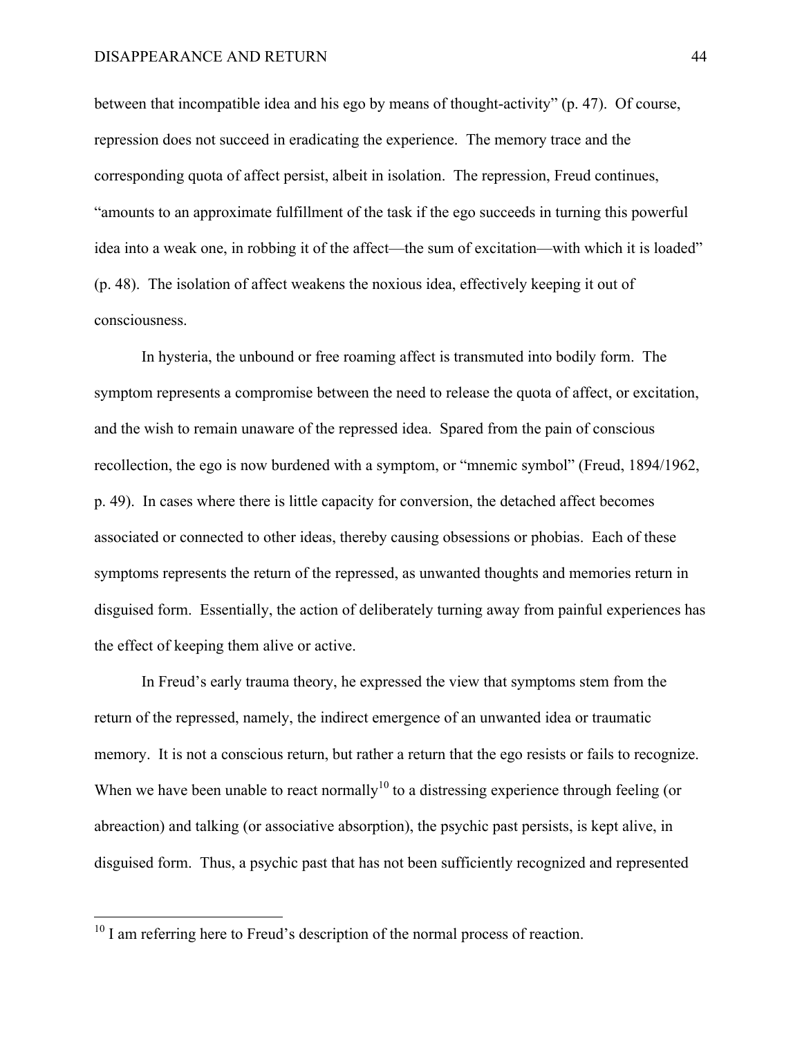between that incompatible idea and his ego by means of thought-activity" (p. 47). Of course, repression does not succeed in eradicating the experience. The memory trace and the corresponding quota of affect persist, albeit in isolation. The repression, Freud continues, "amounts to an approximate fulfillment of the task if the ego succeeds in turning this powerful idea into a weak one, in robbing it of the affect—the sum of excitation—with which it is loaded" (p. 48). The isolation of affect weakens the noxious idea, effectively keeping it out of consciousness.

In hysteria, the unbound or free roaming affect is transmuted into bodily form. The symptom represents a compromise between the need to release the quota of affect, or excitation, and the wish to remain unaware of the repressed idea. Spared from the pain of conscious recollection, the ego is now burdened with a symptom, or "mnemic symbol" (Freud, 1894/1962, p. 49). In cases where there is little capacity for conversion, the detached affect becomes associated or connected to other ideas, thereby causing obsessions or phobias. Each of these symptoms represents the return of the repressed, as unwanted thoughts and memories return in disguised form. Essentially, the action of deliberately turning away from painful experiences has the effect of keeping them alive or active.

In Freud's early trauma theory, he expressed the view that symptoms stem from the return of the repressed, namely, the indirect emergence of an unwanted idea or traumatic memory. It is not a conscious return, but rather a return that the ego resists or fails to recognize. When we have been unable to react normally[10] to a distressing experience through feeling (or abreaction) and talking (or associative absorption), the psychic past persists, is kept alive, in disguised form. Thus, a psychic past that has not been sufficiently recognized and represented

[10] I am referring here to Freud's description of the normal process of reaction.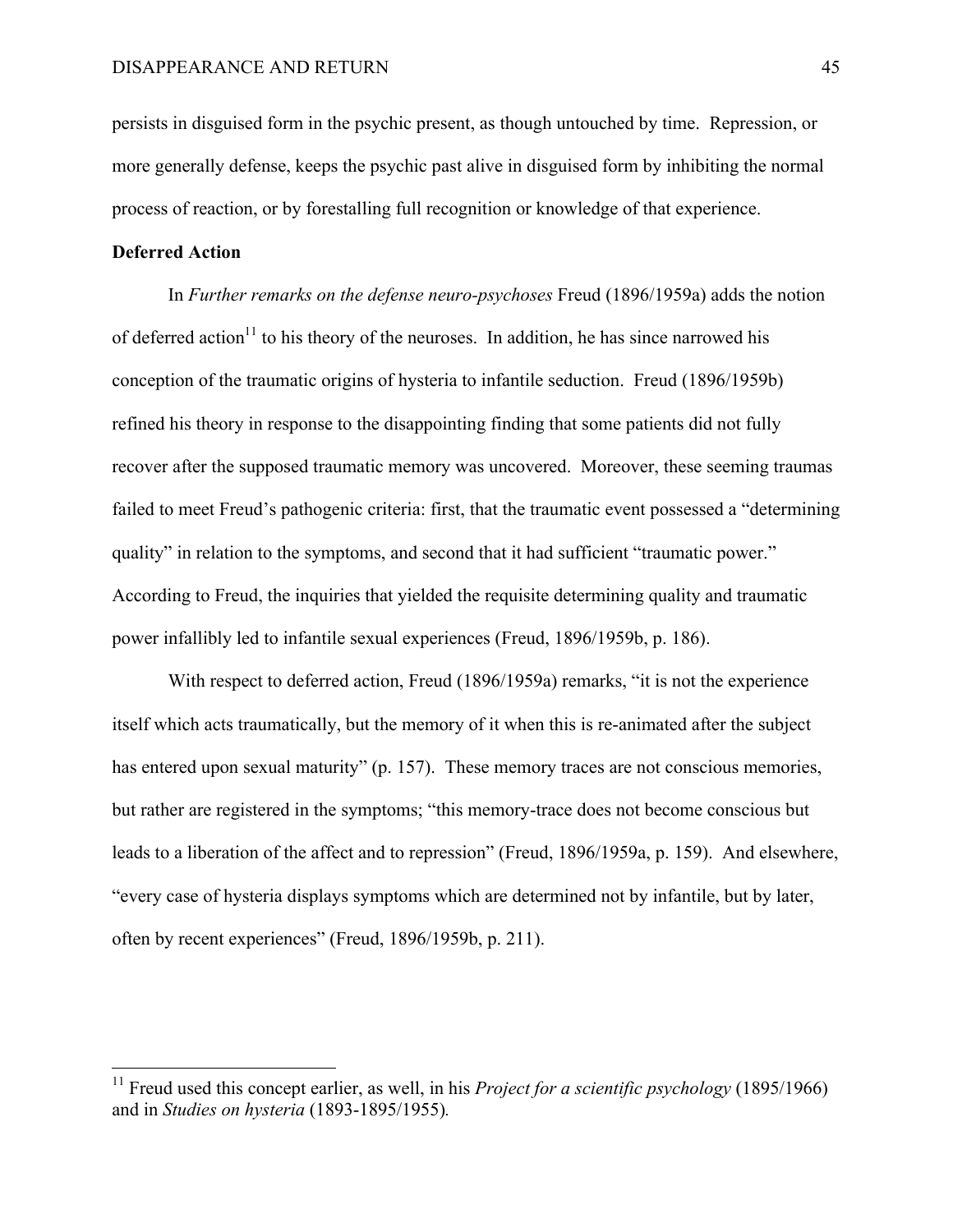persists in disguised form in the psychic present, as though untouched by time. Repression, or more generally defense, keeps the psychic past alive in disguised form by inhibiting the normal process of reaction, or by forestalling full recognition or knowledge of that experience.

**Deferred Action**

In *Further remarks on the defense neuro-psychoses* Freud (1896/1959a) adds the notion of deferred action[11] to his theory of the neuroses. In addition, he has since narrowed his conception of the traumatic origins of hysteria to infantile seduction. Freud (1896/1959b) refined his theory in response to the disappointing finding that some patients did not fully recover after the supposed traumatic memory was uncovered. Moreover, these seeming traumas failed to meet Freud's pathogenic criteria: first, that the traumatic event possessed a "determining quality" in relation to the symptoms, and second that it had sufficient "traumatic power." According to Freud, the inquiries that yielded the requisite determining quality and traumatic power infallibly led to infantile sexual experiences (Freud, 1896/1959b, p. 186).

With respect to deferred action, Freud (1896/1959a) remarks, "it is not the experience itself which acts traumatically, but the memory of it when this is re-animated after the subject has entered upon sexual maturity" (p. 157). These memory traces are not conscious memories, but rather are registered in the symptoms; "this memory-trace does not become conscious but leads to a liberation of the affect and to repression" (Freud, 1896/1959a, p. 159). And elsewhere, "every case of hysteria displays symptoms which are determined not by infantile, but by later, often by recent experiences" (Freud, 1896/1959b, p. 211).

---

[11] Freud used this concept earlier, as well, in his *Project for a scientific psychology* (1895/1966) and in *Studies on hysteria* (1893-1895/1955).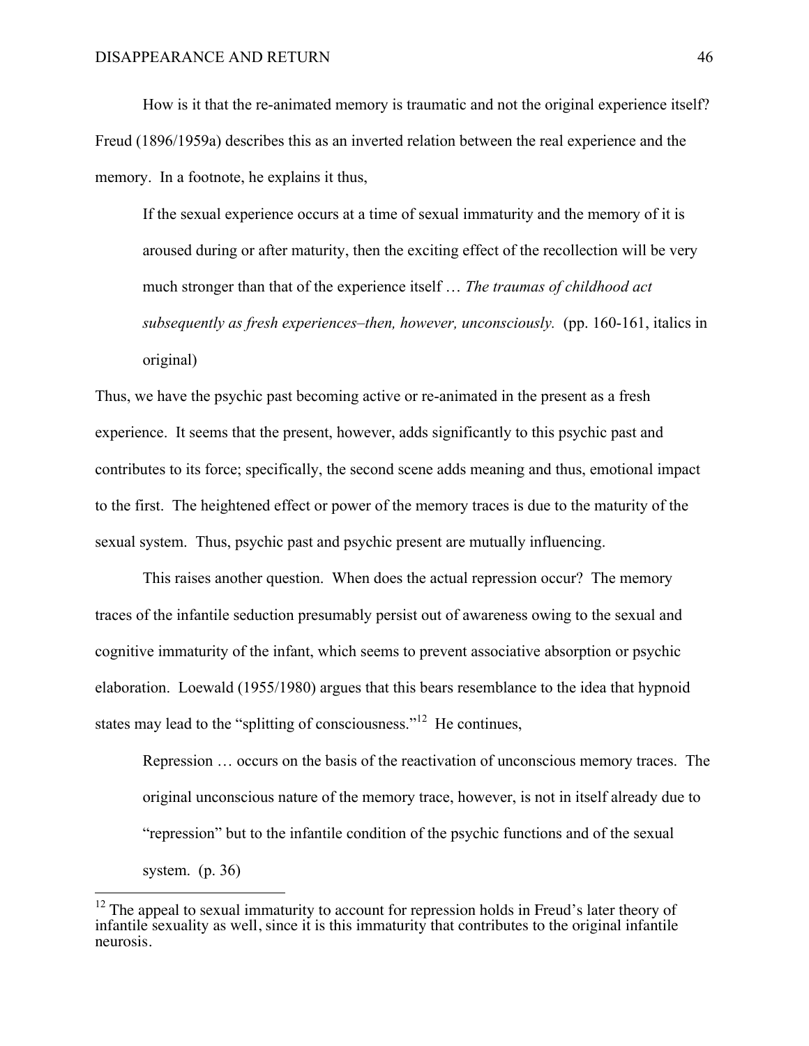How is it that the re-animated memory is traumatic and not the original experience itself? Freud (1896/1959a) describes this as an inverted relation between the real experience and the memory. In a footnote, he explains it thus,

> If the sexual experience occurs at a time of sexual immaturity and the memory of it is aroused during or after maturity, then the exciting effect of the recollection will be very much stronger than that of the experience itself … *The traumas of childhood act subsequently as fresh experiences–then, however, unconsciously.* (pp. 160-161, italics in original)

Thus, we have the psychic past becoming active or re-animated in the present as a fresh experience. It seems that the present, however, adds significantly to this psychic past and contributes to its force; specifically, the second scene adds meaning and thus, emotional impact to the first. The heightened effect or power of the memory traces is due to the maturity of the sexual system. Thus, psychic past and psychic present are mutually influencing.

This raises another question. When does the actual repression occur? The memory traces of the infantile seduction presumably persist out of awareness owing to the sexual and cognitive immaturity of the infant, which seems to prevent associative absorption or psychic elaboration. Loewald (1955/1980) argues that this bears resemblance to the idea that hypnoid states may lead to the "splitting of consciousness."[12] He continues,

> Repression … occurs on the basis of the reactivation of unconscious memory traces. The original unconscious nature of the memory trace, however, is not in itself already due to "repression" but to the infantile condition of the psychic functions and of the sexual system. (p. 36)

[12] The appeal to sexual immaturity to account for repression holds in Freud's later theory of infantile sexuality as well, since it is this immaturity that contributes to the original infantile neurosis.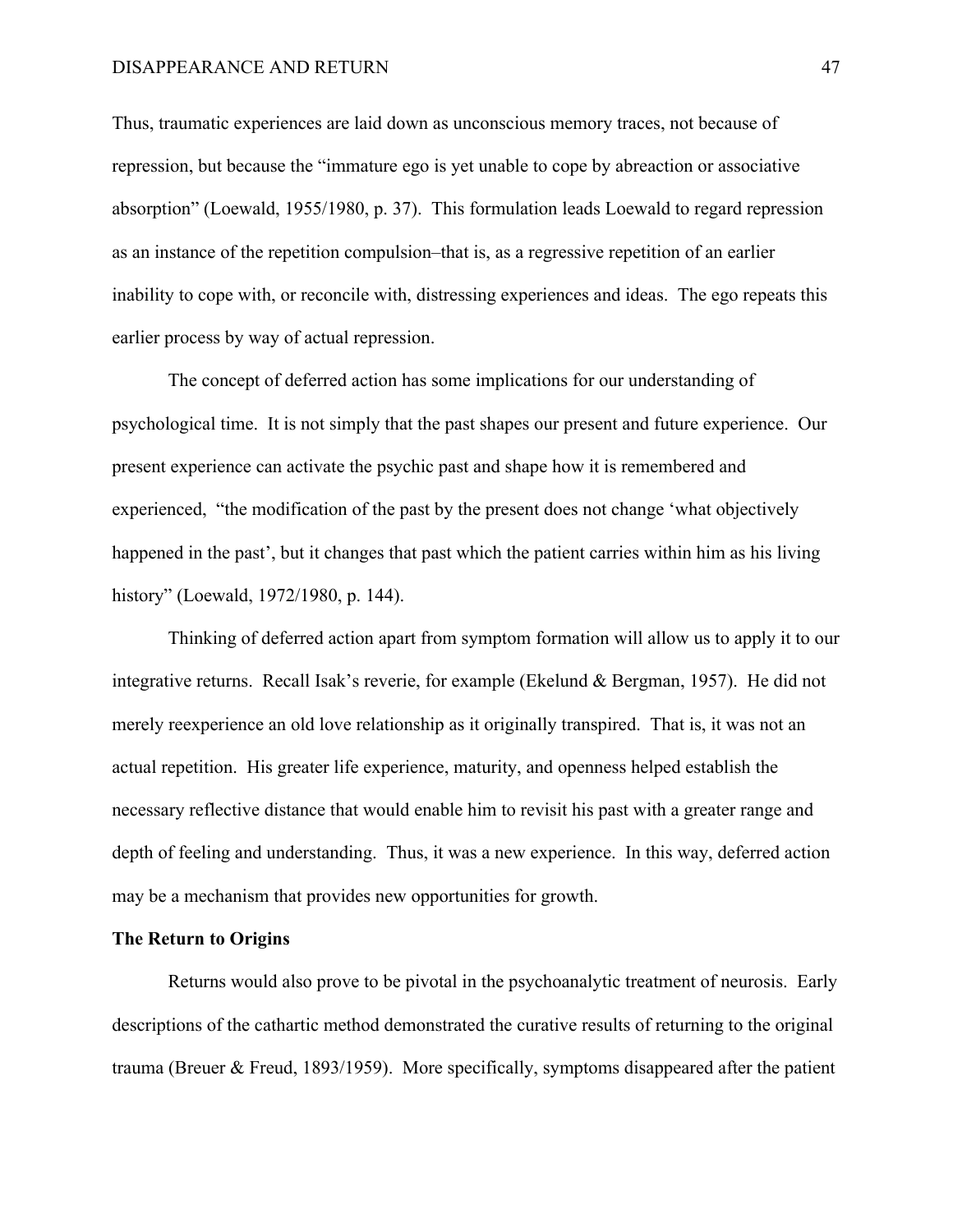Thus, traumatic experiences are laid down as unconscious memory traces, not because of repression, but because the "immature ego is yet unable to cope by abreaction or associative absorption" (Loewald, 1955/1980, p. 37). This formulation leads Loewald to regard repression as an instance of the repetition compulsion–that is, as a regressive repetition of an earlier inability to cope with, or reconcile with, distressing experiences and ideas. The ego repeats this earlier process by way of actual repression.

The concept of deferred action has some implications for our understanding of psychological time. It is not simply that the past shapes our present and future experience. Our present experience can activate the psychic past and shape how it is remembered and experienced, "the modification of the past by the present does not change 'what objectively happened in the past', but it changes that past which the patient carries within him as his living history" (Loewald, 1972/1980, p. 144).

Thinking of deferred action apart from symptom formation will allow us to apply it to our integrative returns. Recall Isak's reverie, for example (Ekelund & Bergman, 1957). He did not merely reexperience an old love relationship as it originally transpired. That is, it was not an actual repetition. His greater life experience, maturity, and openness helped establish the necessary reflective distance that would enable him to revisit his past with a greater range and depth of feeling and understanding. Thus, it was a new experience. In this way, deferred action may be a mechanism that provides new opportunities for growth.

**The Return to Origins**

Returns would also prove to be pivotal in the psychoanalytic treatment of neurosis. Early descriptions of the cathartic method demonstrated the curative results of returning to the original trauma (Breuer & Freud, 1893/1959). More specifically, symptoms disappeared after the patient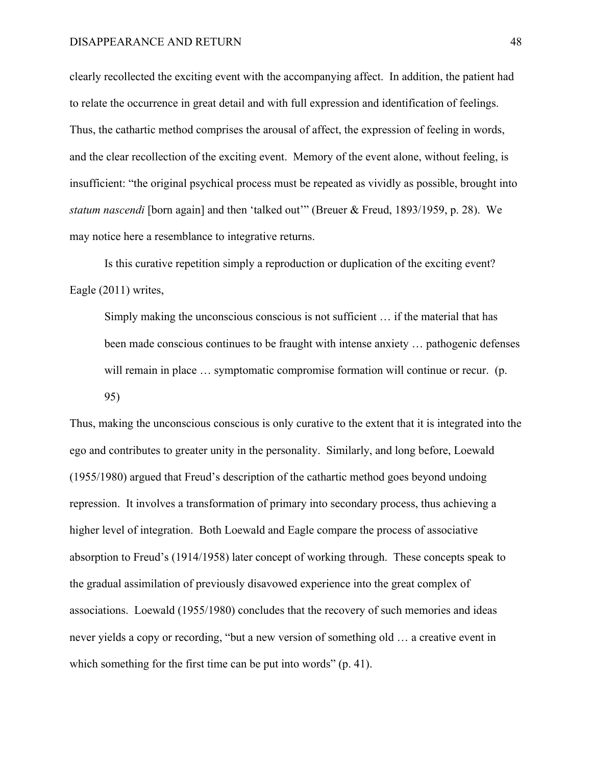clearly recollected the exciting event with the accompanying affect. In addition, the patient had to relate the occurrence in great detail and with full expression and identification of feelings. Thus, the cathartic method comprises the arousal of affect, the expression of feeling in words, and the clear recollection of the exciting event. Memory of the event alone, without feeling, is insufficient: "the original psychical process must be repeated as vividly as possible, brought into *statum nascendi* [born again] and then 'talked out'" (Breuer & Freud, 1893/1959, p. 28). We may notice here a resemblance to integrative returns.

Is this curative repetition simply a reproduction or duplication of the exciting event? Eagle (2011) writes,

> Simply making the unconscious conscious is not sufficient … if the material that has been made conscious continues to be fraught with intense anxiety … pathogenic defenses will remain in place … symptomatic compromise formation will continue or recur. (p. 95)

Thus, making the unconscious conscious is only curative to the extent that it is integrated into the ego and contributes to greater unity in the personality. Similarly, and long before, Loewald (1955/1980) argued that Freud's description of the cathartic method goes beyond undoing repression. It involves a transformation of primary into secondary process, thus achieving a higher level of integration. Both Loewald and Eagle compare the process of associative absorption to Freud's (1914/1958) later concept of working through. These concepts speak to the gradual assimilation of previously disavowed experience into the great complex of associations. Loewald (1955/1980) concludes that the recovery of such memories and ideas never yields a copy or recording, "but a new version of something old … a creative event in which something for the first time can be put into words" (p. 41).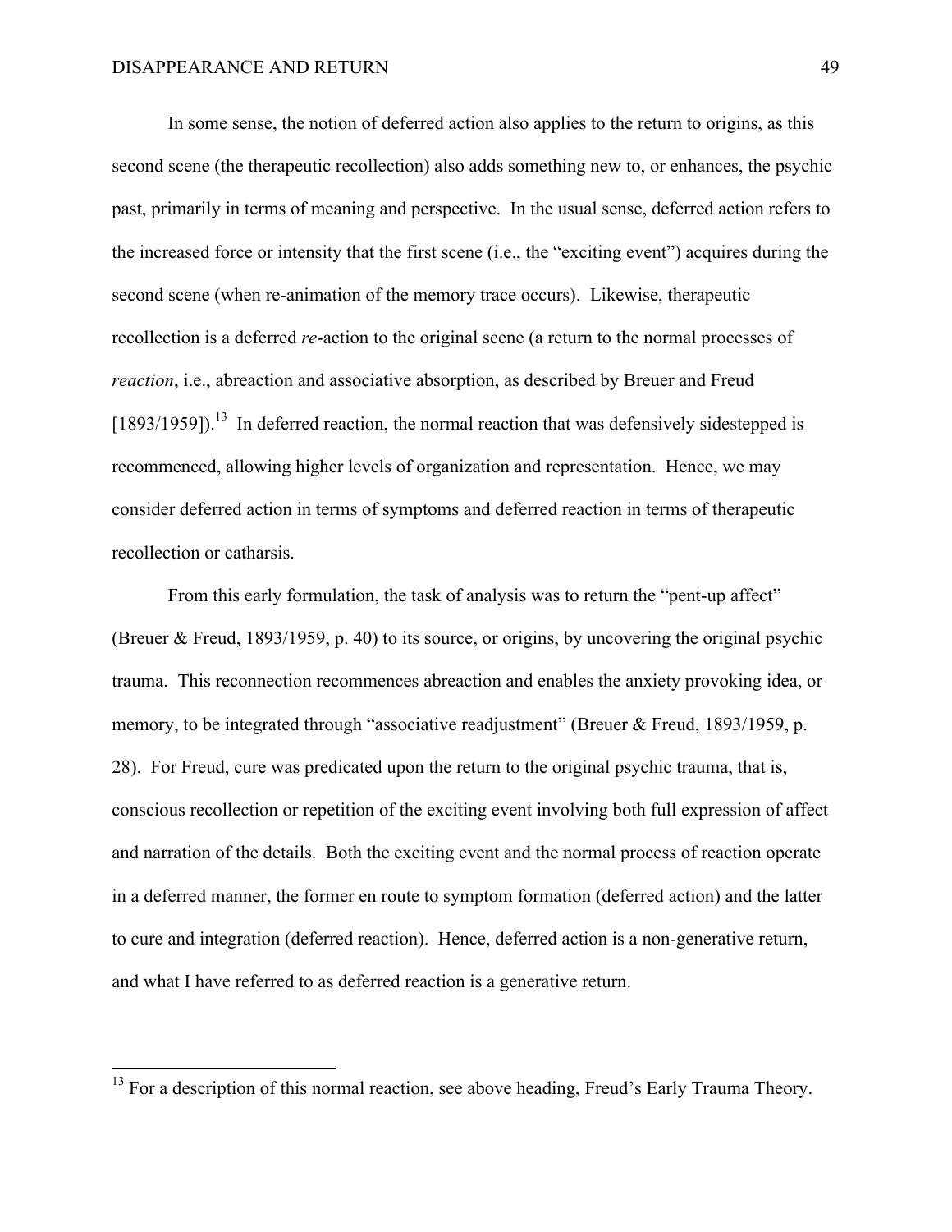In some sense, the notion of deferred action also applies to the return to origins, as this second scene (the therapeutic recollection) also adds something new to, or enhances, the psychic past, primarily in terms of meaning and perspective. In the usual sense, deferred action refers to the increased force or intensity that the first scene (i.e., the "exciting event") acquires during the second scene (when re-animation of the memory trace occurs). Likewise, therapeutic recollection is a deferred *re*-action to the original scene (a return to the normal processes of *reaction*, i.e., abreaction and associative absorption, as described by Breuer and Freud [1893/1959]).[13] In deferred reaction, the normal reaction that was defensively sidestepped is recommenced, allowing higher levels of organization and representation. Hence, we may consider deferred action in terms of symptoms and deferred reaction in terms of therapeutic recollection or catharsis.

From this early formulation, the task of analysis was to return the "pent-up affect" (Breuer & Freud, 1893/1959, p. 40) to its source, or origins, by uncovering the original psychic trauma. This reconnection recommences abreaction and enables the anxiety provoking idea, or memory, to be integrated through "associative readjustment" (Breuer & Freud, 1893/1959, p. 28). For Freud, cure was predicated upon the return to the original psychic trauma, that is, conscious recollection or repetition of the exciting event involving both full expression of affect and narration of the details. Both the exciting event and the normal process of reaction operate in a deferred manner, the former en route to symptom formation (deferred action) and the latter to cure and integration (deferred reaction). Hence, deferred action is a non-generative return, and what I have referred to as deferred reaction is a generative return.

[13] For a description of this normal reaction, see above heading, Freud's Early Trauma Theory.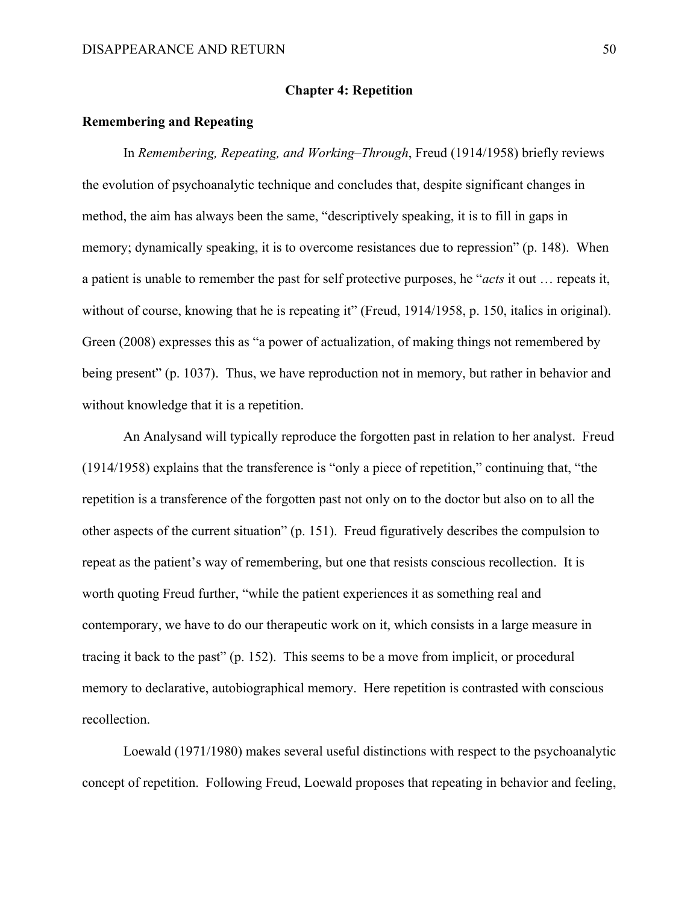## Chapter 4: Repetition

### Remembering and Repeating

In *Remembering, Repeating, and Working–Through*, Freud (1914/1958) briefly reviews the evolution of psychoanalytic technique and concludes that, despite significant changes in method, the aim has always been the same, "descriptively speaking, it is to fill in gaps in memory; dynamically speaking, it is to overcome resistances due to repression" (p. 148). When a patient is unable to remember the past for self protective purposes, he "*acts* it out … repeats it, without of course, knowing that he is repeating it" (Freud, 1914/1958, p. 150, italics in original). Green (2008) expresses this as "a power of actualization, of making things not remembered by being present" (p. 1037). Thus, we have reproduction not in memory, but rather in behavior and without knowledge that it is a repetition.

An Analysand will typically reproduce the forgotten past in relation to her analyst. Freud (1914/1958) explains that the transference is "only a piece of repetition," continuing that, "the repetition is a transference of the forgotten past not only on to the doctor but also on to all the other aspects of the current situation" (p. 151). Freud figuratively describes the compulsion to repeat as the patient's way of remembering, but one that resists conscious recollection. It is worth quoting Freud further, "while the patient experiences it as something real and contemporary, we have to do our therapeutic work on it, which consists in a large measure in tracing it back to the past" (p. 152). This seems to be a move from implicit, or procedural memory to declarative, autobiographical memory. Here repetition is contrasted with conscious recollection.

Loewald (1971/1980) makes several useful distinctions with respect to the psychoanalytic concept of repetition. Following Freud, Loewald proposes that repeating in behavior and feeling,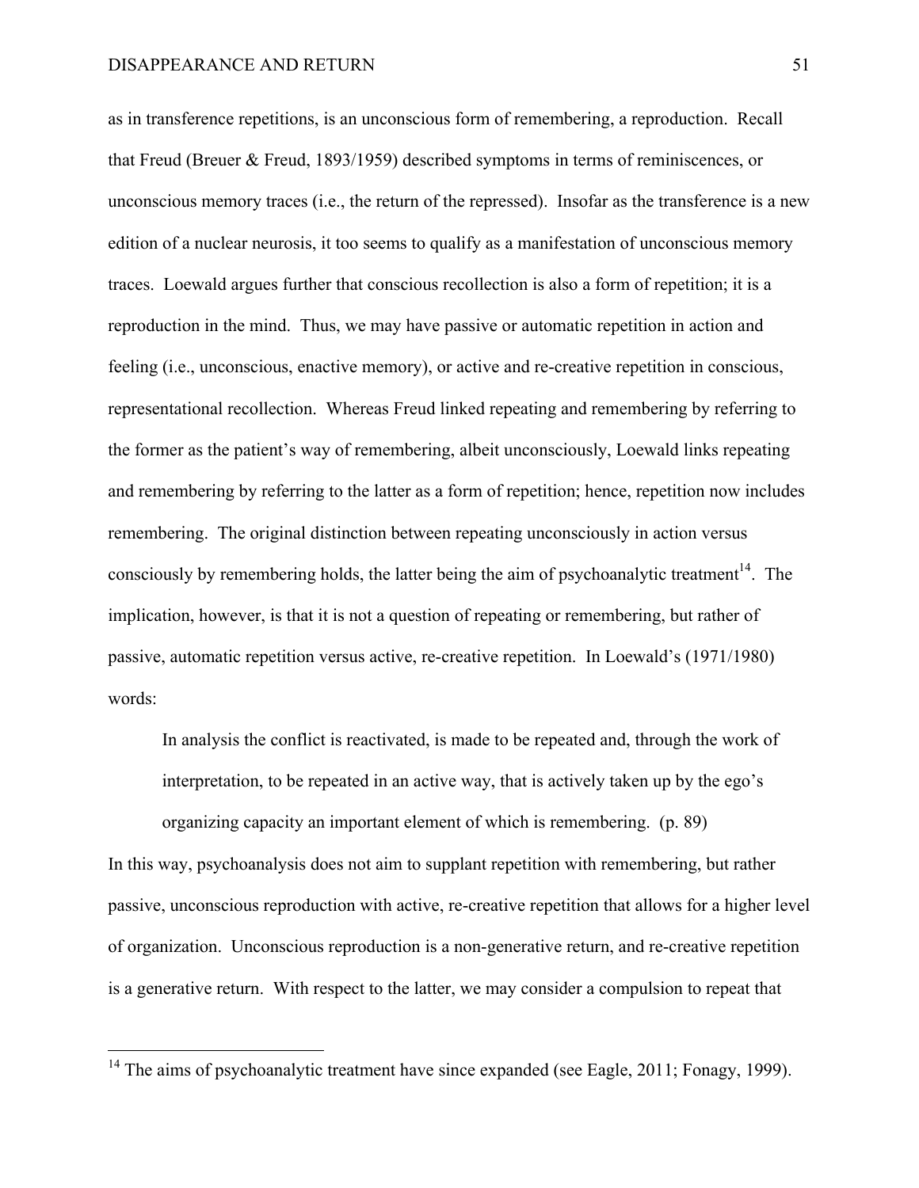as in transference repetitions, is an unconscious form of remembering, a reproduction. Recall that Freud (Breuer & Freud, 1893/1959) described symptoms in terms of reminiscences, or unconscious memory traces (i.e., the return of the repressed). Insofar as the transference is a new edition of a nuclear neurosis, it too seems to qualify as a manifestation of unconscious memory traces. Loewald argues further that conscious recollection is also a form of repetition; it is a reproduction in the mind. Thus, we may have passive or automatic repetition in action and feeling (i.e., unconscious, enactive memory), or active and re-creative repetition in conscious, representational recollection. Whereas Freud linked repeating and remembering by referring to the former as the patient's way of remembering, albeit unconsciously, Loewald links repeating and remembering by referring to the latter as a form of repetition; hence, repetition now includes remembering. The original distinction between repeating unconsciously in action versus consciously by remembering holds, the latter being the aim of psychoanalytic treatment[14]. The implication, however, is that it is not a question of repeating or remembering, but rather of passive, automatic repetition versus active, re-creative repetition. In Loewald's (1971/1980) words:

> In analysis the conflict is reactivated, is made to be repeated and, through the work of interpretation, to be repeated in an active way, that is actively taken up by the ego's organizing capacity an important element of which is remembering. (p. 89)

In this way, psychoanalysis does not aim to supplant repetition with remembering, but rather passive, unconscious reproduction with active, re-creative repetition that allows for a higher level of organization. Unconscious reproduction is a non-generative return, and re-creative repetition is a generative return. With respect to the latter, we may consider a compulsion to repeat that

[14] The aims of psychoanalytic treatment have since expanded (see Eagle, 2011; Fonagy, 1999).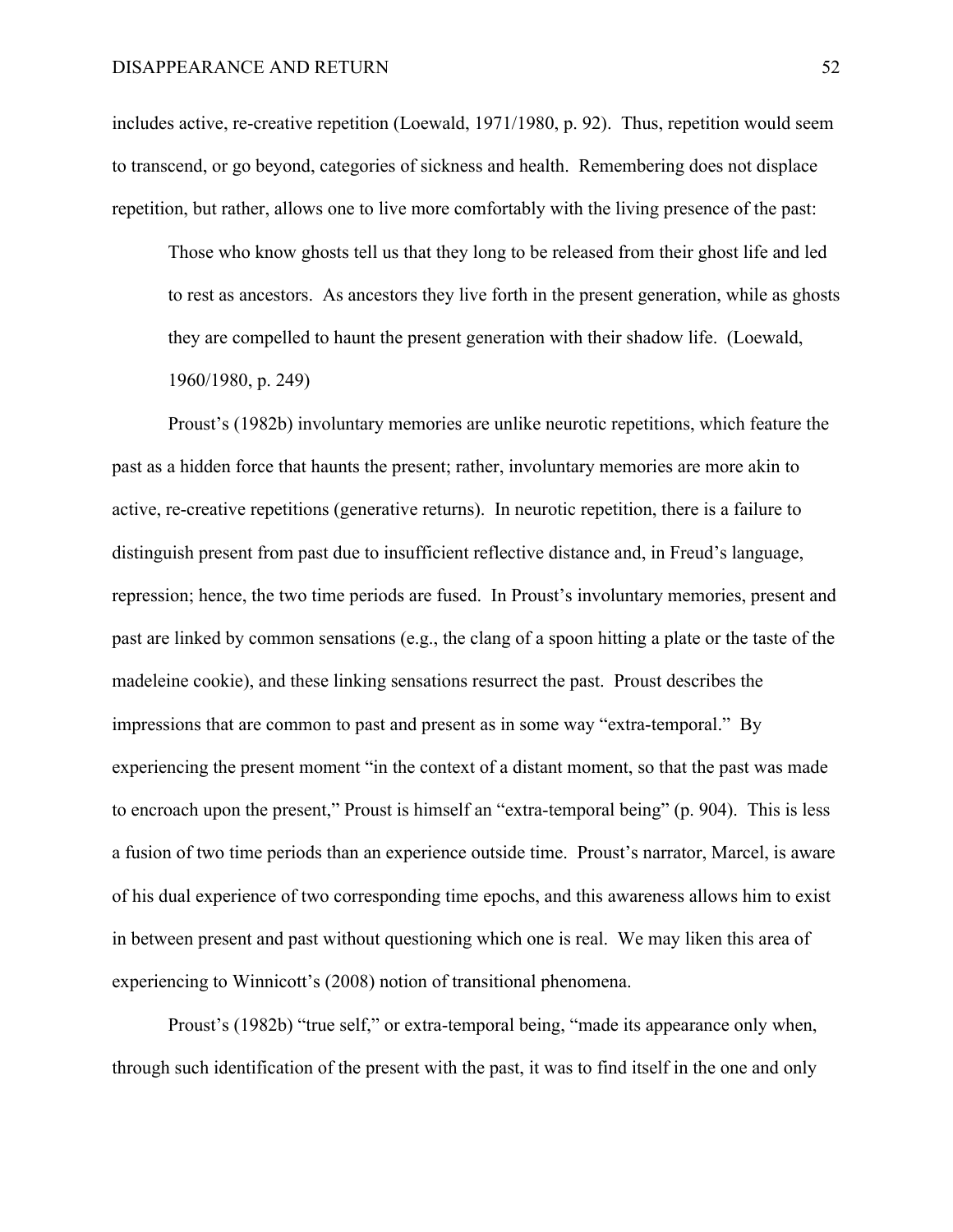includes active, re-creative repetition (Loewald, 1971/1980, p. 92). Thus, repetition would seem to transcend, or go beyond, categories of sickness and health. Remembering does not displace repetition, but rather, allows one to live more comfortably with the living presence of the past:

> Those who know ghosts tell us that they long to be released from their ghost life and led to rest as ancestors. As ancestors they live forth in the present generation, while as ghosts they are compelled to haunt the present generation with their shadow life. (Loewald, 1960/1980, p. 249)

Proust's (1982b) involuntary memories are unlike neurotic repetitions, which feature the past as a hidden force that haunts the present; rather, involuntary memories are more akin to active, re-creative repetitions (generative returns). In neurotic repetition, there is a failure to distinguish present from past due to insufficient reflective distance and, in Freud's language, repression; hence, the two time periods are fused. In Proust's involuntary memories, present and past are linked by common sensations (e.g., the clang of a spoon hitting a plate or the taste of the madeleine cookie), and these linking sensations resurrect the past. Proust describes the impressions that are common to past and present as in some way "extra-temporal." By experiencing the present moment "in the context of a distant moment, so that the past was made to encroach upon the present," Proust is himself an "extra-temporal being" (p. 904). This is less a fusion of two time periods than an experience outside time. Proust's narrator, Marcel, is aware of his dual experience of two corresponding time epochs, and this awareness allows him to exist in between present and past without questioning which one is real. We may liken this area of experiencing to Winnicott's (2008) notion of transitional phenomena.

Proust's (1982b) "true self," or extra-temporal being, "made its appearance only when, through such identification of the present with the past, it was to find itself in the one and only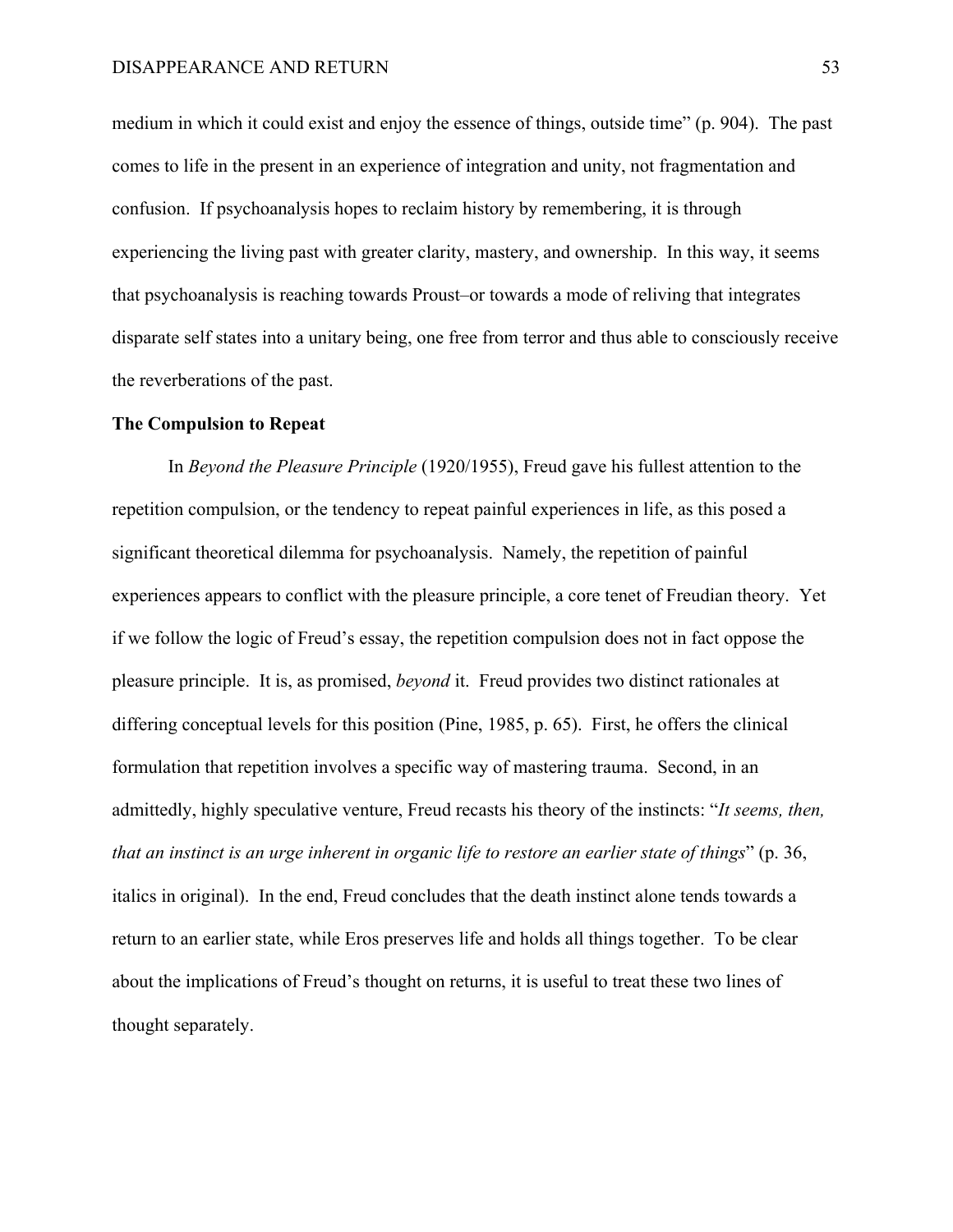medium in which it could exist and enjoy the essence of things, outside time" (p. 904). The past comes to life in the present in an experience of integration and unity, not fragmentation and confusion. If psychoanalysis hopes to reclaim history by remembering, it is through experiencing the living past with greater clarity, mastery, and ownership. In this way, it seems that psychoanalysis is reaching towards Proust–or towards a mode of reliving that integrates disparate self states into a unitary being, one free from terror and thus able to consciously receive the reverberations of the past.

**The Compulsion to Repeat**

In *Beyond the Pleasure Principle* (1920/1955), Freud gave his fullest attention to the repetition compulsion, or the tendency to repeat painful experiences in life, as this posed a significant theoretical dilemma for psychoanalysis. Namely, the repetition of painful experiences appears to conflict with the pleasure principle, a core tenet of Freudian theory. Yet if we follow the logic of Freud's essay, the repetition compulsion does not in fact oppose the pleasure principle. It is, as promised, *beyond* it. Freud provides two distinct rationales at differing conceptual levels for this position (Pine, 1985, p. 65). First, he offers the clinical formulation that repetition involves a specific way of mastering trauma. Second, in an admittedly, highly speculative venture, Freud recasts his theory of the instincts: "*It seems, then, that an instinct is an urge inherent in organic life to restore an earlier state of things*" (p. 36, italics in original). In the end, Freud concludes that the death instinct alone tends towards a return to an earlier state, while Eros preserves life and holds all things together. To be clear about the implications of Freud's thought on returns, it is useful to treat these two lines of thought separately.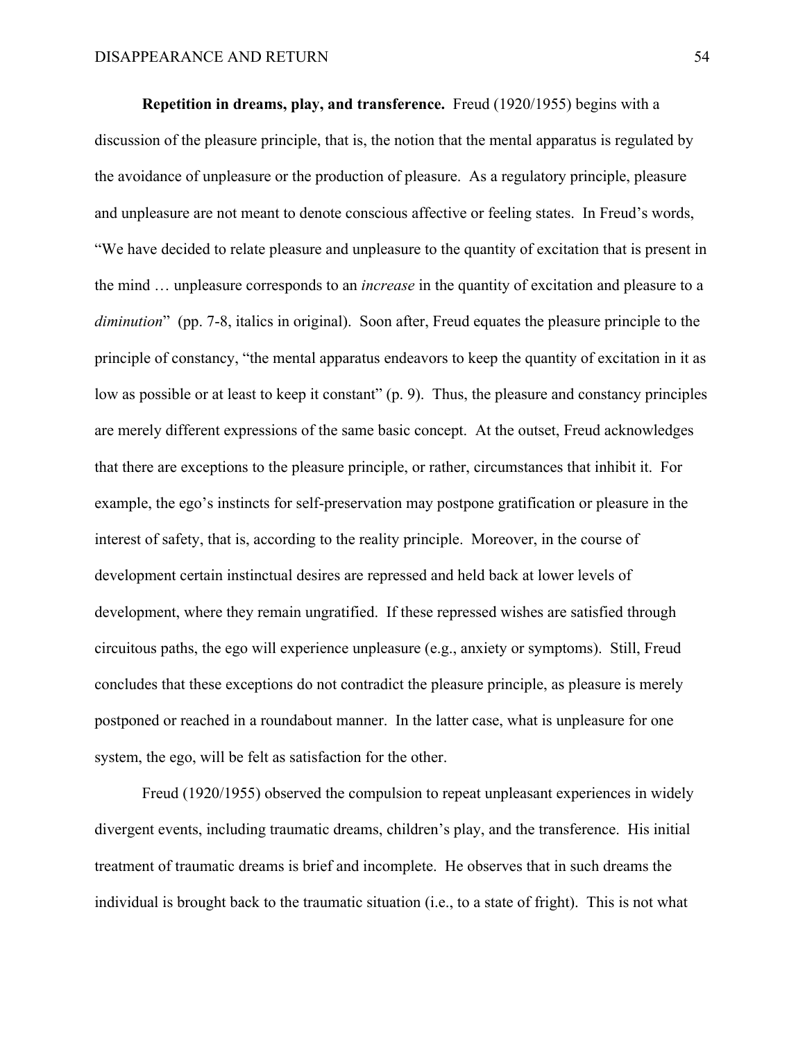**Repetition in dreams, play, and transference.** Freud (1920/1955) begins with a discussion of the pleasure principle, that is, the notion that the mental apparatus is regulated by the avoidance of unpleasure or the production of pleasure. As a regulatory principle, pleasure and unpleasure are not meant to denote conscious affective or feeling states. In Freud's words, "We have decided to relate pleasure and unpleasure to the quantity of excitation that is present in the mind … unpleasure corresponds to an *increase* in the quantity of excitation and pleasure to a *diminution*" (pp. 7-8, italics in original). Soon after, Freud equates the pleasure principle to the principle of constancy, "the mental apparatus endeavors to keep the quantity of excitation in it as low as possible or at least to keep it constant" (p. 9). Thus, the pleasure and constancy principles are merely different expressions of the same basic concept. At the outset, Freud acknowledges that there are exceptions to the pleasure principle, or rather, circumstances that inhibit it. For example, the ego's instincts for self-preservation may postpone gratification or pleasure in the interest of safety, that is, according to the reality principle. Moreover, in the course of development certain instinctual desires are repressed and held back at lower levels of development, where they remain ungratified. If these repressed wishes are satisfied through circuitous paths, the ego will experience unpleasure (e.g., anxiety or symptoms). Still, Freud concludes that these exceptions do not contradict the pleasure principle, as pleasure is merely postponed or reached in a roundabout manner. In the latter case, what is unpleasure for one system, the ego, will be felt as satisfaction for the other.

Freud (1920/1955) observed the compulsion to repeat unpleasant experiences in widely divergent events, including traumatic dreams, children's play, and the transference. His initial treatment of traumatic dreams is brief and incomplete. He observes that in such dreams the individual is brought back to the traumatic situation (i.e., to a state of fright). This is not what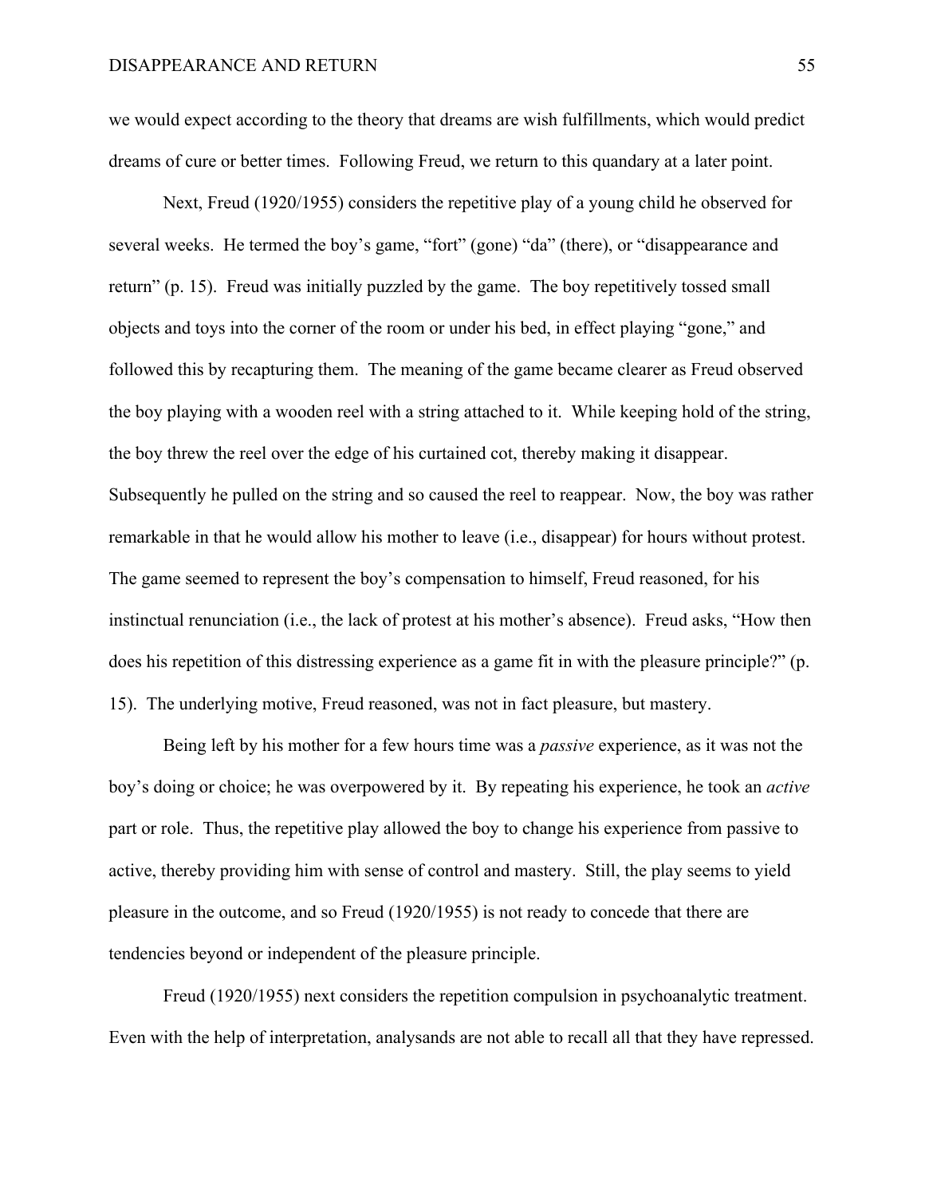we would expect according to the theory that dreams are wish fulfillments, which would predict dreams of cure or better times. Following Freud, we return to this quandary at a later point.

Next, Freud (1920/1955) considers the repetitive play of a young child he observed for several weeks. He termed the boy's game, "fort" (gone) "da" (there), or "disappearance and return" (p. 15). Freud was initially puzzled by the game. The boy repetitively tossed small objects and toys into the corner of the room or under his bed, in effect playing "gone," and followed this by recapturing them. The meaning of the game became clearer as Freud observed the boy playing with a wooden reel with a string attached to it. While keeping hold of the string, the boy threw the reel over the edge of his curtained cot, thereby making it disappear. Subsequently he pulled on the string and so caused the reel to reappear. Now, the boy was rather remarkable in that he would allow his mother to leave (i.e., disappear) for hours without protest. The game seemed to represent the boy's compensation to himself, Freud reasoned, for his instinctual renunciation (i.e., the lack of protest at his mother's absence). Freud asks, "How then does his repetition of this distressing experience as a game fit in with the pleasure principle?" (p. 15). The underlying motive, Freud reasoned, was not in fact pleasure, but mastery.

Being left by his mother for a few hours time was a *passive* experience, as it was not the boy's doing or choice; he was overpowered by it. By repeating his experience, he took an *active* part or role. Thus, the repetitive play allowed the boy to change his experience from passive to active, thereby providing him with sense of control and mastery. Still, the play seems to yield pleasure in the outcome, and so Freud (1920/1955) is not ready to concede that there are tendencies beyond or independent of the pleasure principle.

Freud (1920/1955) next considers the repetition compulsion in psychoanalytic treatment. Even with the help of interpretation, analysands are not able to recall all that they have repressed.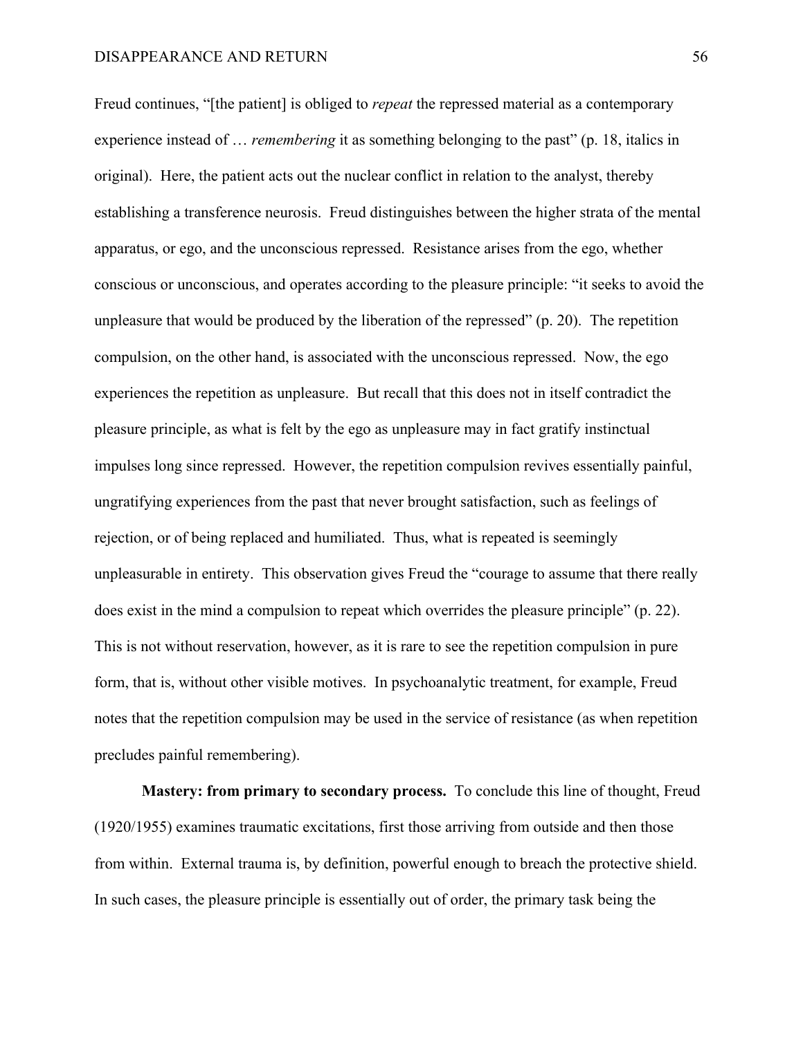Freud continues, "[the patient] is obliged to *repeat* the repressed material as a contemporary experience instead of … *remembering* it as something belonging to the past" (p. 18, italics in original). Here, the patient acts out the nuclear conflict in relation to the analyst, thereby establishing a transference neurosis. Freud distinguishes between the higher strata of the mental apparatus, or ego, and the unconscious repressed. Resistance arises from the ego, whether conscious or unconscious, and operates according to the pleasure principle: "it seeks to avoid the unpleasure that would be produced by the liberation of the repressed" (p. 20). The repetition compulsion, on the other hand, is associated with the unconscious repressed. Now, the ego experiences the repetition as unpleasure. But recall that this does not in itself contradict the pleasure principle, as what is felt by the ego as unpleasure may in fact gratify instinctual impulses long since repressed. However, the repetition compulsion revives essentially painful, ungratifying experiences from the past that never brought satisfaction, such as feelings of rejection, or of being replaced and humiliated. Thus, what is repeated is seemingly unpleasurable in entirety. This observation gives Freud the "courage to assume that there really does exist in the mind a compulsion to repeat which overrides the pleasure principle" (p. 22). This is not without reservation, however, as it is rare to see the repetition compulsion in pure form, that is, without other visible motives. In psychoanalytic treatment, for example, Freud notes that the repetition compulsion may be used in the service of resistance (as when repetition precludes painful remembering).

**Mastery: from primary to secondary process.** To conclude this line of thought, Freud (1920/1955) examines traumatic excitations, first those arriving from outside and then those from within. External trauma is, by definition, powerful enough to breach the protective shield. In such cases, the pleasure principle is essentially out of order, the primary task being the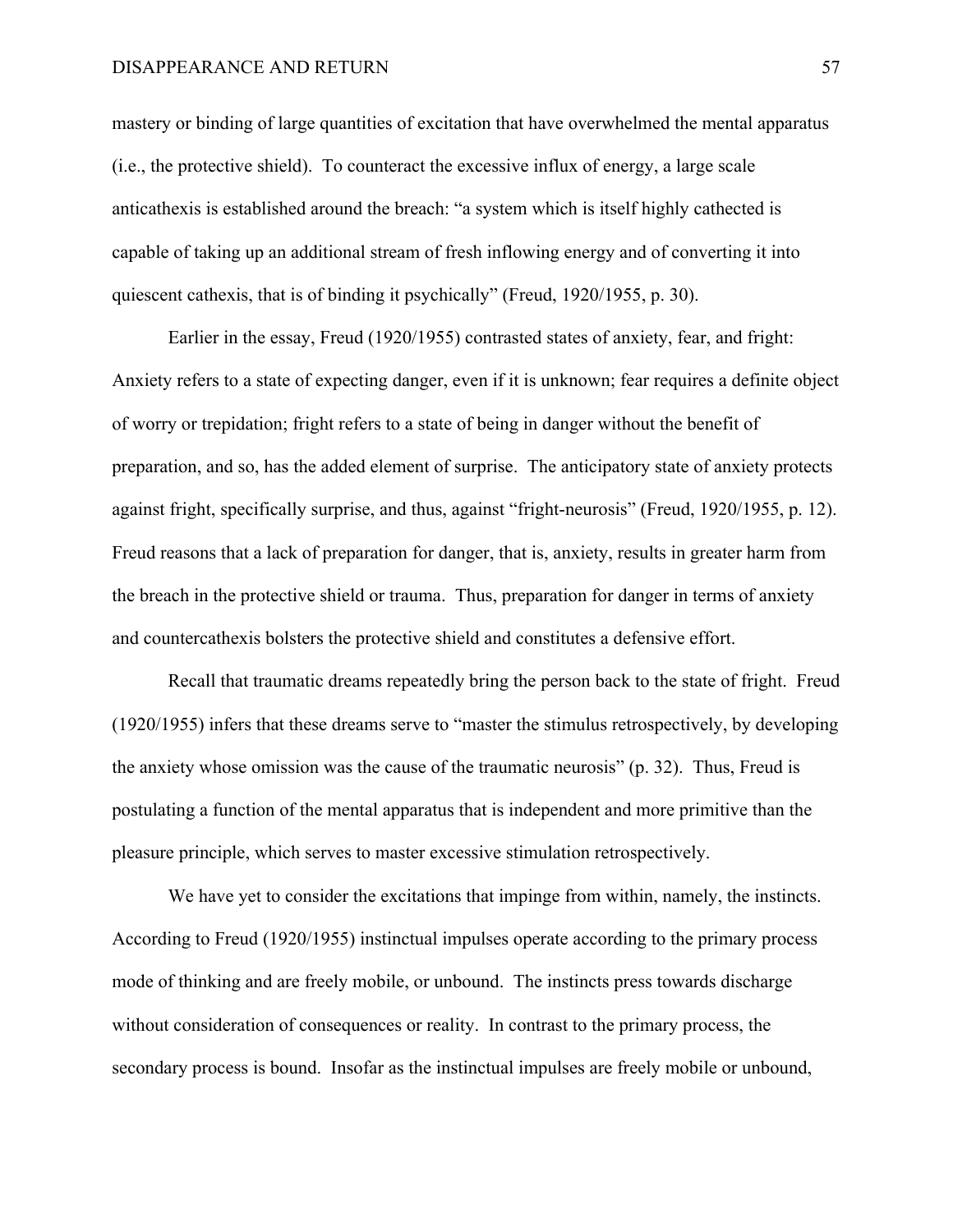mastery or binding of large quantities of excitation that have overwhelmed the mental apparatus (i.e., the protective shield). To counteract the excessive influx of energy, a large scale anticathexis is established around the breach: "a system which is itself highly cathected is capable of taking up an additional stream of fresh inflowing energy and of converting it into quiescent cathexis, that is of binding it psychically" (Freud, 1920/1955, p. 30).

Earlier in the essay, Freud (1920/1955) contrasted states of anxiety, fear, and fright: Anxiety refers to a state of expecting danger, even if it is unknown; fear requires a definite object of worry or trepidation; fright refers to a state of being in danger without the benefit of preparation, and so, has the added element of surprise. The anticipatory state of anxiety protects against fright, specifically surprise, and thus, against "fright-neurosis" (Freud, 1920/1955, p. 12). Freud reasons that a lack of preparation for danger, that is, anxiety, results in greater harm from the breach in the protective shield or trauma. Thus, preparation for danger in terms of anxiety and countercathexis bolsters the protective shield and constitutes a defensive effort.

Recall that traumatic dreams repeatedly bring the person back to the state of fright. Freud (1920/1955) infers that these dreams serve to "master the stimulus retrospectively, by developing the anxiety whose omission was the cause of the traumatic neurosis" (p. 32). Thus, Freud is postulating a function of the mental apparatus that is independent and more primitive than the pleasure principle, which serves to master excessive stimulation retrospectively.

We have yet to consider the excitations that impinge from within, namely, the instincts. According to Freud (1920/1955) instinctual impulses operate according to the primary process mode of thinking and are freely mobile, or unbound. The instincts press towards discharge without consideration of consequences or reality. In contrast to the primary process, the secondary process is bound. Insofar as the instinctual impulses are freely mobile or unbound,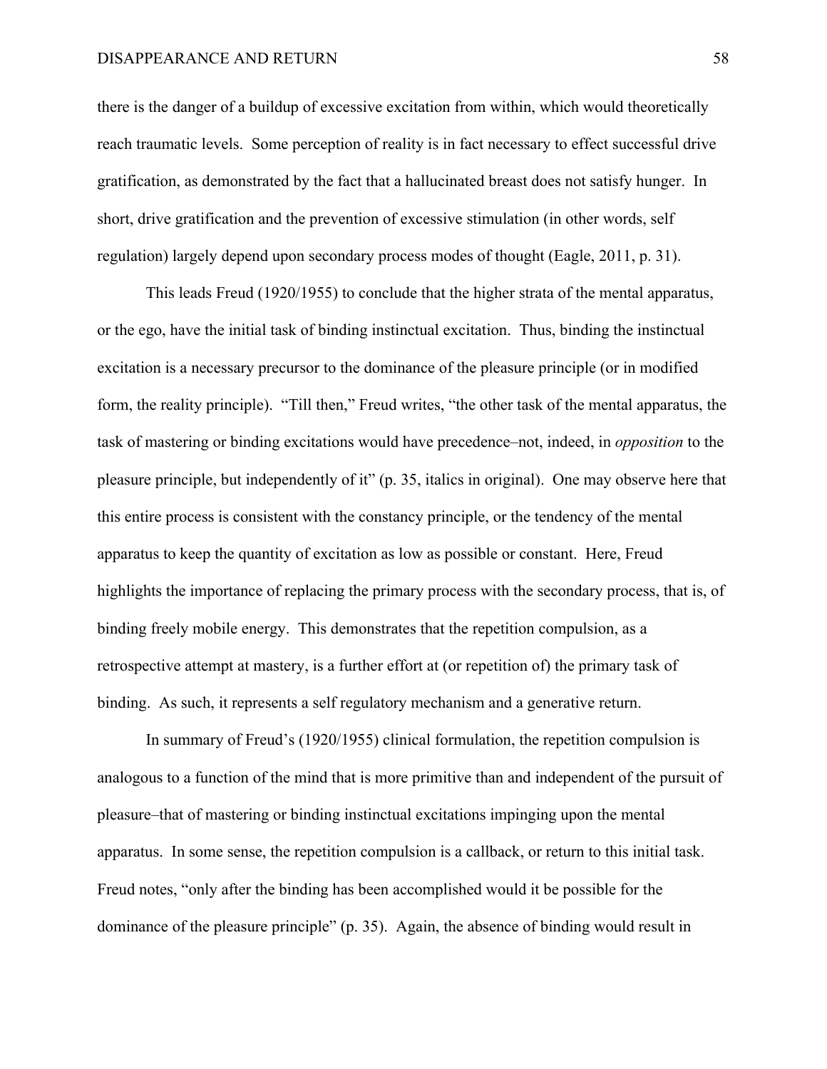there is the danger of a buildup of excessive excitation from within, which would theoretically reach traumatic levels. Some perception of reality is in fact necessary to effect successful drive gratification, as demonstrated by the fact that a hallucinated breast does not satisfy hunger. In short, drive gratification and the prevention of excessive stimulation (in other words, self regulation) largely depend upon secondary process modes of thought (Eagle, 2011, p. 31).

This leads Freud (1920/1955) to conclude that the higher strata of the mental apparatus, or the ego, have the initial task of binding instinctual excitation. Thus, binding the instinctual excitation is a necessary precursor to the dominance of the pleasure principle (or in modified form, the reality principle). "Till then," Freud writes, "the other task of the mental apparatus, the task of mastering or binding excitations would have precedence–not, indeed, in *opposition* to the pleasure principle, but independently of it" (p. 35, italics in original). One may observe here that this entire process is consistent with the constancy principle, or the tendency of the mental apparatus to keep the quantity of excitation as low as possible or constant. Here, Freud highlights the importance of replacing the primary process with the secondary process, that is, of binding freely mobile energy. This demonstrates that the repetition compulsion, as a retrospective attempt at mastery, is a further effort at (or repetition of) the primary task of binding. As such, it represents a self regulatory mechanism and a generative return.

In summary of Freud's (1920/1955) clinical formulation, the repetition compulsion is analogous to a function of the mind that is more primitive than and independent of the pursuit of pleasure–that of mastering or binding instinctual excitations impinging upon the mental apparatus. In some sense, the repetition compulsion is a callback, or return to this initial task. Freud notes, "only after the binding has been accomplished would it be possible for the dominance of the pleasure principle" (p. 35). Again, the absence of binding would result in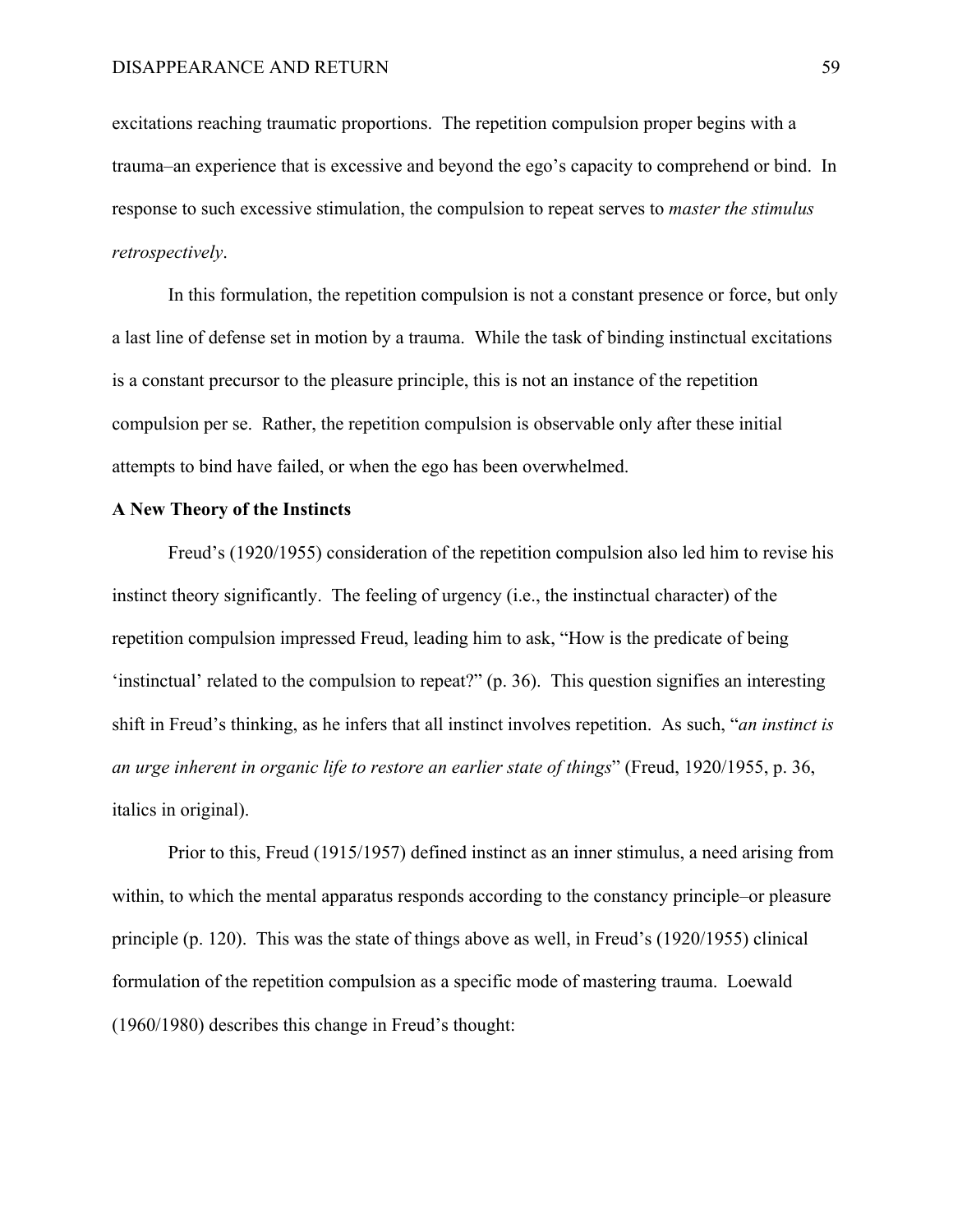excitations reaching traumatic proportions. The repetition compulsion proper begins with a trauma–an experience that is excessive and beyond the ego's capacity to comprehend or bind. In response to such excessive stimulation, the compulsion to repeat serves to *master the stimulus retrospectively*.

In this formulation, the repetition compulsion is not a constant presence or force, but only a last line of defense set in motion by a trauma. While the task of binding instinctual excitations is a constant precursor to the pleasure principle, this is not an instance of the repetition compulsion per se. Rather, the repetition compulsion is observable only after these initial attempts to bind have failed, or when the ego has been overwhelmed.

**A New Theory of the Instincts**

Freud's (1920/1955) consideration of the repetition compulsion also led him to revise his instinct theory significantly. The feeling of urgency (i.e., the instinctual character) of the repetition compulsion impressed Freud, leading him to ask, "How is the predicate of being 'instinctual' related to the compulsion to repeat?" (p. 36). This question signifies an interesting shift in Freud's thinking, as he infers that all instinct involves repetition. As such, "*an instinct is an urge inherent in organic life to restore an earlier state of things*" (Freud, 1920/1955, p. 36, italics in original).

Prior to this, Freud (1915/1957) defined instinct as an inner stimulus, a need arising from within, to which the mental apparatus responds according to the constancy principle–or pleasure principle (p. 120). This was the state of things above as well, in Freud's (1920/1955) clinical formulation of the repetition compulsion as a specific mode of mastering trauma. Loewald (1960/1980) describes this change in Freud's thought: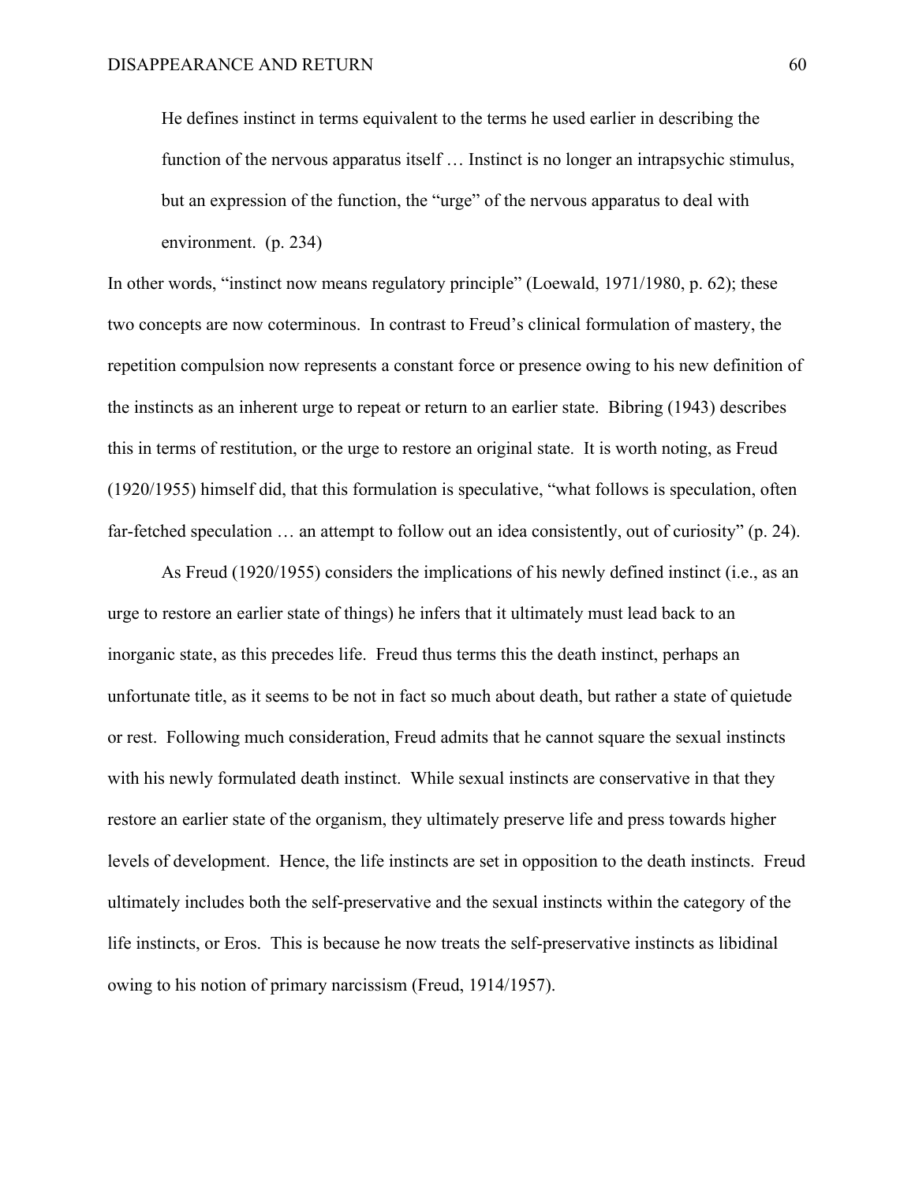> He defines instinct in terms equivalent to the terms he used earlier in describing the function of the nervous apparatus itself … Instinct is no longer an intrapsychic stimulus, but an expression of the function, the "urge" of the nervous apparatus to deal with environment. (p. 234)

In other words, "instinct now means regulatory principle" (Loewald, 1971/1980, p. 62); these two concepts are now coterminous. In contrast to Freud's clinical formulation of mastery, the repetition compulsion now represents a constant force or presence owing to his new definition of the instincts as an inherent urge to repeat or return to an earlier state. Bibring (1943) describes this in terms of restitution, or the urge to restore an original state. It is worth noting, as Freud (1920/1955) himself did, that this formulation is speculative, "what follows is speculation, often far-fetched speculation … an attempt to follow out an idea consistently, out of curiosity" (p. 24).

As Freud (1920/1955) considers the implications of his newly defined instinct (i.e., as an urge to restore an earlier state of things) he infers that it ultimately must lead back to an inorganic state, as this precedes life. Freud thus terms this the death instinct, perhaps an unfortunate title, as it seems to be not in fact so much about death, but rather a state of quietude or rest. Following much consideration, Freud admits that he cannot square the sexual instincts with his newly formulated death instinct. While sexual instincts are conservative in that they restore an earlier state of the organism, they ultimately preserve life and press towards higher levels of development. Hence, the life instincts are set in opposition to the death instincts. Freud ultimately includes both the self-preservative and the sexual instincts within the category of the life instincts, or Eros. This is because he now treats the self-preservative instincts as libidinal owing to his notion of primary narcissism (Freud, 1914/1957).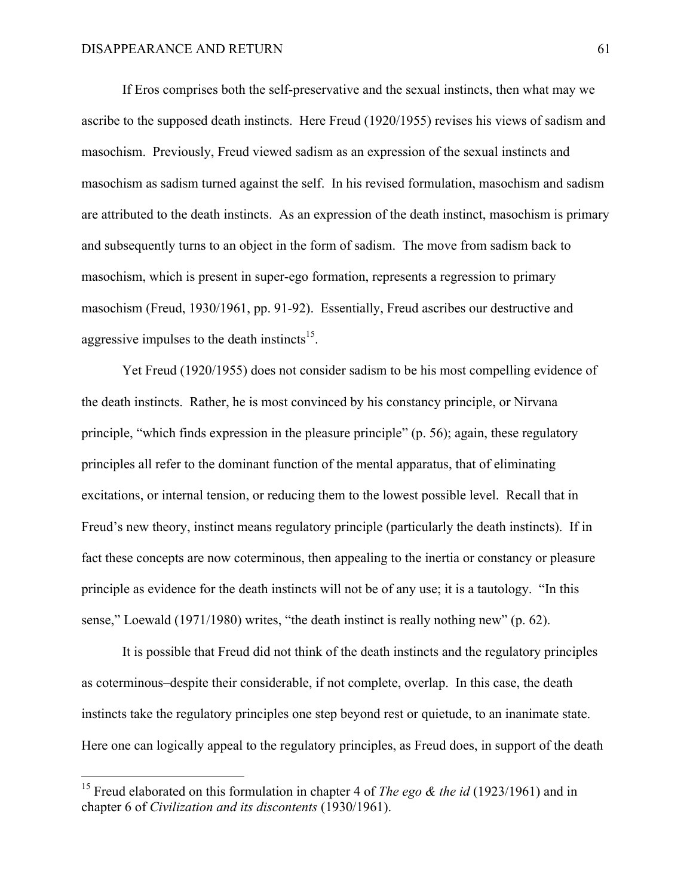If Eros comprises both the self-preservative and the sexual instincts, then what may we ascribe to the supposed death instincts. Here Freud (1920/1955) revises his views of sadism and masochism. Previously, Freud viewed sadism as an expression of the sexual instincts and masochism as sadism turned against the self. In his revised formulation, masochism and sadism are attributed to the death instincts. As an expression of the death instinct, masochism is primary and subsequently turns to an object in the form of sadism. The move from sadism back to masochism, which is present in super-ego formation, represents a regression to primary masochism (Freud, 1930/1961, pp. 91-92). Essentially, Freud ascribes our destructive and aggressive impulses to the death instincts[15].

Yet Freud (1920/1955) does not consider sadism to be his most compelling evidence of the death instincts. Rather, he is most convinced by his constancy principle, or Nirvana principle, "which finds expression in the pleasure principle" (p. 56); again, these regulatory principles all refer to the dominant function of the mental apparatus, that of eliminating excitations, or internal tension, or reducing them to the lowest possible level. Recall that in Freud's new theory, instinct means regulatory principle (particularly the death instincts). If in fact these concepts are now coterminous, then appealing to the inertia or constancy or pleasure principle as evidence for the death instincts will not be of any use; it is a tautology. "In this sense," Loewald (1971/1980) writes, "the death instinct is really nothing new" (p. 62).

It is possible that Freud did not think of the death instincts and the regulatory principles as coterminous–despite their considerable, if not complete, overlap. In this case, the death instincts take the regulatory principles one step beyond rest or quietude, to an inanimate state. Here one can logically appeal to the regulatory principles, as Freud does, in support of the death

[15] Freud elaborated on this formulation in chapter 4 of *The ego & the id* (1923/1961) and in chapter 6 of *Civilization and its discontents* (1930/1961).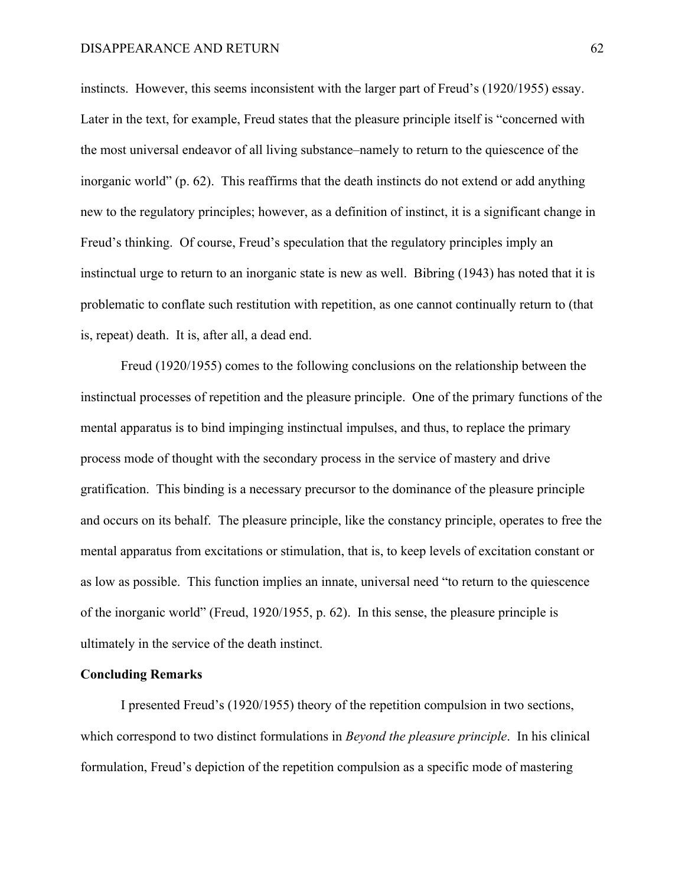instincts. However, this seems inconsistent with the larger part of Freud's (1920/1955) essay. Later in the text, for example, Freud states that the pleasure principle itself is "concerned with the most universal endeavor of all living substance–namely to return to the quiescence of the inorganic world" (p. 62). This reaffirms that the death instincts do not extend or add anything new to the regulatory principles; however, as a definition of instinct, it is a significant change in Freud's thinking. Of course, Freud's speculation that the regulatory principles imply an instinctual urge to return to an inorganic state is new as well. Bibring (1943) has noted that it is problematic to conflate such restitution with repetition, as one cannot continually return to (that is, repeat) death. It is, after all, a dead end.

Freud (1920/1955) comes to the following conclusions on the relationship between the instinctual processes of repetition and the pleasure principle. One of the primary functions of the mental apparatus is to bind impinging instinctual impulses, and thus, to replace the primary process mode of thought with the secondary process in the service of mastery and drive gratification. This binding is a necessary precursor to the dominance of the pleasure principle and occurs on its behalf. The pleasure principle, like the constancy principle, operates to free the mental apparatus from excitations or stimulation, that is, to keep levels of excitation constant or as low as possible. This function implies an innate, universal need "to return to the quiescence of the inorganic world" (Freud, 1920/1955, p. 62). In this sense, the pleasure principle is ultimately in the service of the death instinct.

**Concluding Remarks**

I presented Freud's (1920/1955) theory of the repetition compulsion in two sections, which correspond to two distinct formulations in *Beyond the pleasure principle*. In his clinical formulation, Freud's depiction of the repetition compulsion as a specific mode of mastering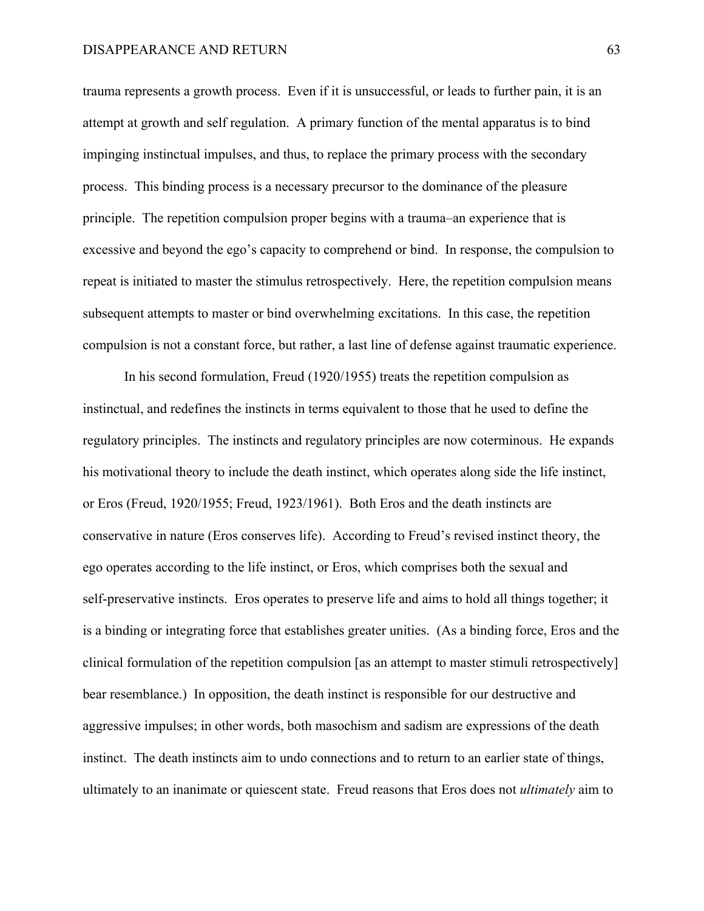trauma represents a growth process. Even if it is unsuccessful, or leads to further pain, it is an attempt at growth and self regulation. A primary function of the mental apparatus is to bind impinging instinctual impulses, and thus, to replace the primary process with the secondary process. This binding process is a necessary precursor to the dominance of the pleasure principle. The repetition compulsion proper begins with a trauma–an experience that is excessive and beyond the ego's capacity to comprehend or bind. In response, the compulsion to repeat is initiated to master the stimulus retrospectively. Here, the repetition compulsion means subsequent attempts to master or bind overwhelming excitations. In this case, the repetition compulsion is not a constant force, but rather, a last line of defense against traumatic experience.

In his second formulation, Freud (1920/1955) treats the repetition compulsion as instinctual, and redefines the instincts in terms equivalent to those that he used to define the regulatory principles. The instincts and regulatory principles are now coterminous. He expands his motivational theory to include the death instinct, which operates along side the life instinct, or Eros (Freud, 1920/1955; Freud, 1923/1961). Both Eros and the death instincts are conservative in nature (Eros conserves life). According to Freud's revised instinct theory, the ego operates according to the life instinct, or Eros, which comprises both the sexual and self-preservative instincts. Eros operates to preserve life and aims to hold all things together; it is a binding or integrating force that establishes greater unities. (As a binding force, Eros and the clinical formulation of the repetition compulsion [as an attempt to master stimuli retrospectively] bear resemblance.) In opposition, the death instinct is responsible for our destructive and aggressive impulses; in other words, both masochism and sadism are expressions of the death instinct. The death instincts aim to undo connections and to return to an earlier state of things, ultimately to an inanimate or quiescent state. Freud reasons that Eros does not *ultimately* aim to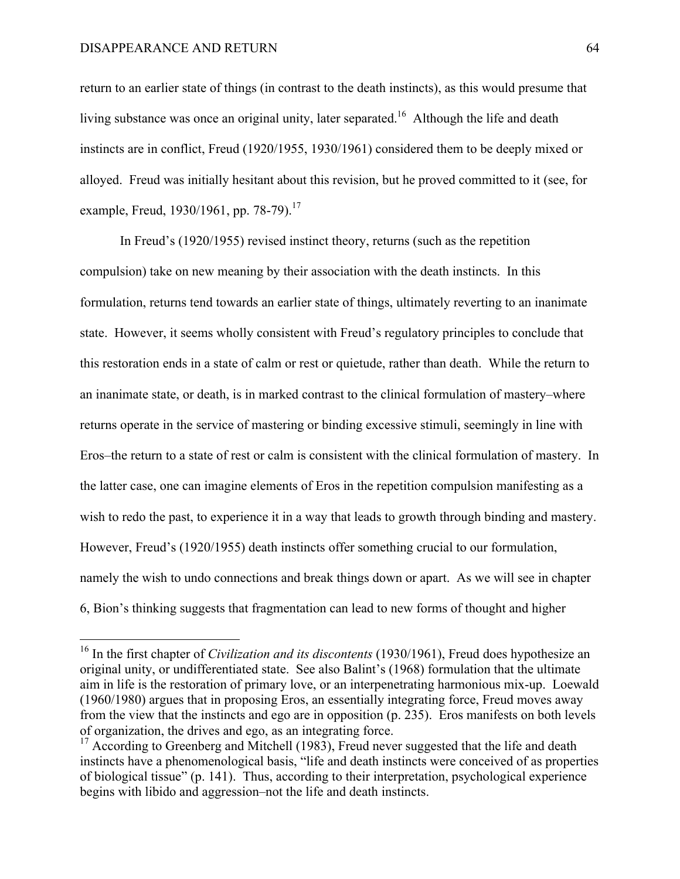return to an earlier state of things (in contrast to the death instincts), as this would presume that living substance was once an original unity, later separated.[16] Although the life and death instincts are in conflict, Freud (1920/1955, 1930/1961) considered them to be deeply mixed or alloyed. Freud was initially hesitant about this revision, but he proved committed to it (see, for example, Freud, 1930/1961, pp. 78-79).[17]

In Freud's (1920/1955) revised instinct theory, returns (such as the repetition compulsion) take on new meaning by their association with the death instincts. In this formulation, returns tend towards an earlier state of things, ultimately reverting to an inanimate state. However, it seems wholly consistent with Freud's regulatory principles to conclude that this restoration ends in a state of calm or rest or quietude, rather than death. While the return to an inanimate state, or death, is in marked contrast to the clinical formulation of mastery–where returns operate in the service of mastering or binding excessive stimuli, seemingly in line with Eros–the return to a state of rest or calm is consistent with the clinical formulation of mastery. In the latter case, one can imagine elements of Eros in the repetition compulsion manifesting as a wish to redo the past, to experience it in a way that leads to growth through binding and mastery. However, Freud's (1920/1955) death instincts offer something crucial to our formulation, namely the wish to undo connections and break things down or apart. As we will see in chapter 6, Bion's thinking suggests that fragmentation can lead to new forms of thought and higher

[16] In the first chapter of *Civilization and its discontents* (1930/1961), Freud does hypothesize an original unity, or undifferentiated state. See also Balint's (1968) formulation that the ultimate aim in life is the restoration of primary love, or an interpenetrating harmonious mix-up. Loewald (1960/1980) argues that in proposing Eros, an essentially integrating force, Freud moves away from the view that the instincts and ego are in opposition (p. 235). Eros manifests on both levels of organization, the drives and ego, as an integrating force.

[17] According to Greenberg and Mitchell (1983), Freud never suggested that the life and death instincts have a phenomenological basis, "life and death instincts were conceived of as properties of biological tissue" (p. 141). Thus, according to their interpretation, psychological experience begins with libido and aggression–not the life and death instincts.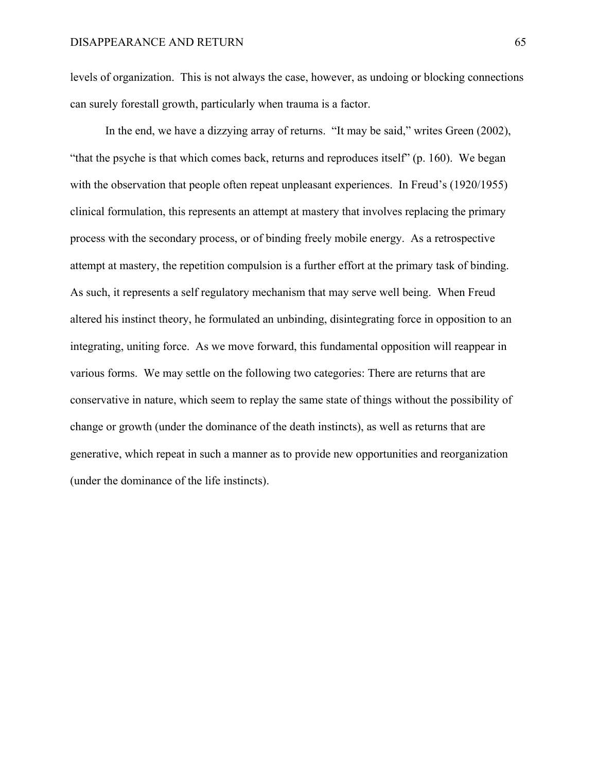levels of organization. This is not always the case, however, as undoing or blocking connections can surely forestall growth, particularly when trauma is a factor.

In the end, we have a dizzying array of returns. "It may be said," writes Green (2002), "that the psyche is that which comes back, returns and reproduces itself" (p. 160). We began with the observation that people often repeat unpleasant experiences. In Freud's (1920/1955) clinical formulation, this represents an attempt at mastery that involves replacing the primary process with the secondary process, or of binding freely mobile energy. As a retrospective attempt at mastery, the repetition compulsion is a further effort at the primary task of binding. As such, it represents a self regulatory mechanism that may serve well being. When Freud altered his instinct theory, he formulated an unbinding, disintegrating force in opposition to an integrating, uniting force. As we move forward, this fundamental opposition will reappear in various forms. We may settle on the following two categories: There are returns that are conservative in nature, which seem to replay the same state of things without the possibility of change or growth (under the dominance of the death instincts), as well as returns that are generative, which repeat in such a manner as to provide new opportunities and reorganization (under the dominance of the life instincts).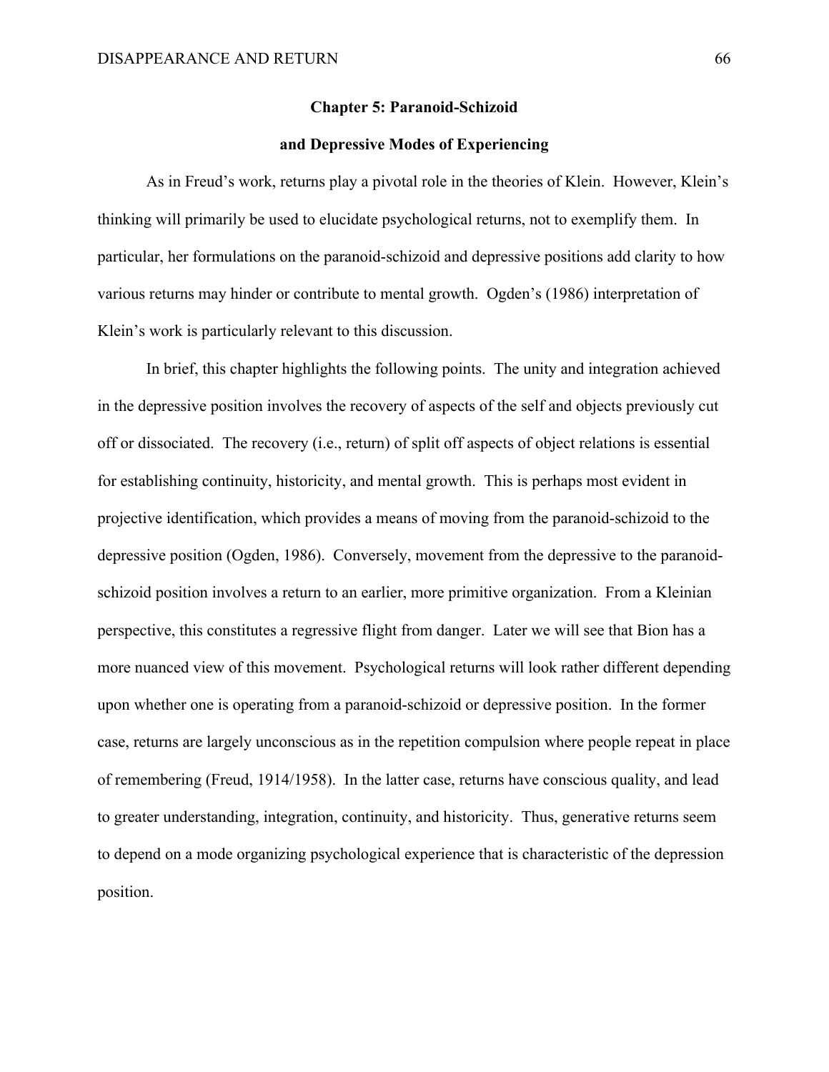# Chapter 5: Paranoid-Schizoid and Depressive Modes of Experiencing

As in Freud's work, returns play a pivotal role in the theories of Klein. However, Klein's thinking will primarily be used to elucidate psychological returns, not to exemplify them. In particular, her formulations on the paranoid-schizoid and depressive positions add clarity to how various returns may hinder or contribute to mental growth. Ogden's (1986) interpretation of Klein's work is particularly relevant to this discussion.

In brief, this chapter highlights the following points. The unity and integration achieved in the depressive position involves the recovery of aspects of the self and objects previously cut off or dissociated. The recovery (i.e., return) of split off aspects of object relations is essential for establishing continuity, historicity, and mental growth. This is perhaps most evident in projective identification, which provides a means of moving from the paranoid-schizoid to the depressive position (Ogden, 1986). Conversely, movement from the depressive to the paranoid-schizoid position involves a return to an earlier, more primitive organization. From a Kleinian perspective, this constitutes a regressive flight from danger. Later we will see that Bion has a more nuanced view of this movement. Psychological returns will look rather different depending upon whether one is operating from a paranoid-schizoid or depressive position. In the former case, returns are largely unconscious as in the repetition compulsion where people repeat in place of remembering (Freud, 1914/1958). In the latter case, returns have conscious quality, and lead to greater understanding, integration, continuity, and historicity. Thus, generative returns seem to depend on a mode organizing psychological experience that is characteristic of the depression position.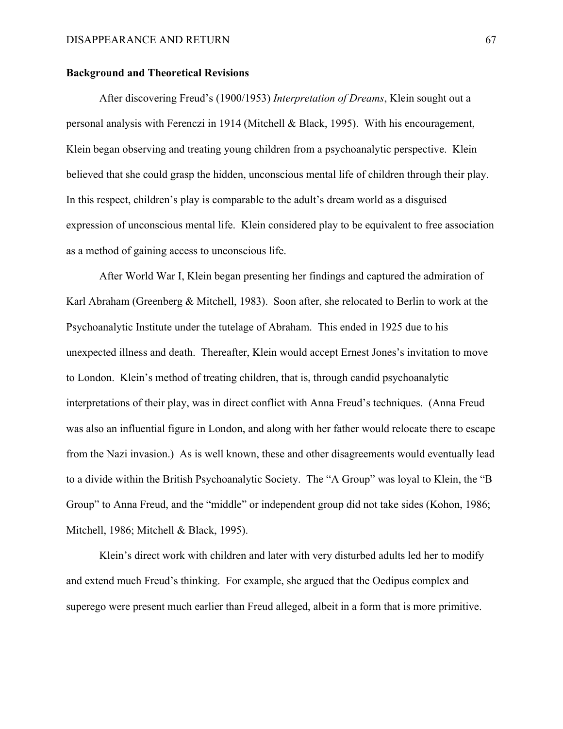**Background and Theoretical Revisions**

After discovering Freud's (1900/1953) *Interpretation of Dreams*, Klein sought out a personal analysis with Ferenczi in 1914 (Mitchell & Black, 1995). With his encouragement, Klein began observing and treating young children from a psychoanalytic perspective. Klein believed that she could grasp the hidden, unconscious mental life of children through their play. In this respect, children's play is comparable to the adult's dream world as a disguised expression of unconscious mental life. Klein considered play to be equivalent to free association as a method of gaining access to unconscious life.

After World War I, Klein began presenting her findings and captured the admiration of Karl Abraham (Greenberg & Mitchell, 1983). Soon after, she relocated to Berlin to work at the Psychoanalytic Institute under the tutelage of Abraham. This ended in 1925 due to his unexpected illness and death. Thereafter, Klein would accept Ernest Jones's invitation to move to London. Klein's method of treating children, that is, through candid psychoanalytic interpretations of their play, was in direct conflict with Anna Freud's techniques. (Anna Freud was also an influential figure in London, and along with her father would relocate there to escape from the Nazi invasion.) As is well known, these and other disagreements would eventually lead to a divide within the British Psychoanalytic Society. The "A Group" was loyal to Klein, the "B Group" to Anna Freud, and the "middle" or independent group did not take sides (Kohon, 1986; Mitchell, 1986; Mitchell & Black, 1995).

Klein's direct work with children and later with very disturbed adults led her to modify and extend much Freud's thinking. For example, she argued that the Oedipus complex and superego were present much earlier than Freud alleged, albeit in a form that is more primitive.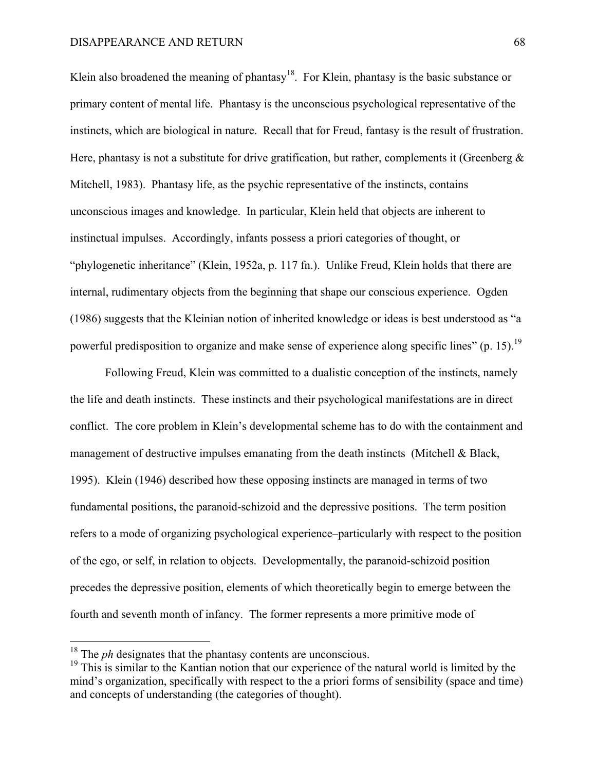Klein also broadened the meaning of phantasy[18]. For Klein, phantasy is the basic substance or primary content of mental life. Phantasy is the unconscious psychological representative of the instincts, which are biological in nature. Recall that for Freud, fantasy is the result of frustration. Here, phantasy is not a substitute for drive gratification, but rather, complements it (Greenberg & Mitchell, 1983). Phantasy life, as the psychic representative of the instincts, contains unconscious images and knowledge. In particular, Klein held that objects are inherent to instinctual impulses. Accordingly, infants possess a priori categories of thought, or "phylogenetic inheritance" (Klein, 1952a, p. 117 fn.). Unlike Freud, Klein holds that there are internal, rudimentary objects from the beginning that shape our conscious experience. Ogden (1986) suggests that the Kleinian notion of inherited knowledge or ideas is best understood as "a powerful predisposition to organize and make sense of experience along specific lines" (p. 15).[19]

Following Freud, Klein was committed to a dualistic conception of the instincts, namely the life and death instincts. These instincts and their psychological manifestations are in direct conflict. The core problem in Klein's developmental scheme has to do with the containment and management of destructive impulses emanating from the death instincts (Mitchell & Black, 1995). Klein (1946) described how these opposing instincts are managed in terms of two fundamental positions, the paranoid-schizoid and the depressive positions. The term position refers to a mode of organizing psychological experience–particularly with respect to the position of the ego, or self, in relation to objects. Developmentally, the paranoid-schizoid position precedes the depressive position, elements of which theoretically begin to emerge between the fourth and seventh month of infancy. The former represents a more primitive mode of

---

[18] The *ph* designates that the phantasy contents are unconscious.

[19] This is similar to the Kantian notion that our experience of the natural world is limited by the mind's organization, specifically with respect to the a priori forms of sensibility (space and time) and concepts of understanding (the categories of thought).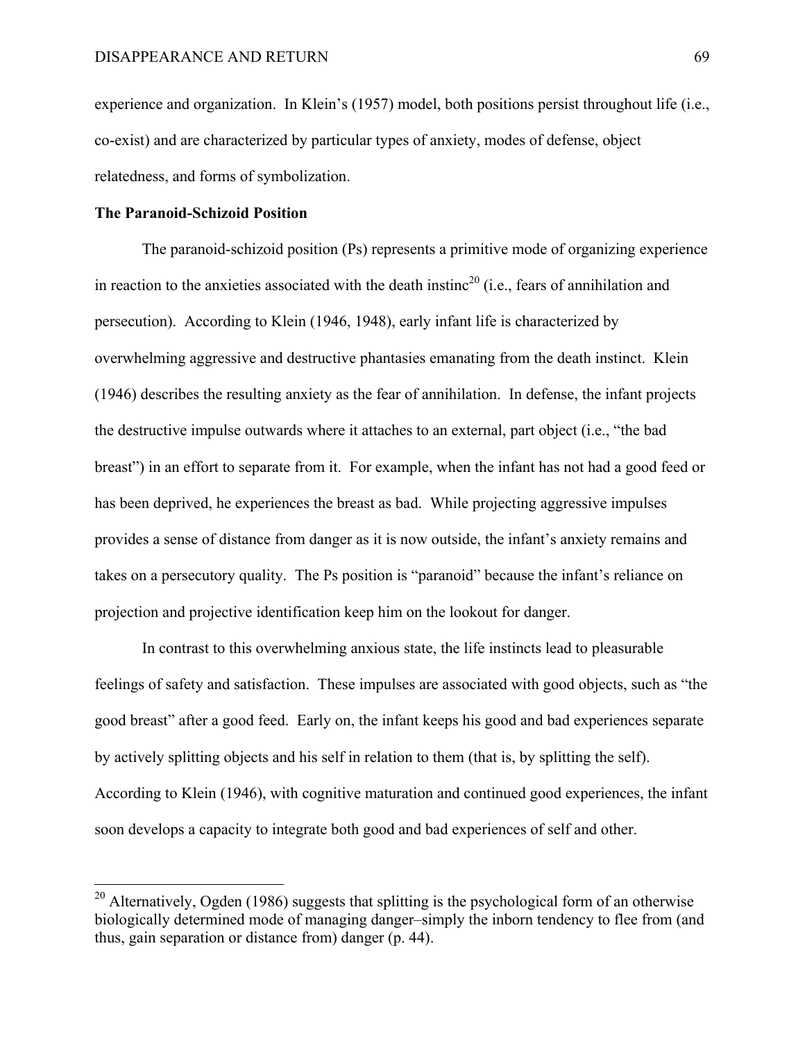experience and organization. In Klein's (1957) model, both positions persist throughout life (i.e., co-exist) and are characterized by particular types of anxiety, modes of defense, object relatedness, and forms of symbolization.

**The Paranoid-Schizoid Position**

The paranoid-schizoid position (Ps) represents a primitive mode of organizing experience in reaction to the anxieties associated with the death instinc[20] (i.e., fears of annihilation and persecution). According to Klein (1946, 1948), early infant life is characterized by overwhelming aggressive and destructive phantasies emanating from the death instinct. Klein (1946) describes the resulting anxiety as the fear of annihilation. In defense, the infant projects the destructive impulse outwards where it attaches to an external, part object (i.e., "the bad breast") in an effort to separate from it. For example, when the infant has not had a good feed or has been deprived, he experiences the breast as bad. While projecting aggressive impulses provides a sense of distance from danger as it is now outside, the infant's anxiety remains and takes on a persecutory quality. The Ps position is "paranoid" because the infant's reliance on projection and projective identification keep him on the lookout for danger.

In contrast to this overwhelming anxious state, the life instincts lead to pleasurable feelings of safety and satisfaction. These impulses are associated with good objects, such as "the good breast" after a good feed. Early on, the infant keeps his good and bad experiences separate by actively splitting objects and his self in relation to them (that is, by splitting the self). According to Klein (1946), with cognitive maturation and continued good experiences, the infant soon develops a capacity to integrate both good and bad experiences of self and other.

---

[20] Alternatively, Ogden (1986) suggests that splitting is the psychological form of an otherwise biologically determined mode of managing danger–simply the inborn tendency to flee from (and thus, gain separation or distance from) danger (p. 44).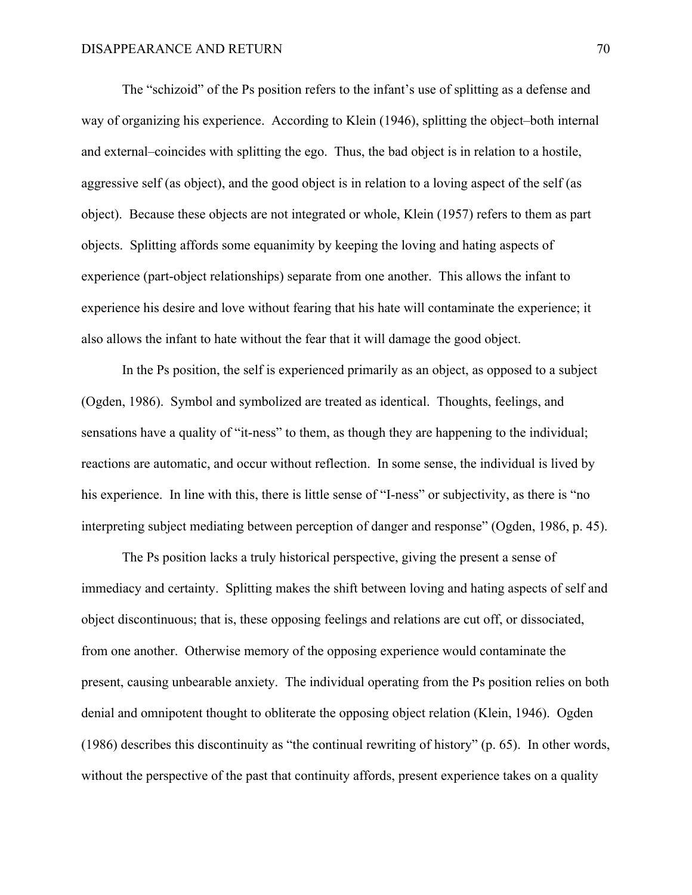The "schizoid" of the Ps position refers to the infant's use of splitting as a defense and way of organizing his experience. According to Klein (1946), splitting the object–both internal and external–coincides with splitting the ego. Thus, the bad object is in relation to a hostile, aggressive self (as object), and the good object is in relation to a loving aspect of the self (as object). Because these objects are not integrated or whole, Klein (1957) refers to them as part objects. Splitting affords some equanimity by keeping the loving and hating aspects of experience (part-object relationships) separate from one another. This allows the infant to experience his desire and love without fearing that his hate will contaminate the experience; it also allows the infant to hate without the fear that it will damage the good object.

In the Ps position, the self is experienced primarily as an object, as opposed to a subject (Ogden, 1986). Symbol and symbolized are treated as identical. Thoughts, feelings, and sensations have a quality of "it-ness" to them, as though they are happening to the individual; reactions are automatic, and occur without reflection. In some sense, the individual is lived by his experience. In line with this, there is little sense of "I-ness" or subjectivity, as there is "no interpreting subject mediating between perception of danger and response" (Ogden, 1986, p. 45).

The Ps position lacks a truly historical perspective, giving the present a sense of immediacy and certainty. Splitting makes the shift between loving and hating aspects of self and object discontinuous; that is, these opposing feelings and relations are cut off, or dissociated, from one another. Otherwise memory of the opposing experience would contaminate the present, causing unbearable anxiety. The individual operating from the Ps position relies on both denial and omnipotent thought to obliterate the opposing object relation (Klein, 1946). Ogden (1986) describes this discontinuity as "the continual rewriting of history" (p. 65). In other words, without the perspective of the past that continuity affords, present experience takes on a quality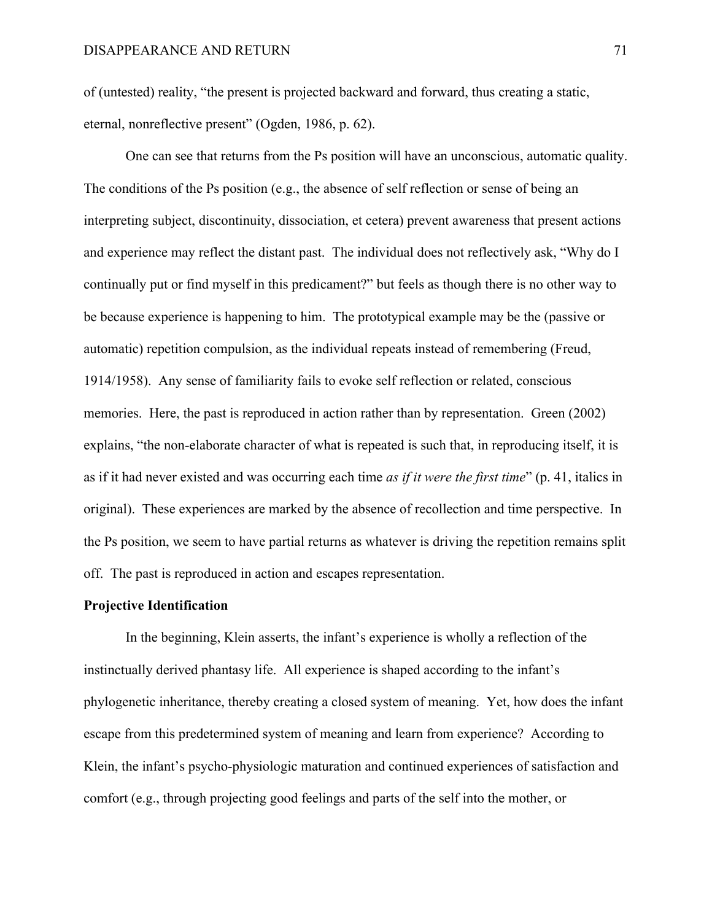of (untested) reality, "the present is projected backward and forward, thus creating a static, eternal, nonreflective present" (Ogden, 1986, p. 62).

One can see that returns from the Ps position will have an unconscious, automatic quality. The conditions of the Ps position (e.g., the absence of self reflection or sense of being an interpreting subject, discontinuity, dissociation, et cetera) prevent awareness that present actions and experience may reflect the distant past. The individual does not reflectively ask, "Why do I continually put or find myself in this predicament?" but feels as though there is no other way to be because experience is happening to him. The prototypical example may be the (passive or automatic) repetition compulsion, as the individual repeats instead of remembering (Freud, 1914/1958). Any sense of familiarity fails to evoke self reflection or related, conscious memories. Here, the past is reproduced in action rather than by representation. Green (2002) explains, "the non-elaborate character of what is repeated is such that, in reproducing itself, it is as if it had never existed and was occurring each time *as if it were the first time*" (p. 41, italics in original). These experiences are marked by the absence of recollection and time perspective. In the Ps position, we seem to have partial returns as whatever is driving the repetition remains split off. The past is reproduced in action and escapes representation.

**Projective Identification**

In the beginning, Klein asserts, the infant's experience is wholly a reflection of the instinctually derived phantasy life. All experience is shaped according to the infant's phylogenetic inheritance, thereby creating a closed system of meaning. Yet, how does the infant escape from this predetermined system of meaning and learn from experience? According to Klein, the infant's psycho-physiologic maturation and continued experiences of satisfaction and comfort (e.g., through projecting good feelings and parts of the self into the mother, or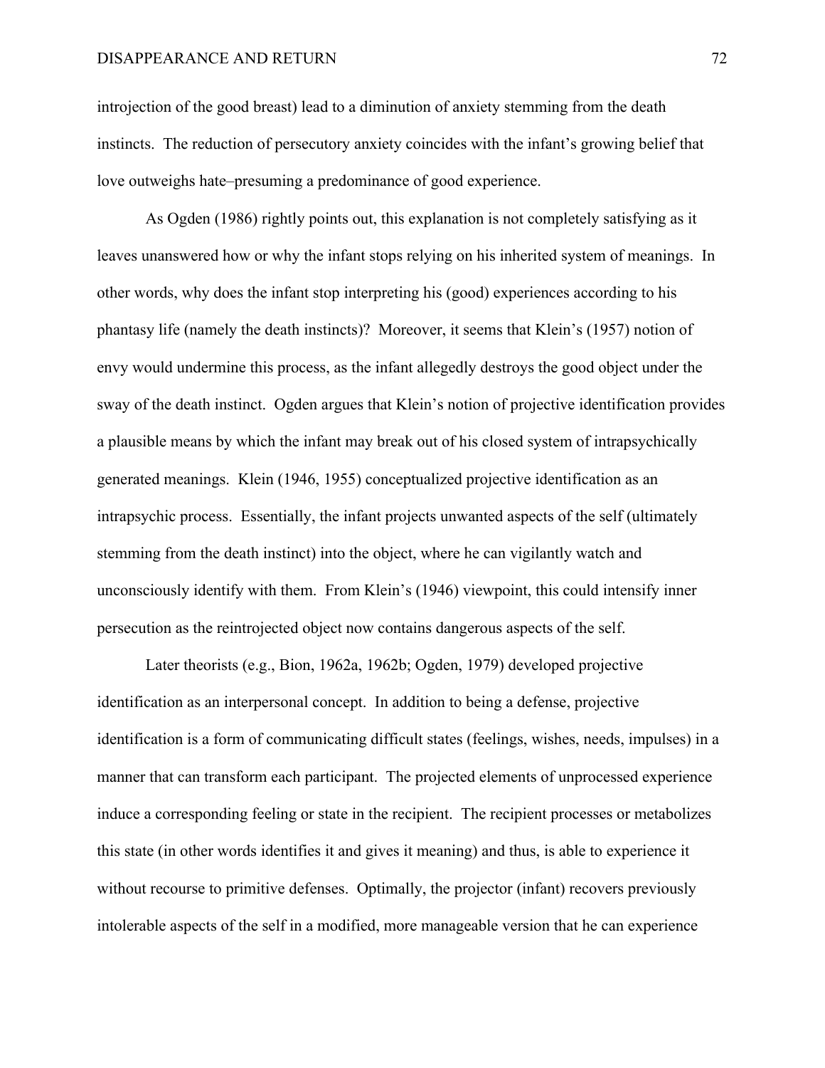introjection of the good breast) lead to a diminution of anxiety stemming from the death instincts. The reduction of persecutory anxiety coincides with the infant's growing belief that love outweighs hate–presuming a predominance of good experience.

As Ogden (1986) rightly points out, this explanation is not completely satisfying as it leaves unanswered how or why the infant stops relying on his inherited system of meanings. In other words, why does the infant stop interpreting his (good) experiences according to his phantasy life (namely the death instincts)? Moreover, it seems that Klein's (1957) notion of envy would undermine this process, as the infant allegedly destroys the good object under the sway of the death instinct. Ogden argues that Klein's notion of projective identification provides a plausible means by which the infant may break out of his closed system of intrapsychically generated meanings. Klein (1946, 1955) conceptualized projective identification as an intrapsychic process. Essentially, the infant projects unwanted aspects of the self (ultimately stemming from the death instinct) into the object, where he can vigilantly watch and unconsciously identify with them. From Klein's (1946) viewpoint, this could intensify inner persecution as the reintrojected object now contains dangerous aspects of the self.

Later theorists (e.g., Bion, 1962a, 1962b; Ogden, 1979) developed projective identification as an interpersonal concept. In addition to being a defense, projective identification is a form of communicating difficult states (feelings, wishes, needs, impulses) in a manner that can transform each participant. The projected elements of unprocessed experience induce a corresponding feeling or state in the recipient. The recipient processes or metabolizes this state (in other words identifies it and gives it meaning) and thus, is able to experience it without recourse to primitive defenses. Optimally, the projector (infant) recovers previously intolerable aspects of the self in a modified, more manageable version that he can experience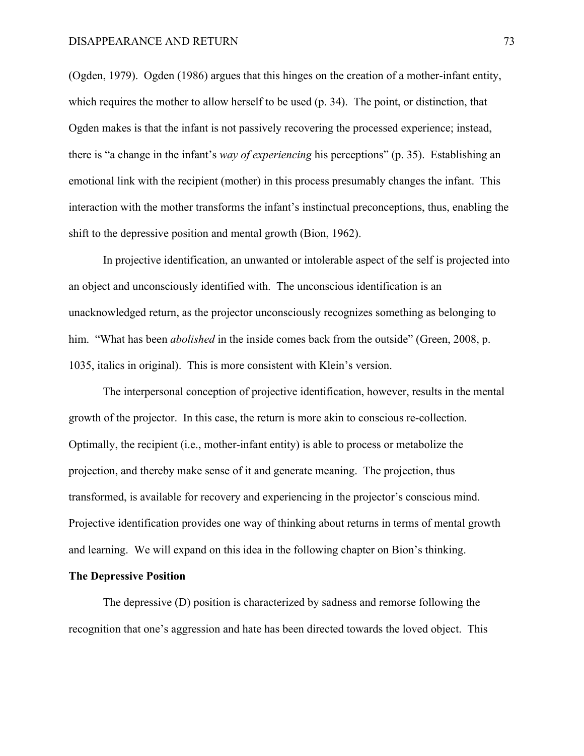(Ogden, 1979). Ogden (1986) argues that this hinges on the creation of a mother-infant entity, which requires the mother to allow herself to be used (p. 34). The point, or distinction, that Ogden makes is that the infant is not passively recovering the processed experience; instead, there is "a change in the infant's *way of experiencing* his perceptions" (p. 35). Establishing an emotional link with the recipient (mother) in this process presumably changes the infant. This interaction with the mother transforms the infant's instinctual preconceptions, thus, enabling the shift to the depressive position and mental growth (Bion, 1962).

In projective identification, an unwanted or intolerable aspect of the self is projected into an object and unconsciously identified with. The unconscious identification is an unacknowledged return, as the projector unconsciously recognizes something as belonging to him. "What has been *abolished* in the inside comes back from the outside" (Green, 2008, p. 1035, italics in original). This is more consistent with Klein's version.

The interpersonal conception of projective identification, however, results in the mental growth of the projector. In this case, the return is more akin to conscious re-collection. Optimally, the recipient (i.e., mother-infant entity) is able to process or metabolize the projection, and thereby make sense of it and generate meaning. The projection, thus transformed, is available for recovery and experiencing in the projector's conscious mind. Projective identification provides one way of thinking about returns in terms of mental growth and learning. We will expand on this idea in the following chapter on Bion's thinking.

**The Depressive Position**

The depressive (D) position is characterized by sadness and remorse following the recognition that one's aggression and hate has been directed towards the loved object. This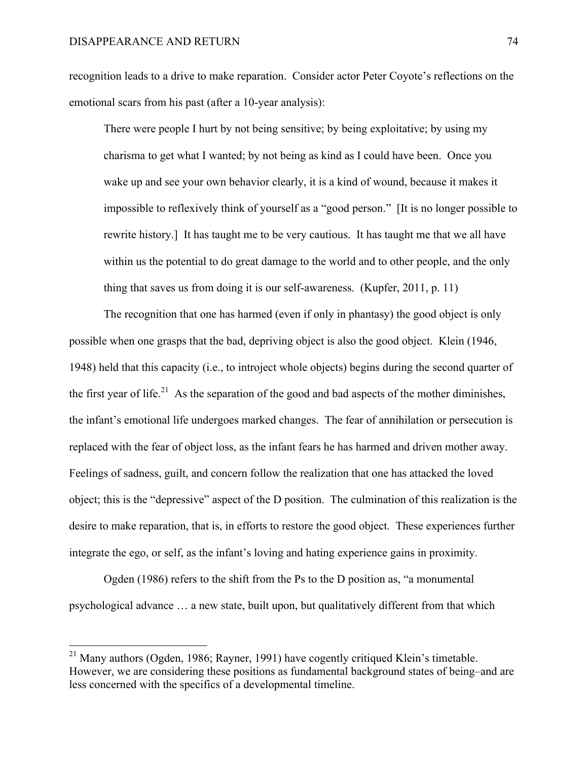recognition leads to a drive to make reparation. Consider actor Peter Coyote's reflections on the emotional scars from his past (after a 10-year analysis):

> There were people I hurt by not being sensitive; by being exploitative; by using my charisma to get what I wanted; by not being as kind as I could have been. Once you wake up and see your own behavior clearly, it is a kind of wound, because it makes it impossible to reflexively think of yourself as a "good person." [It is no longer possible to rewrite history.] It has taught me to be very cautious. It has taught me that we all have within us the potential to do great damage to the world and to other people, and the only thing that saves us from doing it is our self-awareness. (Kupfer, 2011, p. 11)

The recognition that one has harmed (even if only in phantasy) the good object is only possible when one grasps that the bad, depriving object is also the good object. Klein (1946, 1948) held that this capacity (i.e., to introject whole objects) begins during the second quarter of the first year of life.[21] As the separation of the good and bad aspects of the mother diminishes, the infant's emotional life undergoes marked changes. The fear of annihilation or persecution is replaced with the fear of object loss, as the infant fears he has harmed and driven mother away. Feelings of sadness, guilt, and concern follow the realization that one has attacked the loved object; this is the "depressive" aspect of the D position. The culmination of this realization is the desire to make reparation, that is, in efforts to restore the good object. These experiences further integrate the ego, or self, as the infant's loving and hating experience gains in proximity.

Ogden (1986) refers to the shift from the Ps to the D position as, "a monumental psychological advance … a new state, built upon, but qualitatively different from that which

---

[21] Many authors (Ogden, 1986; Rayner, 1991) have cogently critiqued Klein's timetable. However, we are considering these positions as fundamental background states of being–and are less concerned with the specifics of a developmental timeline.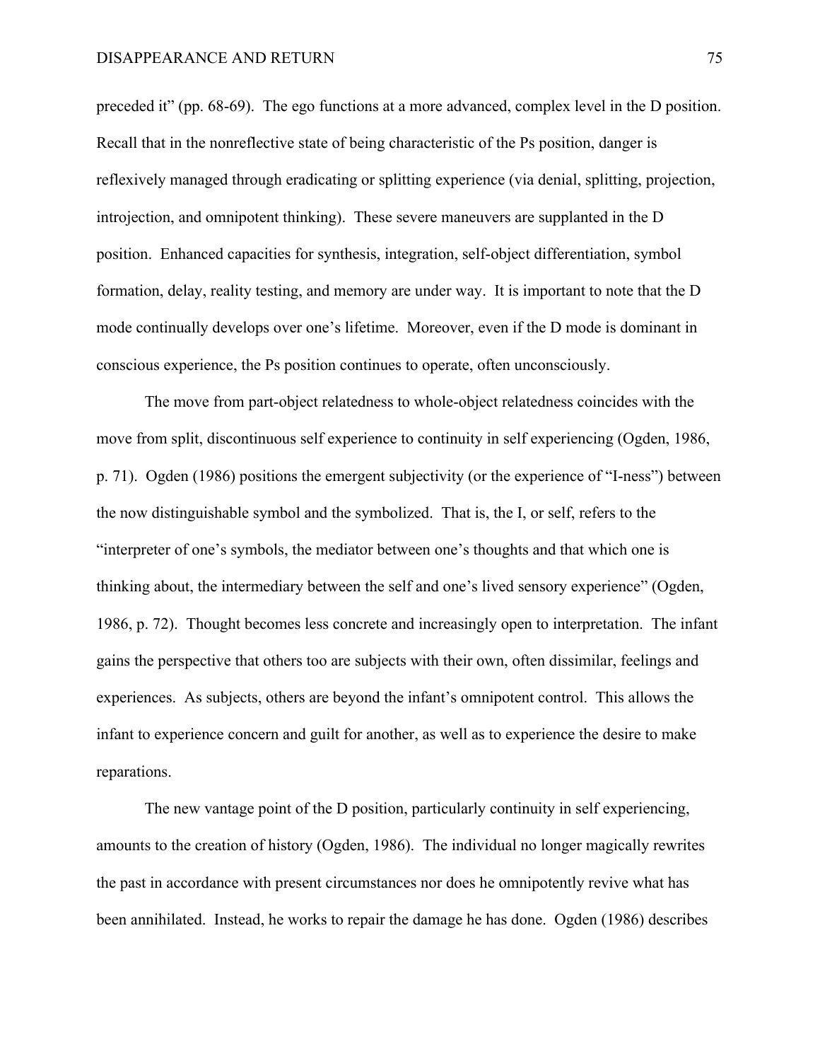preceded it" (pp. 68-69). The ego functions at a more advanced, complex level in the D position. Recall that in the nonreflective state of being characteristic of the Ps position, danger is reflexively managed through eradicating or splitting experience (via denial, splitting, projection, introjection, and omnipotent thinking). These severe maneuvers are supplanted in the D position. Enhanced capacities for synthesis, integration, self-object differentiation, symbol formation, delay, reality testing, and memory are under way. It is important to note that the D mode continually develops over one's lifetime. Moreover, even if the D mode is dominant in conscious experience, the Ps position continues to operate, often unconsciously.

The move from part-object relatedness to whole-object relatedness coincides with the move from split, discontinuous self experience to continuity in self experiencing (Ogden, 1986, p. 71). Ogden (1986) positions the emergent subjectivity (or the experience of "I-ness") between the now distinguishable symbol and the symbolized. That is, the I, or self, refers to the "interpreter of one's symbols, the mediator between one's thoughts and that which one is thinking about, the intermediary between the self and one's lived sensory experience" (Ogden, 1986, p. 72). Thought becomes less concrete and increasingly open to interpretation. The infant gains the perspective that others too are subjects with their own, often dissimilar, feelings and experiences. As subjects, others are beyond the infant's omnipotent control. This allows the infant to experience concern and guilt for another, as well as to experience the desire to make reparations.

The new vantage point of the D position, particularly continuity in self experiencing, amounts to the creation of history (Ogden, 1986). The individual no longer magically rewrites the past in accordance with present circumstances nor does he omnipotently revive what has been annihilated. Instead, he works to repair the damage he has done. Ogden (1986) describes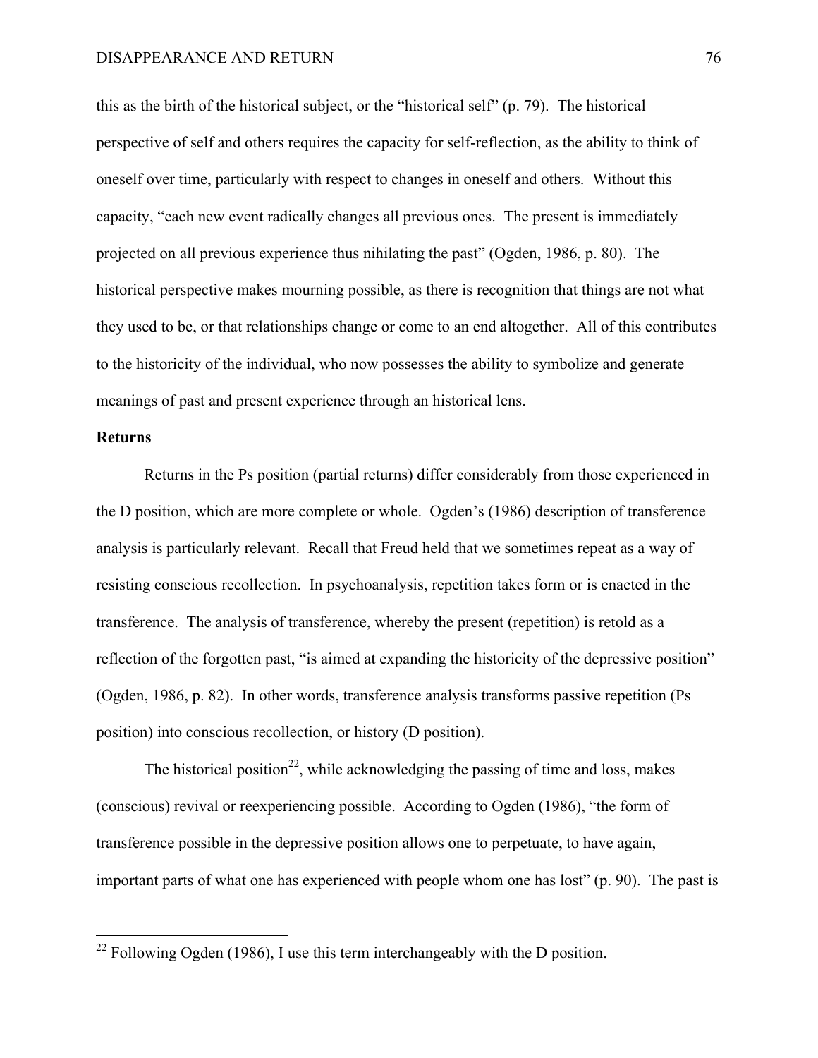this as the birth of the historical subject, or the "historical self" (p. 79). The historical perspective of self and others requires the capacity for self-reflection, as the ability to think of oneself over time, particularly with respect to changes in oneself and others. Without this capacity, "each new event radically changes all previous ones. The present is immediately projected on all previous experience thus nihilating the past" (Ogden, 1986, p. 80). The historical perspective makes mourning possible, as there is recognition that things are not what they used to be, or that relationships change or come to an end altogether. All of this contributes to the historicity of the individual, who now possesses the ability to symbolize and generate meanings of past and present experience through an historical lens.

**Returns**

Returns in the Ps position (partial returns) differ considerably from those experienced in the D position, which are more complete or whole. Ogden's (1986) description of transference analysis is particularly relevant. Recall that Freud held that we sometimes repeat as a way of resisting conscious recollection. In psychoanalysis, repetition takes form or is enacted in the transference. The analysis of transference, whereby the present (repetition) is retold as a reflection of the forgotten past, "is aimed at expanding the historicity of the depressive position" (Ogden, 1986, p. 82). In other words, transference analysis transforms passive repetition (Ps position) into conscious recollection, or history (D position).

The historical position[22], while acknowledging the passing of time and loss, makes (conscious) revival or reexperiencing possible. According to Ogden (1986), "the form of transference possible in the depressive position allows one to perpetuate, to have again, important parts of what one has experienced with people whom one has lost" (p. 90). The past is

[22] Following Ogden (1986), I use this term interchangeably with the D position.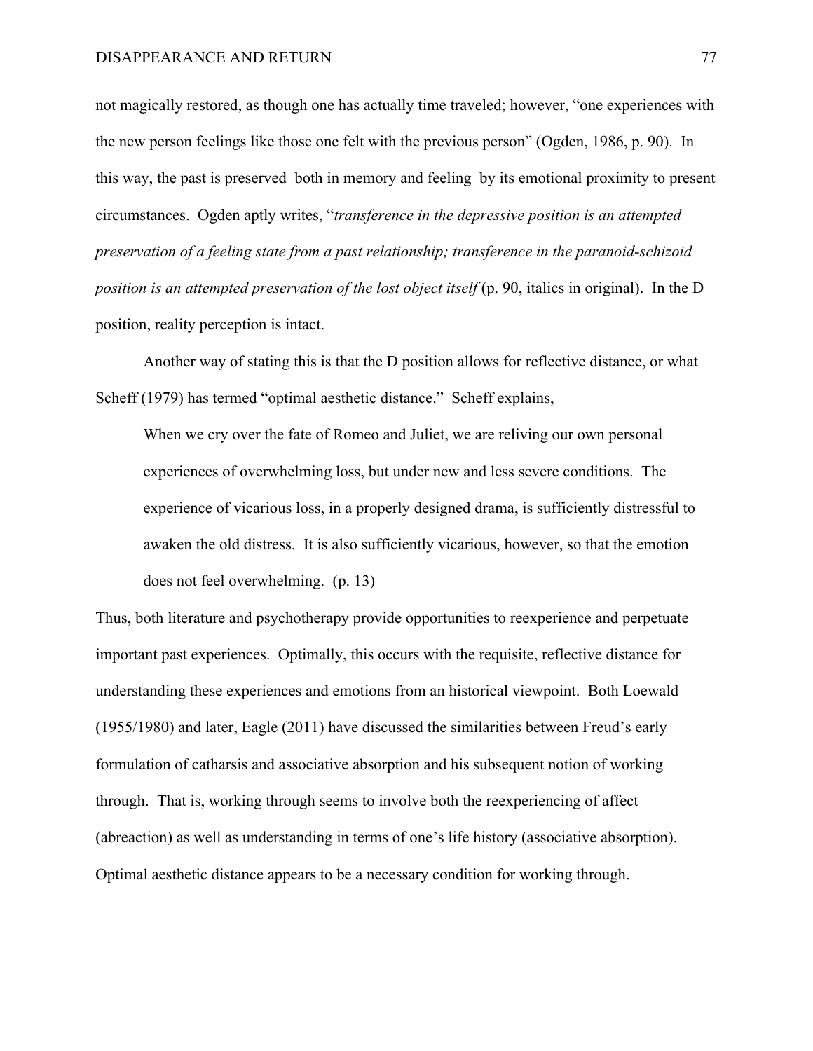not magically restored, as though one has actually time traveled; however, "one experiences with the new person feelings like those one felt with the previous person" (Ogden, 1986, p. 90). In this way, the past is preserved–both in memory and feeling–by its emotional proximity to present circumstances. Ogden aptly writes, "*transference in the depressive position is an attempted preservation of a feeling state from a past relationship; transference in the paranoid-schizoid position is an attempted preservation of the lost object itself* (p. 90, italics in original). In the D position, reality perception is intact.

Another way of stating this is that the D position allows for reflective distance, or what Scheff (1979) has termed "optimal aesthetic distance." Scheff explains,

> When we cry over the fate of Romeo and Juliet, we are reliving our own personal experiences of overwhelming loss, but under new and less severe conditions. The experience of vicarious loss, in a properly designed drama, is sufficiently distressful to awaken the old distress. It is also sufficiently vicarious, however, so that the emotion does not feel overwhelming. (p. 13)

Thus, both literature and psychotherapy provide opportunities to reexperience and perpetuate important past experiences. Optimally, this occurs with the requisite, reflective distance for understanding these experiences and emotions from an historical viewpoint. Both Loewald (1955/1980) and later, Eagle (2011) have discussed the similarities between Freud's early formulation of catharsis and associative absorption and his subsequent notion of working through. That is, working through seems to involve both the reexperiencing of affect (abreaction) as well as understanding in terms of one's life history (associative absorption). Optimal aesthetic distance appears to be a necessary condition for working through.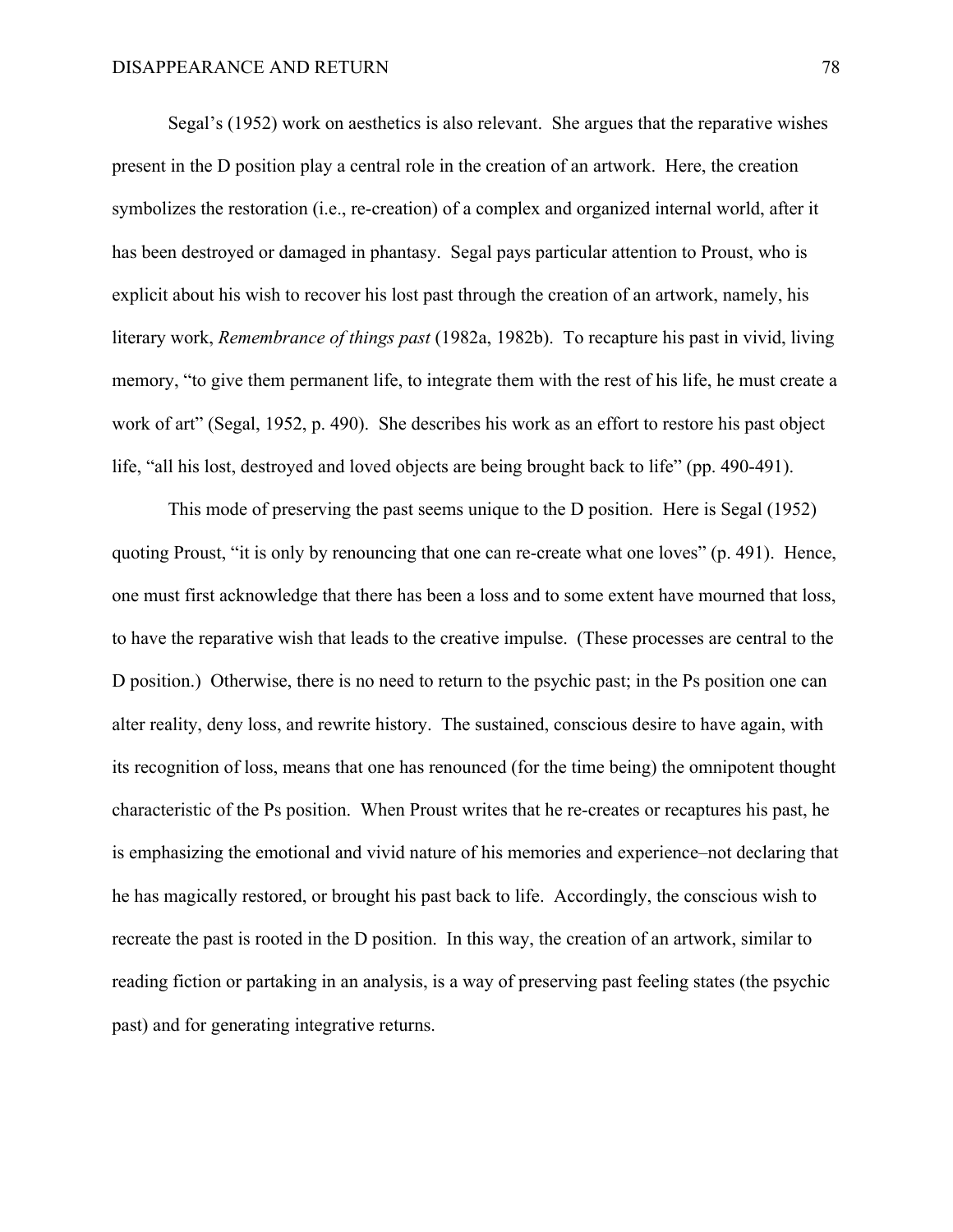Segal's (1952) work on aesthetics is also relevant. She argues that the reparative wishes present in the D position play a central role in the creation of an artwork. Here, the creation symbolizes the restoration (i.e., re-creation) of a complex and organized internal world, after it has been destroyed or damaged in phantasy. Segal pays particular attention to Proust, who is explicit about his wish to recover his lost past through the creation of an artwork, namely, his literary work, *Remembrance of things past* (1982a, 1982b). To recapture his past in vivid, living memory, "to give them permanent life, to integrate them with the rest of his life, he must create a work of art" (Segal, 1952, p. 490). She describes his work as an effort to restore his past object life, "all his lost, destroyed and loved objects are being brought back to life" (pp. 490-491).

This mode of preserving the past seems unique to the D position. Here is Segal (1952) quoting Proust, "it is only by renouncing that one can re-create what one loves" (p. 491). Hence, one must first acknowledge that there has been a loss and to some extent have mourned that loss, to have the reparative wish that leads to the creative impulse. (These processes are central to the D position.) Otherwise, there is no need to return to the psychic past; in the Ps position one can alter reality, deny loss, and rewrite history. The sustained, conscious desire to have again, with its recognition of loss, means that one has renounced (for the time being) the omnipotent thought characteristic of the Ps position. When Proust writes that he re-creates or recaptures his past, he is emphasizing the emotional and vivid nature of his memories and experience–not declaring that he has magically restored, or brought his past back to life. Accordingly, the conscious wish to recreate the past is rooted in the D position. In this way, the creation of an artwork, similar to reading fiction or partaking in an analysis, is a way of preserving past feeling states (the psychic past) and for generating integrative returns.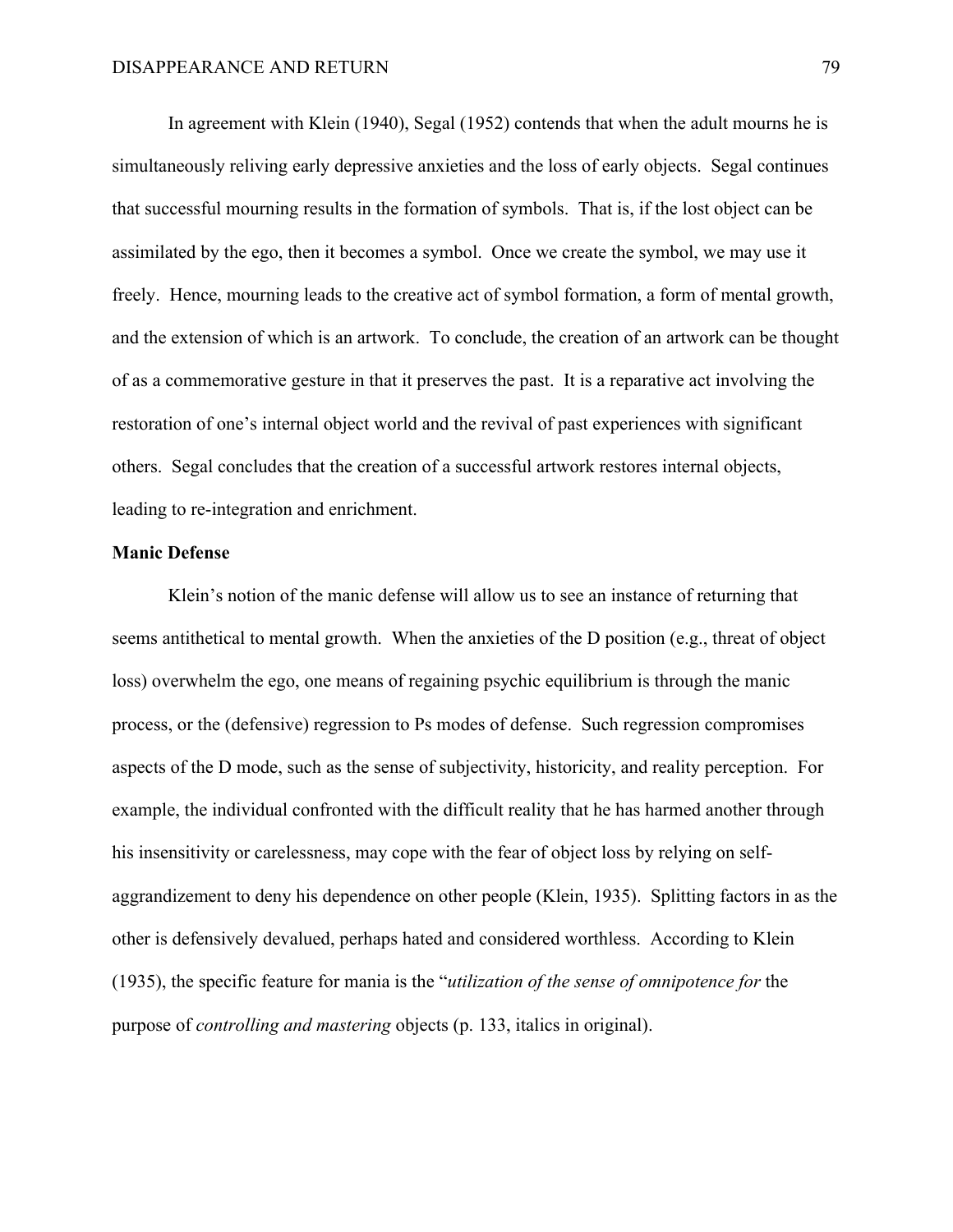In agreement with Klein (1940), Segal (1952) contends that when the adult mourns he is simultaneously reliving early depressive anxieties and the loss of early objects. Segal continues that successful mourning results in the formation of symbols. That is, if the lost object can be assimilated by the ego, then it becomes a symbol. Once we create the symbol, we may use it freely. Hence, mourning leads to the creative act of symbol formation, a form of mental growth, and the extension of which is an artwork. To conclude, the creation of an artwork can be thought of as a commemorative gesture in that it preserves the past. It is a reparative act involving the restoration of one's internal object world and the revival of past experiences with significant others. Segal concludes that the creation of a successful artwork restores internal objects, leading to re-integration and enrichment.

**Manic Defense**

Klein's notion of the manic defense will allow us to see an instance of returning that seems antithetical to mental growth. When the anxieties of the D position (e.g., threat of object loss) overwhelm the ego, one means of regaining psychic equilibrium is through the manic process, or the (defensive) regression to Ps modes of defense. Such regression compromises aspects of the D mode, such as the sense of subjectivity, historicity, and reality perception. For example, the individual confronted with the difficult reality that he has harmed another through his insensitivity or carelessness, may cope with the fear of object loss by relying on self-aggrandizement to deny his dependence on other people (Klein, 1935). Splitting factors in as the other is defensively devalued, perhaps hated and considered worthless. According to Klein (1935), the specific feature for mania is the "*utilization of the sense of omnipotence for* the purpose of *controlling and mastering* objects (p. 133, italics in original).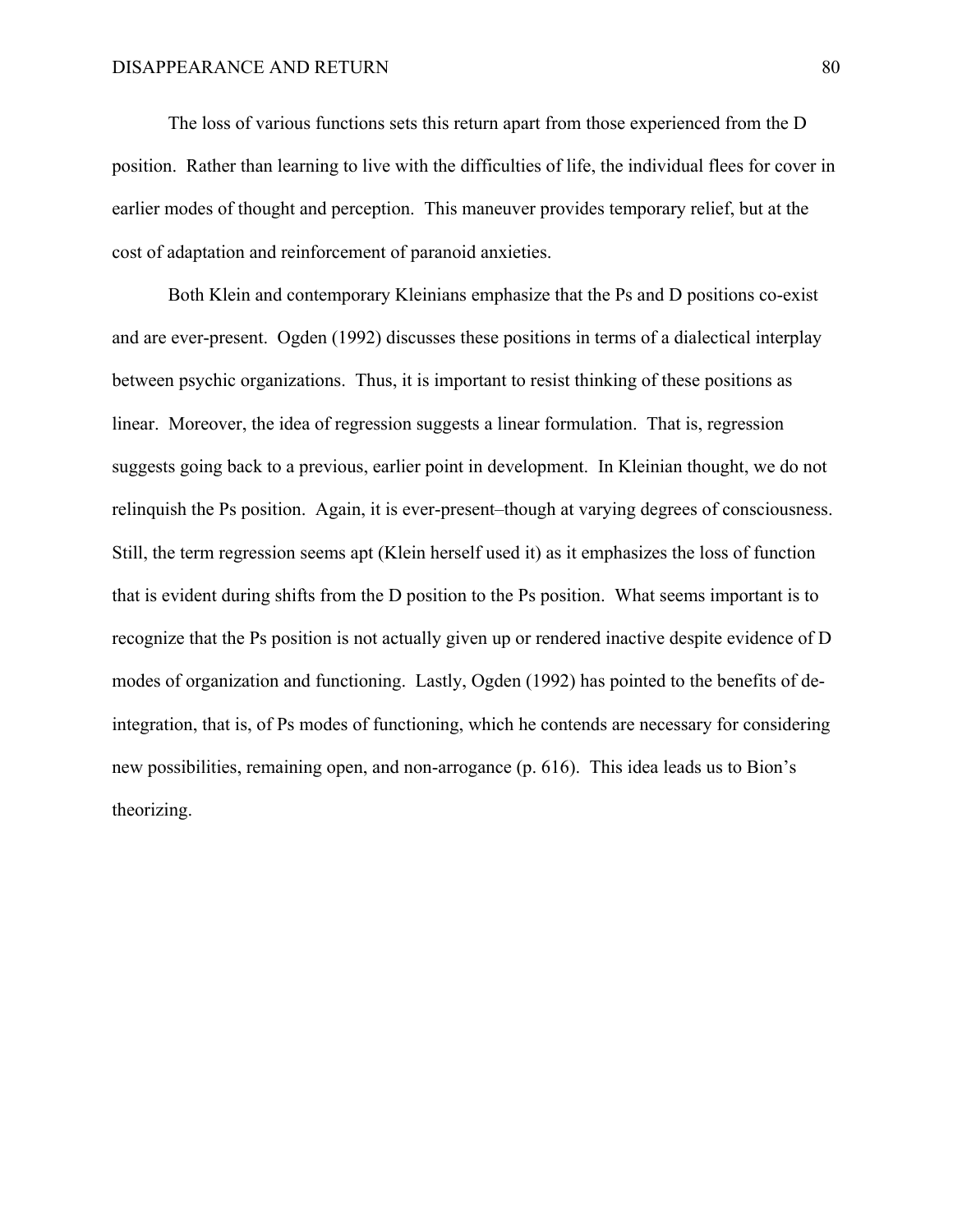The loss of various functions sets this return apart from those experienced from the D position. Rather than learning to live with the difficulties of life, the individual flees for cover in earlier modes of thought and perception. This maneuver provides temporary relief, but at the cost of adaptation and reinforcement of paranoid anxieties.

Both Klein and contemporary Kleinians emphasize that the Ps and D positions co-exist and are ever-present. Ogden (1992) discusses these positions in terms of a dialectical interplay between psychic organizations. Thus, it is important to resist thinking of these positions as linear. Moreover, the idea of regression suggests a linear formulation. That is, regression suggests going back to a previous, earlier point in development. In Kleinian thought, we do not relinquish the Ps position. Again, it is ever-present–though at varying degrees of consciousness. Still, the term regression seems apt (Klein herself used it) as it emphasizes the loss of function that is evident during shifts from the D position to the Ps position. What seems important is to recognize that the Ps position is not actually given up or rendered inactive despite evidence of D modes of organization and functioning. Lastly, Ogden (1992) has pointed to the benefits of de-integration, that is, of Ps modes of functioning, which he contends are necessary for considering new possibilities, remaining open, and non-arrogance (p. 616). This idea leads us to Bion's theorizing.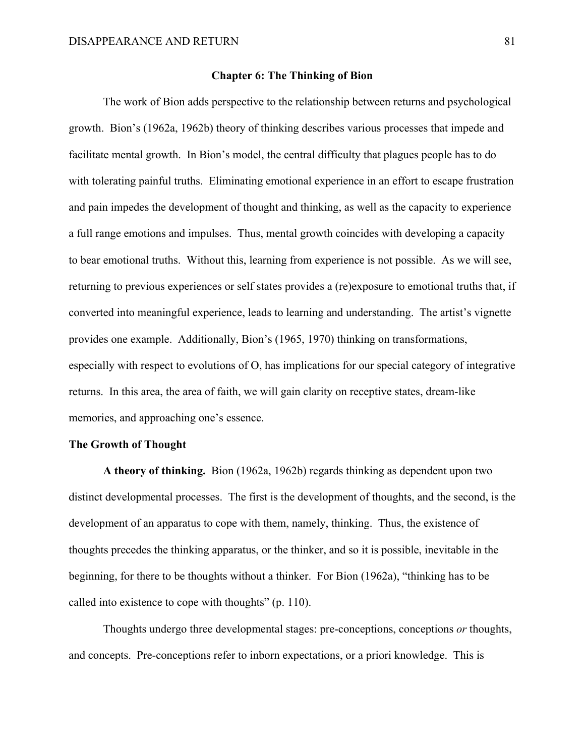## Chapter 6: The Thinking of Bion

The work of Bion adds perspective to the relationship between returns and psychological growth. Bion's (1962a, 1962b) theory of thinking describes various processes that impede and facilitate mental growth. In Bion's model, the central difficulty that plagues people has to do with tolerating painful truths. Eliminating emotional experience in an effort to escape frustration and pain impedes the development of thought and thinking, as well as the capacity to experience a full range emotions and impulses. Thus, mental growth coincides with developing a capacity to bear emotional truths. Without this, learning from experience is not possible. As we will see, returning to previous experiences or self states provides a (re)exposure to emotional truths that, if converted into meaningful experience, leads to learning and understanding. The artist's vignette provides one example. Additionally, Bion's (1965, 1970) thinking on transformations, especially with respect to evolutions of O, has implications for our special category of integrative returns. In this area, the area of faith, we will gain clarity on receptive states, dream-like memories, and approaching one's essence.

### The Growth of Thought

**A theory of thinking.** Bion (1962a, 1962b) regards thinking as dependent upon two distinct developmental processes. The first is the development of thoughts, and the second, is the development of an apparatus to cope with them, namely, thinking. Thus, the existence of thoughts precedes the thinking apparatus, or the thinker, and so it is possible, inevitable in the beginning, for there to be thoughts without a thinker. For Bion (1962a), "thinking has to be called into existence to cope with thoughts" (p. 110).

Thoughts undergo three developmental stages: pre-conceptions, conceptions *or* thoughts, and concepts. Pre-conceptions refer to inborn expectations, or a priori knowledge. This is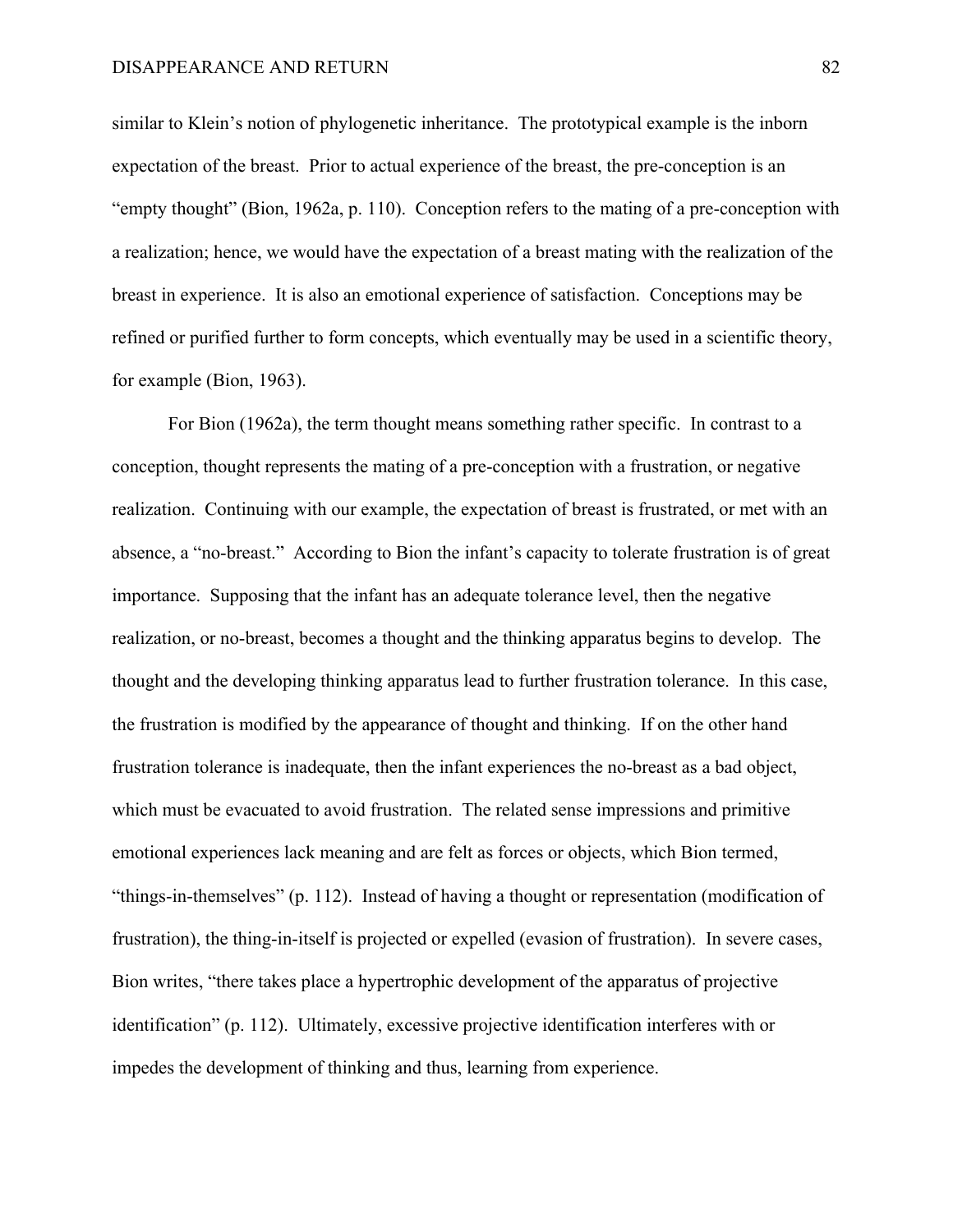similar to Klein's notion of phylogenetic inheritance. The prototypical example is the inborn expectation of the breast. Prior to actual experience of the breast, the pre-conception is an "empty thought" (Bion, 1962a, p. 110). Conception refers to the mating of a pre-conception with a realization; hence, we would have the expectation of a breast mating with the realization of the breast in experience. It is also an emotional experience of satisfaction. Conceptions may be refined or purified further to form concepts, which eventually may be used in a scientific theory, for example (Bion, 1963).

For Bion (1962a), the term thought means something rather specific. In contrast to a conception, thought represents the mating of a pre-conception with a frustration, or negative realization. Continuing with our example, the expectation of breast is frustrated, or met with an absence, a "no-breast." According to Bion the infant's capacity to tolerate frustration is of great importance. Supposing that the infant has an adequate tolerance level, then the negative realization, or no-breast, becomes a thought and the thinking apparatus begins to develop. The thought and the developing thinking apparatus lead to further frustration tolerance. In this case, the frustration is modified by the appearance of thought and thinking. If on the other hand frustration tolerance is inadequate, then the infant experiences the no-breast as a bad object, which must be evacuated to avoid frustration. The related sense impressions and primitive emotional experiences lack meaning and are felt as forces or objects, which Bion termed, "things-in-themselves" (p. 112). Instead of having a thought or representation (modification of frustration), the thing-in-itself is projected or expelled (evasion of frustration). In severe cases, Bion writes, "there takes place a hypertrophic development of the apparatus of projective identification" (p. 112). Ultimately, excessive projective identification interferes with or impedes the development of thinking and thus, learning from experience.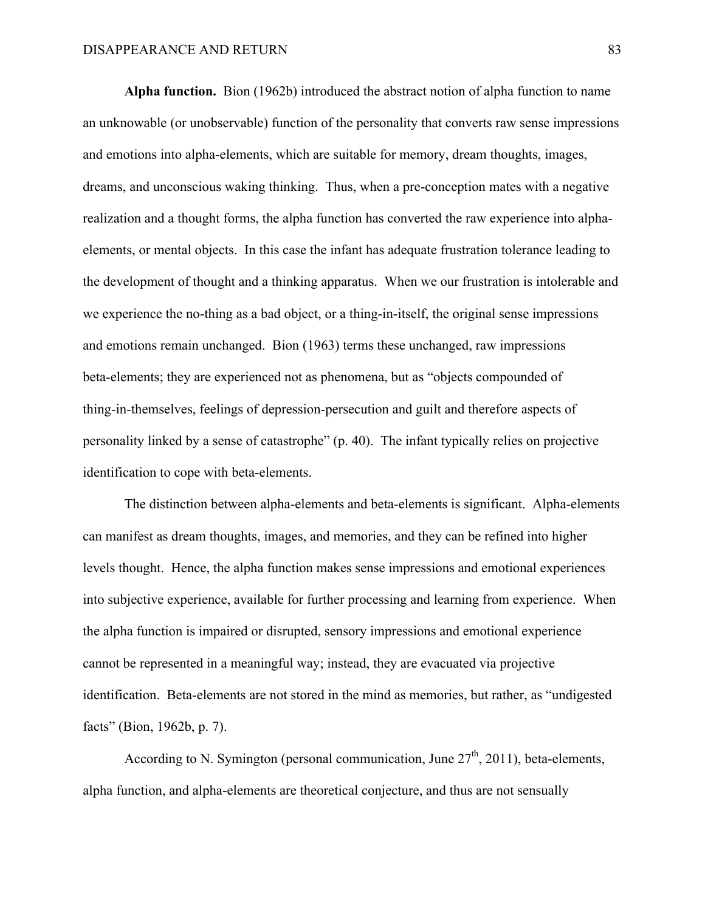**Alpha function.** Bion (1962b) introduced the abstract notion of alpha function to name an unknowable (or unobservable) function of the personality that converts raw sense impressions and emotions into alpha-elements, which are suitable for memory, dream thoughts, images, dreams, and unconscious waking thinking. Thus, when a pre-conception mates with a negative realization and a thought forms, the alpha function has converted the raw experience into alpha-elements, or mental objects. In this case the infant has adequate frustration tolerance leading to the development of thought and a thinking apparatus. When we our frustration is intolerable and we experience the no-thing as a bad object, or a thing-in-itself, the original sense impressions and emotions remain unchanged. Bion (1963) terms these unchanged, raw impressions beta-elements; they are experienced not as phenomena, but as "objects compounded of thing-in-themselves, feelings of depression-persecution and guilt and therefore aspects of personality linked by a sense of catastrophe" (p. 40). The infant typically relies on projective identification to cope with beta-elements.

The distinction between alpha-elements and beta-elements is significant. Alpha-elements can manifest as dream thoughts, images, and memories, and they can be refined into higher levels thought. Hence, the alpha function makes sense impressions and emotional experiences into subjective experience, available for further processing and learning from experience. When the alpha function is impaired or disrupted, sensory impressions and emotional experience cannot be represented in a meaningful way; instead, they are evacuated via projective identification. Beta-elements are not stored in the mind as memories, but rather, as "undigested facts" (Bion, 1962b, p. 7).

According to N. Symington (personal communication, June 27th, 2011), beta-elements, alpha function, and alpha-elements are theoretical conjecture, and thus are not sensually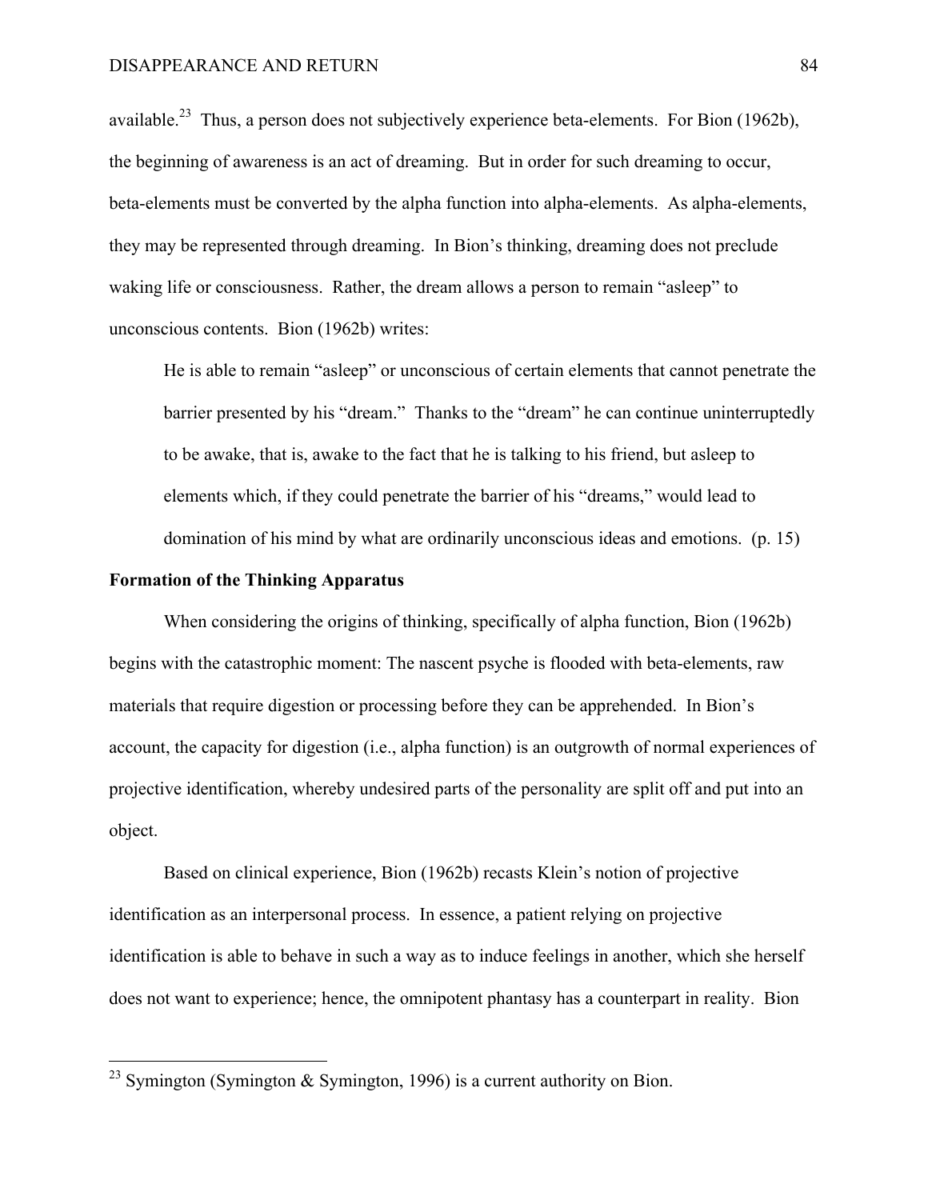available.[23] Thus, a person does not subjectively experience beta-elements. For Bion (1962b), the beginning of awareness is an act of dreaming. But in order for such dreaming to occur, beta-elements must be converted by the alpha function into alpha-elements. As alpha-elements, they may be represented through dreaming. In Bion's thinking, dreaming does not preclude waking life or consciousness. Rather, the dream allows a person to remain "asleep" to unconscious contents. Bion (1962b) writes:

> He is able to remain "asleep" or unconscious of certain elements that cannot penetrate the barrier presented by his "dream." Thanks to the "dream" he can continue uninterruptedly to be awake, that is, awake to the fact that he is talking to his friend, but asleep to elements which, if they could penetrate the barrier of his "dreams," would lead to domination of his mind by what are ordinarily unconscious ideas and emotions. (p. 15)

**Formation of the Thinking Apparatus**

When considering the origins of thinking, specifically of alpha function, Bion (1962b) begins with the catastrophic moment: The nascent psyche is flooded with beta-elements, raw materials that require digestion or processing before they can be apprehended. In Bion's account, the capacity for digestion (i.e., alpha function) is an outgrowth of normal experiences of projective identification, whereby undesired parts of the personality are split off and put into an object.

Based on clinical experience, Bion (1962b) recasts Klein's notion of projective identification as an interpersonal process. In essence, a patient relying on projective identification is able to behave in such a way as to induce feelings in another, which she herself does not want to experience; hence, the omnipotent phantasy has a counterpart in reality. Bion

---

[23] Symington (Symington & Symington, 1996) is a current authority on Bion.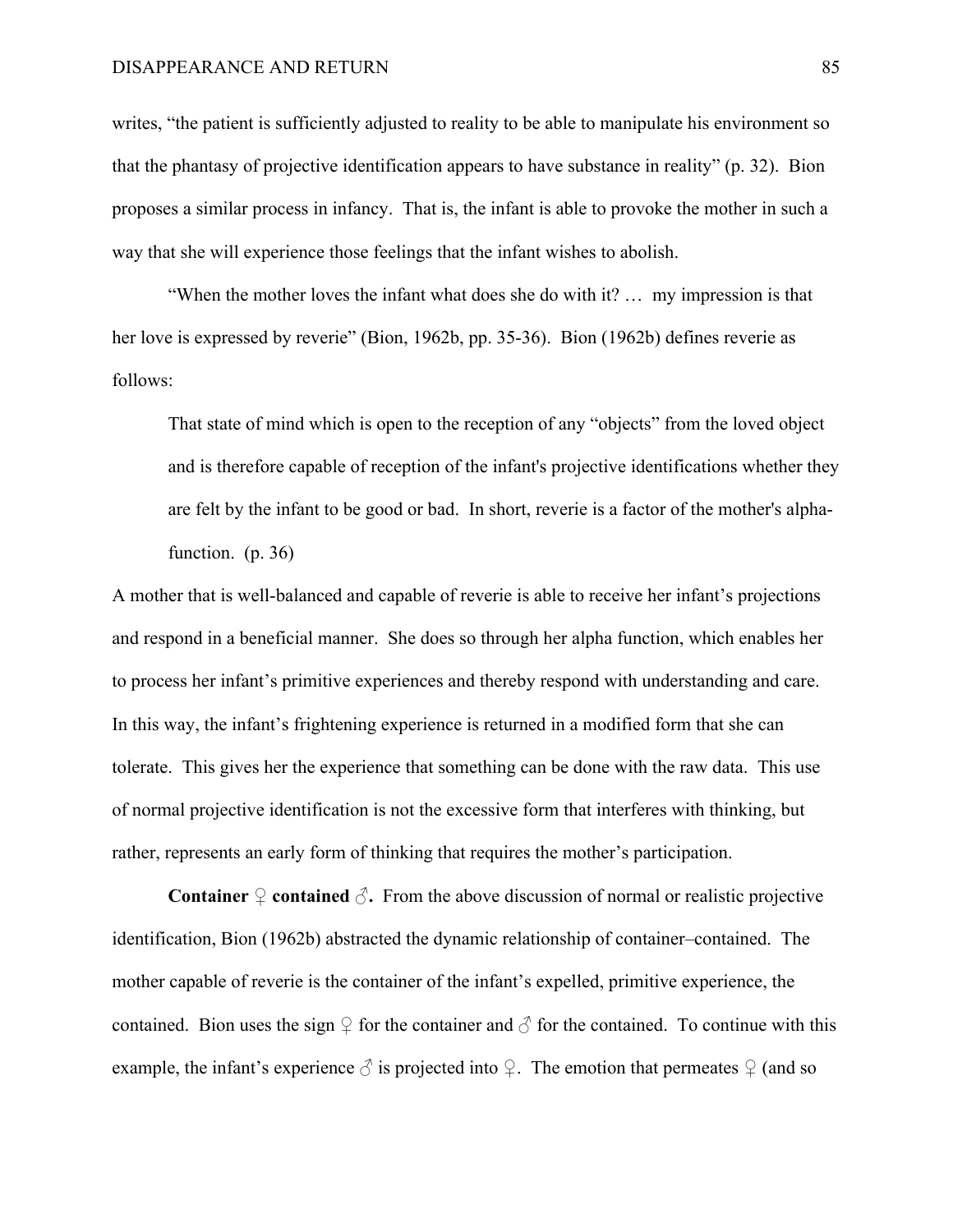writes, "the patient is sufficiently adjusted to reality to be able to manipulate his environment so that the phantasy of projective identification appears to have substance in reality" (p. 32). Bion proposes a similar process in infancy. That is, the infant is able to provoke the mother in such a way that she will experience those feelings that the infant wishes to abolish.

"When the mother loves the infant what does she do with it? … my impression is that her love is expressed by reverie" (Bion, 1962b, pp. 35-36). Bion (1962b) defines reverie as follows:

> That state of mind which is open to the reception of any "objects" from the loved object and is therefore capable of reception of the infant's projective identifications whether they are felt by the infant to be good or bad. In short, reverie is a factor of the mother's alpha-function. (p. 36)

A mother that is well-balanced and capable of reverie is able to receive her infant's projections and respond in a beneficial manner. She does so through her alpha function, which enables her to process her infant's primitive experiences and thereby respond with understanding and care. In this way, the infant's frightening experience is returned in a modified form that she can tolerate. This gives her the experience that something can be done with the raw data. This use of normal projective identification is not the excessive form that interferes with thinking, but rather, represents an early form of thinking that requires the mother's participation.

**Container ♀ contained ♂.** From the above discussion of normal or realistic projective identification, Bion (1962b) abstracted the dynamic relationship of container–contained. The mother capable of reverie is the container of the infant's expelled, primitive experience, the contained. Bion uses the sign ♀ for the container and ♂ for the contained. To continue with this example, the infant's experience ♂ is projected into ♀. The emotion that permeates ♀ (and so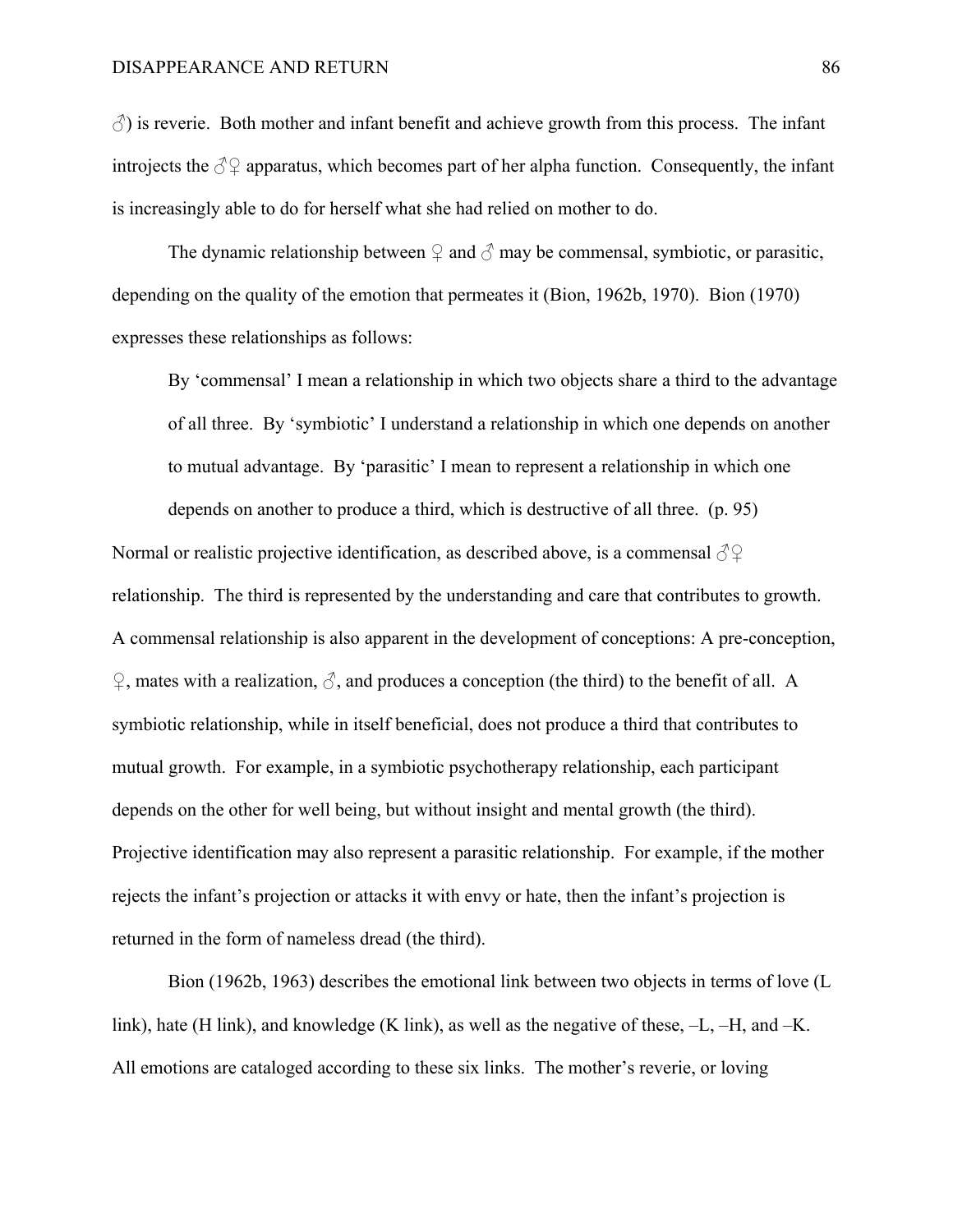♂) is reverie. Both mother and infant benefit and achieve growth from this process. The infant introjects the ♂♀ apparatus, which becomes part of her alpha function. Consequently, the infant is increasingly able to do for herself what she had relied on mother to do.

The dynamic relationship between ♀ and ♂ may be commensal, symbiotic, or parasitic, depending on the quality of the emotion that permeates it (Bion, 1962b, 1970). Bion (1970) expresses these relationships as follows:

> By 'commensal' I mean a relationship in which two objects share a third to the advantage of all three. By 'symbiotic' I understand a relationship in which one depends on another to mutual advantage. By 'parasitic' I mean to represent a relationship in which one depends on another to produce a third, which is destructive of all three. (p. 95)

Normal or realistic projective identification, as described above, is a commensal ♂♀ relationship. The third is represented by the understanding and care that contributes to growth. A commensal relationship is also apparent in the development of conceptions: A pre-conception, ♀, mates with a realization, ♂, and produces a conception (the third) to the benefit of all. A symbiotic relationship, while in itself beneficial, does not produce a third that contributes to mutual growth. For example, in a symbiotic psychotherapy relationship, each participant depends on the other for well being, but without insight and mental growth (the third). Projective identification may also represent a parasitic relationship. For example, if the mother rejects the infant's projection or attacks it with envy or hate, then the infant's projection is returned in the form of nameless dread (the third).

Bion (1962b, 1963) describes the emotional link between two objects in terms of love (L link), hate (H link), and knowledge (K link), as well as the negative of these, –L, –H, and –K. All emotions are cataloged according to these six links. The mother's reverie, or loving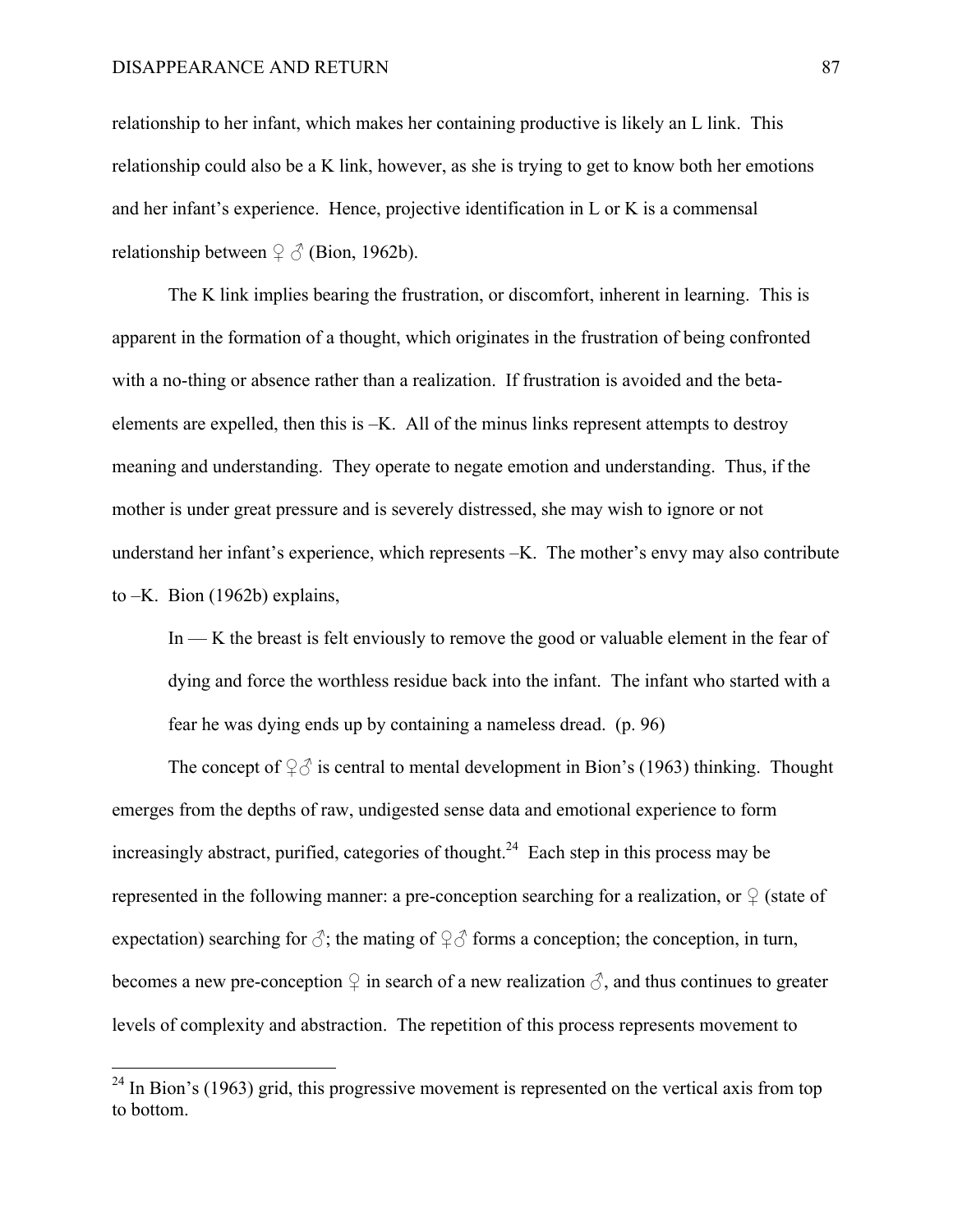relationship to her infant, which makes her containing productive is likely an L link. This relationship could also be a K link, however, as she is trying to get to know both her emotions and her infant's experience. Hence, projective identification in L or K is a commensal relationship between ♀ ♂ (Bion, 1962b).

The K link implies bearing the frustration, or discomfort, inherent in learning. This is apparent in the formation of a thought, which originates in the frustration of being confronted with a no-thing or absence rather than a realization. If frustration is avoided and the beta-elements are expelled, then this is –K. All of the minus links represent attempts to destroy meaning and understanding. They operate to negate emotion and understanding. Thus, if the mother is under great pressure and is severely distressed, she may wish to ignore or not understand her infant's experience, which represents –K. The mother's envy may also contribute to –K. Bion (1962b) explains,

> In — K the breast is felt enviously to remove the good or valuable element in the fear of dying and force the worthless residue back into the infant. The infant who started with a fear he was dying ends up by containing a nameless dread. (p. 96)

The concept of ♀♂ is central to mental development in Bion's (1963) thinking. Thought emerges from the depths of raw, undigested sense data and emotional experience to form increasingly abstract, purified, categories of thought.[24] Each step in this process may be represented in the following manner: a pre-conception searching for a realization, or ♀ (state of expectation) searching for ♂; the mating of ♀♂ forms a conception; the conception, in turn, becomes a new pre-conception ♀ in search of a new realization ♂, and thus continues to greater levels of complexity and abstraction. The repetition of this process represents movement to

[24] In Bion's (1963) grid, this progressive movement is represented on the vertical axis from top to bottom.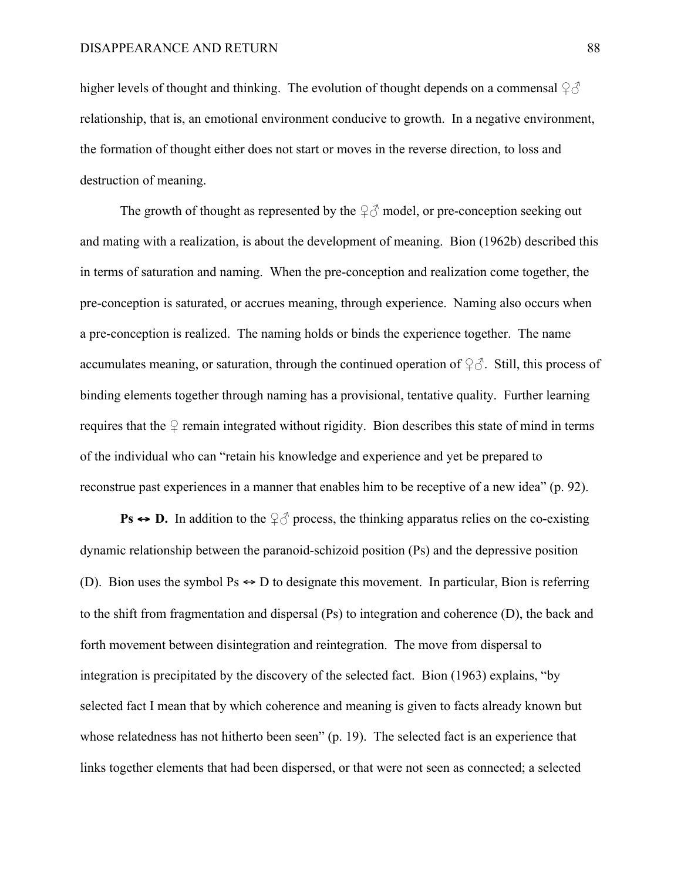higher levels of thought and thinking. The evolution of thought depends on a commensal ♀♂ relationship, that is, an emotional environment conducive to growth. In a negative environment, the formation of thought either does not start or moves in the reverse direction, to loss and destruction of meaning.

The growth of thought as represented by the ♀♂ model, or pre-conception seeking out and mating with a realization, is about the development of meaning. Bion (1962b) described this in terms of saturation and naming. When the pre-conception and realization come together, the pre-conception is saturated, or accrues meaning, through experience. Naming also occurs when a pre-conception is realized. The naming holds or binds the experience together. The name accumulates meaning, or saturation, through the continued operation of ♀♂. Still, this process of binding elements together through naming has a provisional, tentative quality. Further learning requires that the ♀ remain integrated without rigidity. Bion describes this state of mind in terms of the individual who can "retain his knowledge and experience and yet be prepared to reconstrue past experiences in a manner that enables him to be receptive of a new idea" (p. 92).

**Ps ↔ D.** In addition to the ♀♂ process, the thinking apparatus relies on the co-existing dynamic relationship between the paranoid-schizoid position (Ps) and the depressive position (D). Bion uses the symbol Ps ↔ D to designate this movement. In particular, Bion is referring to the shift from fragmentation and dispersal (Ps) to integration and coherence (D), the back and forth movement between disintegration and reintegration. The move from dispersal to integration is precipitated by the discovery of the selected fact. Bion (1963) explains, "by selected fact I mean that by which coherence and meaning is given to facts already known but whose relatedness has not hitherto been seen" (p. 19). The selected fact is an experience that links together elements that had been dispersed, or that were not seen as connected; a selected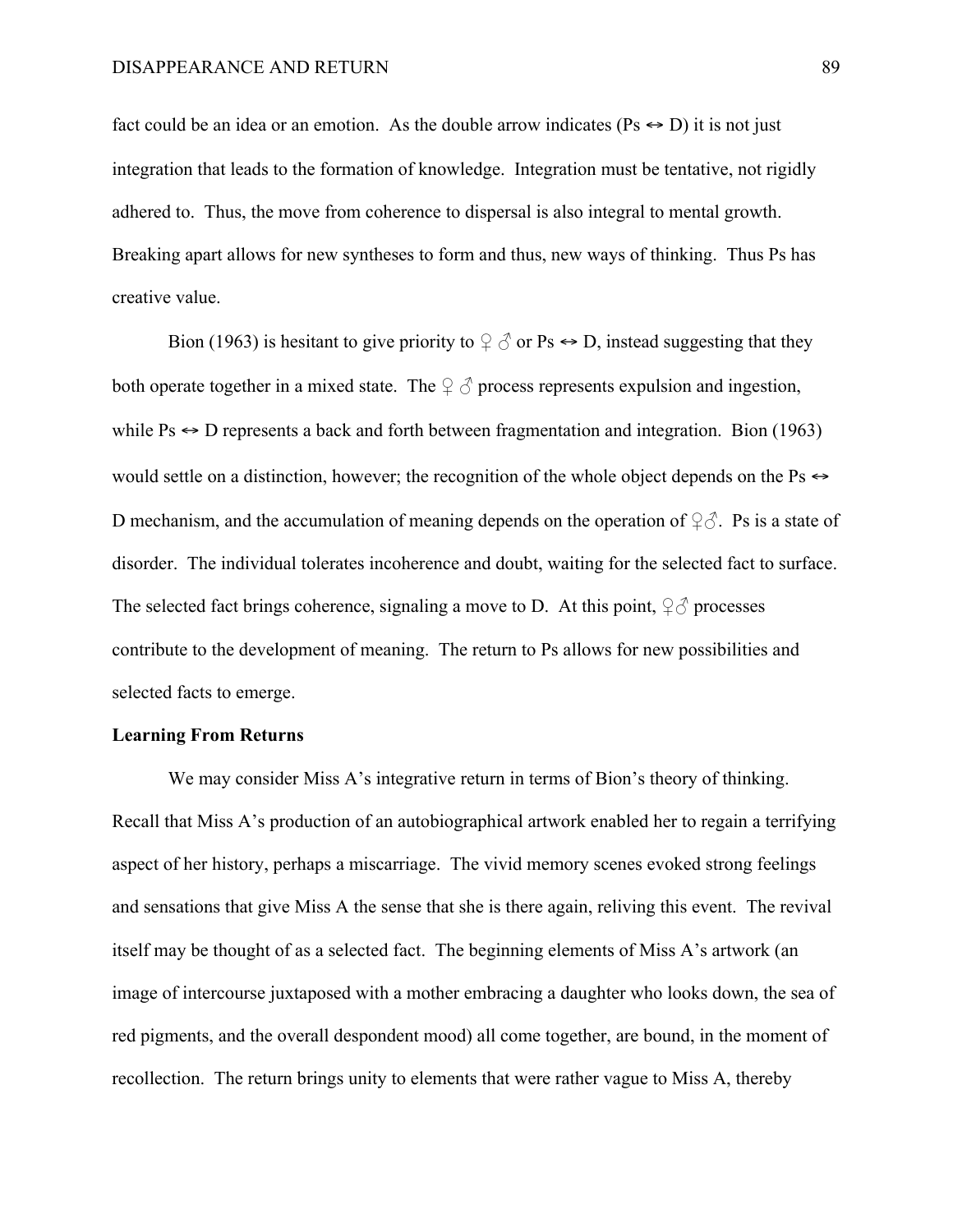fact could be an idea or an emotion. As the double arrow indicates (Ps ↔ D) it is not just integration that leads to the formation of knowledge. Integration must be tentative, not rigidly adhered to. Thus, the move from coherence to dispersal is also integral to mental growth. Breaking apart allows for new syntheses to form and thus, new ways of thinking. Thus Ps has creative value.

Bion (1963) is hesitant to give priority to ♀♂ or Ps ↔ D, instead suggesting that they both operate together in a mixed state. The ♀♂ process represents expulsion and ingestion, while Ps ↔ D represents a back and forth between fragmentation and integration. Bion (1963) would settle on a distinction, however; the recognition of the whole object depends on the Ps ↔ D mechanism, and the accumulation of meaning depends on the operation of ♀♂. Ps is a state of disorder. The individual tolerates incoherence and doubt, waiting for the selected fact to surface. The selected fact brings coherence, signaling a move to D. At this point, ♀♂ processes contribute to the development of meaning. The return to Ps allows for new possibilities and selected facts to emerge.

**Learning From Returns**

We may consider Miss A's integrative return in terms of Bion's theory of thinking. Recall that Miss A's production of an autobiographical artwork enabled her to regain a terrifying aspect of her history, perhaps a miscarriage. The vivid memory scenes evoked strong feelings and sensations that give Miss A the sense that she is there again, reliving this event. The revival itself may be thought of as a selected fact. The beginning elements of Miss A's artwork (an image of intercourse juxtaposed with a mother embracing a daughter who looks down, the sea of red pigments, and the overall despondent mood) all come together, are bound, in the moment of recollection. The return brings unity to elements that were rather vague to Miss A, thereby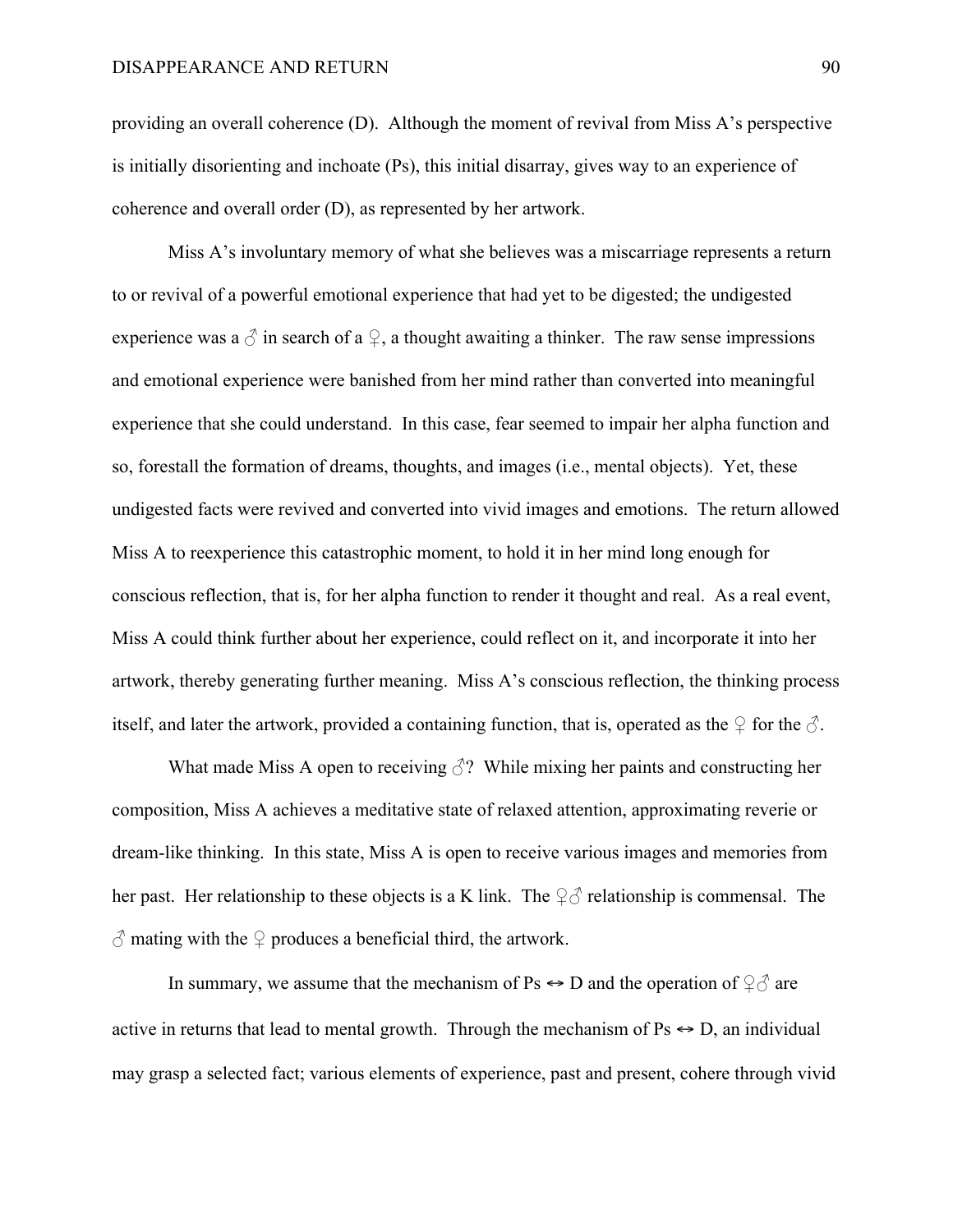providing an overall coherence (D). Although the moment of revival from Miss A's perspective is initially disorienting and inchoate (Ps), this initial disarray, gives way to an experience of coherence and overall order (D), as represented by her artwork.

Miss A's involuntary memory of what she believes was a miscarriage represents a return to or revival of a powerful emotional experience that had yet to be digested; the undigested experience was a ♂ in search of a ♀, a thought awaiting a thinker. The raw sense impressions and emotional experience were banished from her mind rather than converted into meaningful experience that she could understand. In this case, fear seemed to impair her alpha function and so, forestall the formation of dreams, thoughts, and images (i.e., mental objects). Yet, these undigested facts were revived and converted into vivid images and emotions. The return allowed Miss A to reexperience this catastrophic moment, to hold it in her mind long enough for conscious reflection, that is, for her alpha function to render it thought and real. As a real event, Miss A could think further about her experience, could reflect on it, and incorporate it into her artwork, thereby generating further meaning. Miss A's conscious reflection, the thinking process itself, and later the artwork, provided a containing function, that is, operated as the ♀ for the ♂.

What made Miss A open to receiving ♂? While mixing her paints and constructing her composition, Miss A achieves a meditative state of relaxed attention, approximating reverie or dream-like thinking. In this state, Miss A is open to receive various images and memories from her past. Her relationship to these objects is a K link. The ♀♂ relationship is commensal. The ♂ mating with the ♀ produces a beneficial third, the artwork.

In summary, we assume that the mechanism of Ps ↔ D and the operation of ♀♂ are active in returns that lead to mental growth. Through the mechanism of Ps ↔ D, an individual may grasp a selected fact; various elements of experience, past and present, cohere through vivid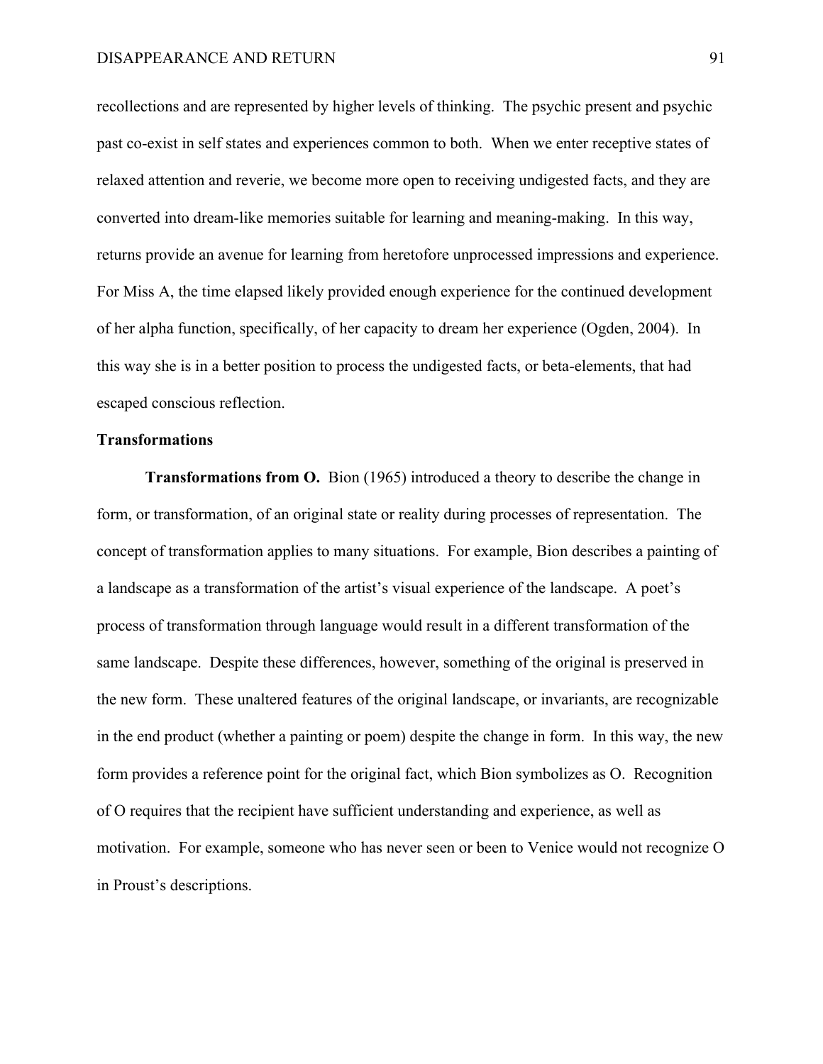recollections and are represented by higher levels of thinking. The psychic present and psychic past co-exist in self states and experiences common to both. When we enter receptive states of relaxed attention and reverie, we become more open to receiving undigested facts, and they are converted into dream-like memories suitable for learning and meaning-making. In this way, returns provide an avenue for learning from heretofore unprocessed impressions and experience. For Miss A, the time elapsed likely provided enough experience for the continued development of her alpha function, specifically, of her capacity to dream her experience (Ogden, 2004). In this way she is in a better position to process the undigested facts, or beta-elements, that had escaped conscious reflection.

## Transformations

### Transformations from O.

Bion (1965) introduced a theory to describe the change in form, or transformation, of an original state or reality during processes of representation. The concept of transformation applies to many situations. For example, Bion describes a painting of a landscape as a transformation of the artist's visual experience of the landscape. A poet's process of transformation through language would result in a different transformation of the same landscape. Despite these differences, however, something of the original is preserved in the new form. These unaltered features of the original landscape, or invariants, are recognizable in the end product (whether a painting or poem) despite the change in form. In this way, the new form provides a reference point for the original fact, which Bion symbolizes as O. Recognition of O requires that the recipient have sufficient understanding and experience, as well as motivation. For example, someone who has never seen or been to Venice would not recognize O in Proust's descriptions.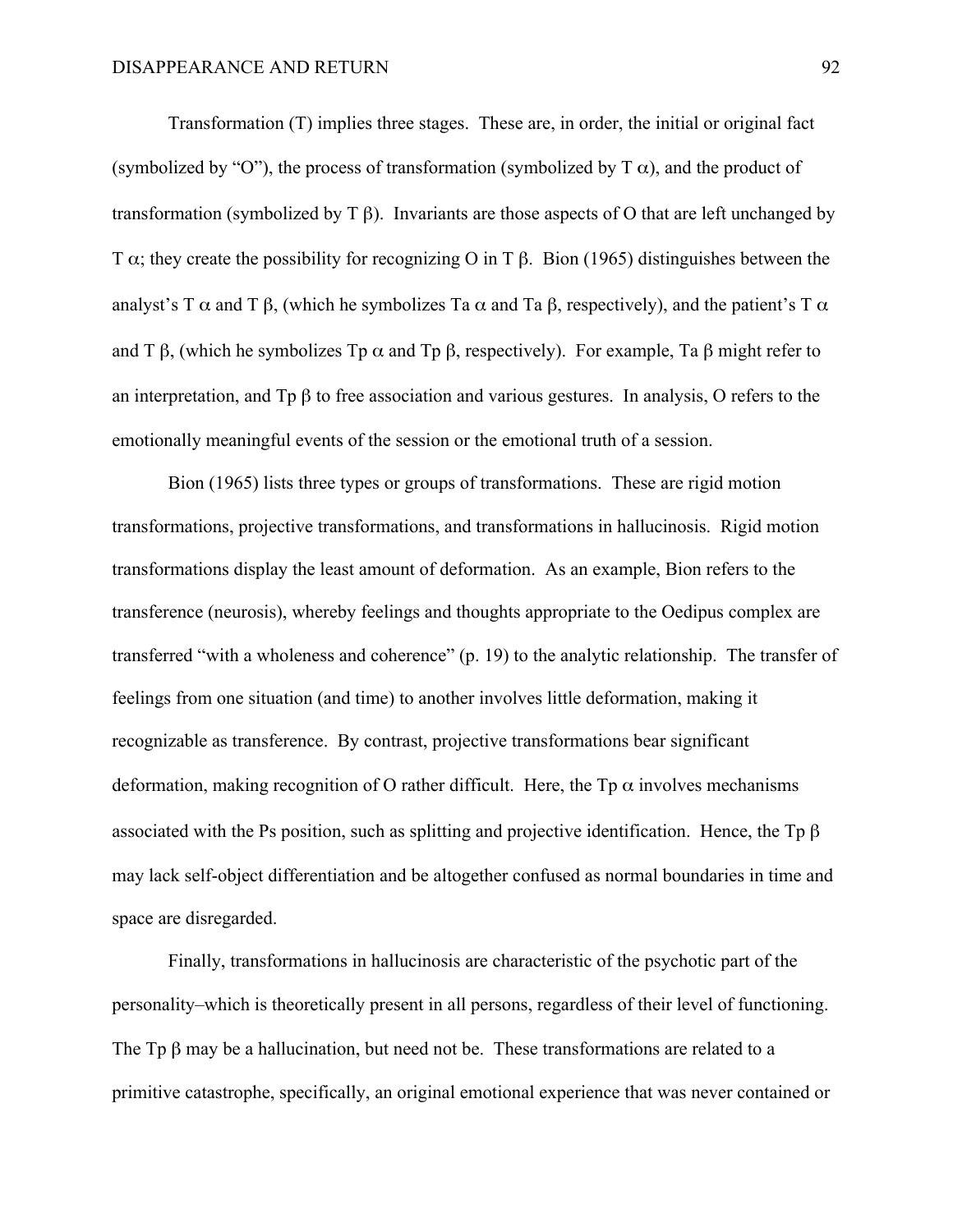Transformation (T) implies three stages. These are, in order, the initial or original fact (symbolized by "O"), the process of transformation (symbolized by T $\alpha$), and the product of transformation (symbolized by T $\beta$). Invariants are those aspects of O that are left unchanged by T $\alpha$; they create the possibility for recognizing O in T $\beta$. Bion (1965) distinguishes between the analyst's T $\alpha$ and T $\beta$, (which he symbolizes Ta $\alpha$ and Ta $\beta$, respectively), and the patient's T $\alpha$ and T $\beta$, (which he symbolizes Tp $\alpha$ and Tp $\beta$, respectively). For example, Ta $\beta$ might refer to an interpretation, and Tp $\beta$ to free association and various gestures. In analysis, O refers to the emotionally meaningful events of the session or the emotional truth of a session.

Bion (1965) lists three types or groups of transformations. These are rigid motion transformations, projective transformations, and transformations in hallucinosis. Rigid motion transformations display the least amount of deformation. As an example, Bion refers to the transference (neurosis), whereby feelings and thoughts appropriate to the Oedipus complex are transferred "with a wholeness and coherence" (p. 19) to the analytic relationship. The transfer of feelings from one situation (and time) to another involves little deformation, making it recognizable as transference. By contrast, projective transformations bear significant deformation, making recognition of O rather difficult. Here, the Tp $\alpha$ involves mechanisms associated with the Ps position, such as splitting and projective identification. Hence, the Tp $\beta$ may lack self-object differentiation and be altogether confused as normal boundaries in time and space are disregarded.

Finally, transformations in hallucinosis are characteristic of the psychotic part of the personality–which is theoretically present in all persons, regardless of their level of functioning. The Tp $\beta$ may be a hallucination, but need not be. These transformations are related to a primitive catastrophe, specifically, an original emotional experience that was never contained or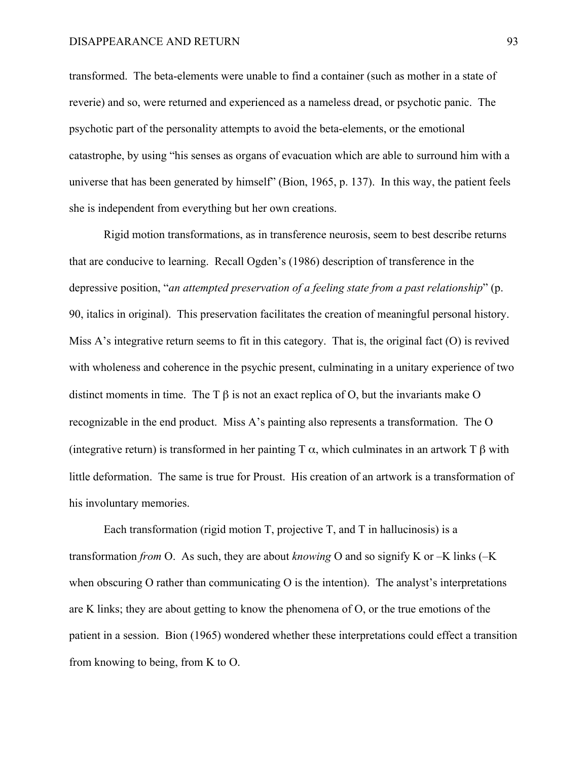transformed. The beta-elements were unable to find a container (such as mother in a state of reverie) and so, were returned and experienced as a nameless dread, or psychotic panic. The psychotic part of the personality attempts to avoid the beta-elements, or the emotional catastrophe, by using "his senses as organs of evacuation which are able to surround him with a universe that has been generated by himself" (Bion, 1965, p. 137). In this way, the patient feels she is independent from everything but her own creations.

Rigid motion transformations, as in transference neurosis, seem to best describe returns that are conducive to learning. Recall Ogden's (1986) description of transference in the depressive position, "*an attempted preservation of a feeling state from a past relationship*" (p. 90, italics in original). This preservation facilitates the creation of meaningful personal history. Miss A's integrative return seems to fit in this category. That is, the original fact (O) is revived with wholeness and coherence in the psychic present, culminating in a unitary experience of two distinct moments in time. The T $\beta$ is not an exact replica of O, but the invariants make O recognizable in the end product. Miss A's painting also represents a transformation. The O (integrative return) is transformed in her painting T $\alpha$, which culminates in an artwork T $\beta$ with little deformation. The same is true for Proust. His creation of an artwork is a transformation of his involuntary memories.

Each transformation (rigid motion T, projective T, and T in hallucinosis) is a transformation *from* O. As such, they are about *knowing* O and so signify K or –K links (–K when obscuring O rather than communicating O is the intention). The analyst's interpretations are K links; they are about getting to know the phenomena of O, or the true emotions of the patient in a session. Bion (1965) wondered whether these interpretations could effect a transition from knowing to being, from K to O.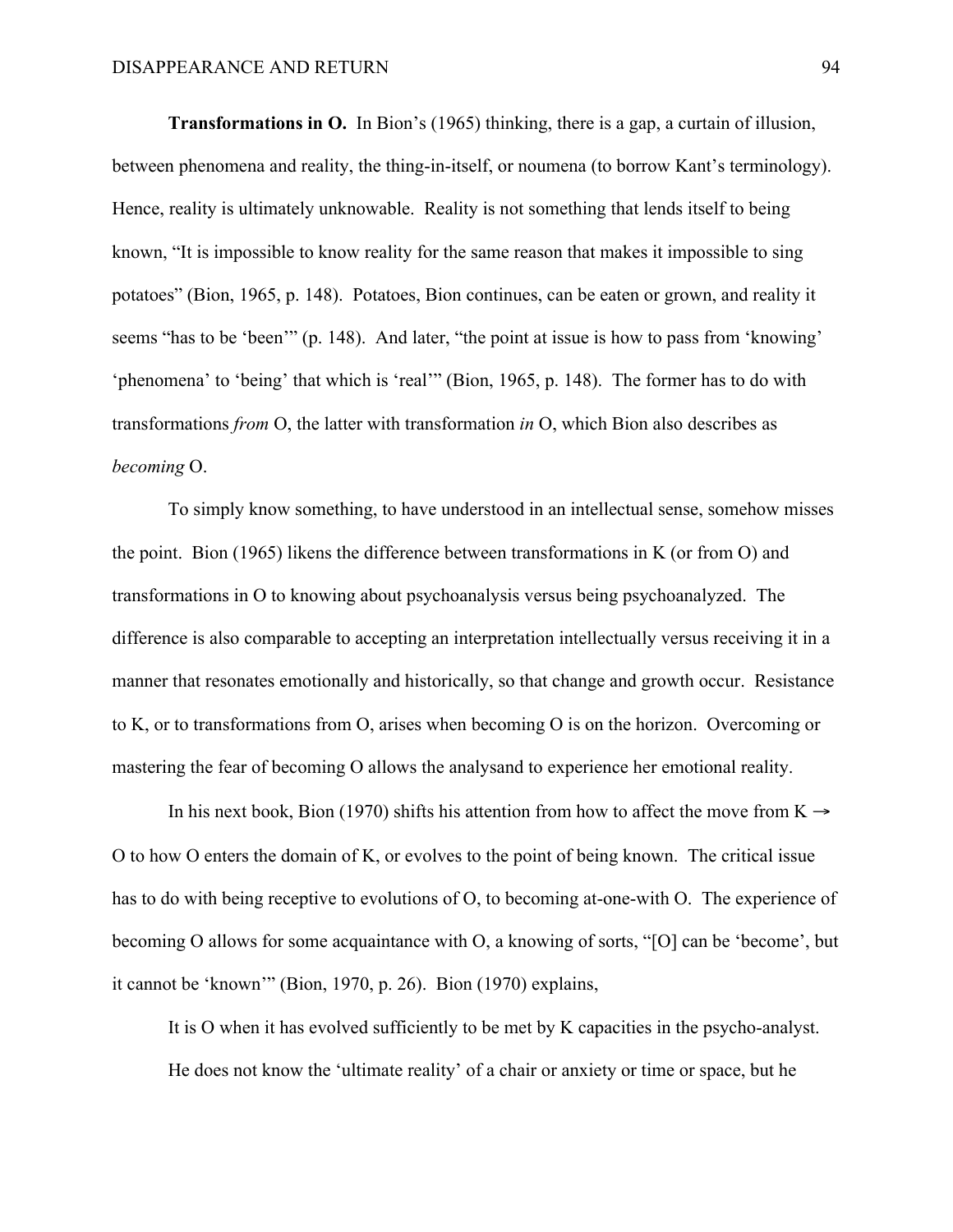**Transformations in O.** In Bion's (1965) thinking, there is a gap, a curtain of illusion, between phenomena and reality, the thing-in-itself, or noumena (to borrow Kant's terminology). Hence, reality is ultimately unknowable. Reality is not something that lends itself to being known, "It is impossible to know reality for the same reason that makes it impossible to sing potatoes" (Bion, 1965, p. 148). Potatoes, Bion continues, can be eaten or grown, and reality it seems "has to be 'been'" (p. 148). And later, "the point at issue is how to pass from 'knowing' 'phenomena' to 'being' that which is 'real'" (Bion, 1965, p. 148). The former has to do with transformations *from* O, the latter with transformation *in* O, which Bion also describes as *becoming* O.

To simply know something, to have understood in an intellectual sense, somehow misses the point. Bion (1965) likens the difference between transformations in K (or from O) and transformations in O to knowing about psychoanalysis versus being psychoanalyzed. The difference is also comparable to accepting an interpretation intellectually versus receiving it in a manner that resonates emotionally and historically, so that change and growth occur. Resistance to K, or to transformations from O, arises when becoming O is on the horizon. Overcoming or mastering the fear of becoming O allows the analysand to experience her emotional reality.

In his next book, Bion (1970) shifts his attention from how to affect the move from K → O to how O enters the domain of K, or evolves to the point of being known. The critical issue has to do with being receptive to evolutions of O, to becoming at-one-with O. The experience of becoming O allows for some acquaintance with O, a knowing of sorts, "[O] can be 'become', but it cannot be 'known'" (Bion, 1970, p. 26). Bion (1970) explains,

> It is O when it has evolved sufficiently to be met by K capacities in the psycho-analyst. He does not know the 'ultimate reality' of a chair or anxiety or time or space, but he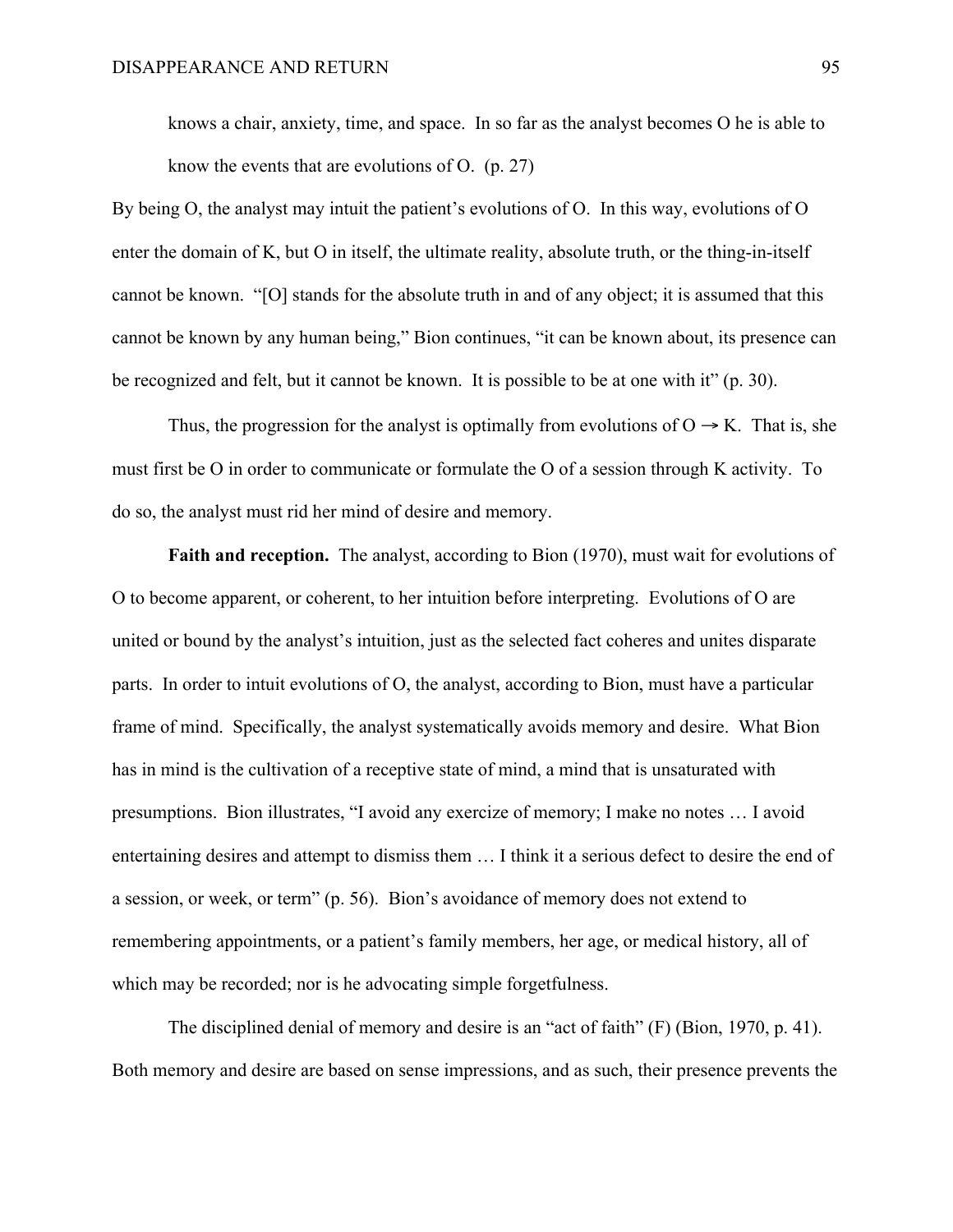> knows a chair, anxiety, time, and space. In so far as the analyst becomes O he is able to know the events that are evolutions of O. (p. 27)

By being O, the analyst may intuit the patient's evolutions of O. In this way, evolutions of O enter the domain of K, but O in itself, the ultimate reality, absolute truth, or the thing-in-itself cannot be known. "[O] stands for the absolute truth in and of any object; it is assumed that this cannot be known by any human being," Bion continues, "it can be known about, its presence can be recognized and felt, but it cannot be known. It is possible to be at one with it" (p. 30).

Thus, the progression for the analyst is optimally from evolutions of O → K. That is, she must first be O in order to communicate or formulate the O of a session through K activity. To do so, the analyst must rid her mind of desire and memory.

**Faith and reception.** The analyst, according to Bion (1970), must wait for evolutions of O to become apparent, or coherent, to her intuition before interpreting. Evolutions of O are united or bound by the analyst's intuition, just as the selected fact coheres and unites disparate parts. In order to intuit evolutions of O, the analyst, according to Bion, must have a particular frame of mind. Specifically, the analyst systematically avoids memory and desire. What Bion has in mind is the cultivation of a receptive state of mind, a mind that is unsaturated with presumptions. Bion illustrates, "I avoid any exercize of memory; I make no notes … I avoid entertaining desires and attempt to dismiss them … I think it a serious defect to desire the end of a session, or week, or term" (p. 56). Bion's avoidance of memory does not extend to remembering appointments, or a patient's family members, her age, or medical history, all of which may be recorded; nor is he advocating simple forgetfulness.

The disciplined denial of memory and desire is an "act of faith" (F) (Bion, 1970, p. 41). Both memory and desire are based on sense impressions, and as such, their presence prevents the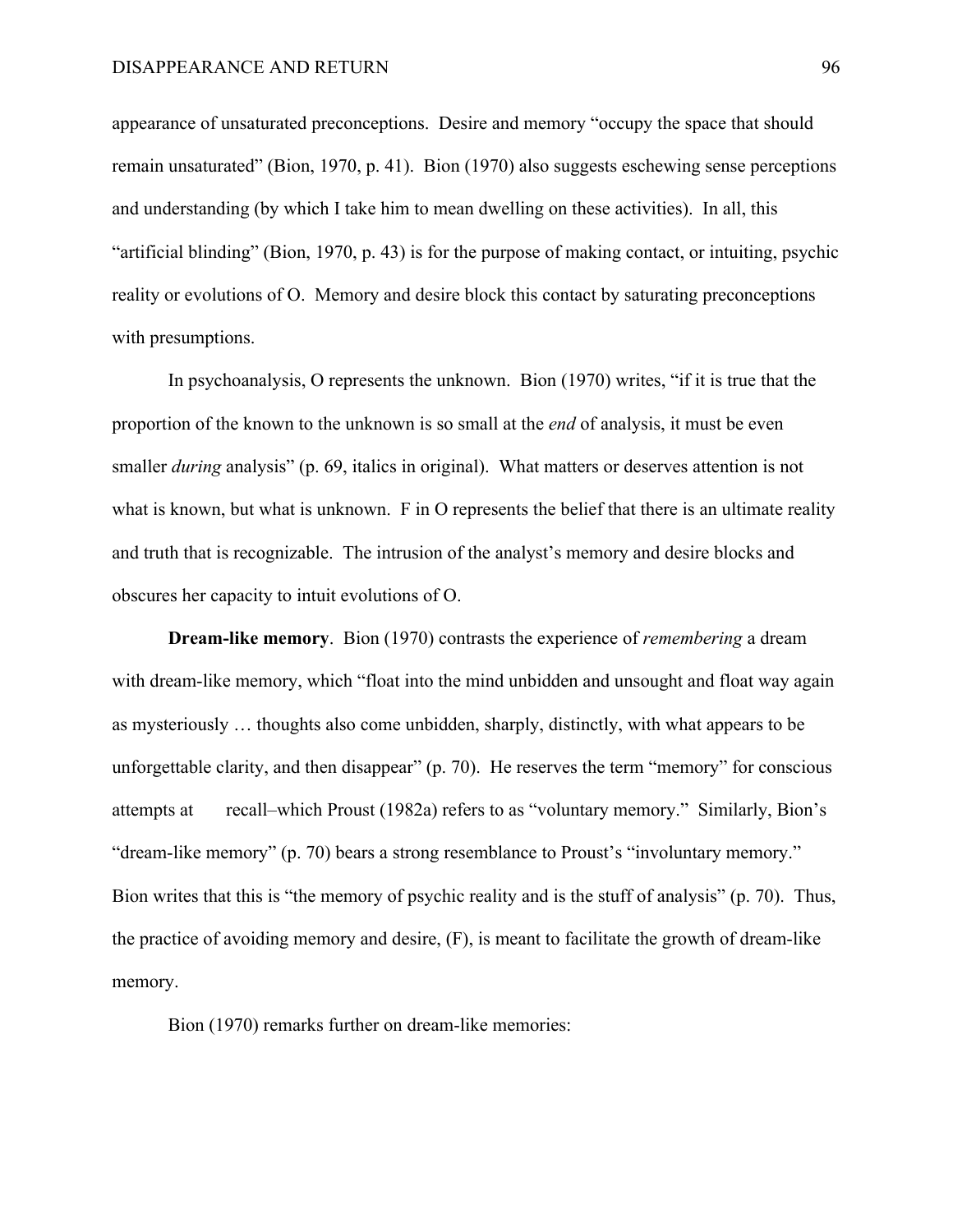appearance of unsaturated preconceptions. Desire and memory "occupy the space that should remain unsaturated" (Bion, 1970, p. 41). Bion (1970) also suggests eschewing sense perceptions and understanding (by which I take him to mean dwelling on these activities). In all, this "artificial blinding" (Bion, 1970, p. 43) is for the purpose of making contact, or intuiting, psychic reality or evolutions of O. Memory and desire block this contact by saturating preconceptions with presumptions.

In psychoanalysis, O represents the unknown. Bion (1970) writes, "if it is true that the proportion of the known to the unknown is so small at the *end* of analysis, it must be even smaller *during* analysis" (p. 69, italics in original). What matters or deserves attention is not what is known, but what is unknown. F in O represents the belief that there is an ultimate reality and truth that is recognizable. The intrusion of the analyst's memory and desire blocks and obscures her capacity to intuit evolutions of O.

**Dream-like memory**. Bion (1970) contrasts the experience of *remembering* a dream with dream-like memory, which "float into the mind unbidden and unsought and float way again as mysteriously … thoughts also come unbidden, sharply, distinctly, with what appears to be unforgettable clarity, and then disappear" (p. 70). He reserves the term "memory" for conscious attempts at recall–which Proust (1982a) refers to as "voluntary memory." Similarly, Bion's "dream-like memory" (p. 70) bears a strong resemblance to Proust's "involuntary memory." Bion writes that this is "the memory of psychic reality and is the stuff of analysis" (p. 70). Thus, the practice of avoiding memory and desire, (F), is meant to facilitate the growth of dream-like memory.

Bion (1970) remarks further on dream-like memories: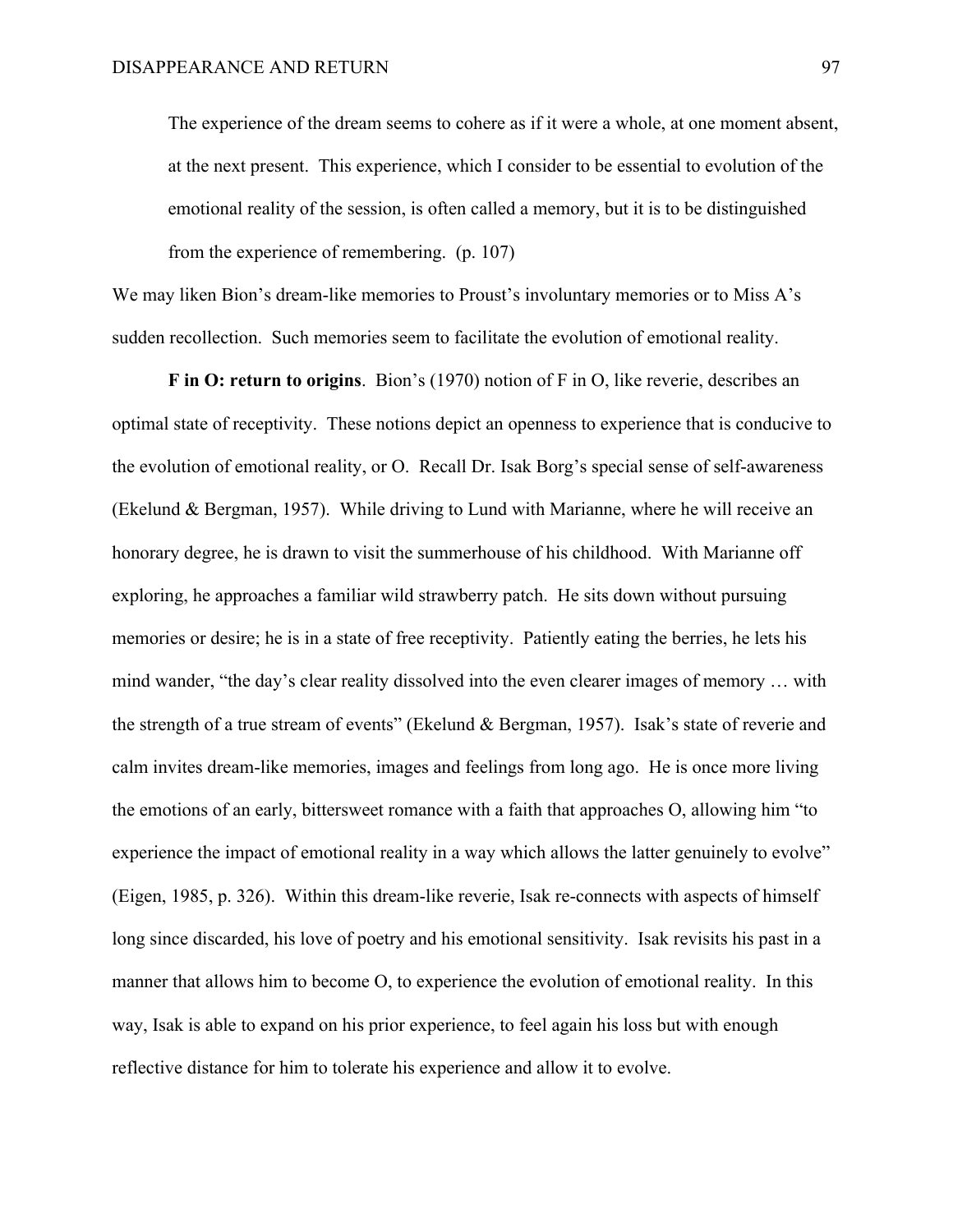> The experience of the dream seems to cohere as if it were a whole, at one moment absent, at the next present. This experience, which I consider to be essential to evolution of the emotional reality of the session, is often called a memory, but it is to be distinguished from the experience of remembering. (p. 107)

We may liken Bion's dream-like memories to Proust's involuntary memories or to Miss A's sudden recollection. Such memories seem to facilitate the evolution of emotional reality.

**F in O: return to origins**. Bion's (1970) notion of F in O, like reverie, describes an optimal state of receptivity. These notions depict an openness to experience that is conducive to the evolution of emotional reality, or O. Recall Dr. Isak Borg's special sense of self-awareness (Ekelund & Bergman, 1957). While driving to Lund with Marianne, where he will receive an honorary degree, he is drawn to visit the summerhouse of his childhood. With Marianne off exploring, he approaches a familiar wild strawberry patch. He sits down without pursuing memories or desire; he is in a state of free receptivity. Patiently eating the berries, he lets his mind wander, "the day's clear reality dissolved into the even clearer images of memory … with the strength of a true stream of events" (Ekelund & Bergman, 1957). Isak's state of reverie and calm invites dream-like memories, images and feelings from long ago. He is once more living the emotions of an early, bittersweet romance with a faith that approaches O, allowing him "to experience the impact of emotional reality in a way which allows the latter genuinely to evolve" (Eigen, 1985, p. 326). Within this dream-like reverie, Isak re-connects with aspects of himself long since discarded, his love of poetry and his emotional sensitivity. Isak revisits his past in a manner that allows him to become O, to experience the evolution of emotional reality. In this way, Isak is able to expand on his prior experience, to feel again his loss but with enough reflective distance for him to tolerate his experience and allow it to evolve.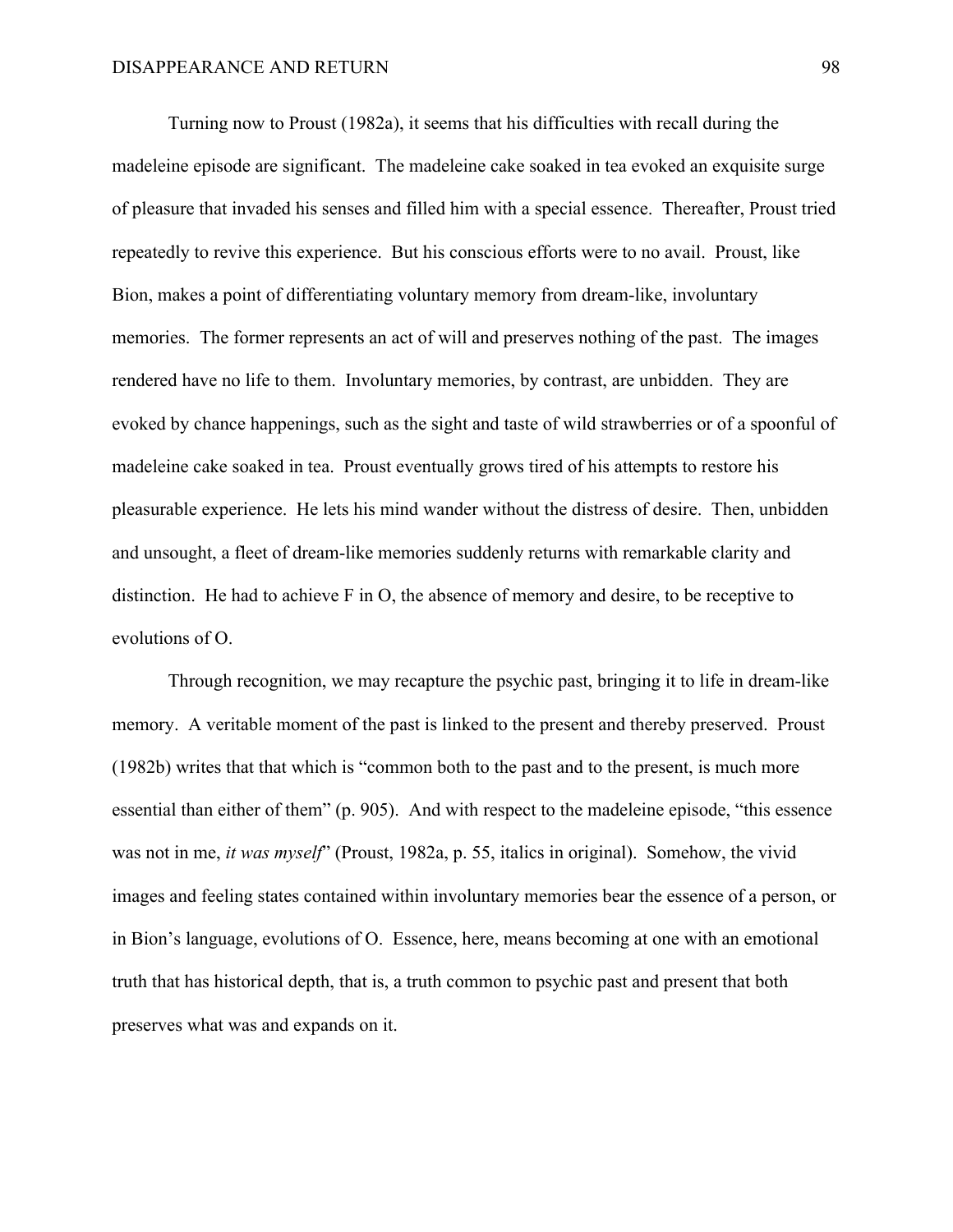Turning now to Proust (1982a), it seems that his difficulties with recall during the madeleine episode are significant. The madeleine cake soaked in tea evoked an exquisite surge of pleasure that invaded his senses and filled him with a special essence. Thereafter, Proust tried repeatedly to revive this experience. But his conscious efforts were to no avail. Proust, like Bion, makes a point of differentiating voluntary memory from dream-like, involuntary memories. The former represents an act of will and preserves nothing of the past. The images rendered have no life to them. Involuntary memories, by contrast, are unbidden. They are evoked by chance happenings, such as the sight and taste of wild strawberries or of a spoonful of madeleine cake soaked in tea. Proust eventually grows tired of his attempts to restore his pleasurable experience. He lets his mind wander without the distress of desire. Then, unbidden and unsought, a fleet of dream-like memories suddenly returns with remarkable clarity and distinction. He had to achieve F in O, the absence of memory and desire, to be receptive to evolutions of O.

Through recognition, we may recapture the psychic past, bringing it to life in dream-like memory. A veritable moment of the past is linked to the present and thereby preserved. Proust (1982b) writes that that which is "common both to the past and to the present, is much more essential than either of them" (p. 905). And with respect to the madeleine episode, "this essence was not in me, *it was myself*" (Proust, 1982a, p. 55, italics in original). Somehow, the vivid images and feeling states contained within involuntary memories bear the essence of a person, or in Bion's language, evolutions of O. Essence, here, means becoming at one with an emotional truth that has historical depth, that is, a truth common to psychic past and present that both preserves what was and expands on it.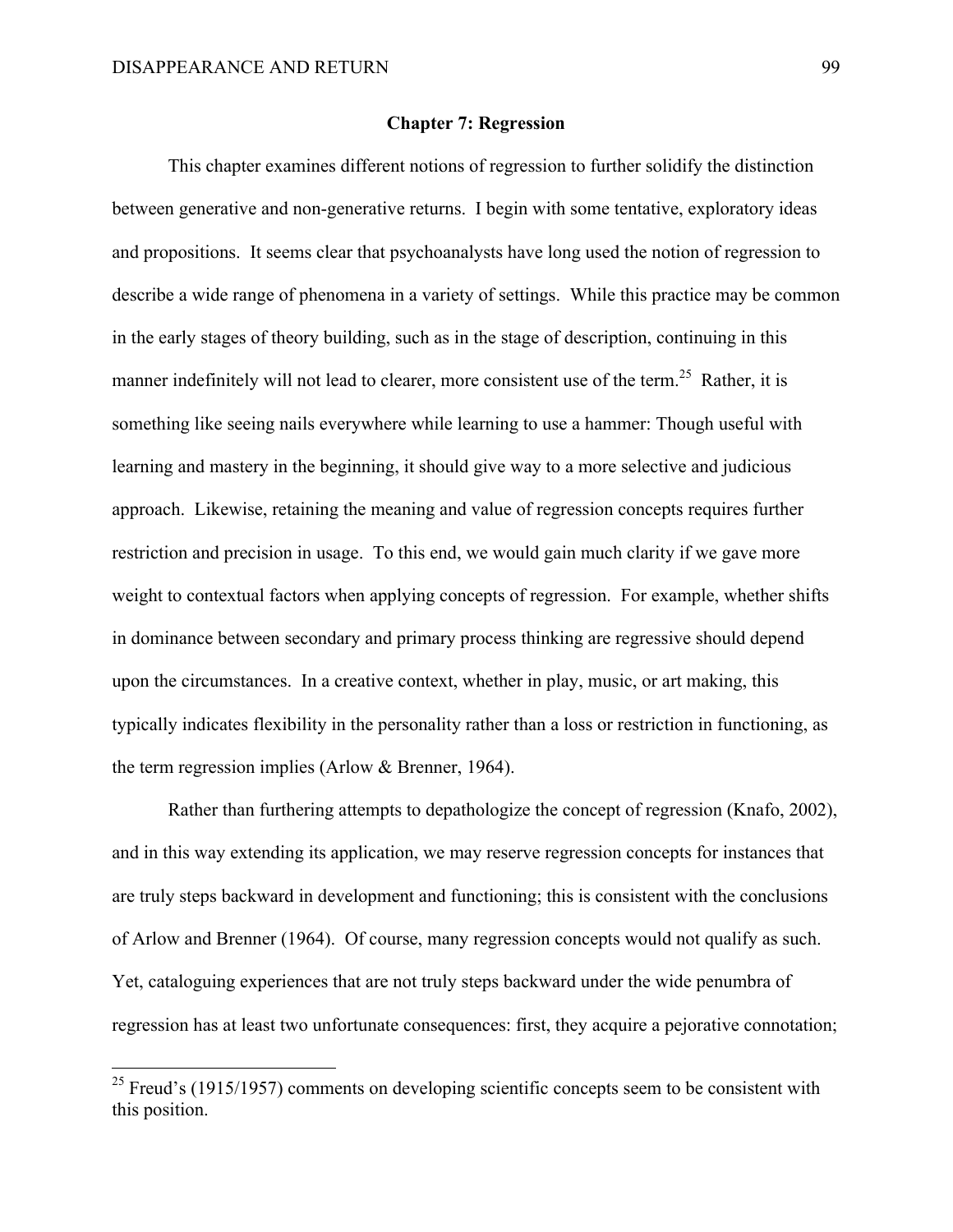## Chapter 7: Regression

This chapter examines different notions of regression to further solidify the distinction between generative and non-generative returns. I begin with some tentative, exploratory ideas and propositions. It seems clear that psychoanalysts have long used the notion of regression to describe a wide range of phenomena in a variety of settings. While this practice may be common in the early stages of theory building, such as in the stage of description, continuing in this manner indefinitely will not lead to clearer, more consistent use of the term.[25] Rather, it is something like seeing nails everywhere while learning to use a hammer: Though useful with learning and mastery in the beginning, it should give way to a more selective and judicious approach. Likewise, retaining the meaning and value of regression concepts requires further restriction and precision in usage. To this end, we would gain much clarity if we gave more weight to contextual factors when applying concepts of regression. For example, whether shifts in dominance between secondary and primary process thinking are regressive should depend upon the circumstances. In a creative context, whether in play, music, or art making, this typically indicates flexibility in the personality rather than a loss or restriction in functioning, as the term regression implies (Arlow & Brenner, 1964).

Rather than furthering attempts to depathologize the concept of regression (Knafo, 2002), and in this way extending its application, we may reserve regression concepts for instances that are truly steps backward in development and functioning; this is consistent with the conclusions of Arlow and Brenner (1964). Of course, many regression concepts would not qualify as such. Yet, cataloguing experiences that are not truly steps backward under the wide penumbra of regression has at least two unfortunate consequences: first, they acquire a pejorative connotation;

---

[25] Freud's (1915/1957) comments on developing scientific concepts seem to be consistent with this position.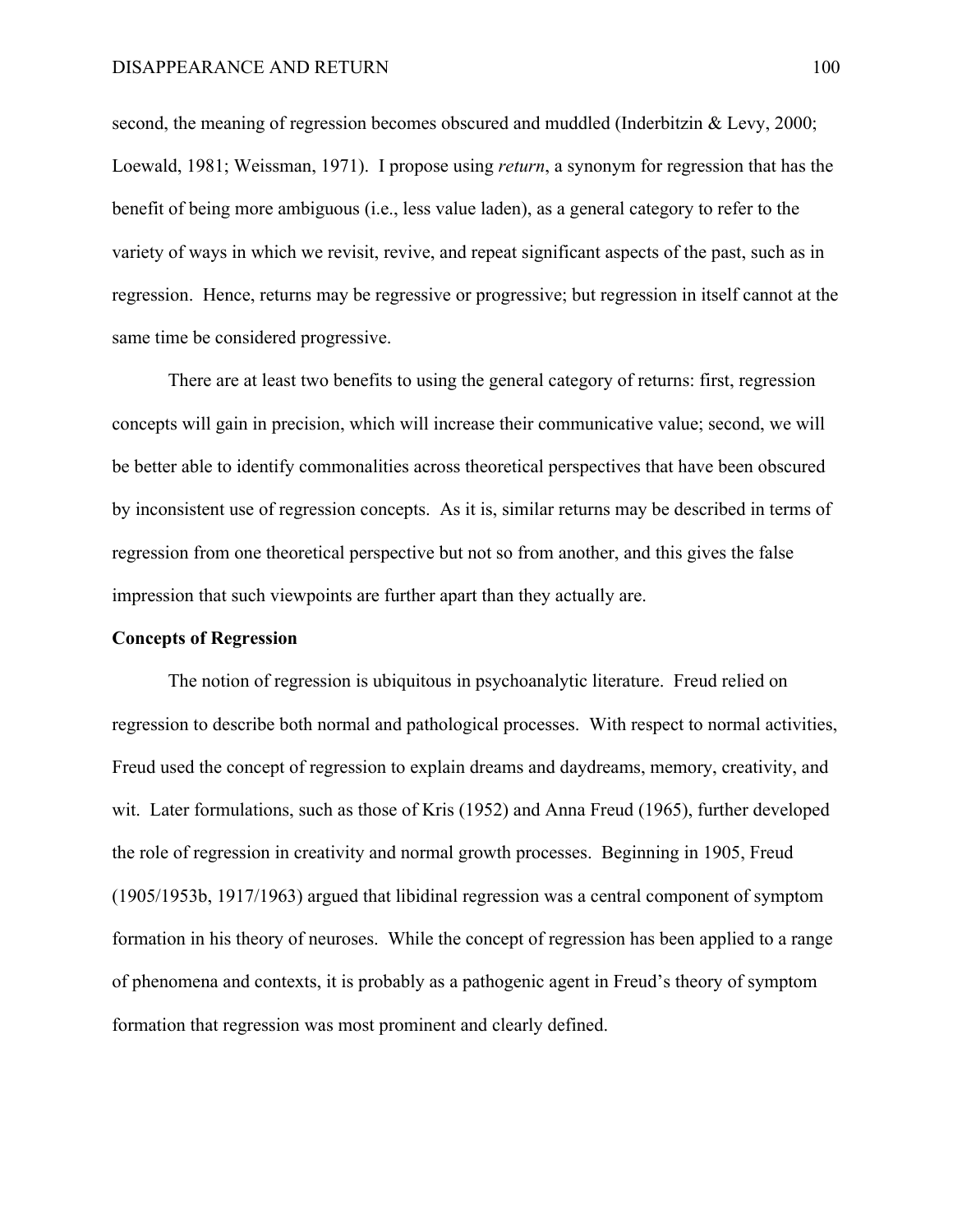second, the meaning of regression becomes obscured and muddled (Inderbitzin & Levy, 2000; Loewald, 1981; Weissman, 1971). I propose using *return*, a synonym for regression that has the benefit of being more ambiguous (i.e., less value laden), as a general category to refer to the variety of ways in which we revisit, revive, and repeat significant aspects of the past, such as in regression. Hence, returns may be regressive or progressive; but regression in itself cannot at the same time be considered progressive.

There are at least two benefits to using the general category of returns: first, regression concepts will gain in precision, which will increase their communicative value; second, we will be better able to identify commonalities across theoretical perspectives that have been obscured by inconsistent use of regression concepts. As it is, similar returns may be described in terms of regression from one theoretical perspective but not so from another, and this gives the false impression that such viewpoints are further apart than they actually are.

**Concepts of Regression**

The notion of regression is ubiquitous in psychoanalytic literature. Freud relied on regression to describe both normal and pathological processes. With respect to normal activities, Freud used the concept of regression to explain dreams and daydreams, memory, creativity, and wit. Later formulations, such as those of Kris (1952) and Anna Freud (1965), further developed the role of regression in creativity and normal growth processes. Beginning in 1905, Freud (1905/1953b, 1917/1963) argued that libidinal regression was a central component of symptom formation in his theory of neuroses. While the concept of regression has been applied to a range of phenomena and contexts, it is probably as a pathogenic agent in Freud's theory of symptom formation that regression was most prominent and clearly defined.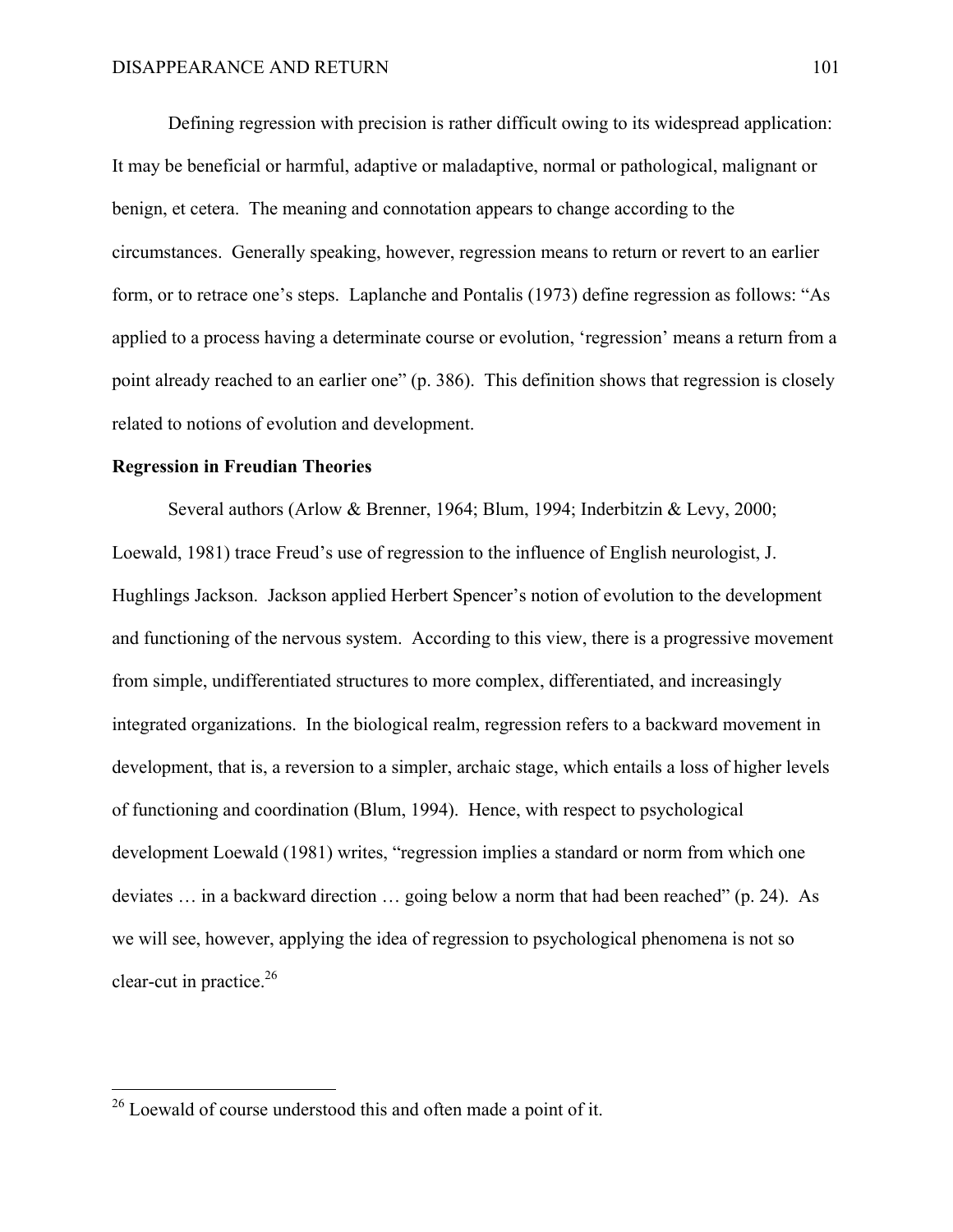Defining regression with precision is rather difficult owing to its widespread application: It may be beneficial or harmful, adaptive or maladaptive, normal or pathological, malignant or benign, et cetera. The meaning and connotation appears to change according to the circumstances. Generally speaking, however, regression means to return or revert to an earlier form, or to retrace one's steps. Laplanche and Pontalis (1973) define regression as follows: "As applied to a process having a determinate course or evolution, 'regression' means a return from a point already reached to an earlier one" (p. 386). This definition shows that regression is closely related to notions of evolution and development.

**Regression in Freudian Theories**

Several authors (Arlow & Brenner, 1964; Blum, 1994; Inderbitzin & Levy, 2000; Loewald, 1981) trace Freud's use of regression to the influence of English neurologist, J. Hughlings Jackson. Jackson applied Herbert Spencer's notion of evolution to the development and functioning of the nervous system. According to this view, there is a progressive movement from simple, undifferentiated structures to more complex, differentiated, and increasingly integrated organizations. In the biological realm, regression refers to a backward movement in development, that is, a reversion to a simpler, archaic stage, which entails a loss of higher levels of functioning and coordination (Blum, 1994). Hence, with respect to psychological development Loewald (1981) writes, "regression implies a standard or norm from which one deviates … in a backward direction … going below a norm that had been reached" (p. 24). As we will see, however, applying the idea of regression to psychological phenomena is not so clear-cut in practice.[26]

[26] Loewald of course understood this and often made a point of it.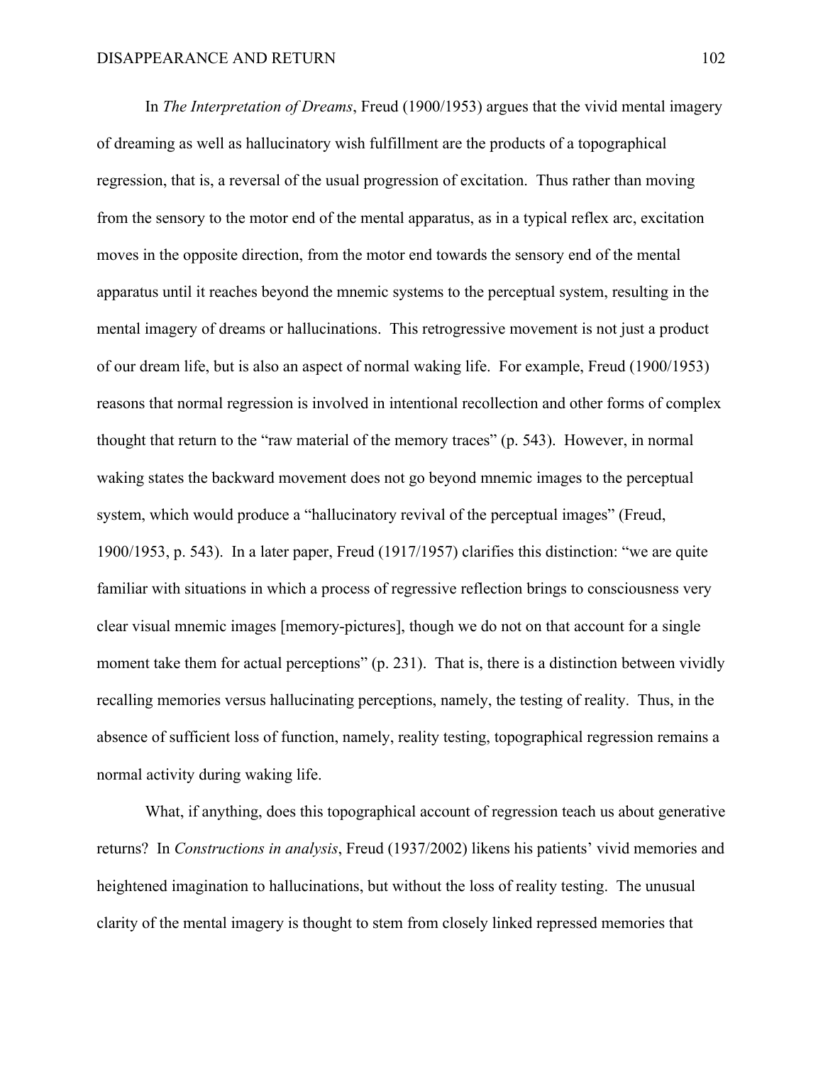In *The Interpretation of Dreams*, Freud (1900/1953) argues that the vivid mental imagery of dreaming as well as hallucinatory wish fulfillment are the products of a topographical regression, that is, a reversal of the usual progression of excitation. Thus rather than moving from the sensory to the motor end of the mental apparatus, as in a typical reflex arc, excitation moves in the opposite direction, from the motor end towards the sensory end of the mental apparatus until it reaches beyond the mnemic systems to the perceptual system, resulting in the mental imagery of dreams or hallucinations. This retrogressive movement is not just a product of our dream life, but is also an aspect of normal waking life. For example, Freud (1900/1953) reasons that normal regression is involved in intentional recollection and other forms of complex thought that return to the "raw material of the memory traces" (p. 543). However, in normal waking states the backward movement does not go beyond mnemic images to the perceptual system, which would produce a "hallucinatory revival of the perceptual images" (Freud, 1900/1953, p. 543). In a later paper, Freud (1917/1957) clarifies this distinction: "we are quite familiar with situations in which a process of regressive reflection brings to consciousness very clear visual mnemic images [memory-pictures], though we do not on that account for a single moment take them for actual perceptions" (p. 231). That is, there is a distinction between vividly recalling memories versus hallucinating perceptions, namely, the testing of reality. Thus, in the absence of sufficient loss of function, namely, reality testing, topographical regression remains a normal activity during waking life.

What, if anything, does this topographical account of regression teach us about generative returns? In *Constructions in analysis*, Freud (1937/2002) likens his patients' vivid memories and heightened imagination to hallucinations, but without the loss of reality testing. The unusual clarity of the mental imagery is thought to stem from closely linked repressed memories that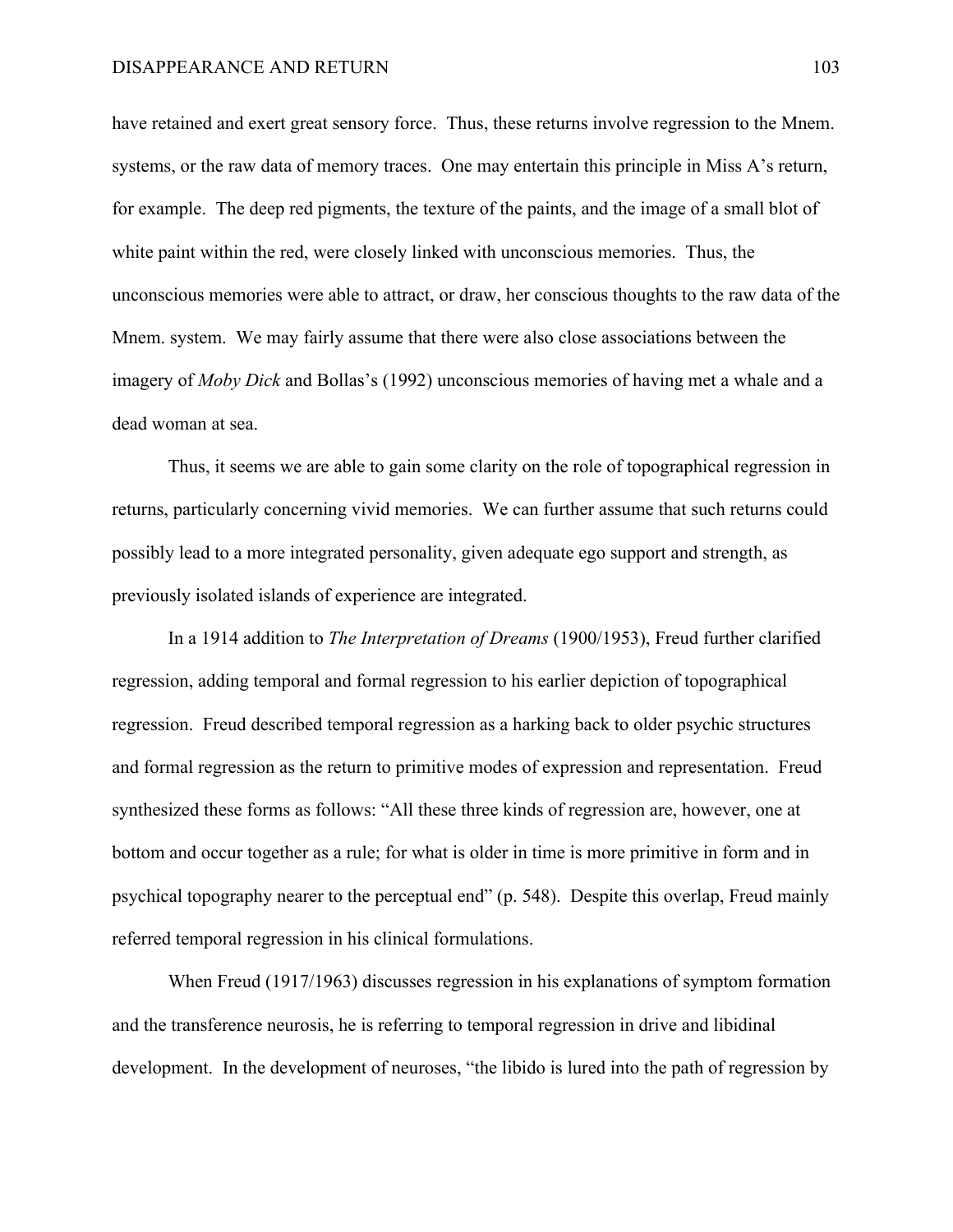have retained and exert great sensory force. Thus, these returns involve regression to the Mnem. systems, or the raw data of memory traces. One may entertain this principle in Miss A's return, for example. The deep red pigments, the texture of the paints, and the image of a small blot of white paint within the red, were closely linked with unconscious memories. Thus, the unconscious memories were able to attract, or draw, her conscious thoughts to the raw data of the Mnem. system. We may fairly assume that there were also close associations between the imagery of *Moby Dick* and Bollas's (1992) unconscious memories of having met a whale and a dead woman at sea.

Thus, it seems we are able to gain some clarity on the role of topographical regression in returns, particularly concerning vivid memories. We can further assume that such returns could possibly lead to a more integrated personality, given adequate ego support and strength, as previously isolated islands of experience are integrated.

In a 1914 addition to *The Interpretation of Dreams* (1900/1953), Freud further clarified regression, adding temporal and formal regression to his earlier depiction of topographical regression. Freud described temporal regression as a harking back to older psychic structures and formal regression as the return to primitive modes of expression and representation. Freud synthesized these forms as follows: "All these three kinds of regression are, however, one at bottom and occur together as a rule; for what is older in time is more primitive in form and in psychical topography nearer to the perceptual end" (p. 548). Despite this overlap, Freud mainly referred temporal regression in his clinical formulations.

When Freud (1917/1963) discusses regression in his explanations of symptom formation and the transference neurosis, he is referring to temporal regression in drive and libidinal development. In the development of neuroses, "the libido is lured into the path of regression by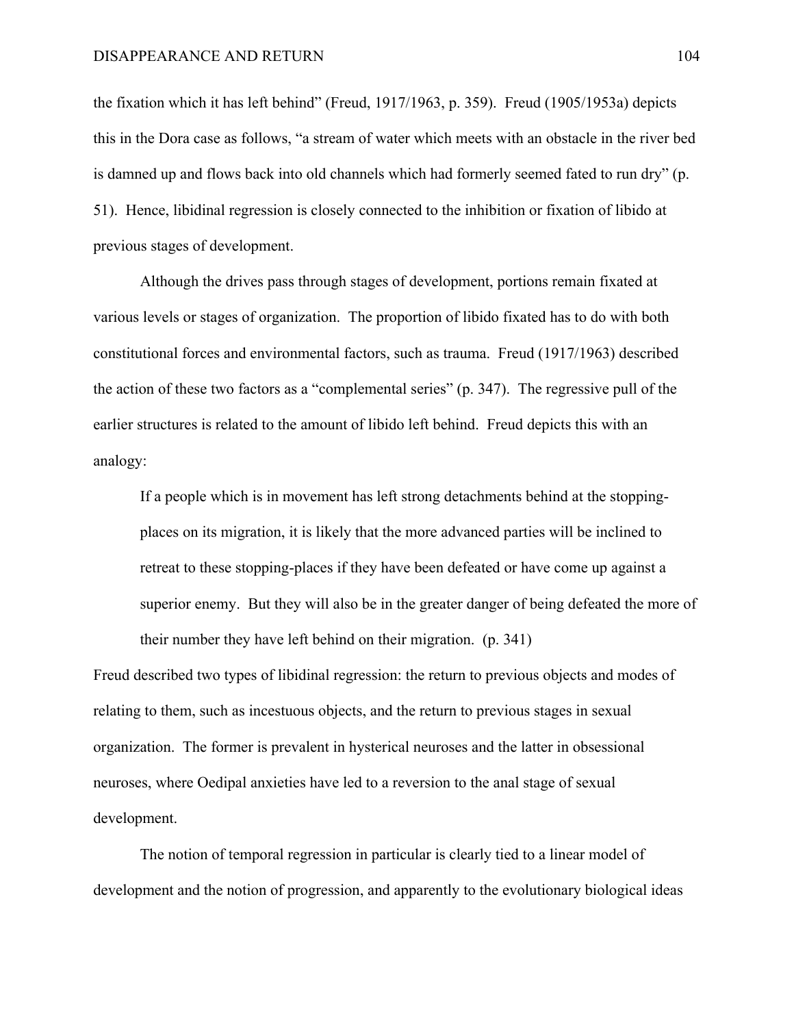the fixation which it has left behind" (Freud, 1917/1963, p. 359). Freud (1905/1953a) depicts this in the Dora case as follows, "a stream of water which meets with an obstacle in the river bed is damned up and flows back into old channels which had formerly seemed fated to run dry" (p. 51). Hence, libidinal regression is closely connected to the inhibition or fixation of libido at previous stages of development.

Although the drives pass through stages of development, portions remain fixated at various levels or stages of organization. The proportion of libido fixated has to do with both constitutional forces and environmental factors, such as trauma. Freud (1917/1963) described the action of these two factors as a "complemental series" (p. 347). The regressive pull of the earlier structures is related to the amount of libido left behind. Freud depicts this with an analogy:

> If a people which is in movement has left strong detachments behind at the stopping-places on its migration, it is likely that the more advanced parties will be inclined to retreat to these stopping-places if they have been defeated or have come up against a superior enemy. But they will also be in the greater danger of being defeated the more of their number they have left behind on their migration. (p. 341)

Freud described two types of libidinal regression: the return to previous objects and modes of relating to them, such as incestuous objects, and the return to previous stages in sexual organization. The former is prevalent in hysterical neuroses and the latter in obsessional neuroses, where Oedipal anxieties have led to a reversion to the anal stage of sexual development.

The notion of temporal regression in particular is clearly tied to a linear model of development and the notion of progression, and apparently to the evolutionary biological ideas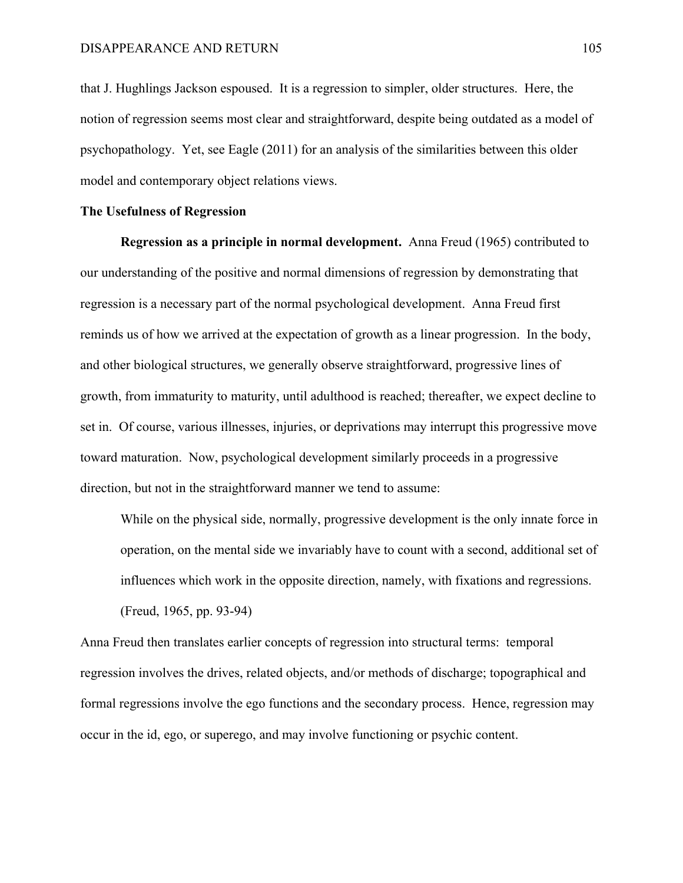that J. Hughlings Jackson espoused. It is a regression to simpler, older structures. Here, the notion of regression seems most clear and straightforward, despite being outdated as a model of psychopathology. Yet, see Eagle (2011) for an analysis of the similarities between this older model and contemporary object relations views.

## The Usefulness of Regression

**Regression as a principle in normal development.** Anna Freud (1965) contributed to our understanding of the positive and normal dimensions of regression by demonstrating that regression is a necessary part of the normal psychological development. Anna Freud first reminds us of how we arrived at the expectation of growth as a linear progression. In the body, and other biological structures, we generally observe straightforward, progressive lines of growth, from immaturity to maturity, until adulthood is reached; thereafter, we expect decline to set in. Of course, various illnesses, injuries, or deprivations may interrupt this progressive move toward maturation. Now, psychological development similarly proceeds in a progressive direction, but not in the straightforward manner we tend to assume:

> While on the physical side, normally, progressive development is the only innate force in operation, on the mental side we invariably have to count with a second, additional set of influences which work in the opposite direction, namely, with fixations and regressions. (Freud, 1965, pp. 93-94)

Anna Freud then translates earlier concepts of regression into structural terms: temporal regression involves the drives, related objects, and/or methods of discharge; topographical and formal regressions involve the ego functions and the secondary process. Hence, regression may occur in the id, ego, or superego, and may involve functioning or psychic content.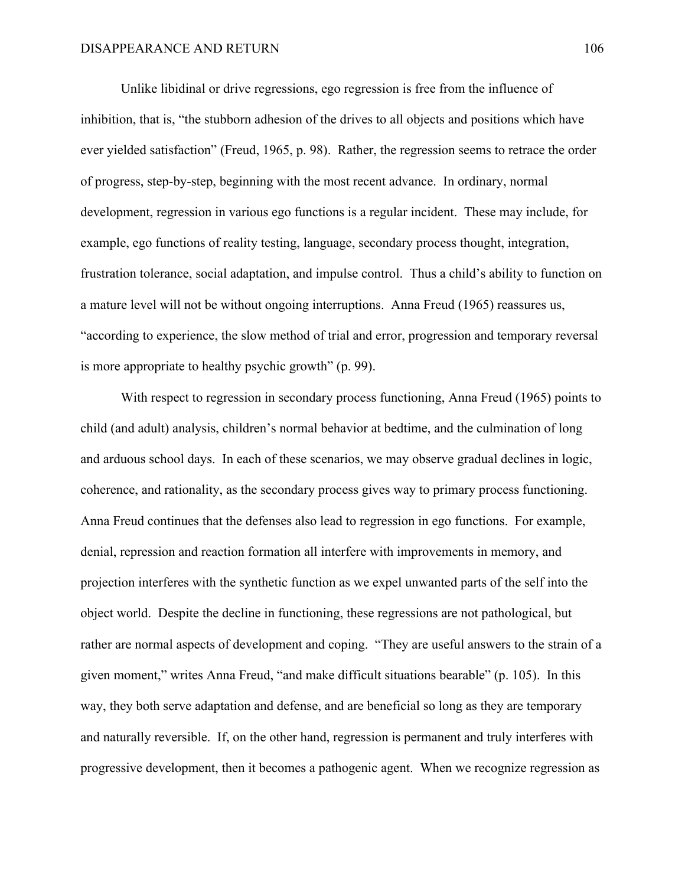Unlike libidinal or drive regressions, ego regression is free from the influence of inhibition, that is, “the stubborn adhesion of the drives to all objects and positions which have ever yielded satisfaction” (Freud, 1965, p. 98). Rather, the regression seems to retrace the order of progress, step-by-step, beginning with the most recent advance. In ordinary, normal development, regression in various ego functions is a regular incident. These may include, for example, ego functions of reality testing, language, secondary process thought, integration, frustration tolerance, social adaptation, and impulse control. Thus a child’s ability to function on a mature level will not be without ongoing interruptions. Anna Freud (1965) reassures us, “according to experience, the slow method of trial and error, progression and temporary reversal is more appropriate to healthy psychic growth” (p. 99).

With respect to regression in secondary process functioning, Anna Freud (1965) points to child (and adult) analysis, children’s normal behavior at bedtime, and the culmination of long and arduous school days. In each of these scenarios, we may observe gradual declines in logic, coherence, and rationality, as the secondary process gives way to primary process functioning. Anna Freud continues that the defenses also lead to regression in ego functions. For example, denial, repression and reaction formation all interfere with improvements in memory, and projection interferes with the synthetic function as we expel unwanted parts of the self into the object world. Despite the decline in functioning, these regressions are not pathological, but rather are normal aspects of development and coping. “They are useful answers to the strain of a given moment,” writes Anna Freud, “and make difficult situations bearable” (p. 105). In this way, they both serve adaptation and defense, and are beneficial so long as they are temporary and naturally reversible. If, on the other hand, regression is permanent and truly interferes with progressive development, then it becomes a pathogenic agent. When we recognize regression as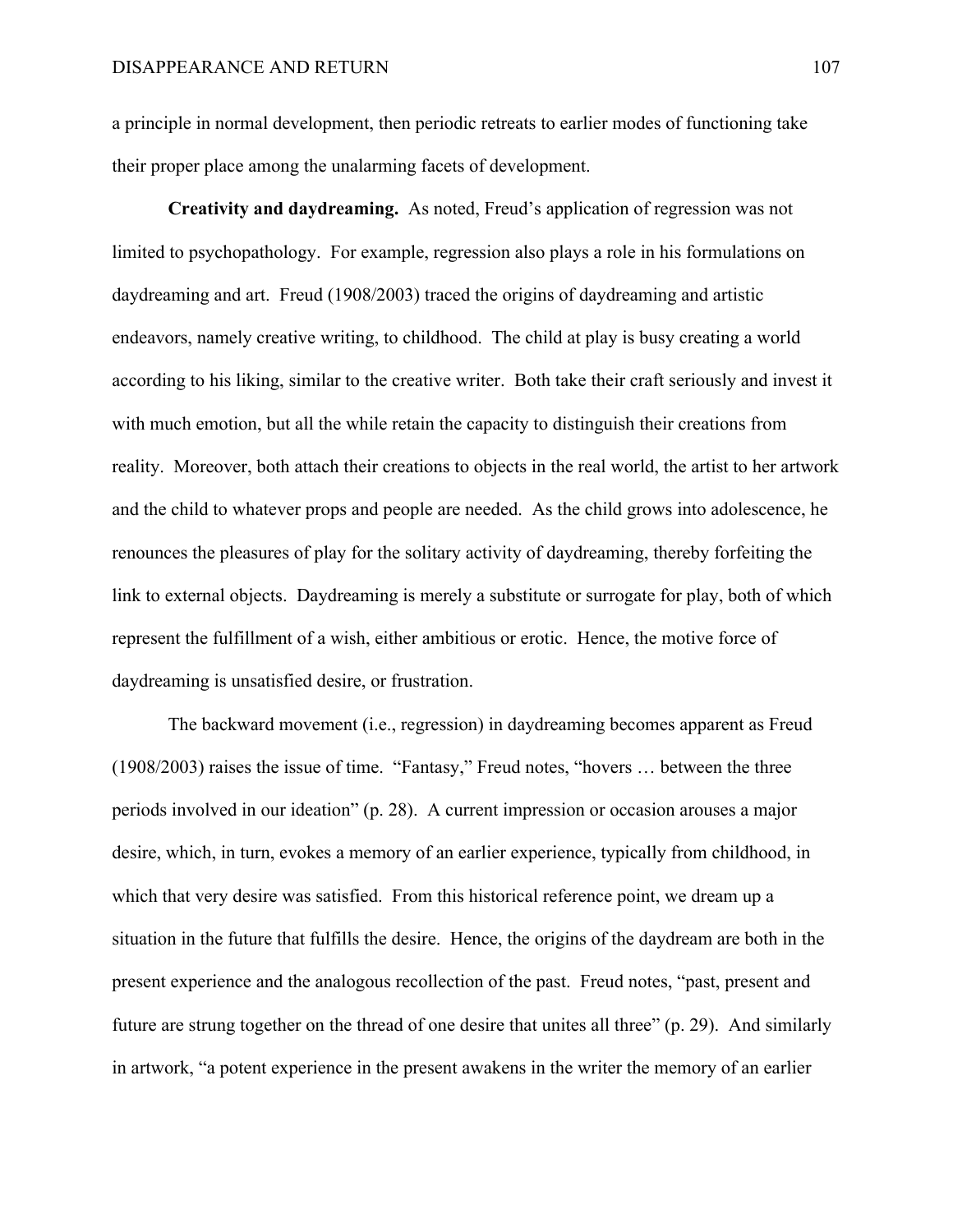a principle in normal development, then periodic retreats to earlier modes of functioning take their proper place among the unalarming facets of development.

**Creativity and daydreaming.** As noted, Freud's application of regression was not limited to psychopathology. For example, regression also plays a role in his formulations on daydreaming and art. Freud (1908/2003) traced the origins of daydreaming and artistic endeavors, namely creative writing, to childhood. The child at play is busy creating a world according to his liking, similar to the creative writer. Both take their craft seriously and invest it with much emotion, but all the while retain the capacity to distinguish their creations from reality. Moreover, both attach their creations to objects in the real world, the artist to her artwork and the child to whatever props and people are needed. As the child grows into adolescence, he renounces the pleasures of play for the solitary activity of daydreaming, thereby forfeiting the link to external objects. Daydreaming is merely a substitute or surrogate for play, both of which represent the fulfillment of a wish, either ambitious or erotic. Hence, the motive force of daydreaming is unsatisfied desire, or frustration.

The backward movement (i.e., regression) in daydreaming becomes apparent as Freud (1908/2003) raises the issue of time. "Fantasy," Freud notes, "hovers … between the three periods involved in our ideation" (p. 28). A current impression or occasion arouses a major desire, which, in turn, evokes a memory of an earlier experience, typically from childhood, in which that very desire was satisfied. From this historical reference point, we dream up a situation in the future that fulfills the desire. Hence, the origins of the daydream are both in the present experience and the analogous recollection of the past. Freud notes, "past, present and future are strung together on the thread of one desire that unites all three" (p. 29). And similarly in artwork, "a potent experience in the present awakens in the writer the memory of an earlier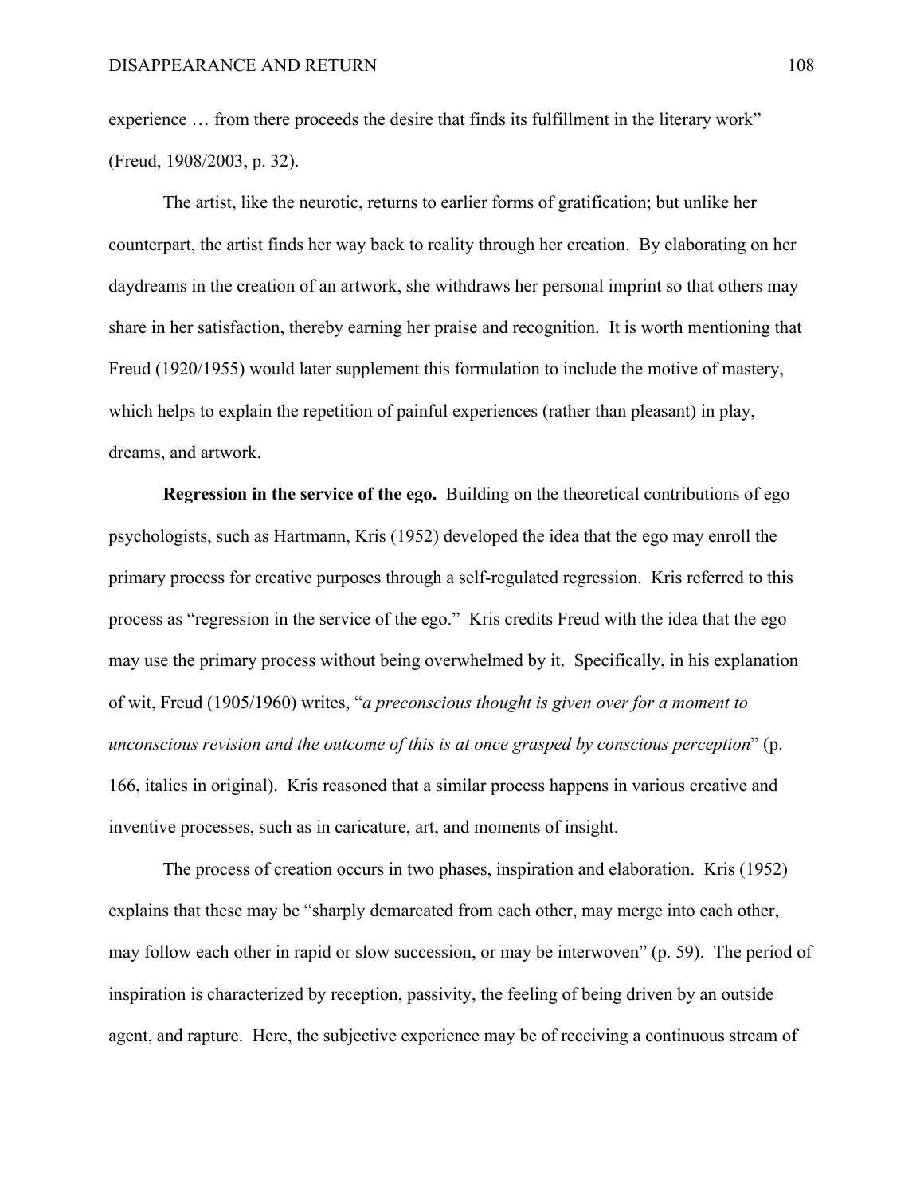experience … from there proceeds the desire that finds its fulfillment in the literary work" (Freud, 1908/2003, p. 32).

The artist, like the neurotic, returns to earlier forms of gratification; but unlike her counterpart, the artist finds her way back to reality through her creation. By elaborating on her daydreams in the creation of an artwork, she withdraws her personal imprint so that others may share in her satisfaction, thereby earning her praise and recognition. It is worth mentioning that Freud (1920/1955) would later supplement this formulation to include the motive of mastery, which helps to explain the repetition of painful experiences (rather than pleasant) in play, dreams, and artwork.

**Regression in the service of the ego.** Building on the theoretical contributions of ego psychologists, such as Hartmann, Kris (1952) developed the idea that the ego may enroll the primary process for creative purposes through a self-regulated regression. Kris referred to this process as "regression in the service of the ego." Kris credits Freud with the idea that the ego may use the primary process without being overwhelmed by it. Specifically, in his explanation of wit, Freud (1905/1960) writes, "*a preconscious thought is given over for a moment to unconscious revision and the outcome of this is at once grasped by conscious perception*" (p. 166, italics in original). Kris reasoned that a similar process happens in various creative and inventive processes, such as in caricature, art, and moments of insight.

The process of creation occurs in two phases, inspiration and elaboration. Kris (1952) explains that these may be "sharply demarcated from each other, may merge into each other, may follow each other in rapid or slow succession, or may be interwoven" (p. 59). The period of inspiration is characterized by reception, passivity, the feeling of being driven by an outside agent, and rapture. Here, the subjective experience may be of receiving a continuous stream of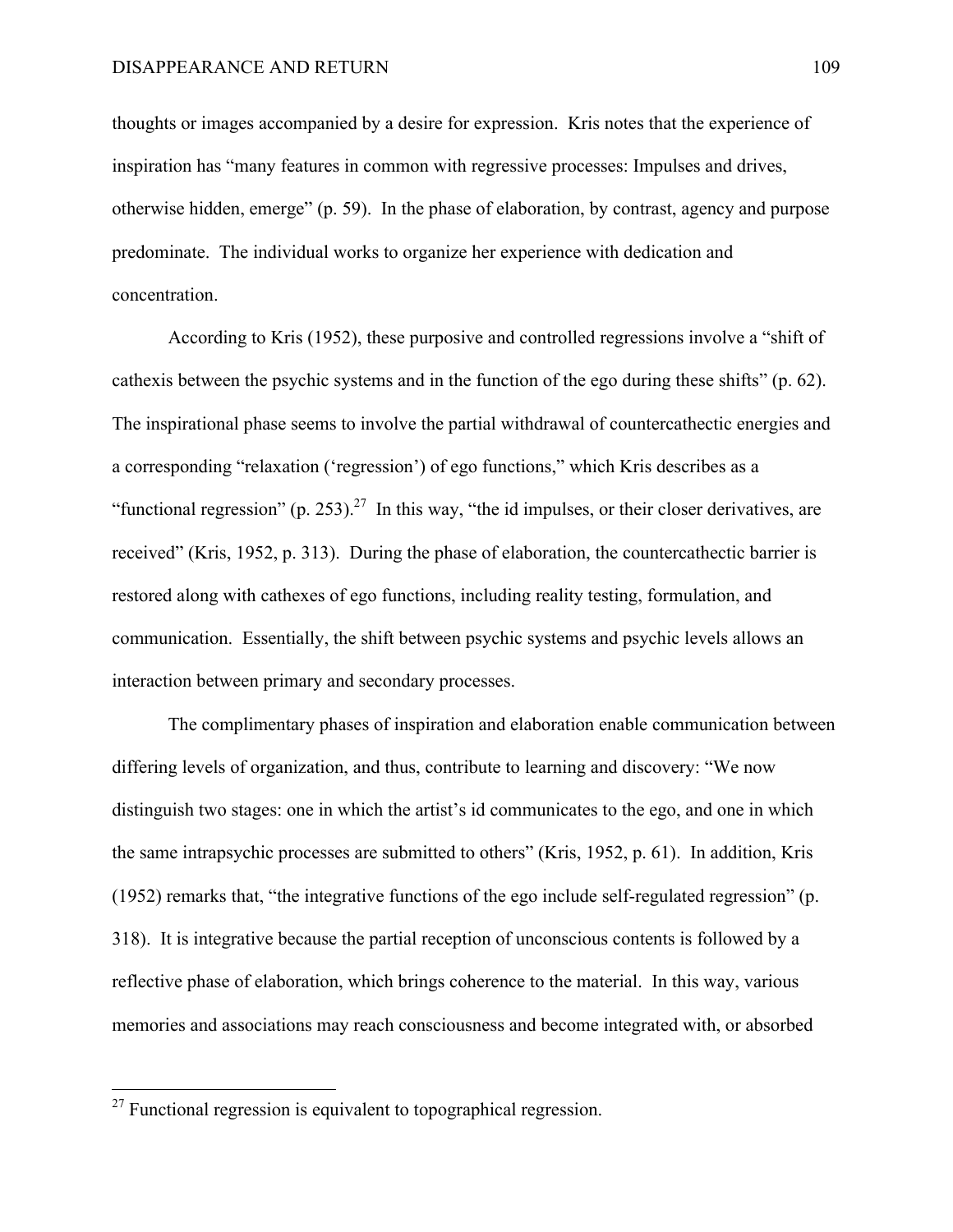thoughts or images accompanied by a desire for expression. Kris notes that the experience of inspiration has "many features in common with regressive processes: Impulses and drives, otherwise hidden, emerge" (p. 59). In the phase of elaboration, by contrast, agency and purpose predominate. The individual works to organize her experience with dedication and concentration.

According to Kris (1952), these purposive and controlled regressions involve a "shift of cathexis between the psychic systems and in the function of the ego during these shifts" (p. 62). The inspirational phase seems to involve the partial withdrawal of countercathectic energies and a corresponding "relaxation ('regression') of ego functions," which Kris describes as a "functional regression" (p. 253).[27] In this way, "the id impulses, or their closer derivatives, are received" (Kris, 1952, p. 313). During the phase of elaboration, the countercathectic barrier is restored along with cathexes of ego functions, including reality testing, formulation, and communication. Essentially, the shift between psychic systems and psychic levels allows an interaction between primary and secondary processes.

The complimentary phases of inspiration and elaboration enable communication between differing levels of organization, and thus, contribute to learning and discovery: "We now distinguish two stages: one in which the artist's id communicates to the ego, and one in which the same intrapsychic processes are submitted to others" (Kris, 1952, p. 61). In addition, Kris (1952) remarks that, "the integrative functions of the ego include self-regulated regression" (p. 318). It is integrative because the partial reception of unconscious contents is followed by a reflective phase of elaboration, which brings coherence to the material. In this way, various memories and associations may reach consciousness and become integrated with, or absorbed

[27] Functional regression is equivalent to topographical regression.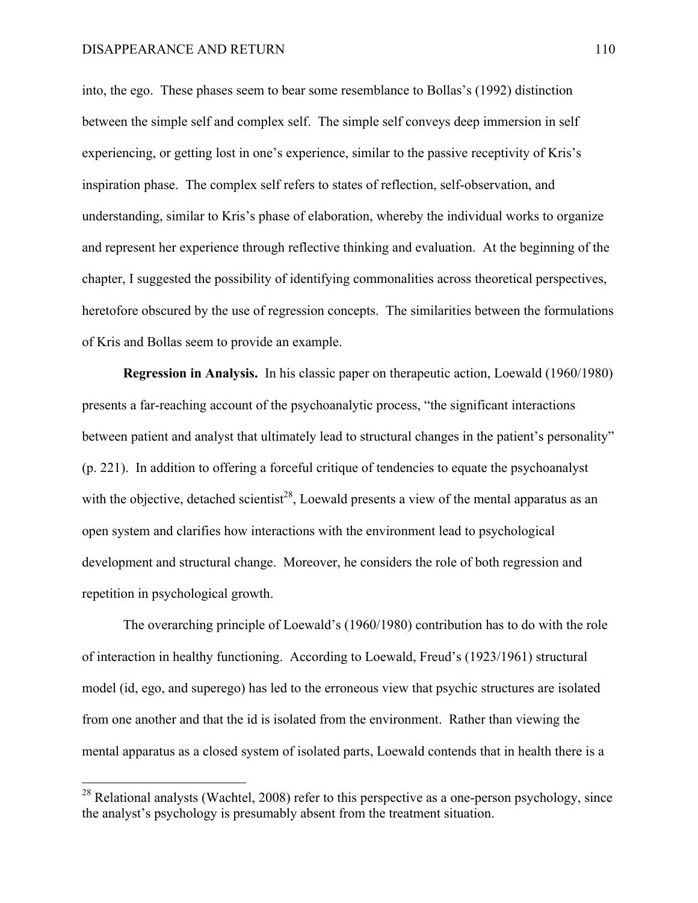into, the ego. These phases seem to bear some resemblance to Bollas's (1992) distinction between the simple self and complex self. The simple self conveys deep immersion in self experiencing, or getting lost in one's experience, similar to the passive receptivity of Kris's inspiration phase. The complex self refers to states of reflection, self-observation, and understanding, similar to Kris's phase of elaboration, whereby the individual works to organize and represent her experience through reflective thinking and evaluation. At the beginning of the chapter, I suggested the possibility of identifying commonalities across theoretical perspectives, heretofore obscured by the use of regression concepts. The similarities between the formulations of Kris and Bollas seem to provide an example.

**Regression in Analysis.** In his classic paper on therapeutic action, Loewald (1960/1980) presents a far-reaching account of the psychoanalytic process, "the significant interactions between patient and analyst that ultimately lead to structural changes in the patient's personality" (p. 221). In addition to offering a forceful critique of tendencies to equate the psychoanalyst with the objective, detached scientist[28], Loewald presents a view of the mental apparatus as an open system and clarifies how interactions with the environment lead to psychological development and structural change. Moreover, he considers the role of both regression and repetition in psychological growth.

The overarching principle of Loewald's (1960/1980) contribution has to do with the role of interaction in healthy functioning. According to Loewald, Freud's (1923/1961) structural model (id, ego, and superego) has led to the erroneous view that psychic structures are isolated from one another and that the id is isolated from the environment. Rather than viewing the mental apparatus as a closed system of isolated parts, Loewald contends that in health there is a

[28] Relational analysts (Wachtel, 2008) refer to this perspective as a one-person psychology, since the analyst's psychology is presumably absent from the treatment situation.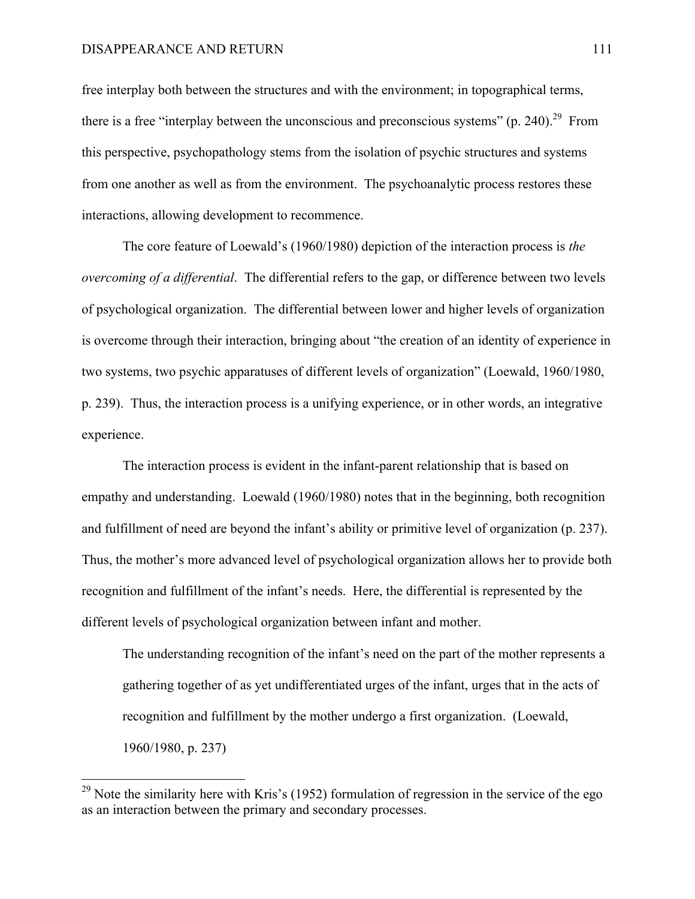free interplay both between the structures and with the environment; in topographical terms, there is a free "interplay between the unconscious and preconscious systems" (p. 240).[29] From this perspective, psychopathology stems from the isolation of psychic structures and systems from one another as well as from the environment. The psychoanalytic process restores these interactions, allowing development to recommence.

The core feature of Loewald's (1960/1980) depiction of the interaction process is *the overcoming of a differential*. The differential refers to the gap, or difference between two levels of psychological organization. The differential between lower and higher levels of organization is overcome through their interaction, bringing about "the creation of an identity of experience in two systems, two psychic apparatuses of different levels of organization" (Loewald, 1960/1980, p. 239). Thus, the interaction process is a unifying experience, or in other words, an integrative experience.

The interaction process is evident in the infant-parent relationship that is based on empathy and understanding. Loewald (1960/1980) notes that in the beginning, both recognition and fulfillment of need are beyond the infant's ability or primitive level of organization (p. 237). Thus, the mother's more advanced level of psychological organization allows her to provide both recognition and fulfillment of the infant's needs. Here, the differential is represented by the different levels of psychological organization between infant and mother.

> The understanding recognition of the infant's need on the part of the mother represents a gathering together of as yet undifferentiated urges of the infant, urges that in the acts of recognition and fulfillment by the mother undergo a first organization. (Loewald, 1960/1980, p. 237)

---

[29] Note the similarity here with Kris's (1952) formulation of regression in the service of the ego as an interaction between the primary and secondary processes.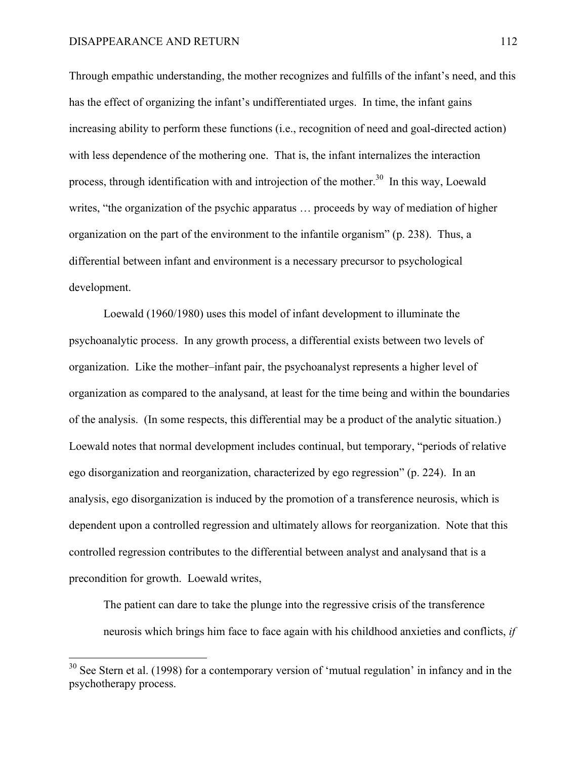Through empathic understanding, the mother recognizes and fulfills of the infant's need, and this has the effect of organizing the infant's undifferentiated urges. In time, the infant gains increasing ability to perform these functions (i.e., recognition of need and goal-directed action) with less dependence of the mothering one. That is, the infant internalizes the interaction process, through identification with and introjection of the mother.[30] In this way, Loewald writes, "the organization of the psychic apparatus … proceeds by way of mediation of higher organization on the part of the environment to the infantile organism" (p. 238). Thus, a differential between infant and environment is a necessary precursor to psychological development.

Loewald (1960/1980) uses this model of infant development to illuminate the psychoanalytic process. In any growth process, a differential exists between two levels of organization. Like the mother–infant pair, the psychoanalyst represents a higher level of organization as compared to the analysand, at least for the time being and within the boundaries of the analysis. (In some respects, this differential may be a product of the analytic situation.) Loewald notes that normal development includes continual, but temporary, "periods of relative ego disorganization and reorganization, characterized by ego regression" (p. 224). In an analysis, ego disorganization is induced by the promotion of a transference neurosis, which is dependent upon a controlled regression and ultimately allows for reorganization. Note that this controlled regression contributes to the differential between analyst and analysand that is a precondition for growth. Loewald writes,

> The patient can dare to take the plunge into the regressive crisis of the transference neurosis which brings him face to face again with his childhood anxieties and conflicts, *if*

---

[30] See Stern et al. (1998) for a contemporary version of 'mutual regulation' in infancy and in the psychotherapy process.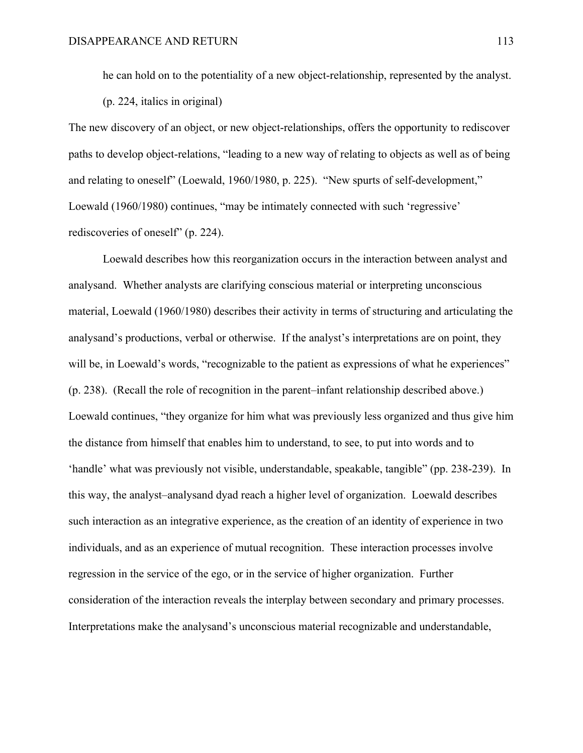he can hold on to the potentiality of a new object-relationship, represented by the analyst. (p. 224, italics in original)

The new discovery of an object, or new object-relationships, offers the opportunity to rediscover paths to develop object-relations, "leading to a new way of relating to objects as well as of being and relating to oneself" (Loewald, 1960/1980, p. 225). "New spurts of self-development," Loewald (1960/1980) continues, "may be intimately connected with such 'regressive' rediscoveries of oneself" (p. 224).

Loewald describes how this reorganization occurs in the interaction between analyst and analysand. Whether analysts are clarifying conscious material or interpreting unconscious material, Loewald (1960/1980) describes their activity in terms of structuring and articulating the analysand's productions, verbal or otherwise. If the analyst's interpretations are on point, they will be, in Loewald's words, "recognizable to the patient as expressions of what he experiences" (p. 238). (Recall the role of recognition in the parent–infant relationship described above.) Loewald continues, "they organize for him what was previously less organized and thus give him the distance from himself that enables him to understand, to see, to put into words and to 'handle' what was previously not visible, understandable, speakable, tangible" (pp. 238-239). In this way, the analyst–analysand dyad reach a higher level of organization. Loewald describes such interaction as an integrative experience, as the creation of an identity of experience in two individuals, and as an experience of mutual recognition. These interaction processes involve regression in the service of the ego, or in the service of higher organization. Further consideration of the interaction reveals the interplay between secondary and primary processes. Interpretations make the analysand's unconscious material recognizable and understandable,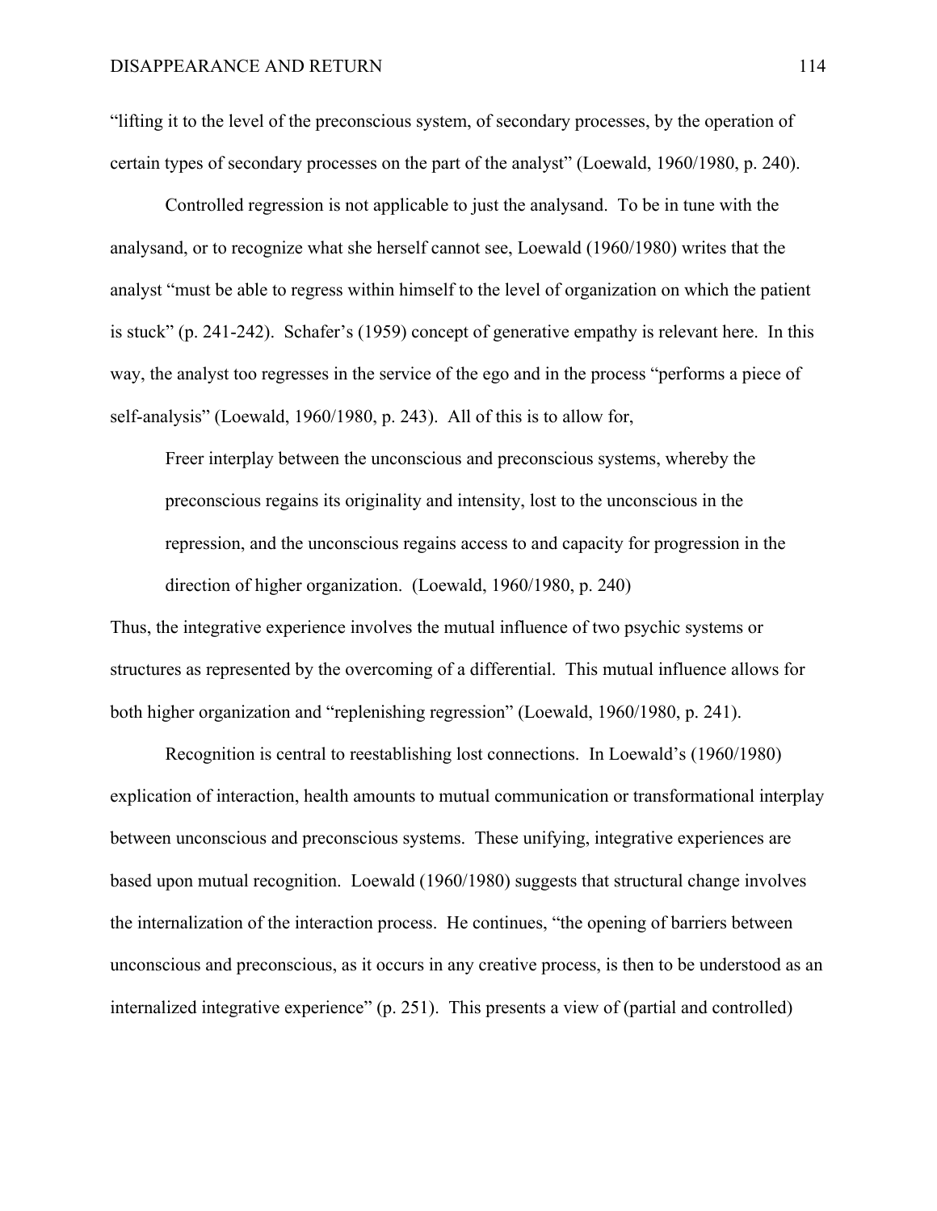"lifting it to the level of the preconscious system, of secondary processes, by the operation of certain types of secondary processes on the part of the analyst" (Loewald, 1960/1980, p. 240).

Controlled regression is not applicable to just the analysand. To be in tune with the analysand, or to recognize what she herself cannot see, Loewald (1960/1980) writes that the analyst "must be able to regress within himself to the level of organization on which the patient is stuck" (p. 241-242). Schafer's (1959) concept of generative empathy is relevant here. In this way, the analyst too regresses in the service of the ego and in the process "performs a piece of self-analysis" (Loewald, 1960/1980, p. 243). All of this is to allow for,

> Freer interplay between the unconscious and preconscious systems, whereby the preconscious regains its originality and intensity, lost to the unconscious in the repression, and the unconscious regains access to and capacity for progression in the direction of higher organization. (Loewald, 1960/1980, p. 240)

Thus, the integrative experience involves the mutual influence of two psychic systems or structures as represented by the overcoming of a differential. This mutual influence allows for both higher organization and "replenishing regression" (Loewald, 1960/1980, p. 241).

Recognition is central to reestablishing lost connections. In Loewald's (1960/1980) explication of interaction, health amounts to mutual communication or transformational interplay between unconscious and preconscious systems. These unifying, integrative experiences are based upon mutual recognition. Loewald (1960/1980) suggests that structural change involves the internalization of the interaction process. He continues, "the opening of barriers between unconscious and preconscious, as it occurs in any creative process, is then to be understood as an internalized integrative experience" (p. 251). This presents a view of (partial and controlled)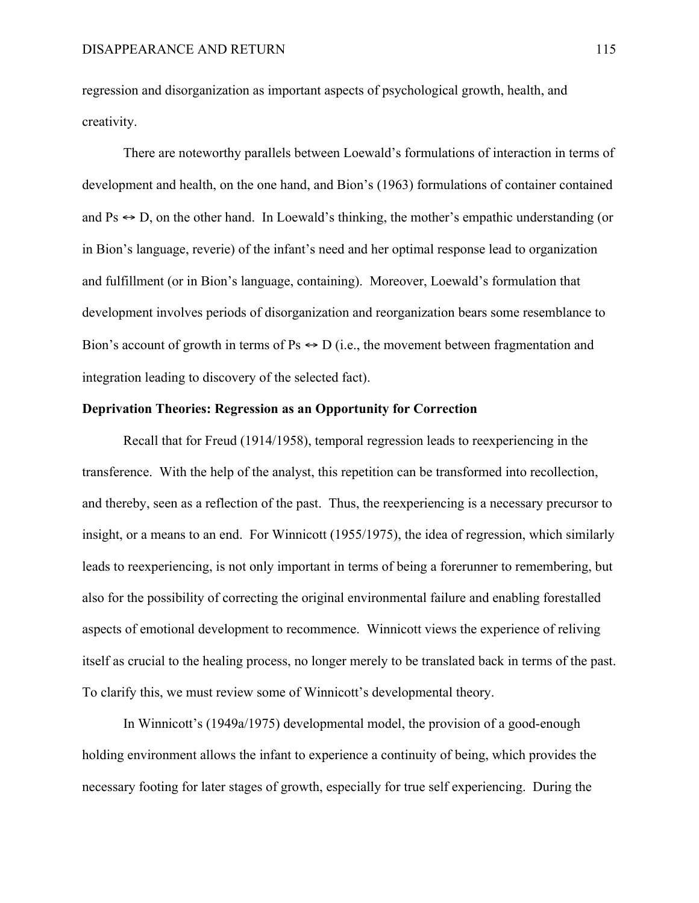regression and disorganization as important aspects of psychological growth, health, and creativity.

There are noteworthy parallels between Loewald's formulations of interaction in terms of development and health, on the one hand, and Bion's (1963) formulations of container contained and Ps ↔ D, on the other hand. In Loewald's thinking, the mother's empathic understanding (or in Bion's language, reverie) of the infant's need and her optimal response lead to organization and fulfillment (or in Bion's language, containing). Moreover, Loewald's formulation that development involves periods of disorganization and reorganization bears some resemblance to Bion's account of growth in terms of Ps ↔ D (i.e., the movement between fragmentation and integration leading to discovery of the selected fact).

**Deprivation Theories: Regression as an Opportunity for Correction**

Recall that for Freud (1914/1958), temporal regression leads to reexperiencing in the transference. With the help of the analyst, this repetition can be transformed into recollection, and thereby, seen as a reflection of the past. Thus, the reexperiencing is a necessary precursor to insight, or a means to an end. For Winnicott (1955/1975), the idea of regression, which similarly leads to reexperiencing, is not only important in terms of being a forerunner to remembering, but also for the possibility of correcting the original environmental failure and enabling forestalled aspects of emotional development to recommence. Winnicott views the experience of reliving itself as crucial to the healing process, no longer merely to be translated back in terms of the past. To clarify this, we must review some of Winnicott's developmental theory.

In Winnicott's (1949a/1975) developmental model, the provision of a good-enough holding environment allows the infant to experience a continuity of being, which provides the necessary footing for later stages of growth, especially for true self experiencing. During the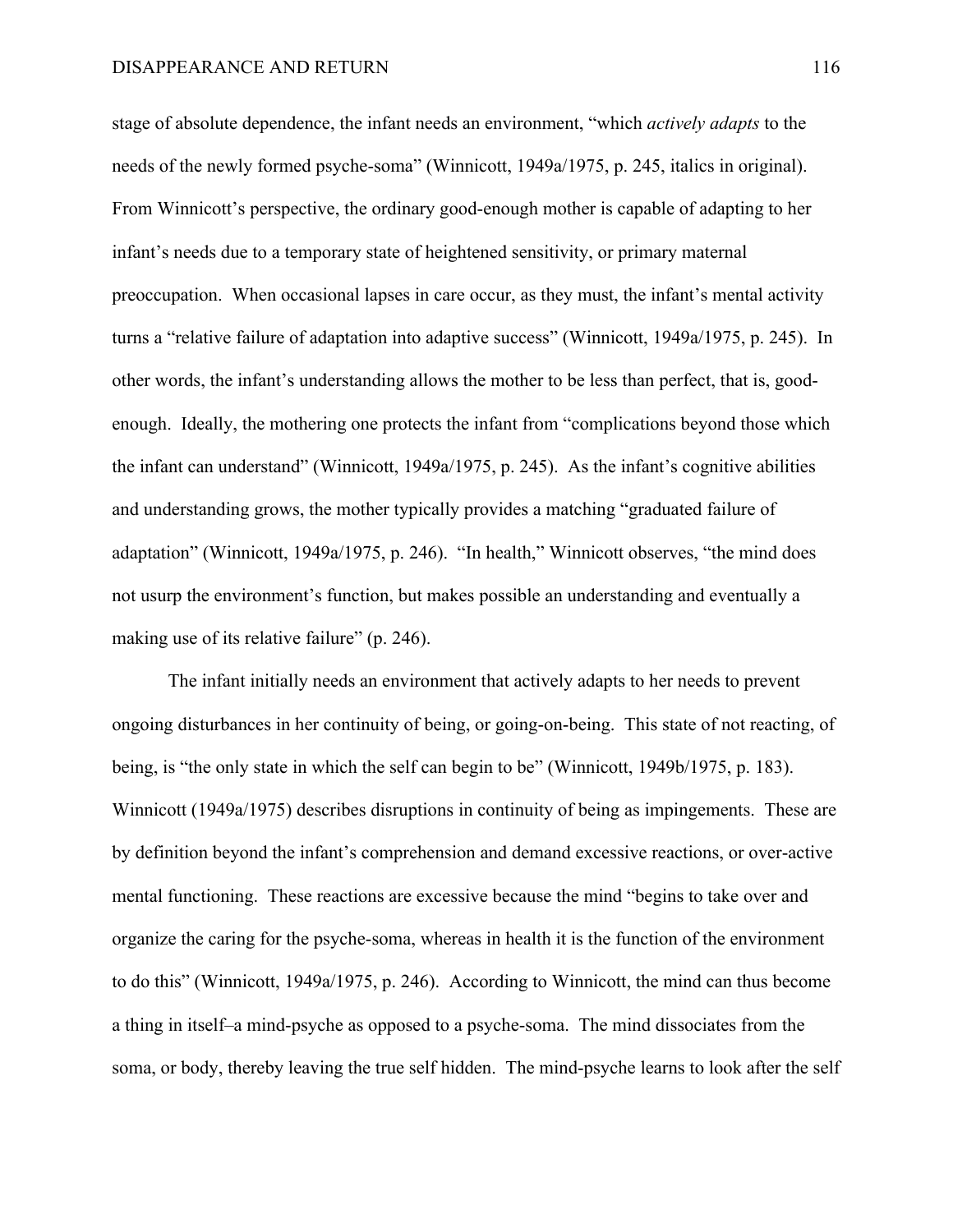stage of absolute dependence, the infant needs an environment, "which *actively adapts* to the needs of the newly formed psyche-soma" (Winnicott, 1949a/1975, p. 245, italics in original). From Winnicott's perspective, the ordinary good-enough mother is capable of adapting to her infant's needs due to a temporary state of heightened sensitivity, or primary maternal preoccupation. When occasional lapses in care occur, as they must, the infant's mental activity turns a "relative failure of adaptation into adaptive success" (Winnicott, 1949a/1975, p. 245). In other words, the infant's understanding allows the mother to be less than perfect, that is, good-enough. Ideally, the mothering one protects the infant from "complications beyond those which the infant can understand" (Winnicott, 1949a/1975, p. 245). As the infant's cognitive abilities and understanding grows, the mother typically provides a matching "graduated failure of adaptation" (Winnicott, 1949a/1975, p. 246). "In health," Winnicott observes, "the mind does not usurp the environment's function, but makes possible an understanding and eventually a making use of its relative failure" (p. 246).

The infant initially needs an environment that actively adapts to her needs to prevent ongoing disturbances in her continuity of being, or going-on-being. This state of not reacting, of being, is "the only state in which the self can begin to be" (Winnicott, 1949b/1975, p. 183). Winnicott (1949a/1975) describes disruptions in continuity of being as impingements. These are by definition beyond the infant's comprehension and demand excessive reactions, or over-active mental functioning. These reactions are excessive because the mind "begins to take over and organize the caring for the psyche-soma, whereas in health it is the function of the environment to do this" (Winnicott, 1949a/1975, p. 246). According to Winnicott, the mind can thus become a thing in itself–a mind-psyche as opposed to a psyche-soma. The mind dissociates from the soma, or body, thereby leaving the true self hidden. The mind-psyche learns to look after the self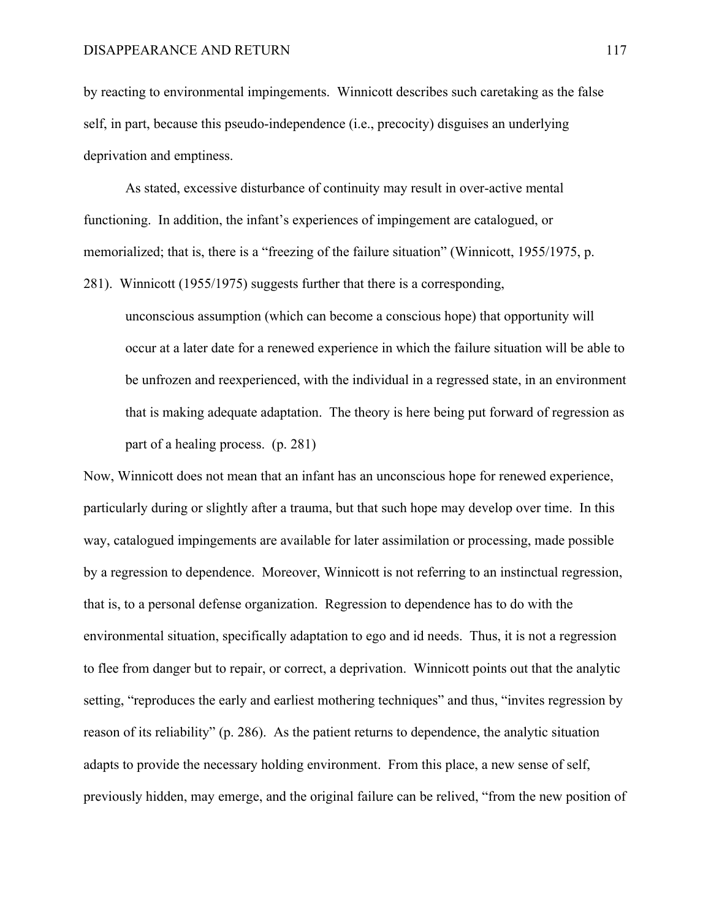by reacting to environmental impingements. Winnicott describes such caretaking as the false self, in part, because this pseudo-independence (i.e., precocity) disguises an underlying deprivation and emptiness.

As stated, excessive disturbance of continuity may result in over-active mental functioning. In addition, the infant's experiences of impingement are catalogued, or memorialized; that is, there is a "freezing of the failure situation" (Winnicott, 1955/1975, p. 281). Winnicott (1955/1975) suggests further that there is a corresponding,

> unconscious assumption (which can become a conscious hope) that opportunity will occur at a later date for a renewed experience in which the failure situation will be able to be unfrozen and reexperienced, with the individual in a regressed state, in an environment that is making adequate adaptation. The theory is here being put forward of regression as part of a healing process. (p. 281)

Now, Winnicott does not mean that an infant has an unconscious hope for renewed experience, particularly during or slightly after a trauma, but that such hope may develop over time. In this way, catalogued impingements are available for later assimilation or processing, made possible by a regression to dependence. Moreover, Winnicott is not referring to an instinctual regression, that is, to a personal defense organization. Regression to dependence has to do with the environmental situation, specifically adaptation to ego and id needs. Thus, it is not a regression to flee from danger but to repair, or correct, a deprivation. Winnicott points out that the analytic setting, "reproduces the early and earliest mothering techniques" and thus, "invites regression by reason of its reliability" (p. 286). As the patient returns to dependence, the analytic situation adapts to provide the necessary holding environment. From this place, a new sense of self, previously hidden, may emerge, and the original failure can be relived, "from the new position of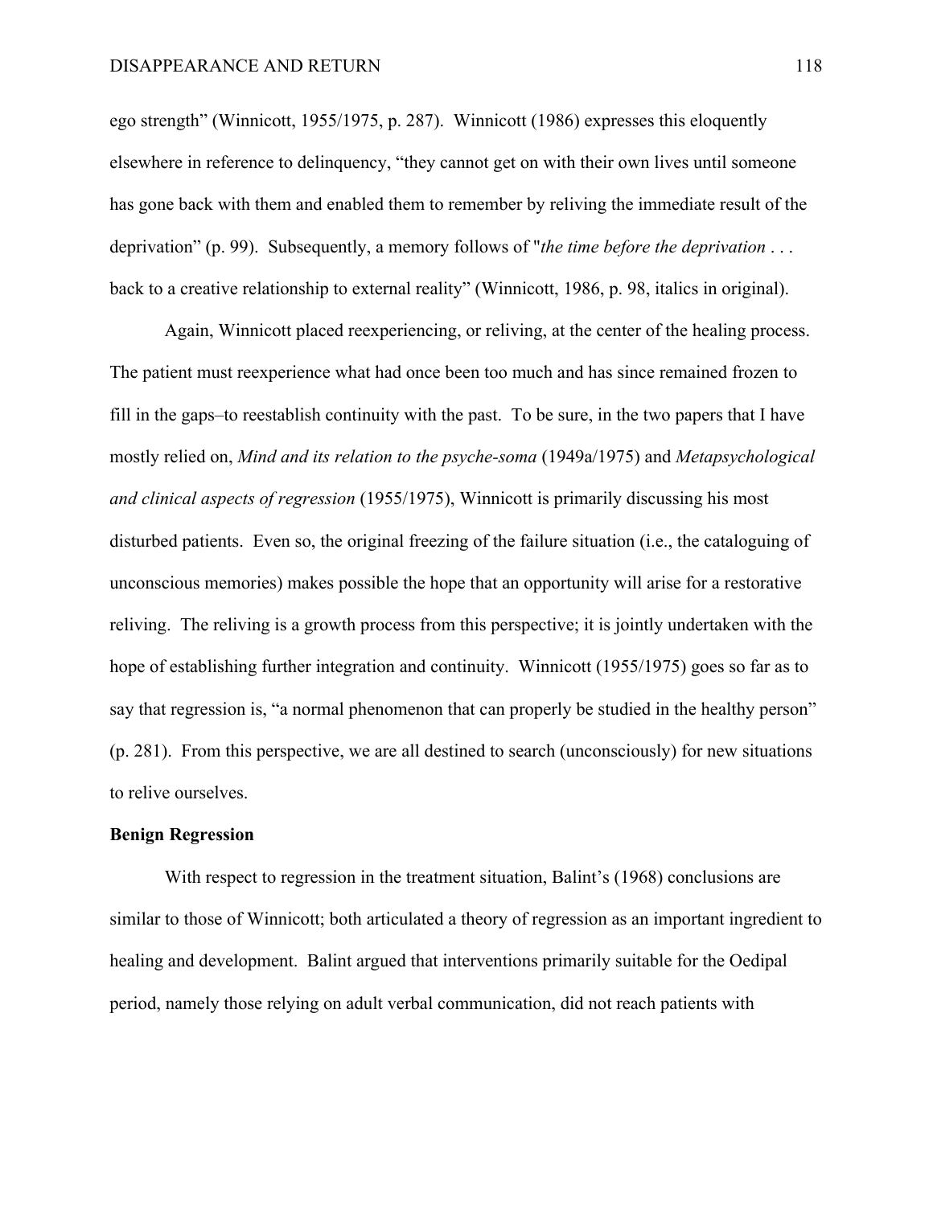ego strength" (Winnicott, 1955/1975, p. 287). Winnicott (1986) expresses this eloquently elsewhere in reference to delinquency, "they cannot get on with their own lives until someone has gone back with them and enabled them to remember by reliving the immediate result of the deprivation" (p. 99). Subsequently, a memory follows of "*the time before the deprivation* . . . back to a creative relationship to external reality" (Winnicott, 1986, p. 98, italics in original).

Again, Winnicott placed reexperiencing, or reliving, at the center of the healing process. The patient must reexperience what had once been too much and has since remained frozen to fill in the gaps–to reestablish continuity with the past. To be sure, in the two papers that I have mostly relied on, *Mind and its relation to the psyche-soma* (1949a/1975) and *Metapsychological and clinical aspects of regression* (1955/1975), Winnicott is primarily discussing his most disturbed patients. Even so, the original freezing of the failure situation (i.e., the cataloguing of unconscious memories) makes possible the hope that an opportunity will arise for a restorative reliving. The reliving is a growth process from this perspective; it is jointly undertaken with the hope of establishing further integration and continuity. Winnicott (1955/1975) goes so far as to say that regression is, "a normal phenomenon that can properly be studied in the healthy person" (p. 281). From this perspective, we are all destined to search (unconsciously) for new situations to relive ourselves.

**Benign Regression**

With respect to regression in the treatment situation, Balint's (1968) conclusions are similar to those of Winnicott; both articulated a theory of regression as an important ingredient to healing and development. Balint argued that interventions primarily suitable for the Oedipal period, namely those relying on adult verbal communication, did not reach patients with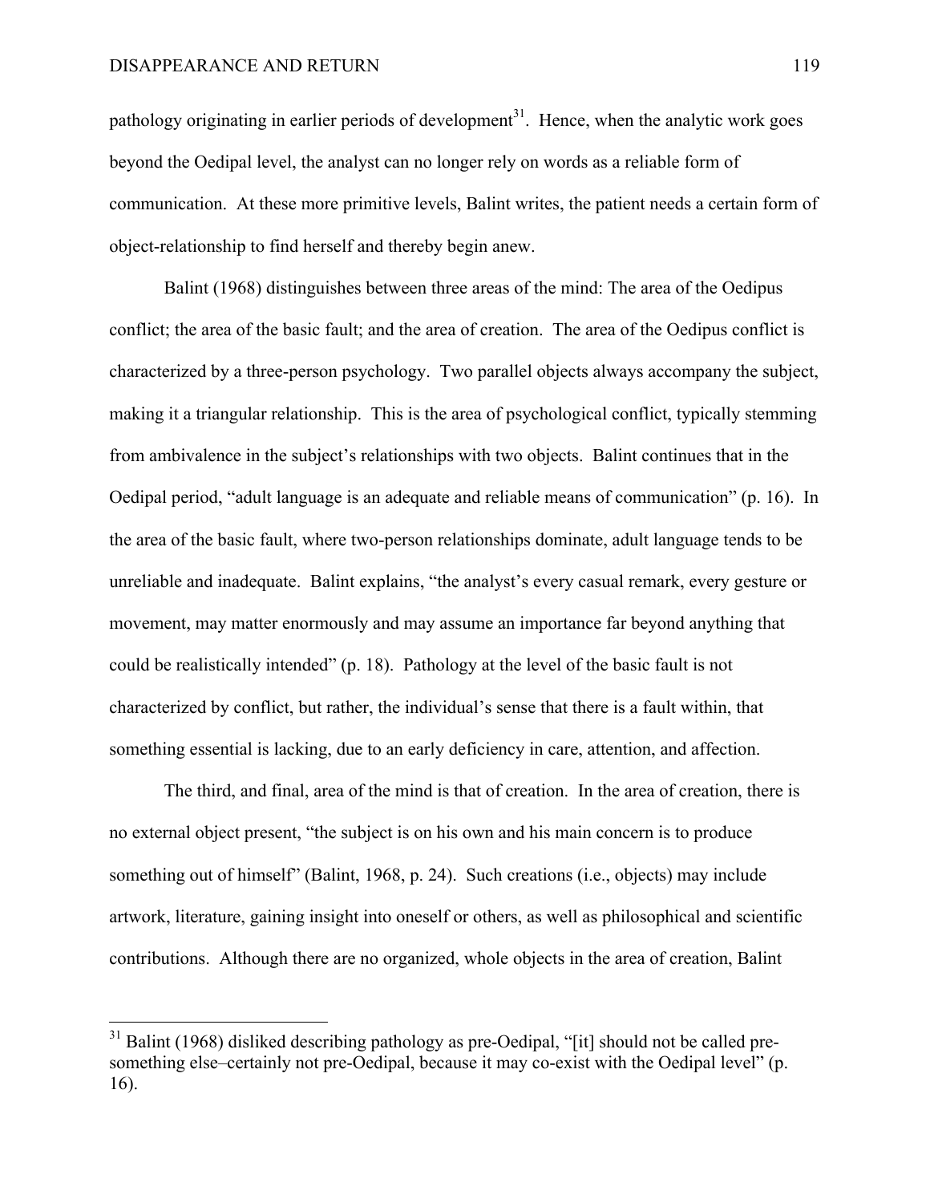pathology originating in earlier periods of development[31]. Hence, when the analytic work goes beyond the Oedipal level, the analyst can no longer rely on words as a reliable form of communication. At these more primitive levels, Balint writes, the patient needs a certain form of object-relationship to find herself and thereby begin anew.

Balint (1968) distinguishes between three areas of the mind: The area of the Oedipus conflict; the area of the basic fault; and the area of creation. The area of the Oedipus conflict is characterized by a three-person psychology. Two parallel objects always accompany the subject, making it a triangular relationship. This is the area of psychological conflict, typically stemming from ambivalence in the subject's relationships with two objects. Balint continues that in the Oedipal period, "adult language is an adequate and reliable means of communication" (p. 16). In the area of the basic fault, where two-person relationships dominate, adult language tends to be unreliable and inadequate. Balint explains, "the analyst's every casual remark, every gesture or movement, may matter enormously and may assume an importance far beyond anything that could be realistically intended" (p. 18). Pathology at the level of the basic fault is not characterized by conflict, but rather, the individual's sense that there is a fault within, that something essential is lacking, due to an early deficiency in care, attention, and affection.

The third, and final, area of the mind is that of creation. In the area of creation, there is no external object present, "the subject is on his own and his main concern is to produce something out of himself" (Balint, 1968, p. 24). Such creations (i.e., objects) may include artwork, literature, gaining insight into oneself or others, as well as philosophical and scientific contributions. Although there are no organized, whole objects in the area of creation, Balint

---

[31] Balint (1968) disliked describing pathology as pre-Oedipal, "[it] should not be called pre-something else–certainly not pre-Oedipal, because it may co-exist with the Oedipal level" (p. 16).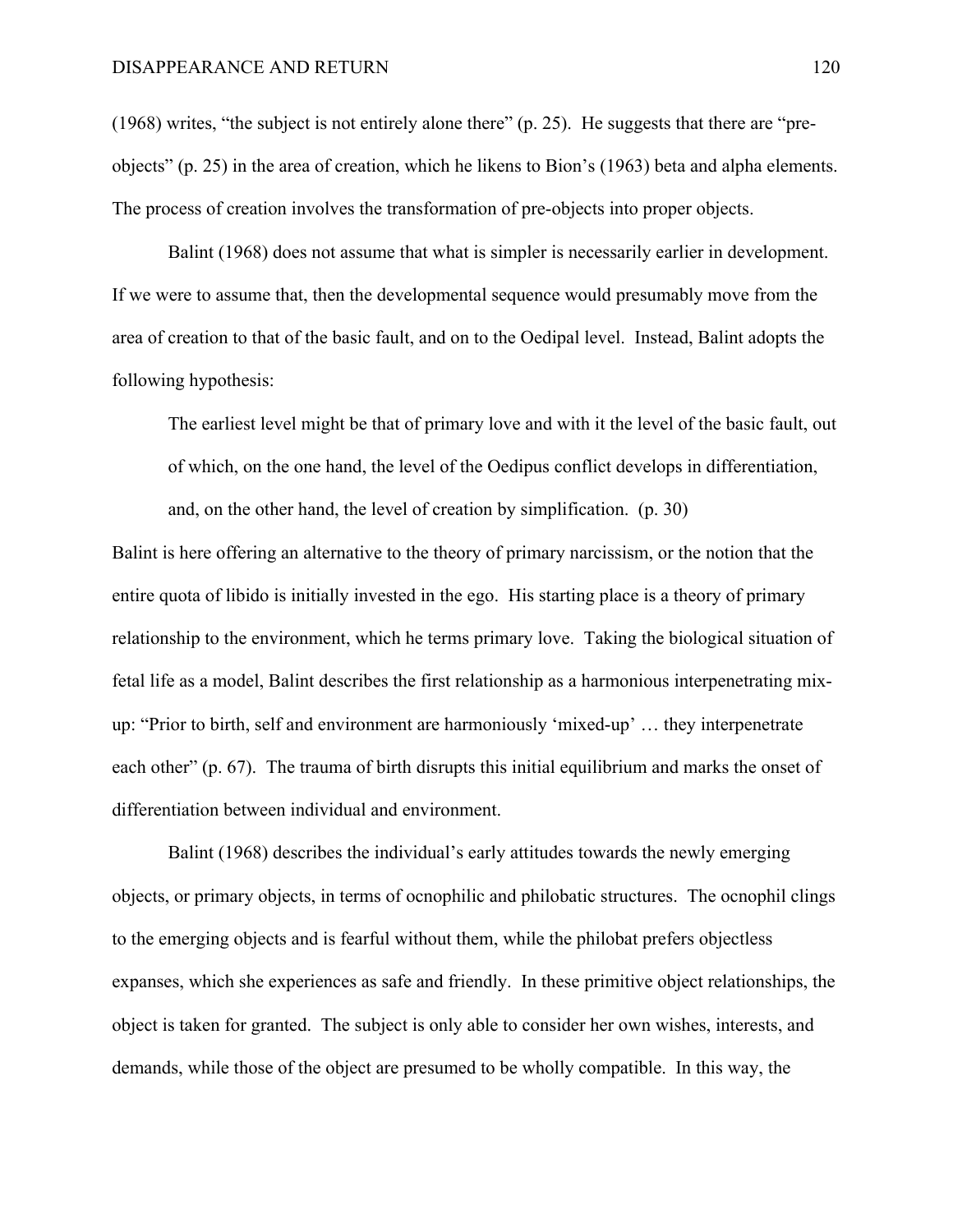(1968) writes, "the subject is not entirely alone there" (p. 25). He suggests that there are "pre-objects" (p. 25) in the area of creation, which he likens to Bion's (1963) beta and alpha elements. The process of creation involves the transformation of pre-objects into proper objects.

Balint (1968) does not assume that what is simpler is necessarily earlier in development. If we were to assume that, then the developmental sequence would presumably move from the area of creation to that of the basic fault, and on to the Oedipal level. Instead, Balint adopts the following hypothesis:

> The earliest level might be that of primary love and with it the level of the basic fault, out of which, on the one hand, the level of the Oedipus conflict develops in differentiation, and, on the other hand, the level of creation by simplification. (p. 30)

Balint is here offering an alternative to the theory of primary narcissism, or the notion that the entire quota of libido is initially invested in the ego. His starting place is a theory of primary relationship to the environment, which he terms primary love. Taking the biological situation of fetal life as a model, Balint describes the first relationship as a harmonious interpenetrating mix-up: "Prior to birth, self and environment are harmoniously 'mixed-up' … they interpenetrate each other" (p. 67). The trauma of birth disrupts this initial equilibrium and marks the onset of differentiation between individual and environment.

Balint (1968) describes the individual's early attitudes towards the newly emerging objects, or primary objects, in terms of ocnophilic and philobatic structures. The ocnophil clings to the emerging objects and is fearful without them, while the philobat prefers objectless expanses, which she experiences as safe and friendly. In these primitive object relationships, the object is taken for granted. The subject is only able to consider her own wishes, interests, and demands, while those of the object are presumed to be wholly compatible. In this way, the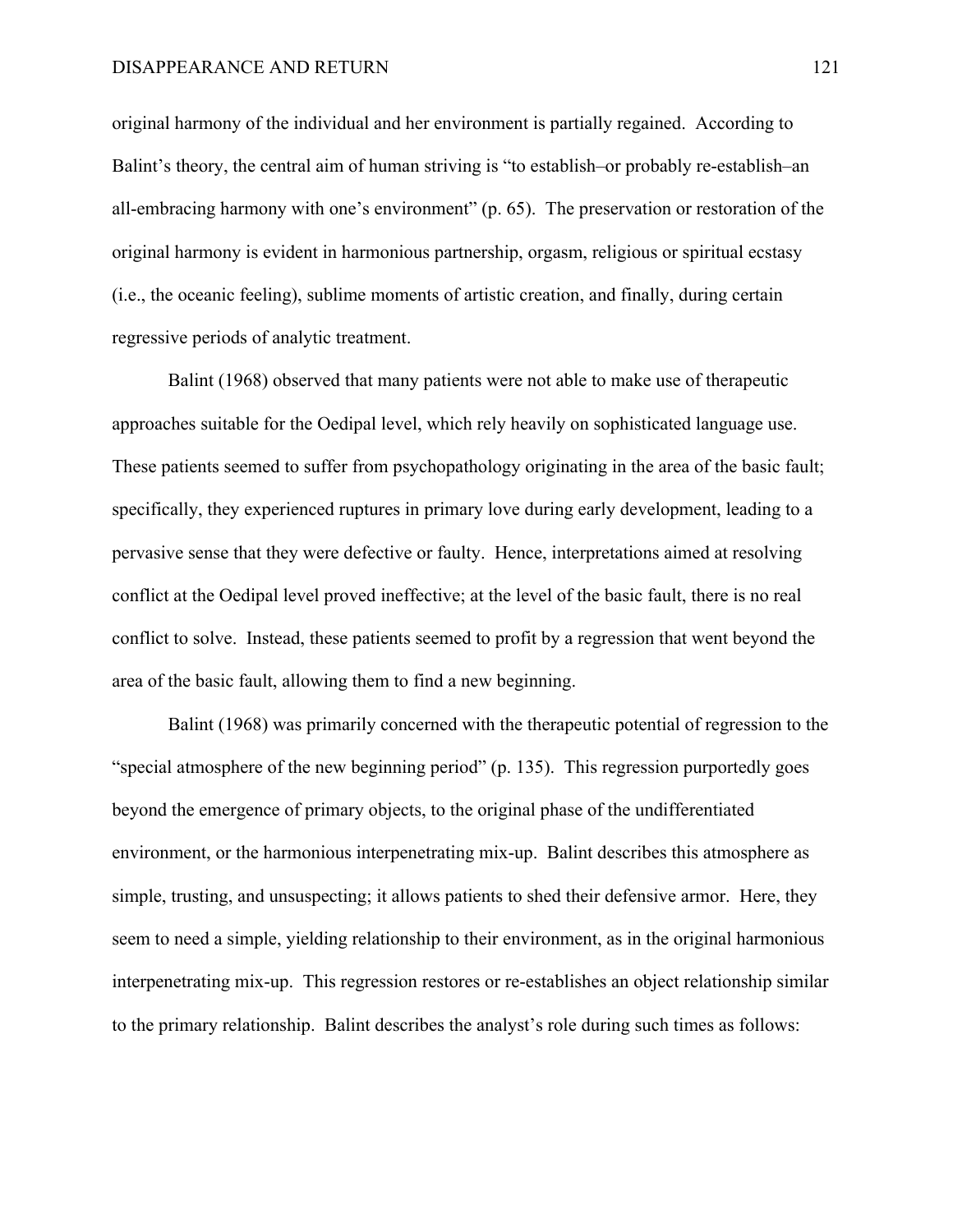original harmony of the individual and her environment is partially regained. According to Balint's theory, the central aim of human striving is "to establish–or probably re-establish–an all-embracing harmony with one's environment" (p. 65). The preservation or restoration of the original harmony is evident in harmonious partnership, orgasm, religious or spiritual ecstasy (i.e., the oceanic feeling), sublime moments of artistic creation, and finally, during certain regressive periods of analytic treatment.

Balint (1968) observed that many patients were not able to make use of therapeutic approaches suitable for the Oedipal level, which rely heavily on sophisticated language use. These patients seemed to suffer from psychopathology originating in the area of the basic fault; specifically, they experienced ruptures in primary love during early development, leading to a pervasive sense that they were defective or faulty. Hence, interpretations aimed at resolving conflict at the Oedipal level proved ineffective; at the level of the basic fault, there is no real conflict to solve. Instead, these patients seemed to profit by a regression that went beyond the area of the basic fault, allowing them to find a new beginning.

Balint (1968) was primarily concerned with the therapeutic potential of regression to the "special atmosphere of the new beginning period" (p. 135). This regression purportedly goes beyond the emergence of primary objects, to the original phase of the undifferentiated environment, or the harmonious interpenetrating mix-up. Balint describes this atmosphere as simple, trusting, and unsuspecting; it allows patients to shed their defensive armor. Here, they seem to need a simple, yielding relationship to their environment, as in the original harmonious interpenetrating mix-up. This regression restores or re-establishes an object relationship similar to the primary relationship. Balint describes the analyst's role during such times as follows: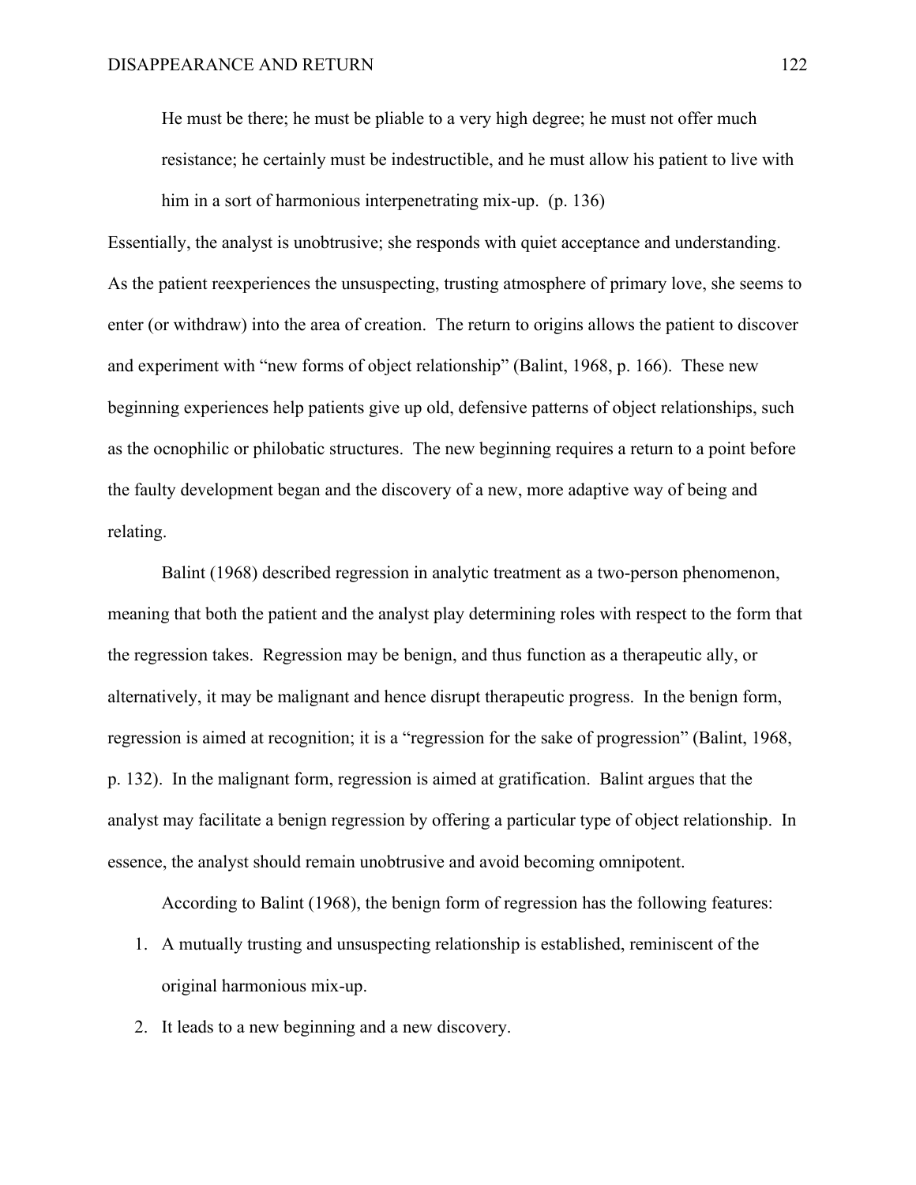> He must be there; he must be pliable to a very high degree; he must not offer much resistance; he certainly must be indestructible, and he must allow his patient to live with him in a sort of harmonious interpenetrating mix-up. (p. 136)

Essentially, the analyst is unobtrusive; she responds with quiet acceptance and understanding. As the patient reexperiences the unsuspecting, trusting atmosphere of primary love, she seems to enter (or withdraw) into the area of creation. The return to origins allows the patient to discover and experiment with "new forms of object relationship" (Balint, 1968, p. 166). These new beginning experiences help patients give up old, defensive patterns of object relationships, such as the ocnophilic or philobatic structures. The new beginning requires a return to a point before the faulty development began and the discovery of a new, more adaptive way of being and relating.

Balint (1968) described regression in analytic treatment as a two-person phenomenon, meaning that both the patient and the analyst play determining roles with respect to the form that the regression takes. Regression may be benign, and thus function as a therapeutic ally, or alternatively, it may be malignant and hence disrupt therapeutic progress. In the benign form, regression is aimed at recognition; it is a "regression for the sake of progression" (Balint, 1968, p. 132). In the malignant form, regression is aimed at gratification. Balint argues that the analyst may facilitate a benign regression by offering a particular type of object relationship. In essence, the analyst should remain unobtrusive and avoid becoming omnipotent.

According to Balint (1968), the benign form of regression has the following features:

1. A mutually trusting and unsuspecting relationship is established, reminiscent of the original harmonious mix-up.
2. It leads to a new beginning and a new discovery.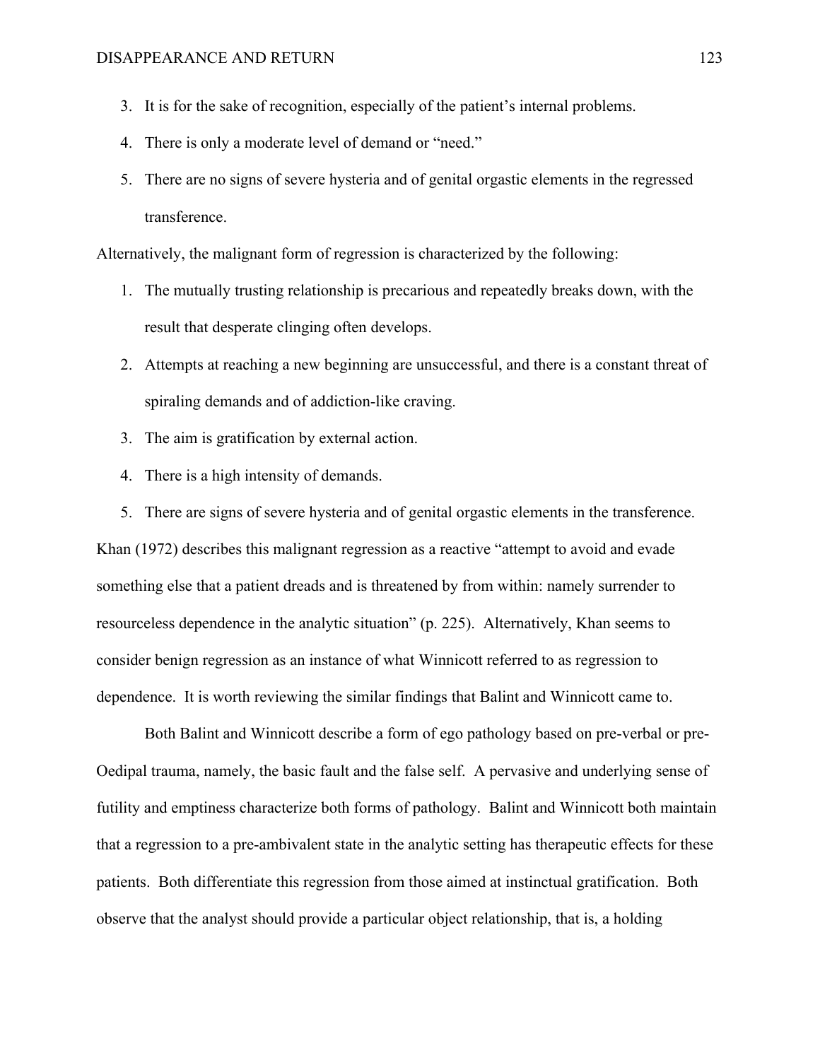3. It is for the sake of recognition, especially of the patient's internal problems.
4. There is only a moderate level of demand or "need."
5. There are no signs of severe hysteria and of genital orgastic elements in the regressed transference.

Alternatively, the malignant form of regression is characterized by the following:

1. The mutually trusting relationship is precarious and repeatedly breaks down, with the result that desperate clinging often develops.
2. Attempts at reaching a new beginning are unsuccessful, and there is a constant threat of spiraling demands and of addiction-like craving.
3. The aim is gratification by external action.
4. There is a high intensity of demands.
5. There are signs of severe hysteria and of genital orgastic elements in the transference.

Khan (1972) describes this malignant regression as a reactive "attempt to avoid and evade something else that a patient dreads and is threatened by from within: namely surrender to resourceless dependence in the analytic situation" (p. 225). Alternatively, Khan seems to consider benign regression as an instance of what Winnicott referred to as regression to dependence. It is worth reviewing the similar findings that Balint and Winnicott came to.

Both Balint and Winnicott describe a form of ego pathology based on pre-verbal or pre-Oedipal trauma, namely, the basic fault and the false self. A pervasive and underlying sense of futility and emptiness characterize both forms of pathology. Balint and Winnicott both maintain that a regression to a pre-ambivalent state in the analytic setting has therapeutic effects for these patients. Both differentiate this regression from those aimed at instinctual gratification. Both observe that the analyst should provide a particular object relationship, that is, a holding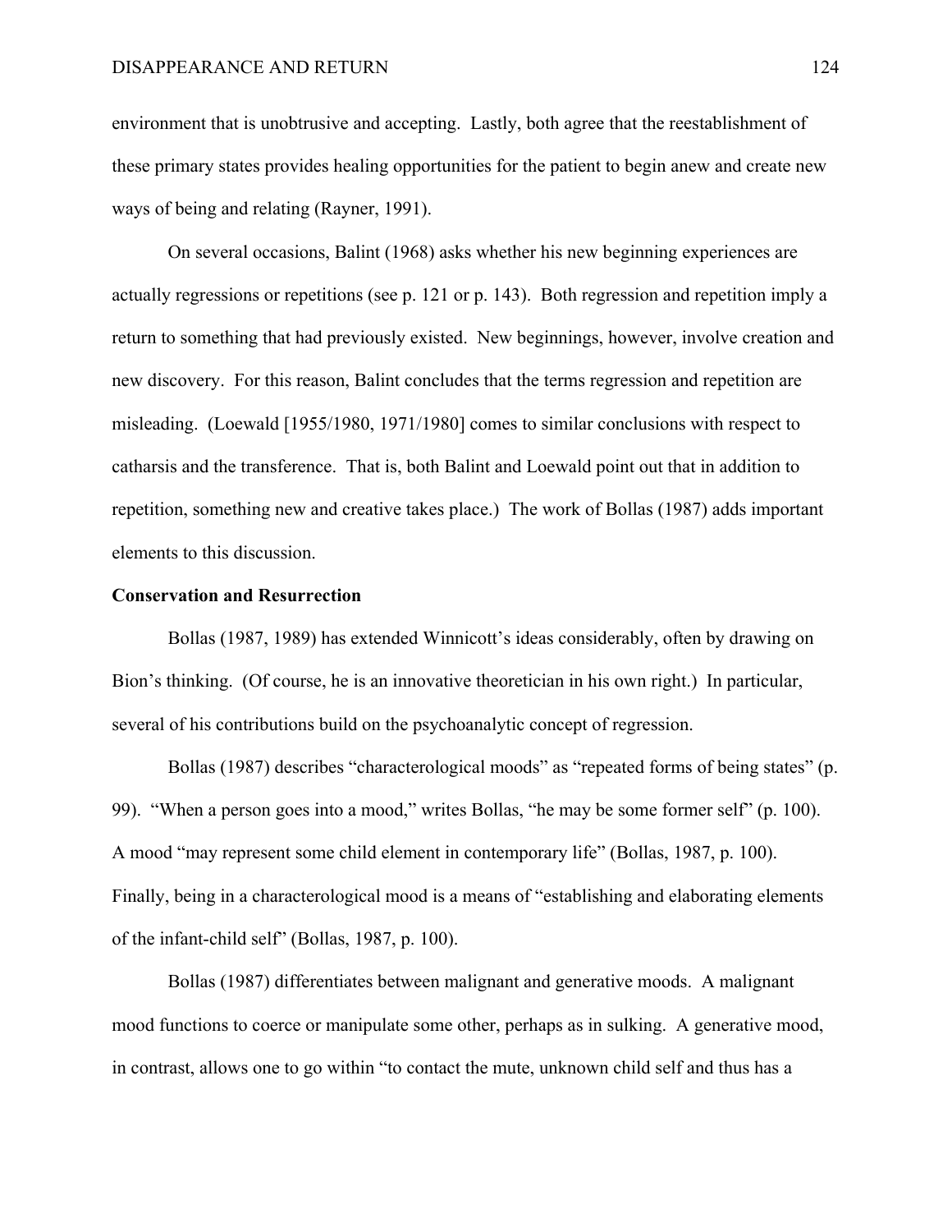environment that is unobtrusive and accepting. Lastly, both agree that the reestablishment of these primary states provides healing opportunities for the patient to begin anew and create new ways of being and relating (Rayner, 1991).

On several occasions, Balint (1968) asks whether his new beginning experiences are actually regressions or repetitions (see p. 121 or p. 143). Both regression and repetition imply a return to something that had previously existed. New beginnings, however, involve creation and new discovery. For this reason, Balint concludes that the terms regression and repetition are misleading. (Loewald [1955/1980, 1971/1980] comes to similar conclusions with respect to catharsis and the transference. That is, both Balint and Loewald point out that in addition to repetition, something new and creative takes place.) The work of Bollas (1987) adds important elements to this discussion.

**Conservation and Resurrection**

Bollas (1987, 1989) has extended Winnicott's ideas considerably, often by drawing on Bion's thinking. (Of course, he is an innovative theoretician in his own right.) In particular, several of his contributions build on the psychoanalytic concept of regression.

Bollas (1987) describes "characterological moods" as "repeated forms of being states" (p. 99). "When a person goes into a mood," writes Bollas, "he may be some former self" (p. 100). A mood "may represent some child element in contemporary life" (Bollas, 1987, p. 100). Finally, being in a characterological mood is a means of "establishing and elaborating elements of the infant-child self" (Bollas, 1987, p. 100).

Bollas (1987) differentiates between malignant and generative moods. A malignant mood functions to coerce or manipulate some other, perhaps as in sulking. A generative mood, in contrast, allows one to go within "to contact the mute, unknown child self and thus has a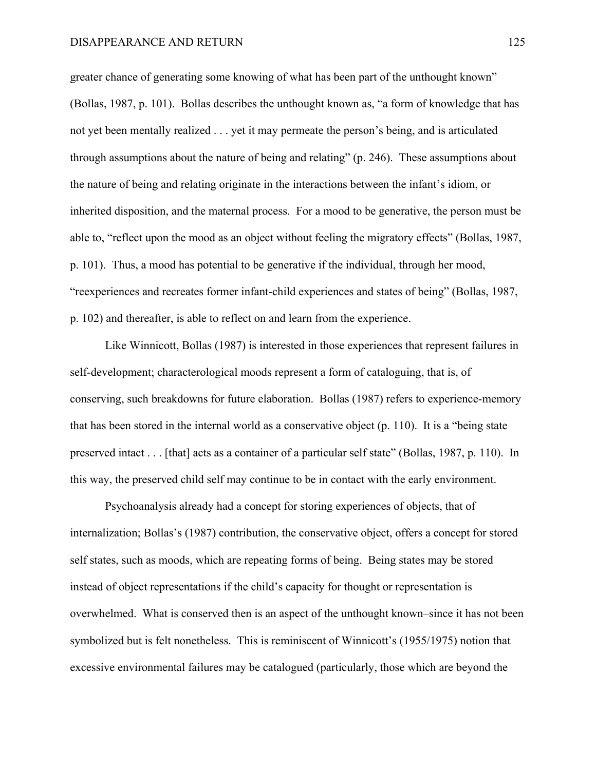greater chance of generating some knowing of what has been part of the unthought known" (Bollas, 1987, p. 101). Bollas describes the unthought known as, "a form of knowledge that has not yet been mentally realized . . . yet it may permeate the person's being, and is articulated through assumptions about the nature of being and relating" (p. 246). These assumptions about the nature of being and relating originate in the interactions between the infant's idiom, or inherited disposition, and the maternal process. For a mood to be generative, the person must be able to, "reflect upon the mood as an object without feeling the migratory effects" (Bollas, 1987, p. 101). Thus, a mood has potential to be generative if the individual, through her mood, "reexperiences and recreates former infant-child experiences and states of being" (Bollas, 1987, p. 102) and thereafter, is able to reflect on and learn from the experience.

Like Winnicott, Bollas (1987) is interested in those experiences that represent failures in self-development; characterological moods represent a form of cataloguing, that is, of conserving, such breakdowns for future elaboration. Bollas (1987) refers to experience-memory that has been stored in the internal world as a conservative object (p. 110). It is a "being state preserved intact . . . [that] acts as a container of a particular self state" (Bollas, 1987, p. 110). In this way, the preserved child self may continue to be in contact with the early environment.

Psychoanalysis already had a concept for storing experiences of objects, that of internalization; Bollas's (1987) contribution, the conservative object, offers a concept for stored self states, such as moods, which are repeating forms of being. Being states may be stored instead of object representations if the child's capacity for thought or representation is overwhelmed. What is conserved then is an aspect of the unthought known–since it has not been symbolized but is felt nonetheless. This is reminiscent of Winnicott's (1955/1975) notion that excessive environmental failures may be catalogued (particularly, those which are beyond the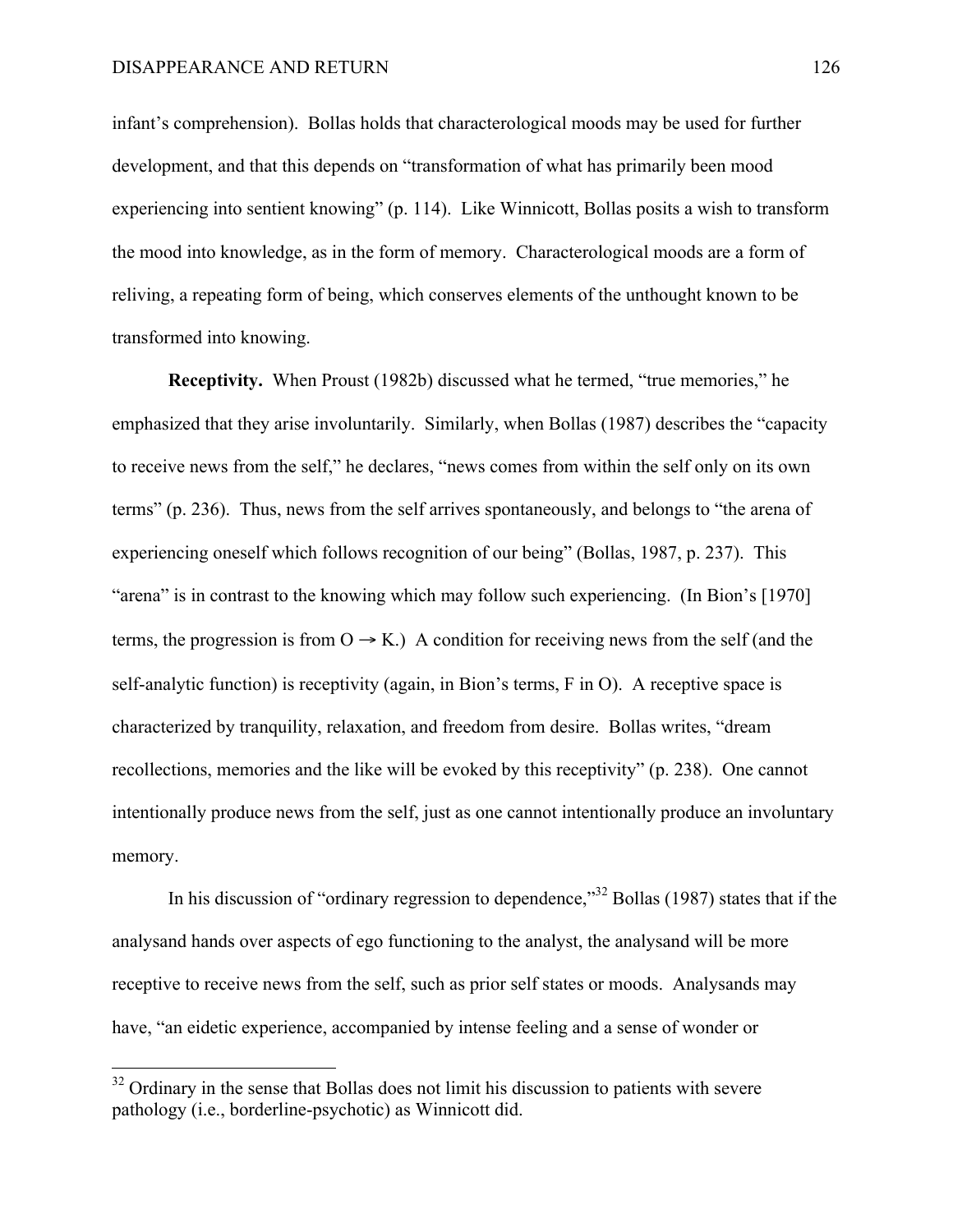infant's comprehension). Bollas holds that characterological moods may be used for further development, and that this depends on "transformation of what has primarily been mood experiencing into sentient knowing" (p. 114). Like Winnicott, Bollas posits a wish to transform the mood into knowledge, as in the form of memory. Characterological moods are a form of reliving, a repeating form of being, which conserves elements of the unthought known to be transformed into knowing.

**Receptivity.** When Proust (1982b) discussed what he termed, "true memories," he emphasized that they arise involuntarily. Similarly, when Bollas (1987) describes the "capacity to receive news from the self," he declares, "news comes from within the self only on its own terms" (p. 236). Thus, news from the self arrives spontaneously, and belongs to "the arena of experiencing oneself which follows recognition of our being" (Bollas, 1987, p. 237). This "arena" is in contrast to the knowing which may follow such experiencing. (In Bion's [1970] terms, the progression is from O → K.) A condition for receiving news from the self (and the self-analytic function) is receptivity (again, in Bion's terms, F in O). A receptive space is characterized by tranquility, relaxation, and freedom from desire. Bollas writes, "dream recollections, memories and the like will be evoked by this receptivity" (p. 238). One cannot intentionally produce news from the self, just as one cannot intentionally produce an involuntary memory.

In his discussion of "ordinary regression to dependence,"[32] Bollas (1987) states that if the analysand hands over aspects of ego functioning to the analyst, the analysand will be more receptive to receive news from the self, such as prior self states or moods. Analysands may have, "an eidetic experience, accompanied by intense feeling and a sense of wonder or

[32] Ordinary in the sense that Bollas does not limit his discussion to patients with severe pathology (i.e., borderline-psychotic) as Winnicott did.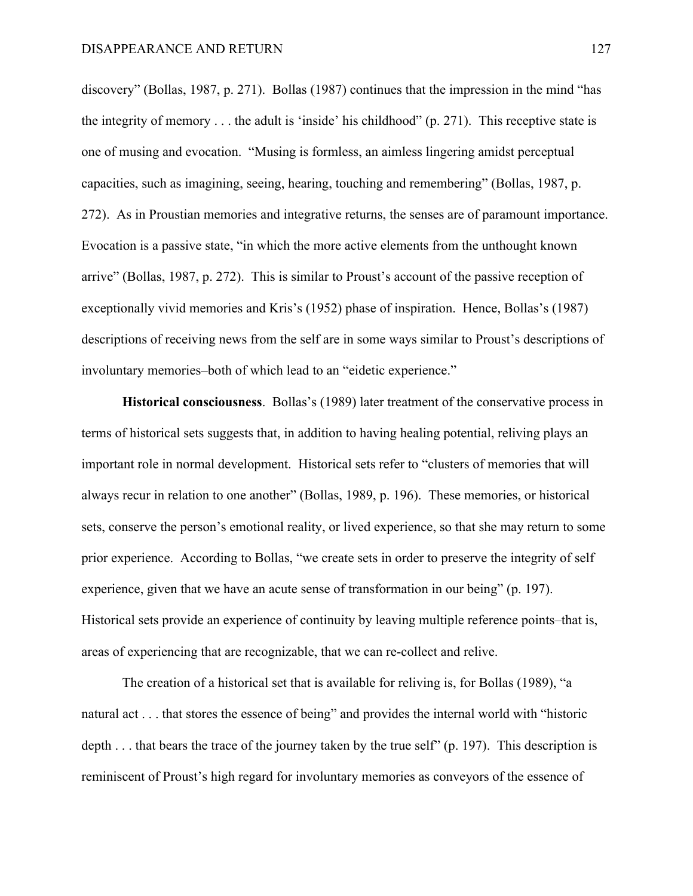discovery" (Bollas, 1987, p. 271). Bollas (1987) continues that the impression in the mind "has the integrity of memory . . . the adult is 'inside' his childhood" (p. 271). This receptive state is one of musing and evocation. "Musing is formless, an aimless lingering amidst perceptual capacities, such as imagining, seeing, hearing, touching and remembering" (Bollas, 1987, p. 272). As in Proustian memories and integrative returns, the senses are of paramount importance. Evocation is a passive state, "in which the more active elements from the unthought known arrive" (Bollas, 1987, p. 272). This is similar to Proust's account of the passive reception of exceptionally vivid memories and Kris's (1952) phase of inspiration. Hence, Bollas's (1987) descriptions of receiving news from the self are in some ways similar to Proust's descriptions of involuntary memories–both of which lead to an "eidetic experience."

**Historical consciousness**. Bollas's (1989) later treatment of the conservative process in terms of historical sets suggests that, in addition to having healing potential, reliving plays an important role in normal development. Historical sets refer to "clusters of memories that will always recur in relation to one another" (Bollas, 1989, p. 196). These memories, or historical sets, conserve the person's emotional reality, or lived experience, so that she may return to some prior experience. According to Bollas, "we create sets in order to preserve the integrity of self experience, given that we have an acute sense of transformation in our being" (p. 197). Historical sets provide an experience of continuity by leaving multiple reference points–that is, areas of experiencing that are recognizable, that we can re-collect and relive.

The creation of a historical set that is available for reliving is, for Bollas (1989), "a natural act . . . that stores the essence of being" and provides the internal world with "historic depth . . . that bears the trace of the journey taken by the true self" (p. 197). This description is reminiscent of Proust's high regard for involuntary memories as conveyors of the essence of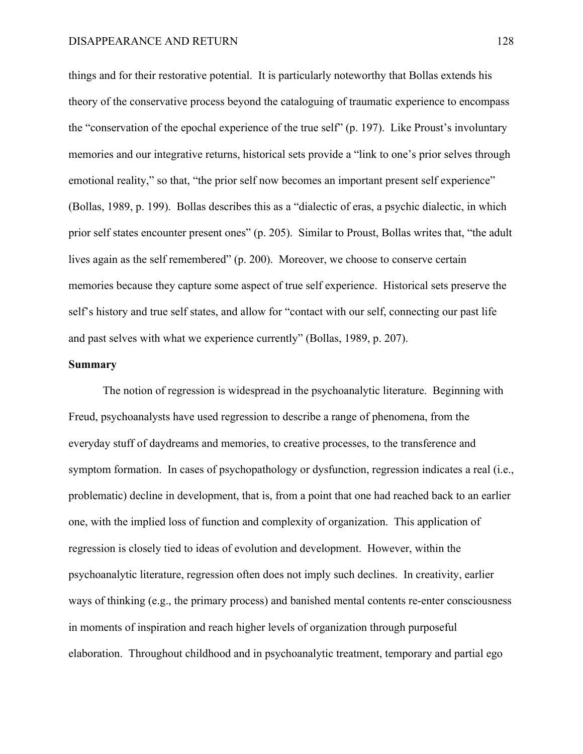things and for their restorative potential. It is particularly noteworthy that Bollas extends his theory of the conservative process beyond the cataloguing of traumatic experience to encompass the "conservation of the epochal experience of the true self" (p. 197). Like Proust's involuntary memories and our integrative returns, historical sets provide a "link to one's prior selves through emotional reality," so that, "the prior self now becomes an important present self experience" (Bollas, 1989, p. 199). Bollas describes this as a "dialectic of eras, a psychic dialectic, in which prior self states encounter present ones" (p. 205). Similar to Proust, Bollas writes that, "the adult lives again as the self remembered" (p. 200). Moreover, we choose to conserve certain memories because they capture some aspect of true self experience. Historical sets preserve the self's history and true self states, and allow for "contact with our self, connecting our past life and past selves with what we experience currently" (Bollas, 1989, p. 207).

**Summary**

The notion of regression is widespread in the psychoanalytic literature. Beginning with Freud, psychoanalysts have used regression to describe a range of phenomena, from the everyday stuff of daydreams and memories, to creative processes, to the transference and symptom formation. In cases of psychopathology or dysfunction, regression indicates a real (i.e., problematic) decline in development, that is, from a point that one had reached back to an earlier one, with the implied loss of function and complexity of organization. This application of regression is closely tied to ideas of evolution and development. However, within the psychoanalytic literature, regression often does not imply such declines. In creativity, earlier ways of thinking (e.g., the primary process) and banished mental contents re-enter consciousness in moments of inspiration and reach higher levels of organization through purposeful elaboration. Throughout childhood and in psychoanalytic treatment, temporary and partial ego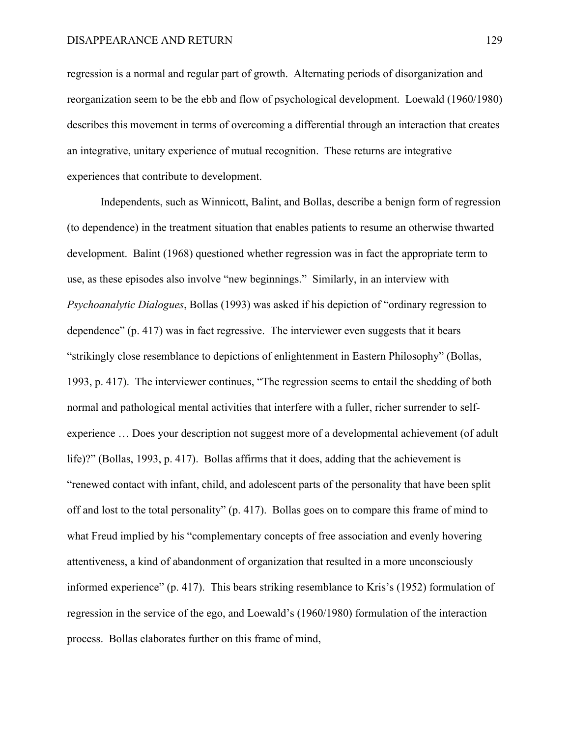regression is a normal and regular part of growth. Alternating periods of disorganization and reorganization seem to be the ebb and flow of psychological development. Loewald (1960/1980) describes this movement in terms of overcoming a differential through an interaction that creates an integrative, unitary experience of mutual recognition. These returns are integrative experiences that contribute to development.

Independents, such as Winnicott, Balint, and Bollas, describe a benign form of regression (to dependence) in the treatment situation that enables patients to resume an otherwise thwarted development. Balint (1968) questioned whether regression was in fact the appropriate term to use, as these episodes also involve "new beginnings." Similarly, in an interview with *Psychoanalytic Dialogues*, Bollas (1993) was asked if his depiction of "ordinary regression to dependence" (p. 417) was in fact regressive. The interviewer even suggests that it bears "strikingly close resemblance to depictions of enlightenment in Eastern Philosophy" (Bollas, 1993, p. 417). The interviewer continues, "The regression seems to entail the shedding of both normal and pathological mental activities that interfere with a fuller, richer surrender to self-experience … Does your description not suggest more of a developmental achievement (of adult life)?" (Bollas, 1993, p. 417). Bollas affirms that it does, adding that the achievement is "renewed contact with infant, child, and adolescent parts of the personality that have been split off and lost to the total personality" (p. 417). Bollas goes on to compare this frame of mind to what Freud implied by his "complementary concepts of free association and evenly hovering attentiveness, a kind of abandonment of organization that resulted in a more unconsciously informed experience" (p. 417). This bears striking resemblance to Kris's (1952) formulation of regression in the service of the ego, and Loewald's (1960/1980) formulation of the interaction process. Bollas elaborates further on this frame of mind,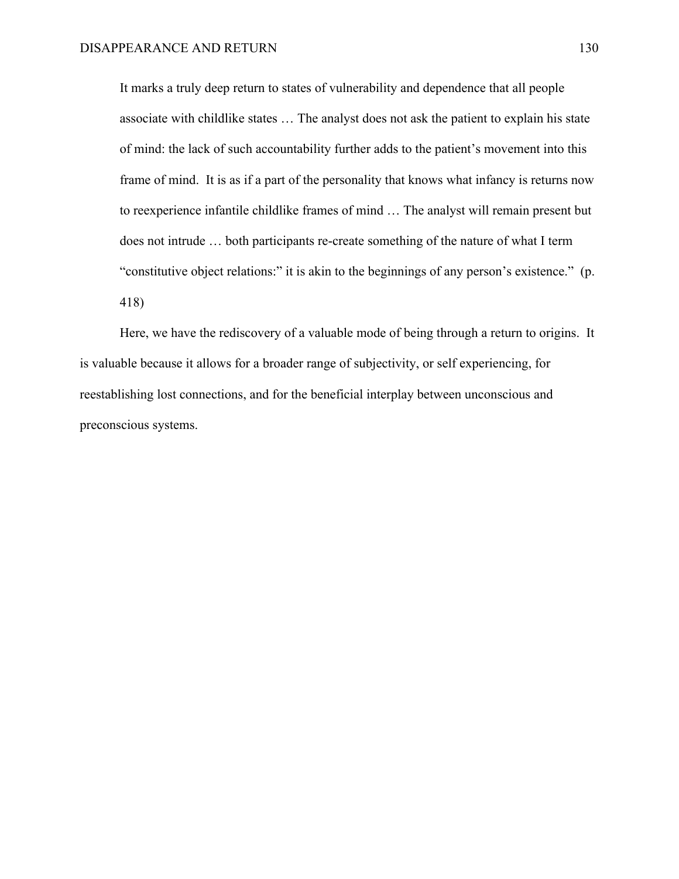> It marks a truly deep return to states of vulnerability and dependence that all people associate with childlike states … The analyst does not ask the patient to explain his state of mind: the lack of such accountability further adds to the patient's movement into this frame of mind. It is as if a part of the personality that knows what infancy is returns now to reexperience infantile childlike frames of mind … The analyst will remain present but does not intrude … both participants re-create something of the nature of what I term "constitutive object relations:" it is akin to the beginnings of any person's existence." (p. 418)

Here, we have the rediscovery of a valuable mode of being through a return to origins. It is valuable because it allows for a broader range of subjectivity, or self experiencing, for reestablishing lost connections, and for the beneficial interplay between unconscious and preconscious systems.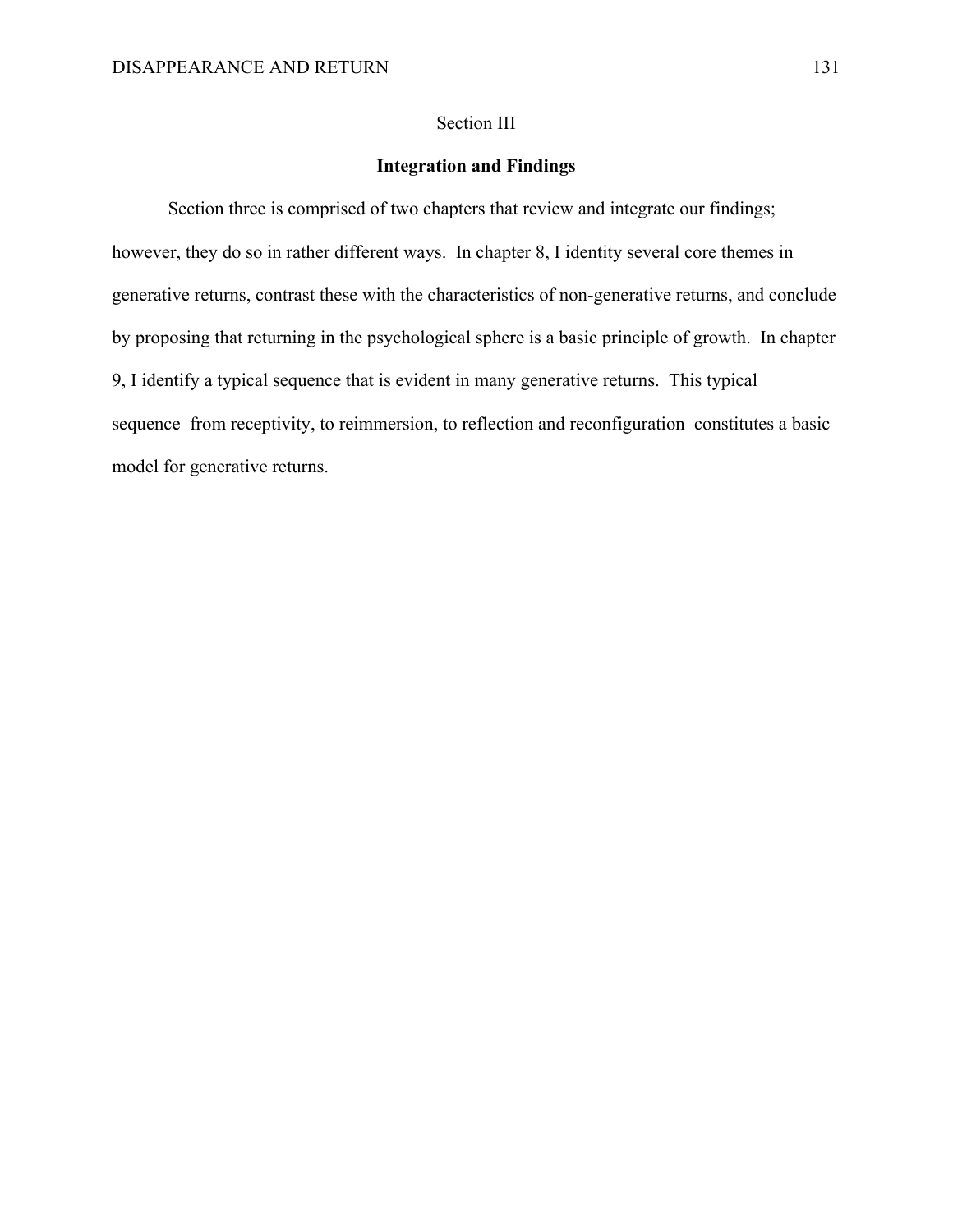# Section III

## Integration and Findings

Section three is comprised of two chapters that review and integrate our findings; however, they do so in rather different ways. In chapter 8, I identity several core themes in generative returns, contrast these with the characteristics of non-generative returns, and conclude by proposing that returning in the psychological sphere is a basic principle of growth. In chapter 9, I identify a typical sequence that is evident in many generative returns. This typical sequence–from receptivity, to reimmersion, to reflection and reconfiguration–constitutes a basic model for generative returns.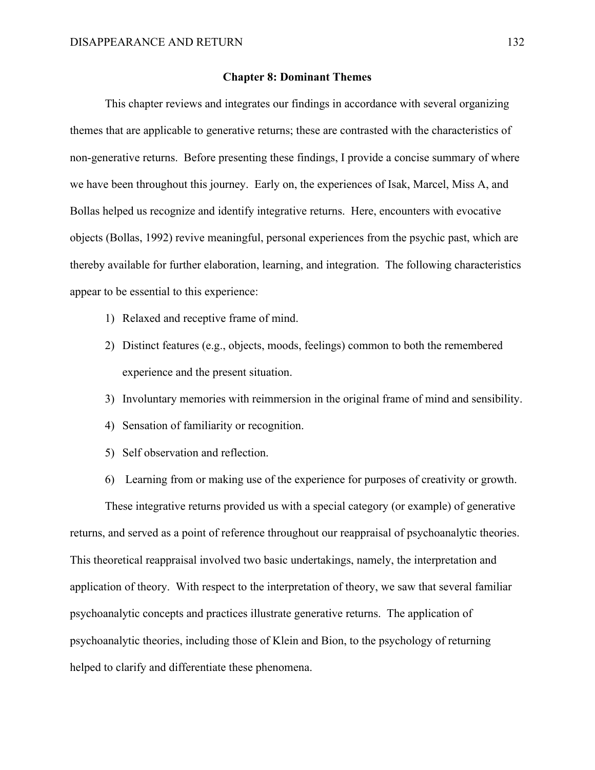## Chapter 8: Dominant Themes

This chapter reviews and integrates our findings in accordance with several organizing themes that are applicable to generative returns; these are contrasted with the characteristics of non-generative returns. Before presenting these findings, I provide a concise summary of where we have been throughout this journey. Early on, the experiences of Isak, Marcel, Miss A, and Bollas helped us recognize and identify integrative returns. Here, encounters with evocative objects (Bollas, 1992) revive meaningful, personal experiences from the psychic past, which are thereby available for further elaboration, learning, and integration. The following characteristics appear to be essential to this experience:

1) Relaxed and receptive frame of mind.
2) Distinct features (e.g., objects, moods, feelings) common to both the remembered experience and the present situation.
3) Involuntary memories with reimmersion in the original frame of mind and sensibility.
4) Sensation of familiarity or recognition.
5) Self observation and reflection.
6) Learning from or making use of the experience for purposes of creativity or growth.

These integrative returns provided us with a special category (or example) of generative returns, and served as a point of reference throughout our reappraisal of psychoanalytic theories. This theoretical reappraisal involved two basic undertakings, namely, the interpretation and application of theory. With respect to the interpretation of theory, we saw that several familiar psychoanalytic concepts and practices illustrate generative returns. The application of psychoanalytic theories, including those of Klein and Bion, to the psychology of returning helped to clarify and differentiate these phenomena.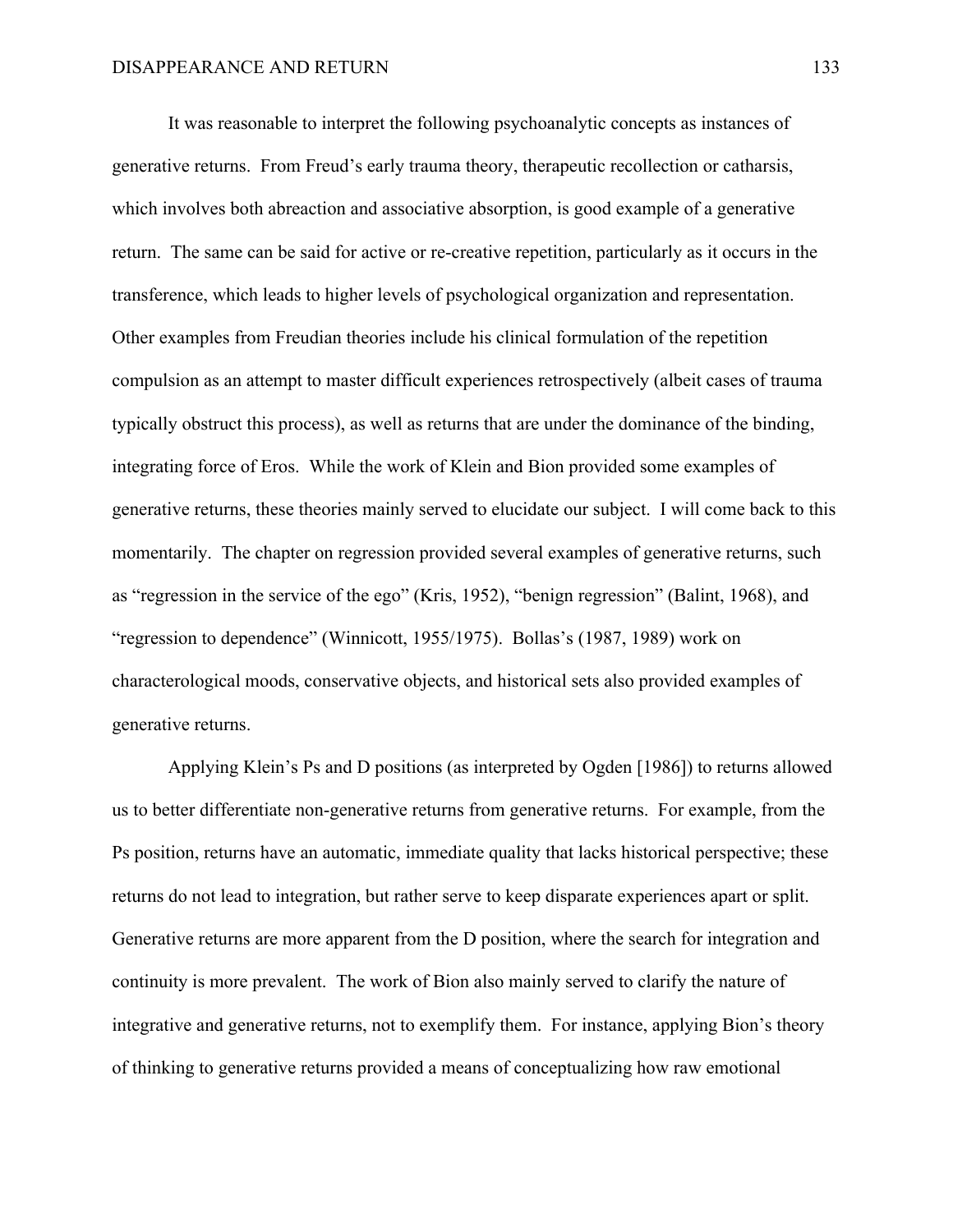It was reasonable to interpret the following psychoanalytic concepts as instances of generative returns. From Freud's early trauma theory, therapeutic recollection or catharsis, which involves both abreaction and associative absorption, is good example of a generative return. The same can be said for active or re-creative repetition, particularly as it occurs in the transference, which leads to higher levels of psychological organization and representation. Other examples from Freudian theories include his clinical formulation of the repetition compulsion as an attempt to master difficult experiences retrospectively (albeit cases of trauma typically obstruct this process), as well as returns that are under the dominance of the binding, integrating force of Eros. While the work of Klein and Bion provided some examples of generative returns, these theories mainly served to elucidate our subject. I will come back to this momentarily. The chapter on regression provided several examples of generative returns, such as "regression in the service of the ego" (Kris, 1952), "benign regression" (Balint, 1968), and "regression to dependence" (Winnicott, 1955/1975). Bollas's (1987, 1989) work on characterological moods, conservative objects, and historical sets also provided examples of generative returns.

Applying Klein's Ps and D positions (as interpreted by Ogden [1986]) to returns allowed us to better differentiate non-generative returns from generative returns. For example, from the Ps position, returns have an automatic, immediate quality that lacks historical perspective; these returns do not lead to integration, but rather serve to keep disparate experiences apart or split. Generative returns are more apparent from the D position, where the search for integration and continuity is more prevalent. The work of Bion also mainly served to clarify the nature of integrative and generative returns, not to exemplify them. For instance, applying Bion's theory of thinking to generative returns provided a means of conceptualizing how raw emotional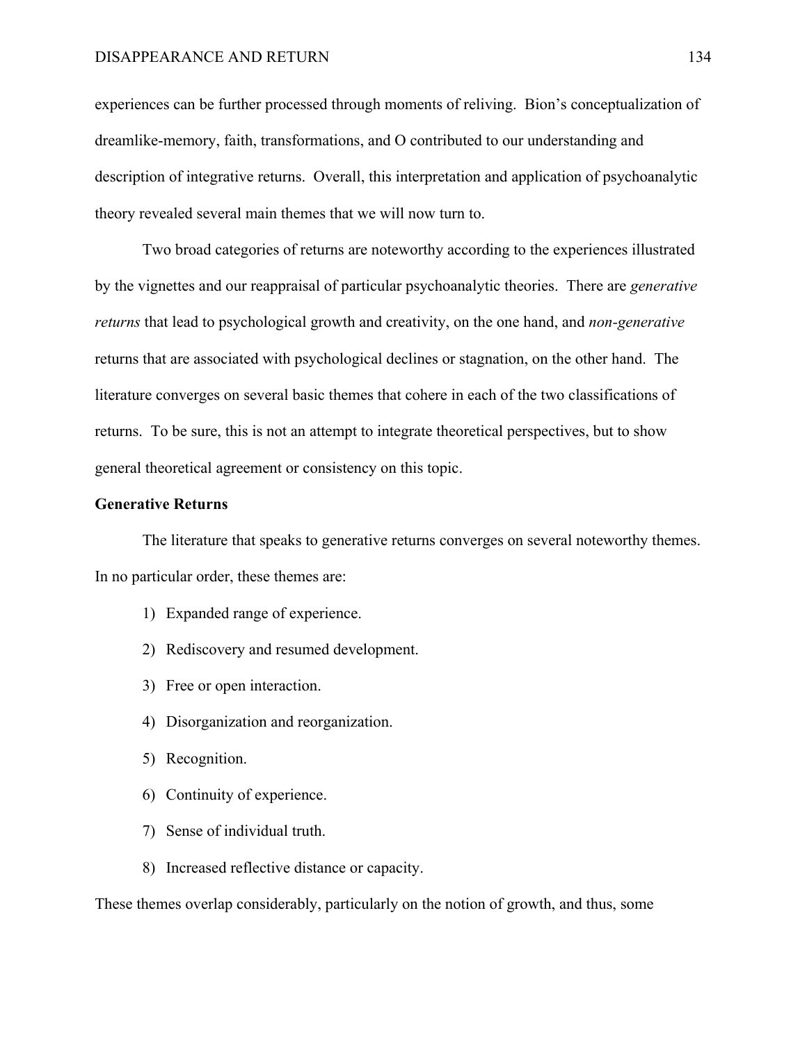experiences can be further processed through moments of reliving. Bion's conceptualization of dreamlike-memory, faith, transformations, and O contributed to our understanding and description of integrative returns. Overall, this interpretation and application of psychoanalytic theory revealed several main themes that we will now turn to.

Two broad categories of returns are noteworthy according to the experiences illustrated by the vignettes and our reappraisal of particular psychoanalytic theories. There are *generative returns* that lead to psychological growth and creativity, on the one hand, and *non-generative* returns that are associated with psychological declines or stagnation, on the other hand. The literature converges on several basic themes that cohere in each of the two classifications of returns. To be sure, this is not an attempt to integrate theoretical perspectives, but to show general theoretical agreement or consistency on this topic.

**Generative Returns**

The literature that speaks to generative returns converges on several noteworthy themes. In no particular order, these themes are:

1) Expanded range of experience.
2) Rediscovery and resumed development.
3) Free or open interaction.
4) Disorganization and reorganization.
5) Recognition.
6) Continuity of experience.
7) Sense of individual truth.
8) Increased reflective distance or capacity.

These themes overlap considerably, particularly on the notion of growth, and thus, some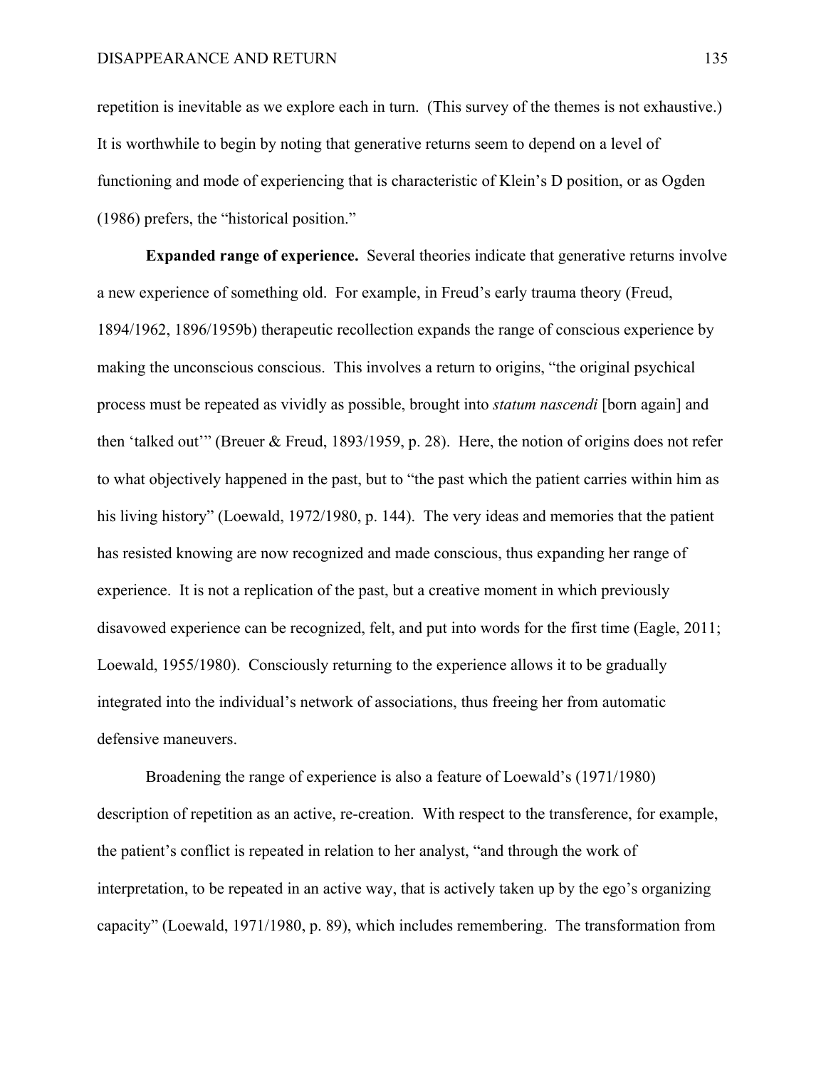repetition is inevitable as we explore each in turn. (This survey of the themes is not exhaustive.) It is worthwhile to begin by noting that generative returns seem to depend on a level of functioning and mode of experiencing that is characteristic of Klein's D position, or as Ogden (1986) prefers, the "historical position."

**Expanded range of experience.** Several theories indicate that generative returns involve a new experience of something old. For example, in Freud's early trauma theory (Freud, 1894/1962, 1896/1959b) therapeutic recollection expands the range of conscious experience by making the unconscious conscious. This involves a return to origins, "the original psychical process must be repeated as vividly as possible, brought into *statum nascendi* [born again] and then 'talked out'" (Breuer & Freud, 1893/1959, p. 28). Here, the notion of origins does not refer to what objectively happened in the past, but to "the past which the patient carries within him as his living history" (Loewald, 1972/1980, p. 144). The very ideas and memories that the patient has resisted knowing are now recognized and made conscious, thus expanding her range of experience. It is not a replication of the past, but a creative moment in which previously disavowed experience can be recognized, felt, and put into words for the first time (Eagle, 2011; Loewald, 1955/1980). Consciously returning to the experience allows it to be gradually integrated into the individual's network of associations, thus freeing her from automatic defensive maneuvers.

Broadening the range of experience is also a feature of Loewald's (1971/1980) description of repetition as an active, re-creation. With respect to the transference, for example, the patient's conflict is repeated in relation to her analyst, "and through the work of interpretation, to be repeated in an active way, that is actively taken up by the ego's organizing capacity" (Loewald, 1971/1980, p. 89), which includes remembering. The transformation from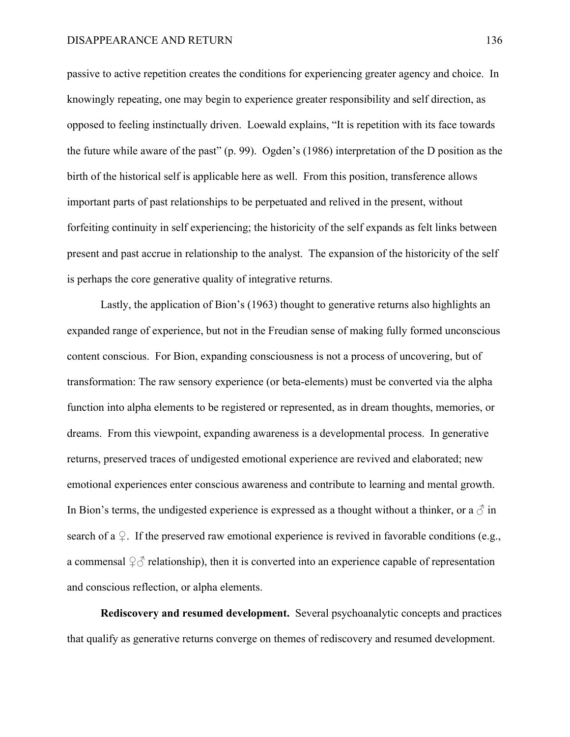passive to active repetition creates the conditions for experiencing greater agency and choice. In knowingly repeating, one may begin to experience greater responsibility and self direction, as opposed to feeling instinctually driven. Loewald explains, “It is repetition with its face towards the future while aware of the past” (p. 99). Ogden’s (1986) interpretation of the D position as the birth of the historical self is applicable here as well. From this position, transference allows important parts of past relationships to be perpetuated and relived in the present, without forfeiting continuity in self experiencing; the historicity of the self expands as felt links between present and past accrue in relationship to the analyst. The expansion of the historicity of the self is perhaps the core generative quality of integrative returns.

Lastly, the application of Bion’s (1963) thought to generative returns also highlights an expanded range of experience, but not in the Freudian sense of making fully formed unconscious content conscious. For Bion, expanding consciousness is not a process of uncovering, but of transformation: The raw sensory experience (or beta-elements) must be converted via the alpha function into alpha elements to be registered or represented, as in dream thoughts, memories, or dreams. From this viewpoint, expanding awareness is a developmental process. In generative returns, preserved traces of undigested emotional experience are revived and elaborated; new emotional experiences enter conscious awareness and contribute to learning and mental growth. In Bion’s terms, the undigested experience is expressed as a thought without a thinker, or a ♂ in search of a ♀. If the preserved raw emotional experience is revived in favorable conditions (e.g., a commensal ♀♂ relationship), then it is converted into an experience capable of representation and conscious reflection, or alpha elements.

**Rediscovery and resumed development.** Several psychoanalytic concepts and practices that qualify as generative returns converge on themes of rediscovery and resumed development.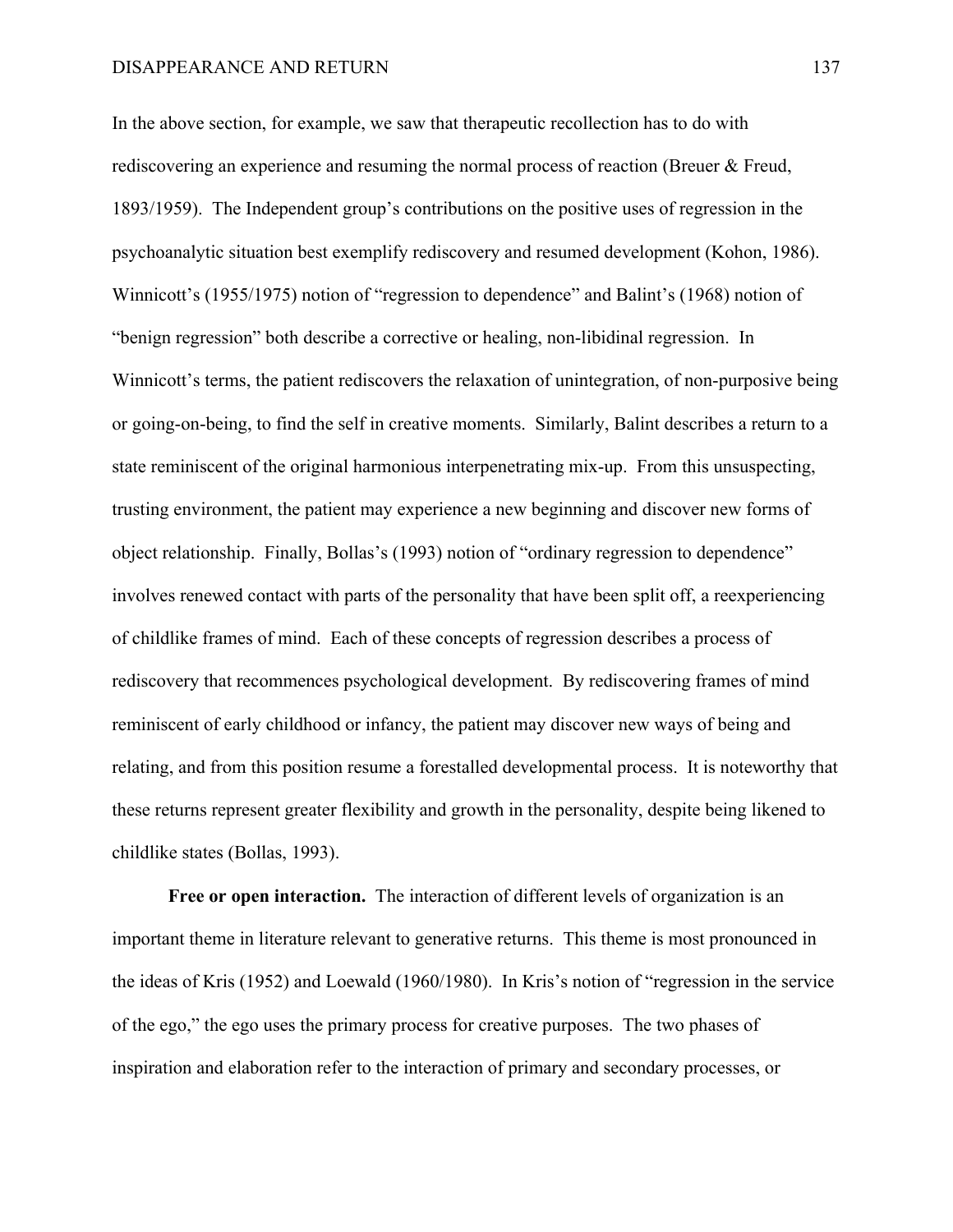In the above section, for example, we saw that therapeutic recollection has to do with rediscovering an experience and resuming the normal process of reaction (Breuer & Freud, 1893/1959). The Independent group's contributions on the positive uses of regression in the psychoanalytic situation best exemplify rediscovery and resumed development (Kohon, 1986). Winnicott's (1955/1975) notion of "regression to dependence" and Balint's (1968) notion of "benign regression" both describe a corrective or healing, non-libidinal regression. In Winnicott's terms, the patient rediscovers the relaxation of unintegration, of non-purposive being or going-on-being, to find the self in creative moments. Similarly, Balint describes a return to a state reminiscent of the original harmonious interpenetrating mix-up. From this unsuspecting, trusting environment, the patient may experience a new beginning and discover new forms of object relationship. Finally, Bollas's (1993) notion of "ordinary regression to dependence" involves renewed contact with parts of the personality that have been split off, a reexperiencing of childlike frames of mind. Each of these concepts of regression describes a process of rediscovery that recommences psychological development. By rediscovering frames of mind reminiscent of early childhood or infancy, the patient may discover new ways of being and relating, and from this position resume a forestalled developmental process. It is noteworthy that these returns represent greater flexibility and growth in the personality, despite being likened to childlike states (Bollas, 1993).

**Free or open interaction.** The interaction of different levels of organization is an important theme in literature relevant to generative returns. This theme is most pronounced in the ideas of Kris (1952) and Loewald (1960/1980). In Kris's notion of "regression in the service of the ego," the ego uses the primary process for creative purposes. The two phases of inspiration and elaboration refer to the interaction of primary and secondary processes, or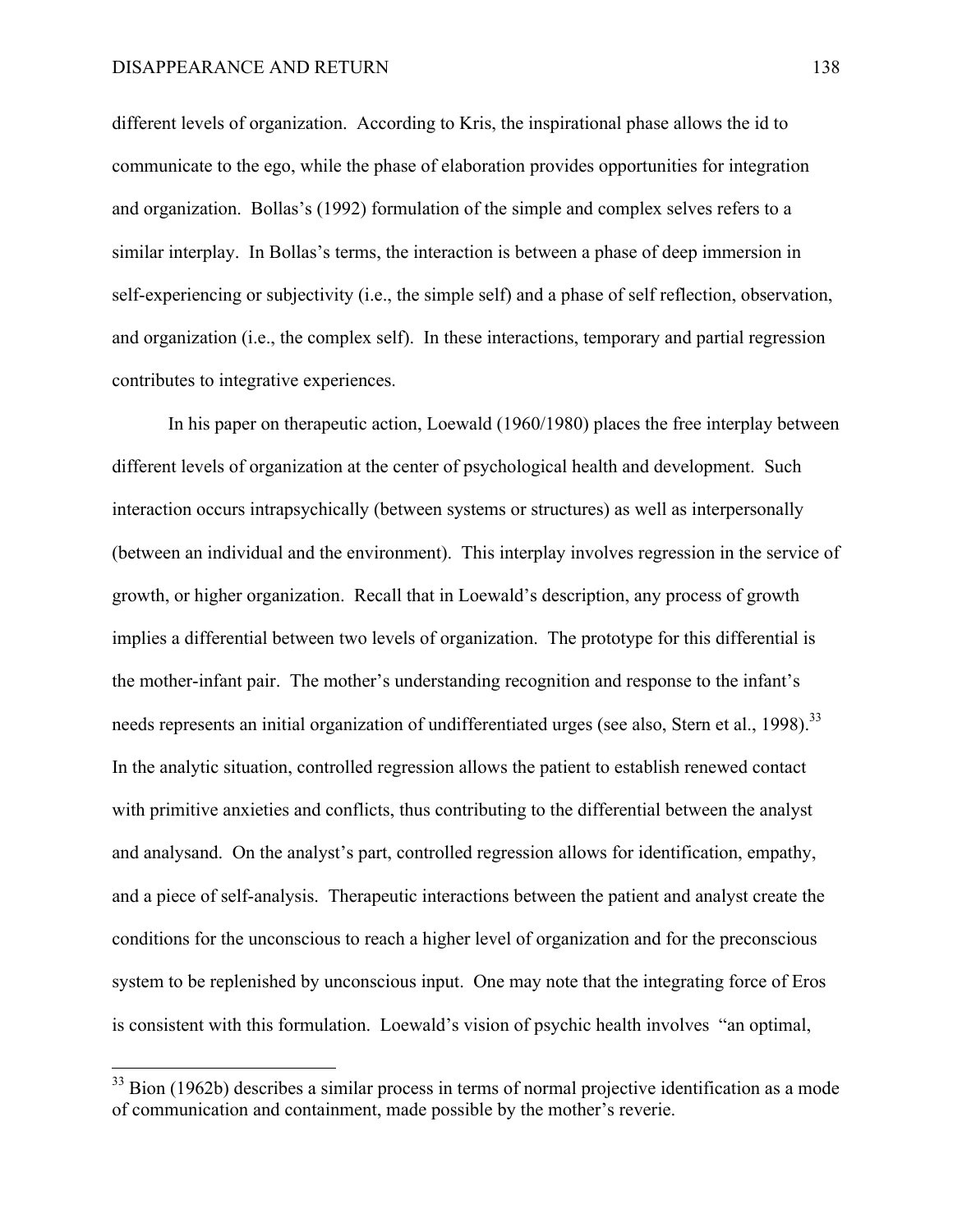different levels of organization. According to Kris, the inspirational phase allows the id to communicate to the ego, while the phase of elaboration provides opportunities for integration and organization. Bollas's (1992) formulation of the simple and complex selves refers to a similar interplay. In Bollas's terms, the interaction is between a phase of deep immersion in self-experiencing or subjectivity (i.e., the simple self) and a phase of self reflection, observation, and organization (i.e., the complex self). In these interactions, temporary and partial regression contributes to integrative experiences.

In his paper on therapeutic action, Loewald (1960/1980) places the free interplay between different levels of organization at the center of psychological health and development. Such interaction occurs intrapsychically (between systems or structures) as well as interpersonally (between an individual and the environment). This interplay involves regression in the service of growth, or higher organization. Recall that in Loewald's description, any process of growth implies a differential between two levels of organization. The prototype for this differential is the mother-infant pair. The mother's understanding recognition and response to the infant's needs represents an initial organization of undifferentiated urges (see also, Stern et al., 1998).[33] In the analytic situation, controlled regression allows the patient to establish renewed contact with primitive anxieties and conflicts, thus contributing to the differential between the analyst and analysand. On the analyst's part, controlled regression allows for identification, empathy, and a piece of self-analysis. Therapeutic interactions between the patient and analyst create the conditions for the unconscious to reach a higher level of organization and for the preconscious system to be replenished by unconscious input. One may note that the integrating force of Eros is consistent with this formulation. Loewald's vision of psychic health involves "an optimal,

[33] Bion (1962b) describes a similar process in terms of normal projective identification as a mode of communication and containment, made possible by the mother's reverie.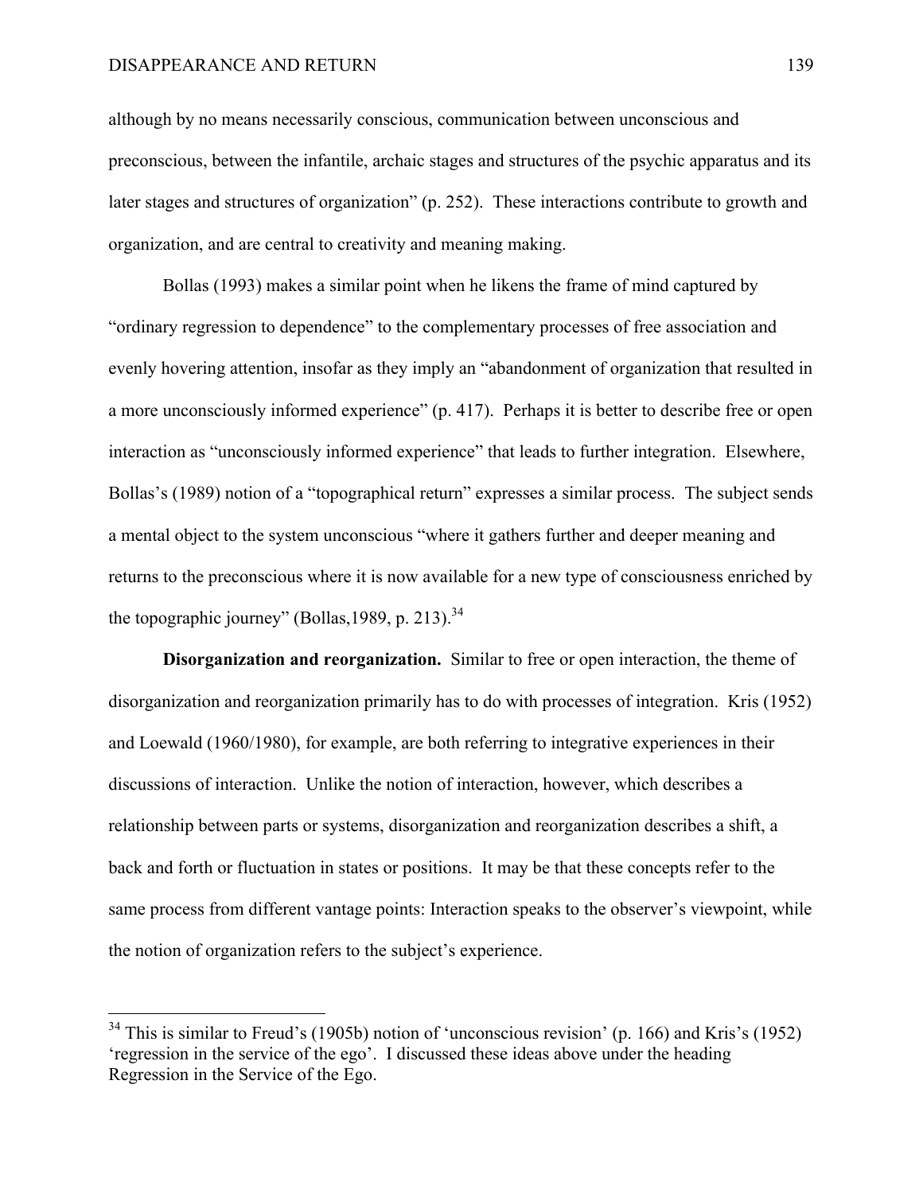although by no means necessarily conscious, communication between unconscious and preconscious, between the infantile, archaic stages and structures of the psychic apparatus and its later stages and structures of organization" (p. 252). These interactions contribute to growth and organization, and are central to creativity and meaning making.

Bollas (1993) makes a similar point when he likens the frame of mind captured by "ordinary regression to dependence" to the complementary processes of free association and evenly hovering attention, insofar as they imply an "abandonment of organization that resulted in a more unconsciously informed experience" (p. 417). Perhaps it is better to describe free or open interaction as "unconsciously informed experience" that leads to further integration. Elsewhere, Bollas's (1989) notion of a "topographical return" expresses a similar process. The subject sends a mental object to the system unconscious "where it gathers further and deeper meaning and returns to the preconscious where it is now available for a new type of consciousness enriched by the topographic journey" (Bollas,1989, p. 213).[34]

**Disorganization and reorganization.** Similar to free or open interaction, the theme of disorganization and reorganization primarily has to do with processes of integration. Kris (1952) and Loewald (1960/1980), for example, are both referring to integrative experiences in their discussions of interaction. Unlike the notion of interaction, however, which describes a relationship between parts or systems, disorganization and reorganization describes a shift, a back and forth or fluctuation in states or positions. It may be that these concepts refer to the same process from different vantage points: Interaction speaks to the observer's viewpoint, while the notion of organization refers to the subject's experience.

---

[34] This is similar to Freud's (1905b) notion of 'unconscious revision' (p. 166) and Kris's (1952) 'regression in the service of the ego'. I discussed these ideas above under the heading Regression in the Service of the Ego.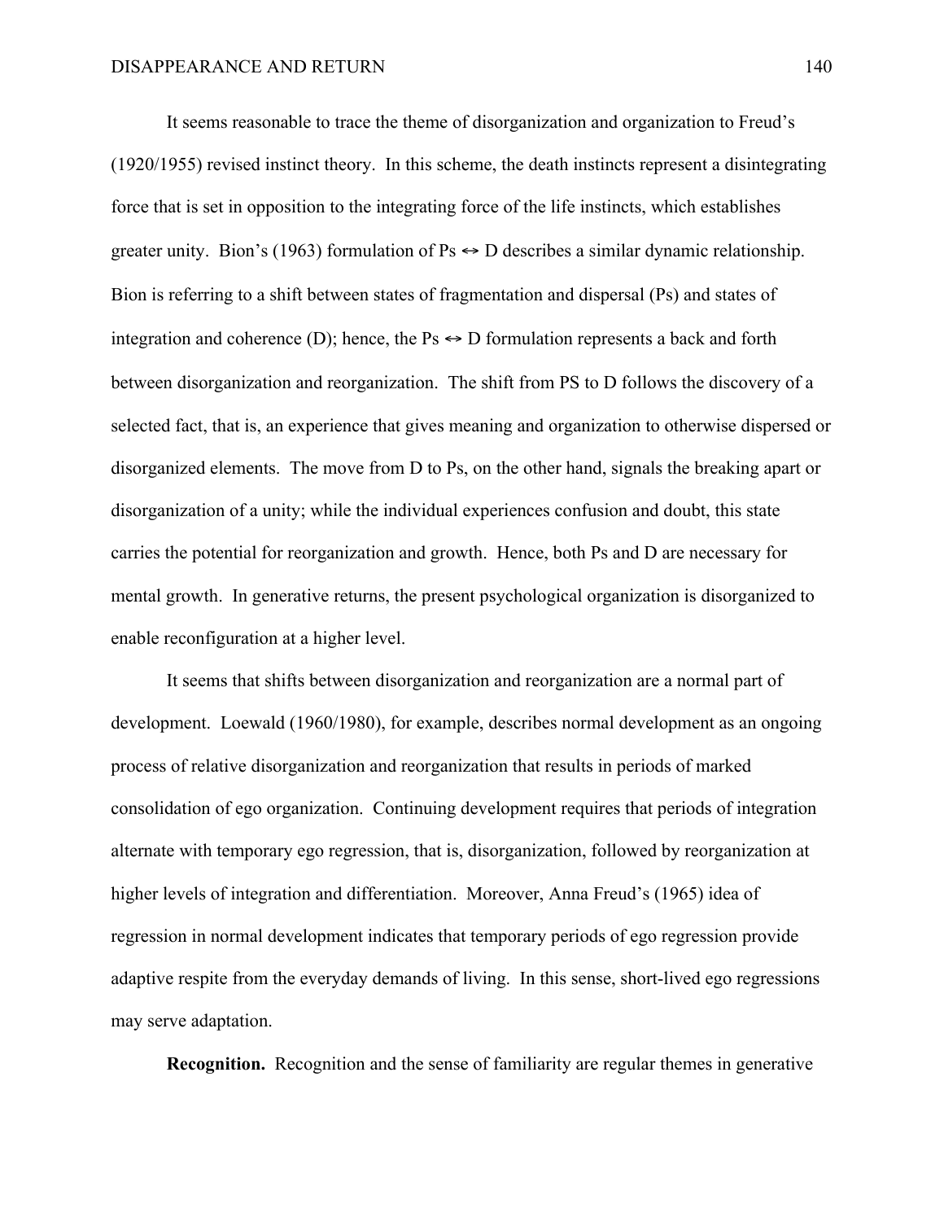It seems reasonable to trace the theme of disorganization and organization to Freud's (1920/1955) revised instinct theory. In this scheme, the death instincts represent a disintegrating force that is set in opposition to the integrating force of the life instincts, which establishes greater unity. Bion's (1963) formulation of Ps ↔ D describes a similar dynamic relationship. Bion is referring to a shift between states of fragmentation and dispersal (Ps) and states of integration and coherence (D); hence, the Ps ↔ D formulation represents a back and forth between disorganization and reorganization. The shift from PS to D follows the discovery of a selected fact, that is, an experience that gives meaning and organization to otherwise dispersed or disorganized elements. The move from D to Ps, on the other hand, signals the breaking apart or disorganization of a unity; while the individual experiences confusion and doubt, this state carries the potential for reorganization and growth. Hence, both Ps and D are necessary for mental growth. In generative returns, the present psychological organization is disorganized to enable reconfiguration at a higher level.

It seems that shifts between disorganization and reorganization are a normal part of development. Loewald (1960/1980), for example, describes normal development as an ongoing process of relative disorganization and reorganization that results in periods of marked consolidation of ego organization. Continuing development requires that periods of integration alternate with temporary ego regression, that is, disorganization, followed by reorganization at higher levels of integration and differentiation. Moreover, Anna Freud's (1965) idea of regression in normal development indicates that temporary periods of ego regression provide adaptive respite from the everyday demands of living. In this sense, short-lived ego regressions may serve adaptation.

**Recognition.** Recognition and the sense of familiarity are regular themes in generative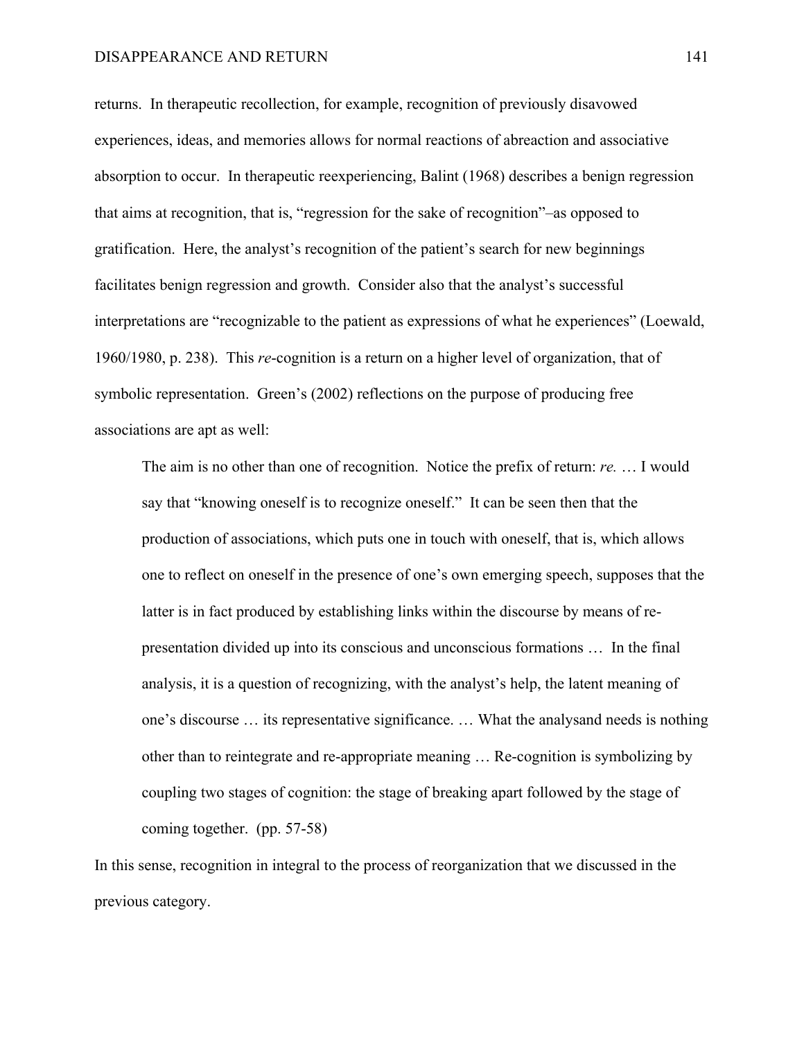returns. In therapeutic recollection, for example, recognition of previously disavowed experiences, ideas, and memories allows for normal reactions of abreaction and associative absorption to occur. In therapeutic reexperiencing, Balint (1968) describes a benign regression that aims at recognition, that is, "regression for the sake of recognition"–as opposed to gratification. Here, the analyst's recognition of the patient's search for new beginnings facilitates benign regression and growth. Consider also that the analyst's successful interpretations are "recognizable to the patient as expressions of what he experiences" (Loewald, 1960/1980, p. 238). This *re*-cognition is a return on a higher level of organization, that of symbolic representation. Green's (2002) reflections on the purpose of producing free associations are apt as well:

> The aim is no other than one of recognition. Notice the prefix of return: *re.* … I would say that "knowing oneself is to recognize oneself." It can be seen then that the production of associations, which puts one in touch with oneself, that is, which allows one to reflect on oneself in the presence of one's own emerging speech, supposes that the latter is in fact produced by establishing links within the discourse by means of re-presentation divided up into its conscious and unconscious formations … In the final analysis, it is a question of recognizing, with the analyst's help, the latent meaning of one's discourse … its representative significance. … What the analysand needs is nothing other than to reintegrate and re-appropriate meaning … Re-cognition is symbolizing by coupling two stages of cognition: the stage of breaking apart followed by the stage of coming together. (pp. 57-58)

In this sense, recognition in integral to the process of reorganization that we discussed in the previous category.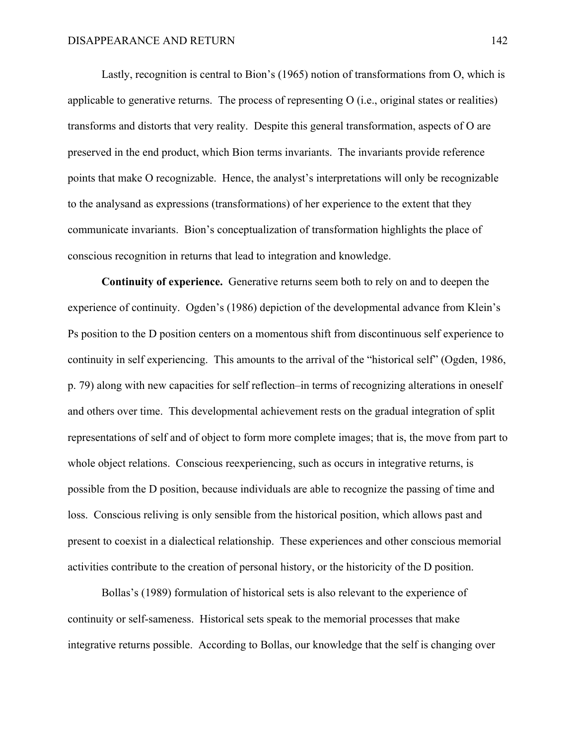Lastly, recognition is central to Bion's (1965) notion of transformations from O, which is applicable to generative returns. The process of representing O (i.e., original states or realities) transforms and distorts that very reality. Despite this general transformation, aspects of O are preserved in the end product, which Bion terms invariants. The invariants provide reference points that make O recognizable. Hence, the analyst's interpretations will only be recognizable to the analysand as expressions (transformations) of her experience to the extent that they communicate invariants. Bion's conceptualization of transformation highlights the place of conscious recognition in returns that lead to integration and knowledge.

**Continuity of experience.** Generative returns seem both to rely on and to deepen the experience of continuity. Ogden's (1986) depiction of the developmental advance from Klein's Ps position to the D position centers on a momentous shift from discontinuous self experience to continuity in self experiencing. This amounts to the arrival of the "historical self" (Ogden, 1986, p. 79) along with new capacities for self reflection–in terms of recognizing alterations in oneself and others over time. This developmental achievement rests on the gradual integration of split representations of self and of object to form more complete images; that is, the move from part to whole object relations. Conscious reexperiencing, such as occurs in integrative returns, is possible from the D position, because individuals are able to recognize the passing of time and loss. Conscious reliving is only sensible from the historical position, which allows past and present to coexist in a dialectical relationship. These experiences and other conscious memorial activities contribute to the creation of personal history, or the historicity of the D position.

Bollas's (1989) formulation of historical sets is also relevant to the experience of continuity or self-sameness. Historical sets speak to the memorial processes that make integrative returns possible. According to Bollas, our knowledge that the self is changing over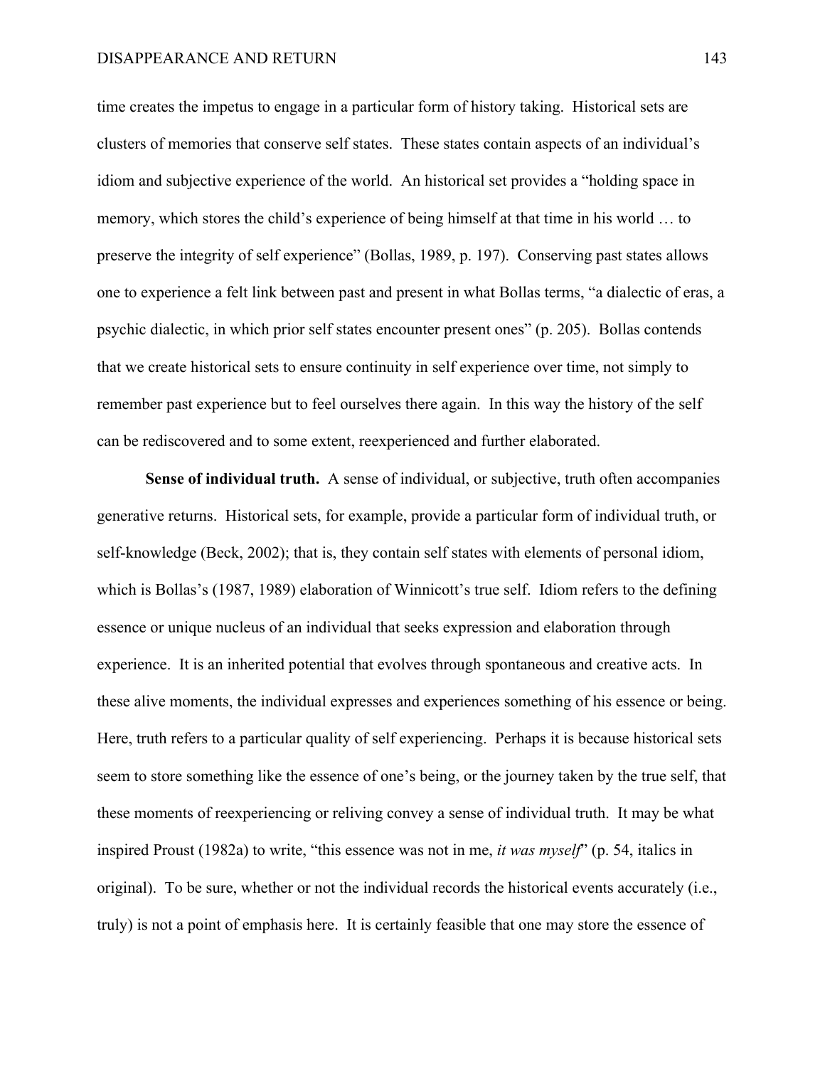time creates the impetus to engage in a particular form of history taking. Historical sets are clusters of memories that conserve self states. These states contain aspects of an individual's idiom and subjective experience of the world. An historical set provides a "holding space in memory, which stores the child's experience of being himself at that time in his world … to preserve the integrity of self experience" (Bollas, 1989, p. 197). Conserving past states allows one to experience a felt link between past and present in what Bollas terms, "a dialectic of eras, a psychic dialectic, in which prior self states encounter present ones" (p. 205). Bollas contends that we create historical sets to ensure continuity in self experience over time, not simply to remember past experience but to feel ourselves there again. In this way the history of the self can be rediscovered and to some extent, reexperienced and further elaborated.

**Sense of individual truth.** A sense of individual, or subjective, truth often accompanies generative returns. Historical sets, for example, provide a particular form of individual truth, or self-knowledge (Beck, 2002); that is, they contain self states with elements of personal idiom, which is Bollas's (1987, 1989) elaboration of Winnicott's true self. Idiom refers to the defining essence or unique nucleus of an individual that seeks expression and elaboration through experience. It is an inherited potential that evolves through spontaneous and creative acts. In these alive moments, the individual expresses and experiences something of his essence or being. Here, truth refers to a particular quality of self experiencing. Perhaps it is because historical sets seem to store something like the essence of one's being, or the journey taken by the true self, that these moments of reexperiencing or reliving convey a sense of individual truth. It may be what inspired Proust (1982a) to write, "this essence was not in me, *it was myself*" (p. 54, italics in original). To be sure, whether or not the individual records the historical events accurately (i.e., truly) is not a point of emphasis here. It is certainly feasible that one may store the essence of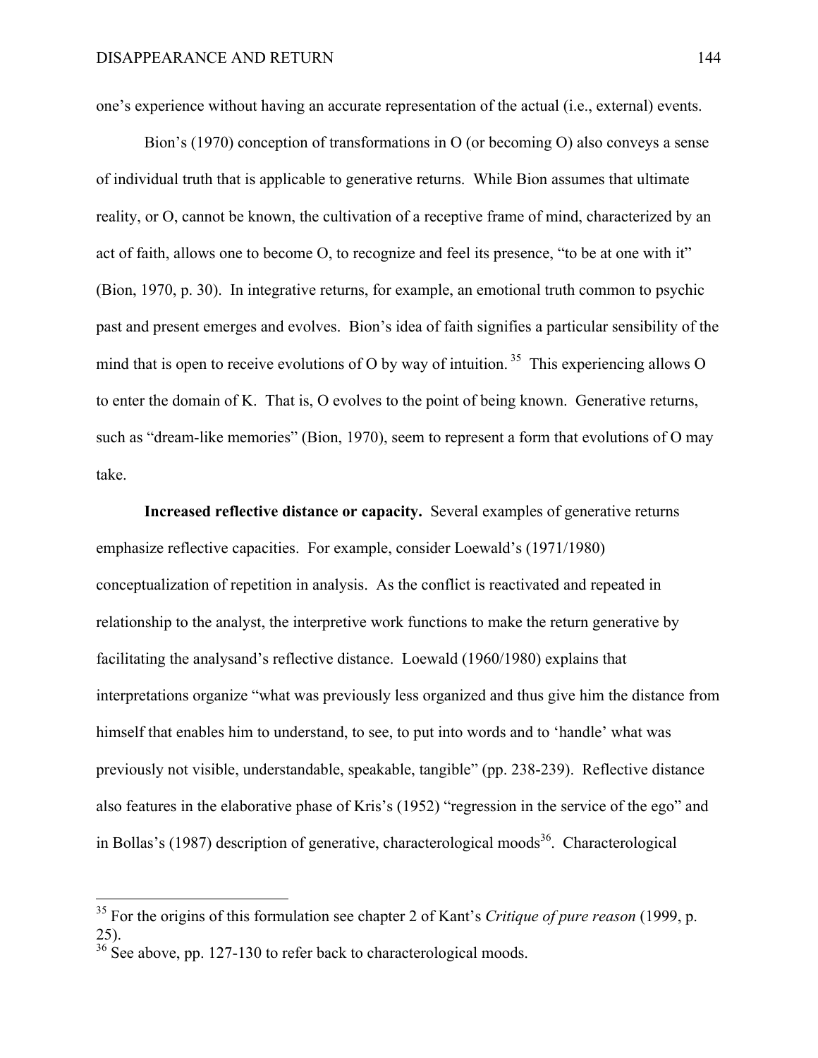one's experience without having an accurate representation of the actual (i.e., external) events.

Bion's (1970) conception of transformations in O (or becoming O) also conveys a sense of individual truth that is applicable to generative returns. While Bion assumes that ultimate reality, or O, cannot be known, the cultivation of a receptive frame of mind, characterized by an act of faith, allows one to become O, to recognize and feel its presence, "to be at one with it" (Bion, 1970, p. 30). In integrative returns, for example, an emotional truth common to psychic past and present emerges and evolves. Bion's idea of faith signifies a particular sensibility of the mind that is open to receive evolutions of O by way of intuition.[35] This experiencing allows O to enter the domain of K. That is, O evolves to the point of being known. Generative returns, such as "dream-like memories" (Bion, 1970), seem to represent a form that evolutions of O may take.

**Increased reflective distance or capacity.** Several examples of generative returns emphasize reflective capacities. For example, consider Loewald's (1971/1980) conceptualization of repetition in analysis. As the conflict is reactivated and repeated in relationship to the analyst, the interpretive work functions to make the return generative by facilitating the analysand's reflective distance. Loewald (1960/1980) explains that interpretations organize "what was previously less organized and thus give him the distance from himself that enables him to understand, to see, to put into words and to 'handle' what was previously not visible, understandable, speakable, tangible" (pp. 238-239). Reflective distance also features in the elaborative phase of Kris's (1952) "regression in the service of the ego" and in Bollas's (1987) description of generative, characterological moods[36]. Characterological

---

[35] For the origins of this formulation see chapter 2 of Kant's *Critique of pure reason* (1999, p. 25).

[36] See above, pp. 127-130 to refer back to characterological moods.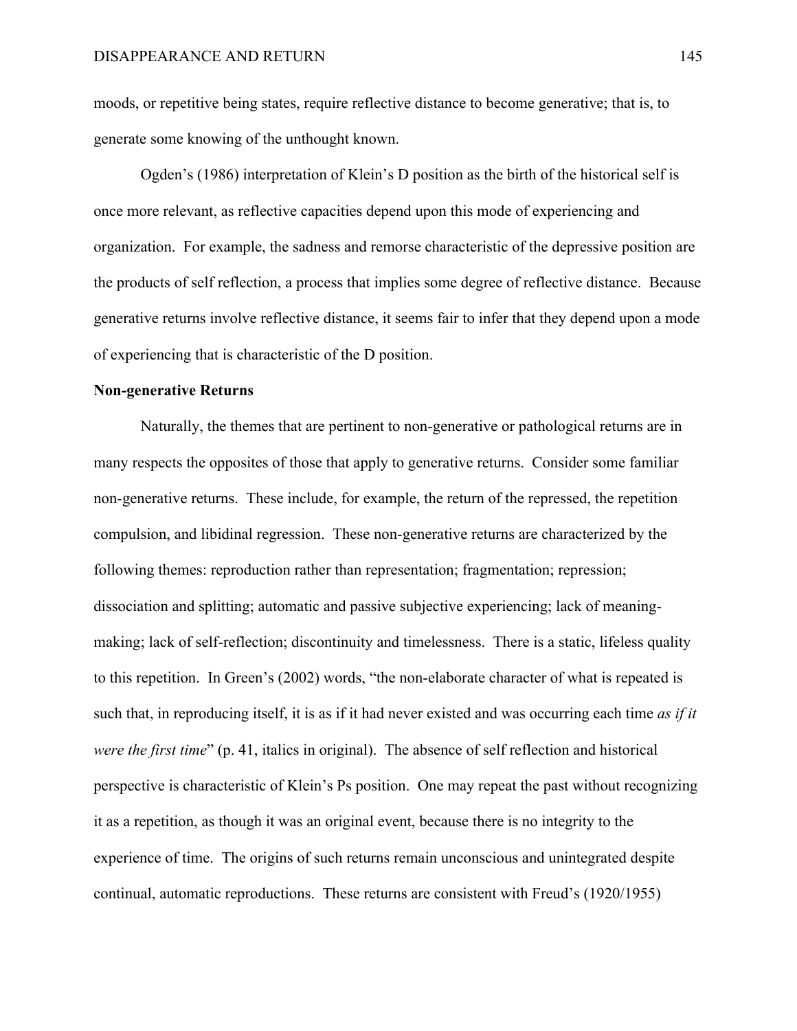moods, or repetitive being states, require reflective distance to become generative; that is, to generate some knowing of the unthought known.

Ogden's (1986) interpretation of Klein's D position as the birth of the historical self is once more relevant, as reflective capacities depend upon this mode of experiencing and organization. For example, the sadness and remorse characteristic of the depressive position are the products of self reflection, a process that implies some degree of reflective distance. Because generative returns involve reflective distance, it seems fair to infer that they depend upon a mode of experiencing that is characteristic of the D position.

**Non-generative Returns**

Naturally, the themes that are pertinent to non-generative or pathological returns are in many respects the opposites of those that apply to generative returns. Consider some familiar non-generative returns. These include, for example, the return of the repressed, the repetition compulsion, and libidinal regression. These non-generative returns are characterized by the following themes: reproduction rather than representation; fragmentation; repression; dissociation and splitting; automatic and passive subjective experiencing; lack of meaning-making; lack of self-reflection; discontinuity and timelessness. There is a static, lifeless quality to this repetition. In Green's (2002) words, "the non-elaborate character of what is repeated is such that, in reproducing itself, it is as if it had never existed and was occurring each time *as if it were the first time*" (p. 41, italics in original). The absence of self reflection and historical perspective is characteristic of Klein's Ps position. One may repeat the past without recognizing it as a repetition, as though it was an original event, because there is no integrity to the experience of time. The origins of such returns remain unconscious and unintegrated despite continual, automatic reproductions. These returns are consistent with Freud's (1920/1955)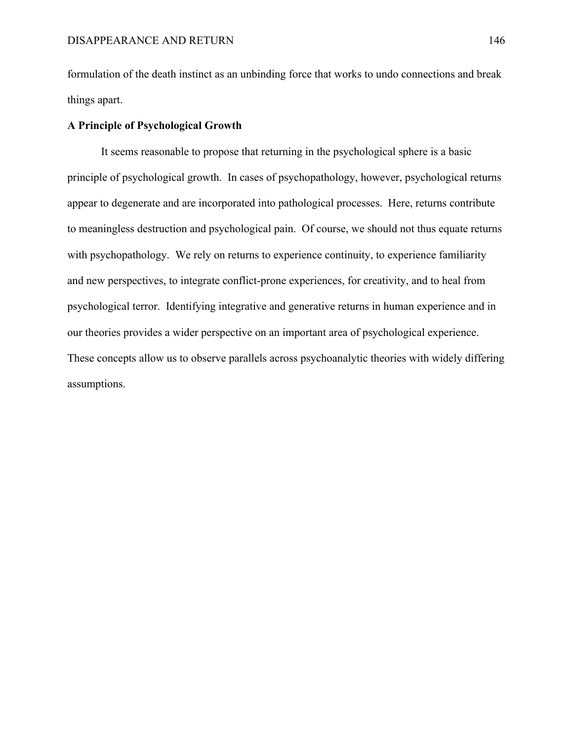formulation of the death instinct as an unbinding force that works to undo connections and break things apart.

**A Principle of Psychological Growth**

It seems reasonable to propose that returning in the psychological sphere is a basic principle of psychological growth. In cases of psychopathology, however, psychological returns appear to degenerate and are incorporated into pathological processes. Here, returns contribute to meaningless destruction and psychological pain. Of course, we should not thus equate returns with psychopathology. We rely on returns to experience continuity, to experience familiarity and new perspectives, to integrate conflict-prone experiences, for creativity, and to heal from psychological terror. Identifying integrative and generative returns in human experience and in our theories provides a wider perspective on an important area of psychological experience. These concepts allow us to observe parallels across psychoanalytic theories with widely differing assumptions.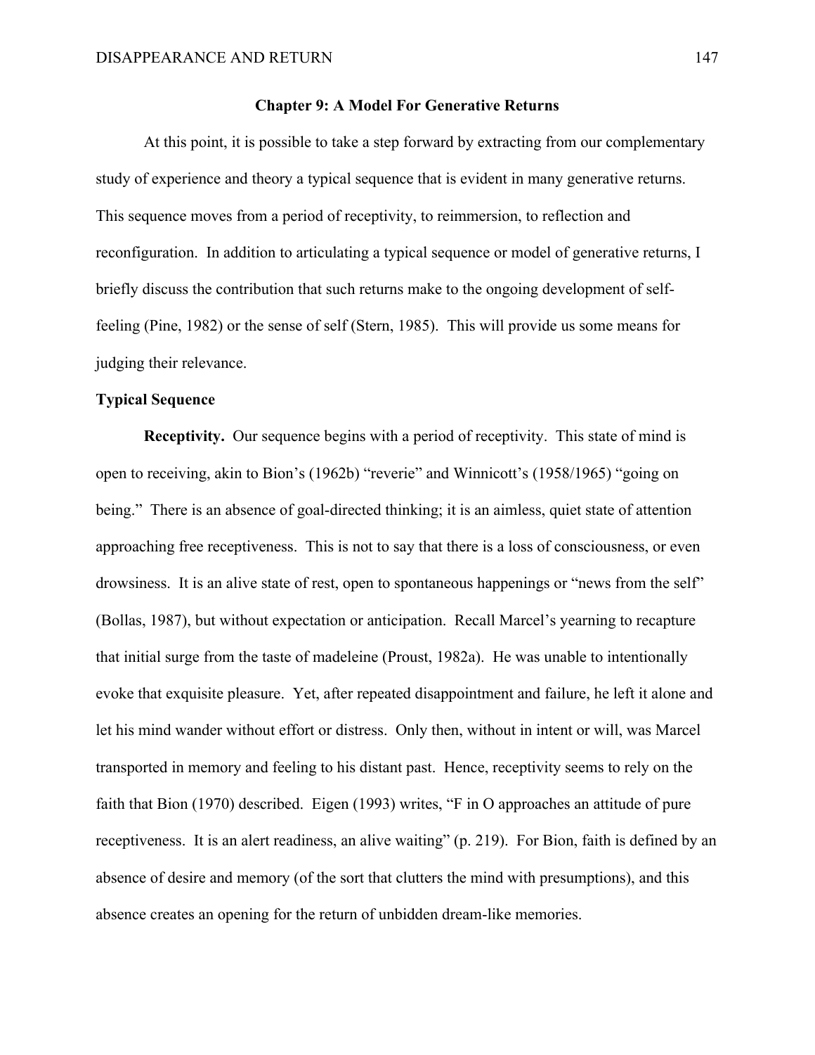# Chapter 9: A Model For Generative Returns

At this point, it is possible to take a step forward by extracting from our complementary study of experience and theory a typical sequence that is evident in many generative returns. This sequence moves from a period of receptivity, to reimmersion, to reflection and reconfiguration. In addition to articulating a typical sequence or model of generative returns, I briefly discuss the contribution that such returns make to the ongoing development of self-feeling (Pine, 1982) or the sense of self (Stern, 1985). This will provide us some means for judging their relevance.

## Typical Sequence

**Receptivity.** Our sequence begins with a period of receptivity. This state of mind is open to receiving, akin to Bion's (1962b) "reverie" and Winnicott's (1958/1965) "going on being." There is an absence of goal-directed thinking; it is an aimless, quiet state of attention approaching free receptiveness. This is not to say that there is a loss of consciousness, or even drowsiness. It is an alive state of rest, open to spontaneous happenings or "news from the self" (Bollas, 1987), but without expectation or anticipation. Recall Marcel's yearning to recapture that initial surge from the taste of madeleine (Proust, 1982a). He was unable to intentionally evoke that exquisite pleasure. Yet, after repeated disappointment and failure, he left it alone and let his mind wander without effort or distress. Only then, without in intent or will, was Marcel transported in memory and feeling to his distant past. Hence, receptivity seems to rely on the faith that Bion (1970) described. Eigen (1993) writes, "F in O approaches an attitude of pure receptiveness. It is an alert readiness, an alive waiting" (p. 219). For Bion, faith is defined by an absence of desire and memory (of the sort that clutters the mind with presumptions), and this absence creates an opening for the return of unbidden dream-like memories.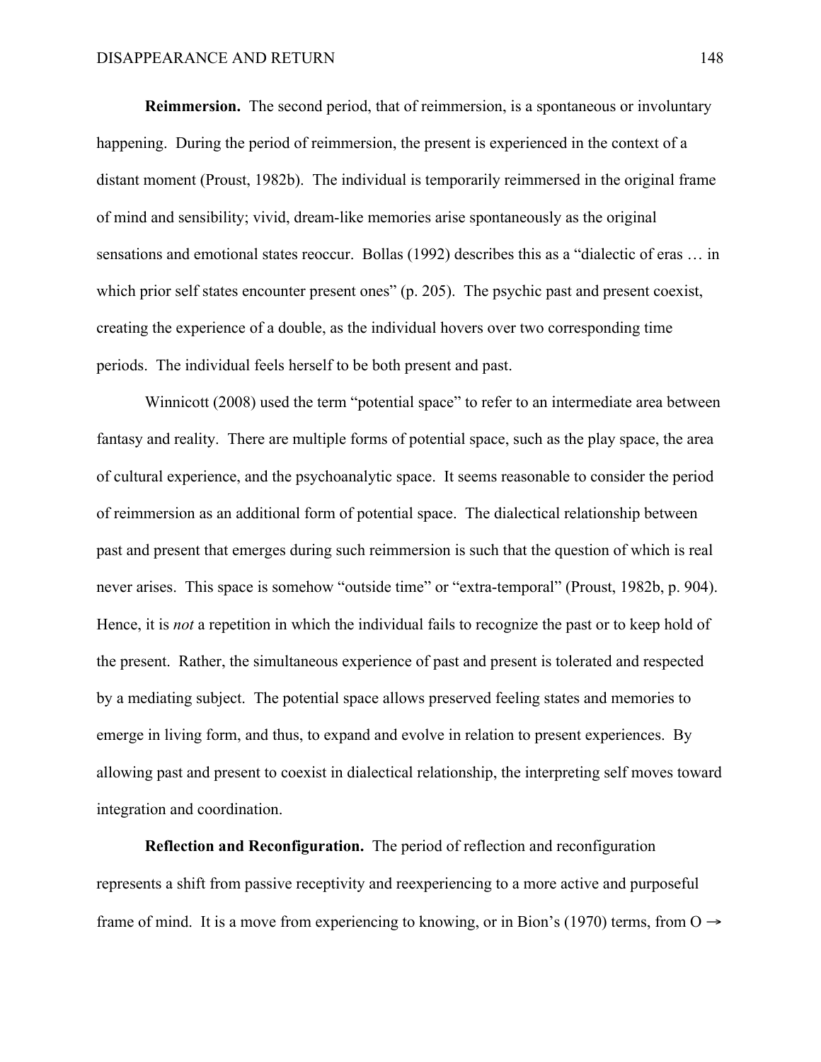**Reimmersion.** The second period, that of reimmersion, is a spontaneous or involuntary happening. During the period of reimmersion, the present is experienced in the context of a distant moment (Proust, 1982b). The individual is temporarily reimmersed in the original frame of mind and sensibility; vivid, dream-like memories arise spontaneously as the original sensations and emotional states reoccur. Bollas (1992) describes this as a "dialectic of eras … in which prior self states encounter present ones" (p. 205). The psychic past and present coexist, creating the experience of a double, as the individual hovers over two corresponding time periods. The individual feels herself to be both present and past.

Winnicott (2008) used the term "potential space" to refer to an intermediate area between fantasy and reality. There are multiple forms of potential space, such as the play space, the area of cultural experience, and the psychoanalytic space. It seems reasonable to consider the period of reimmersion as an additional form of potential space. The dialectical relationship between past and present that emerges during such reimmersion is such that the question of which is real never arises. This space is somehow "outside time" or "extra-temporal" (Proust, 1982b, p. 904). Hence, it is *not* a repetition in which the individual fails to recognize the past or to keep hold of the present. Rather, the simultaneous experience of past and present is tolerated and respected by a mediating subject. The potential space allows preserved feeling states and memories to emerge in living form, and thus, to expand and evolve in relation to present experiences. By allowing past and present to coexist in dialectical relationship, the interpreting self moves toward integration and coordination.

**Reflection and Reconfiguration.** The period of reflection and reconfiguration represents a shift from passive receptivity and reexperiencing to a more active and purposeful frame of mind. It is a move from experiencing to knowing, or in Bion's (1970) terms, from O →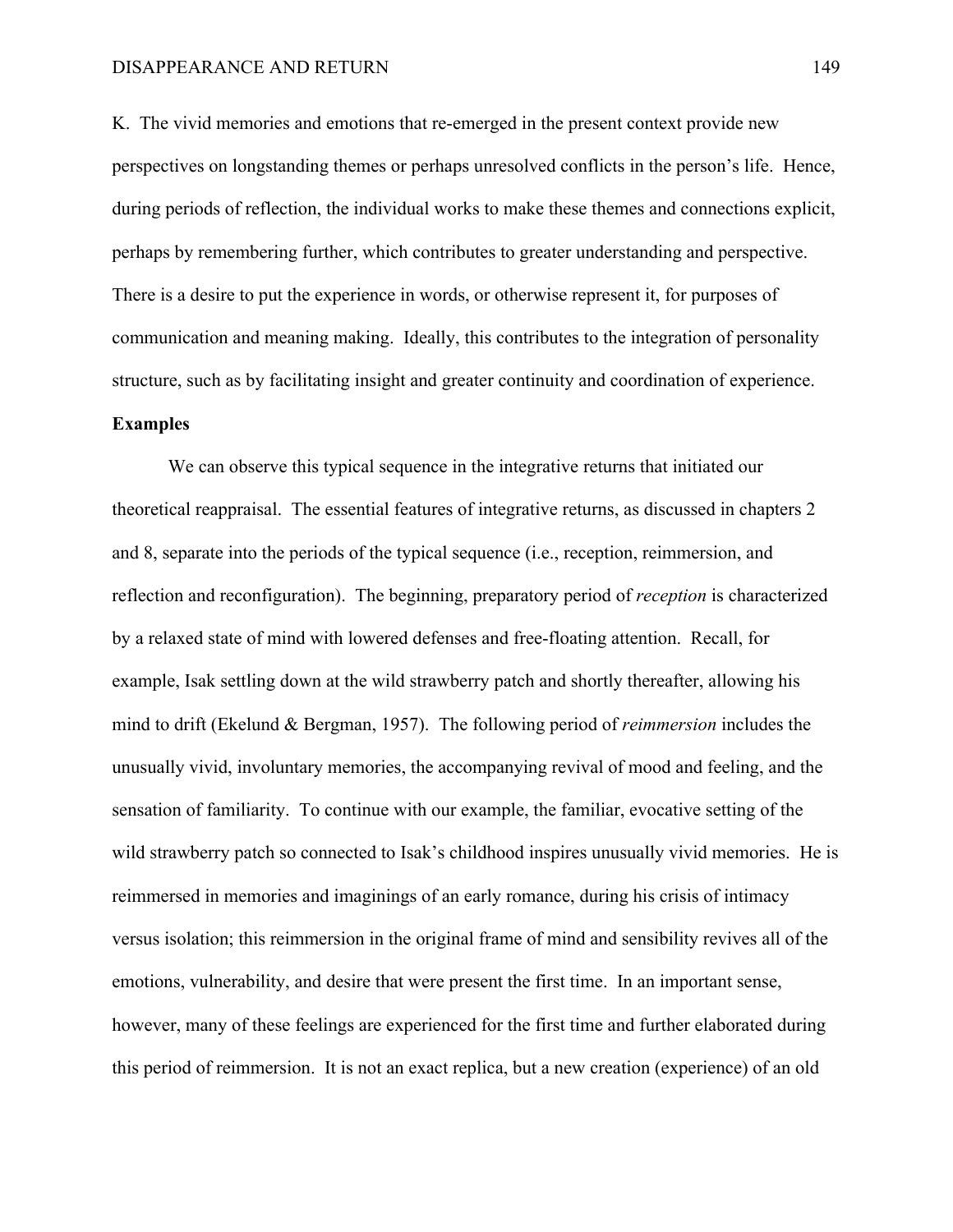K. The vivid memories and emotions that re-emerged in the present context provide new perspectives on longstanding themes or perhaps unresolved conflicts in the person's life. Hence, during periods of reflection, the individual works to make these themes and connections explicit, perhaps by remembering further, which contributes to greater understanding and perspective. There is a desire to put the experience in words, or otherwise represent it, for purposes of communication and meaning making. Ideally, this contributes to the integration of personality structure, such as by facilitating insight and greater continuity and coordination of experience.

**Examples**

We can observe this typical sequence in the integrative returns that initiated our theoretical reappraisal. The essential features of integrative returns, as discussed in chapters 2 and 8, separate into the periods of the typical sequence (i.e., reception, reimmersion, and reflection and reconfiguration). The beginning, preparatory period of *reception* is characterized by a relaxed state of mind with lowered defenses and free-floating attention. Recall, for example, Isak settling down at the wild strawberry patch and shortly thereafter, allowing his mind to drift (Ekelund & Bergman, 1957). The following period of *reimmersion* includes the unusually vivid, involuntary memories, the accompanying revival of mood and feeling, and the sensation of familiarity. To continue with our example, the familiar, evocative setting of the wild strawberry patch so connected to Isak's childhood inspires unusually vivid memories. He is reimmersed in memories and imaginings of an early romance, during his crisis of intimacy versus isolation; this reimmersion in the original frame of mind and sensibility revives all of the emotions, vulnerability, and desire that were present the first time. In an important sense, however, many of these feelings are experienced for the first time and further elaborated during this period of reimmersion. It is not an exact replica, but a new creation (experience) of an old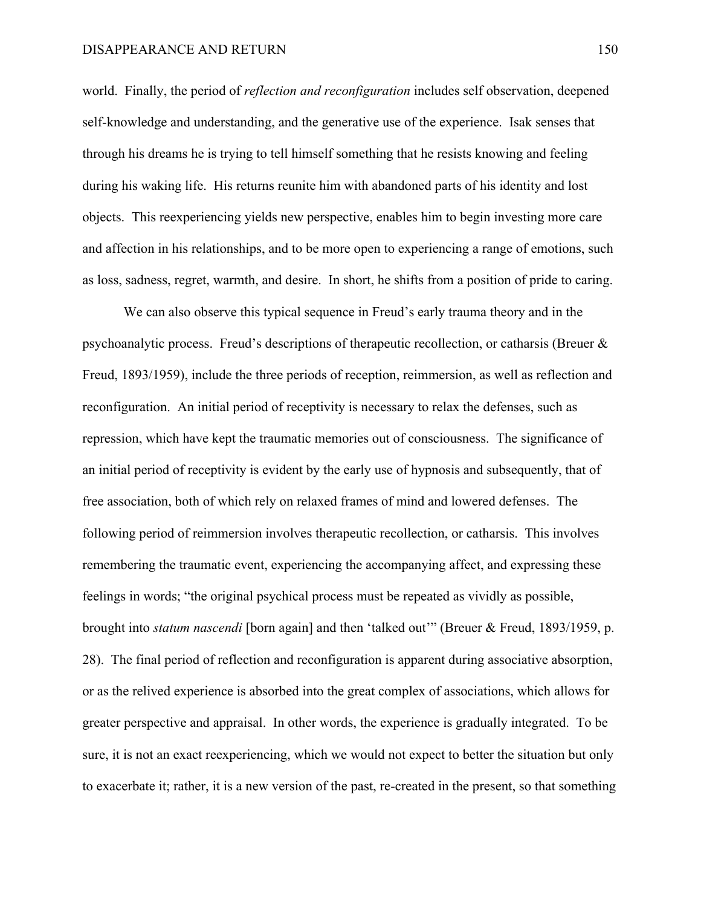world. Finally, the period of *reflection and reconfiguration* includes self observation, deepened self-knowledge and understanding, and the generative use of the experience. Isak senses that through his dreams he is trying to tell himself something that he resists knowing and feeling during his waking life. His returns reunite him with abandoned parts of his identity and lost objects. This reexperiencing yields new perspective, enables him to begin investing more care and affection in his relationships, and to be more open to experiencing a range of emotions, such as loss, sadness, regret, warmth, and desire. In short, he shifts from a position of pride to caring.

We can also observe this typical sequence in Freud's early trauma theory and in the psychoanalytic process. Freud's descriptions of therapeutic recollection, or catharsis (Breuer & Freud, 1893/1959), include the three periods of reception, reimmersion, as well as reflection and reconfiguration. An initial period of receptivity is necessary to relax the defenses, such as repression, which have kept the traumatic memories out of consciousness. The significance of an initial period of receptivity is evident by the early use of hypnosis and subsequently, that of free association, both of which rely on relaxed frames of mind and lowered defenses. The following period of reimmersion involves therapeutic recollection, or catharsis. This involves remembering the traumatic event, experiencing the accompanying affect, and expressing these feelings in words; "the original psychical process must be repeated as vividly as possible, brought into *statum nascendi* [born again] and then 'talked out'" (Breuer & Freud, 1893/1959, p. 28). The final period of reflection and reconfiguration is apparent during associative absorption, or as the relived experience is absorbed into the great complex of associations, which allows for greater perspective and appraisal. In other words, the experience is gradually integrated. To be sure, it is not an exact reexperiencing, which we would not expect to better the situation but only to exacerbate it; rather, it is a new version of the past, re-created in the present, so that something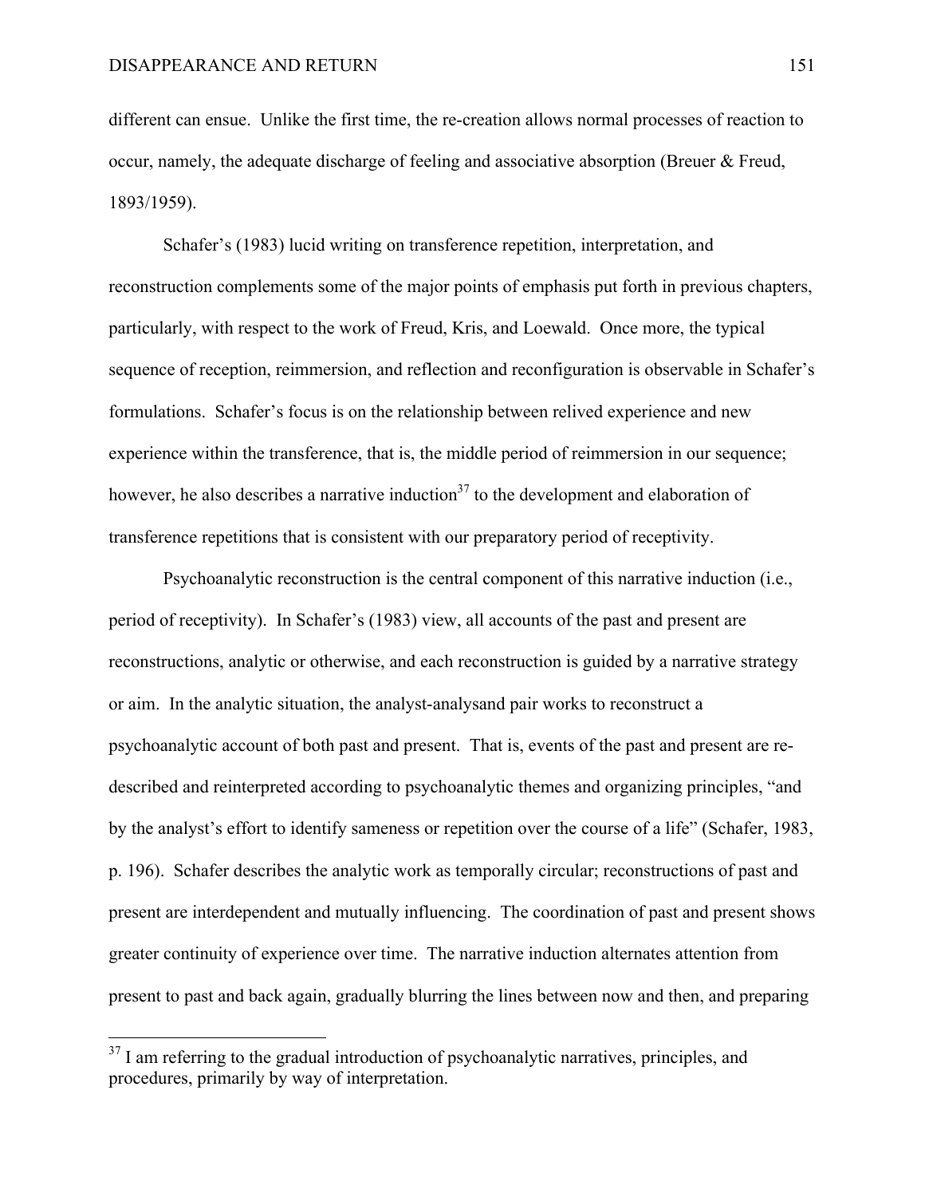different can ensue. Unlike the first time, the re-creation allows normal processes of reaction to occur, namely, the adequate discharge of feeling and associative absorption (Breuer & Freud, 1893/1959).

Schafer's (1983) lucid writing on transference repetition, interpretation, and reconstruction complements some of the major points of emphasis put forth in previous chapters, particularly, with respect to the work of Freud, Kris, and Loewald. Once more, the typical sequence of reception, reimmersion, and reflection and reconfiguration is observable in Schafer's formulations. Schafer's focus is on the relationship between relived experience and new experience within the transference, that is, the middle period of reimmersion in our sequence; however, he also describes a narrative induction[37] to the development and elaboration of transference repetitions that is consistent with our preparatory period of receptivity.

Psychoanalytic reconstruction is the central component of this narrative induction (i.e., period of receptivity). In Schafer's (1983) view, all accounts of the past and present are reconstructions, analytic or otherwise, and each reconstruction is guided by a narrative strategy or aim. In the analytic situation, the analyst-analysand pair works to reconstruct a psychoanalytic account of both past and present. That is, events of the past and present are re-described and reinterpreted according to psychoanalytic themes and organizing principles, "and by the analyst's effort to identify sameness or repetition over the course of a life" (Schafer, 1983, p. 196). Schafer describes the analytic work as temporally circular; reconstructions of past and present are interdependent and mutually influencing. The coordination of past and present shows greater continuity of experience over time. The narrative induction alternates attention from present to past and back again, gradually blurring the lines between now and then, and preparing

[37] I am referring to the gradual introduction of psychoanalytic narratives, principles, and procedures, primarily by way of interpretation.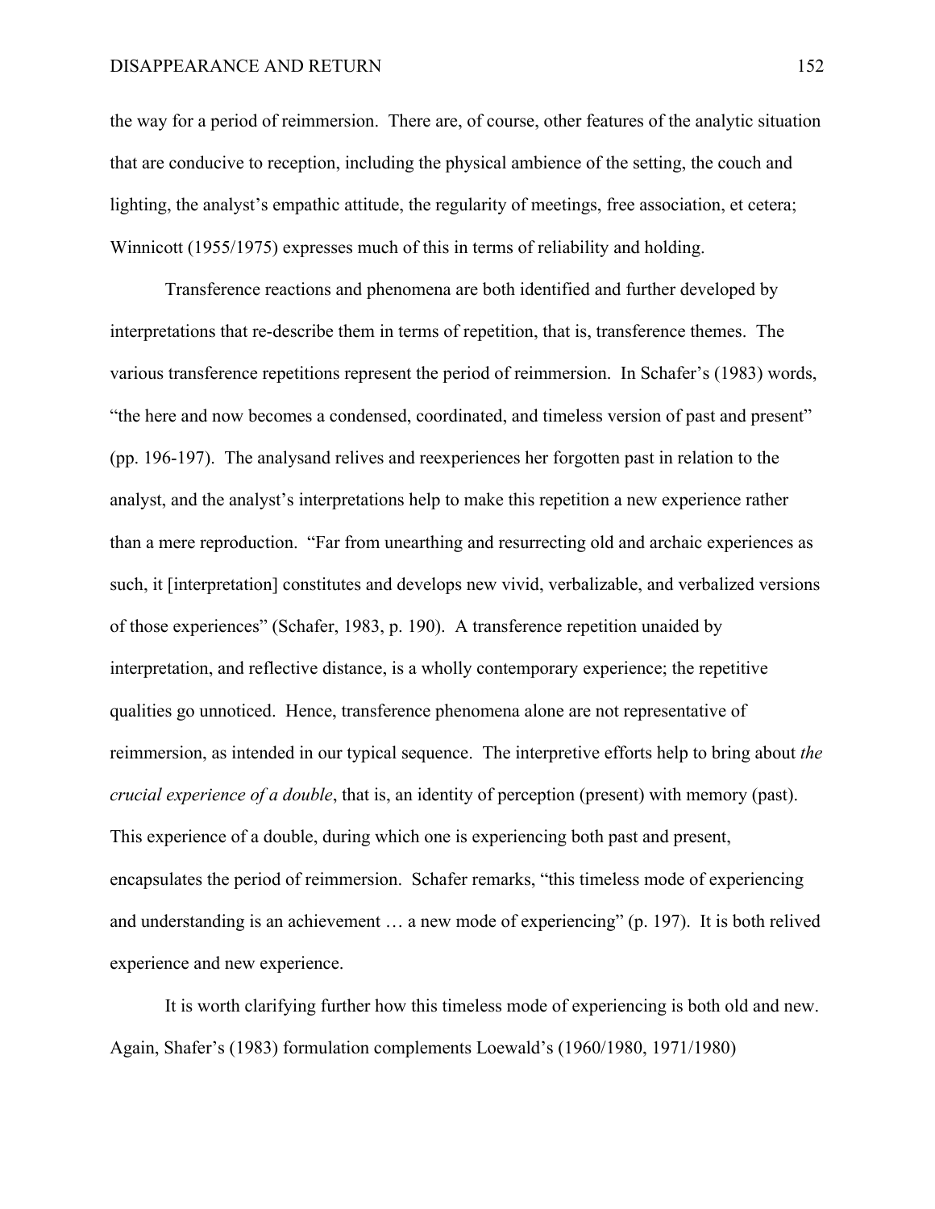the way for a period of reimmersion. There are, of course, other features of the analytic situation that are conducive to reception, including the physical ambience of the setting, the couch and lighting, the analyst's empathic attitude, the regularity of meetings, free association, et cetera; Winnicott (1955/1975) expresses much of this in terms of reliability and holding.

Transference reactions and phenomena are both identified and further developed by interpretations that re-describe them in terms of repetition, that is, transference themes. The various transference repetitions represent the period of reimmersion. In Schafer's (1983) words, "the here and now becomes a condensed, coordinated, and timeless version of past and present" (pp. 196-197). The analysand relives and reexperiences her forgotten past in relation to the analyst, and the analyst's interpretations help to make this repetition a new experience rather than a mere reproduction. "Far from unearthing and resurrecting old and archaic experiences as such, it [interpretation] constitutes and develops new vivid, verbalizable, and verbalized versions of those experiences" (Schafer, 1983, p. 190). A transference repetition unaided by interpretation, and reflective distance, is a wholly contemporary experience; the repetitive qualities go unnoticed. Hence, transference phenomena alone are not representative of reimmersion, as intended in our typical sequence. The interpretive efforts help to bring about *the crucial experience of a double*, that is, an identity of perception (present) with memory (past). This experience of a double, during which one is experiencing both past and present, encapsulates the period of reimmersion. Schafer remarks, "this timeless mode of experiencing and understanding is an achievement … a new mode of experiencing" (p. 197). It is both relived experience and new experience.

It is worth clarifying further how this timeless mode of experiencing is both old and new. Again, Shafer's (1983) formulation complements Loewald's (1960/1980, 1971/1980)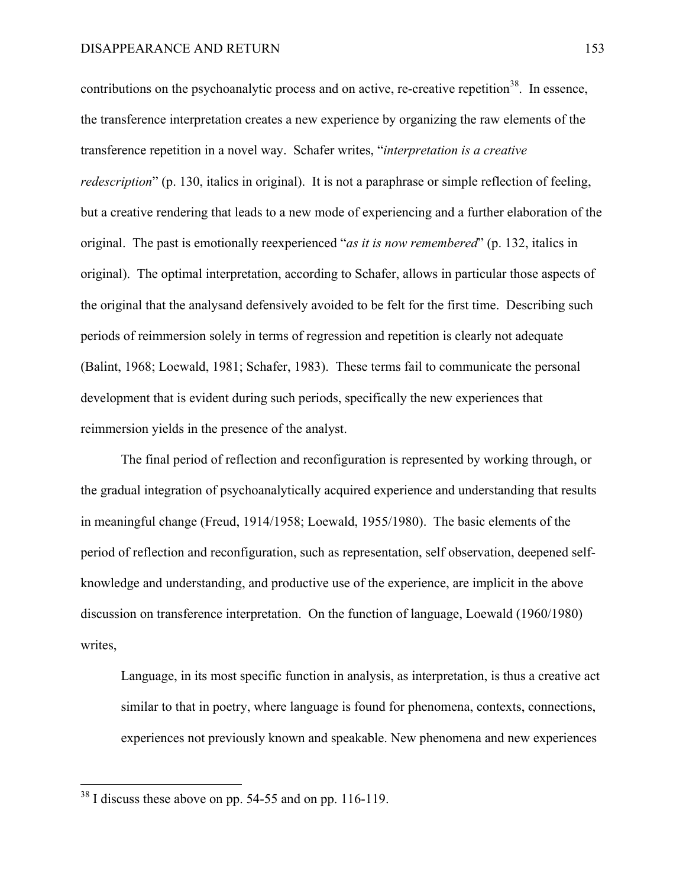contributions on the psychoanalytic process and on active, re-creative repetition[38]. In essence, the transference interpretation creates a new experience by organizing the raw elements of the transference repetition in a novel way. Schafer writes, "*interpretation is a creative redescription*" (p. 130, italics in original). It is not a paraphrase or simple reflection of feeling, but a creative rendering that leads to a new mode of experiencing and a further elaboration of the original. The past is emotionally reexperienced "*as it is now remembered*" (p. 132, italics in original). The optimal interpretation, according to Schafer, allows in particular those aspects of the original that the analysand defensively avoided to be felt for the first time. Describing such periods of reimmersion solely in terms of regression and repetition is clearly not adequate (Balint, 1968; Loewald, 1981; Schafer, 1983). These terms fail to communicate the personal development that is evident during such periods, specifically the new experiences that reimmersion yields in the presence of the analyst.

The final period of reflection and reconfiguration is represented by working through, or the gradual integration of psychoanalytically acquired experience and understanding that results in meaningful change (Freud, 1914/1958; Loewald, 1955/1980). The basic elements of the period of reflection and reconfiguration, such as representation, self observation, deepened self-knowledge and understanding, and productive use of the experience, are implicit in the above discussion on transference interpretation. On the function of language, Loewald (1960/1980) writes,

> Language, in its most specific function in analysis, as interpretation, is thus a creative act similar to that in poetry, where language is found for phenomena, contexts, connections, experiences not previously known and speakable. New phenomena and new experiences

[38] I discuss these above on pp. 54-55 and on pp. 116-119.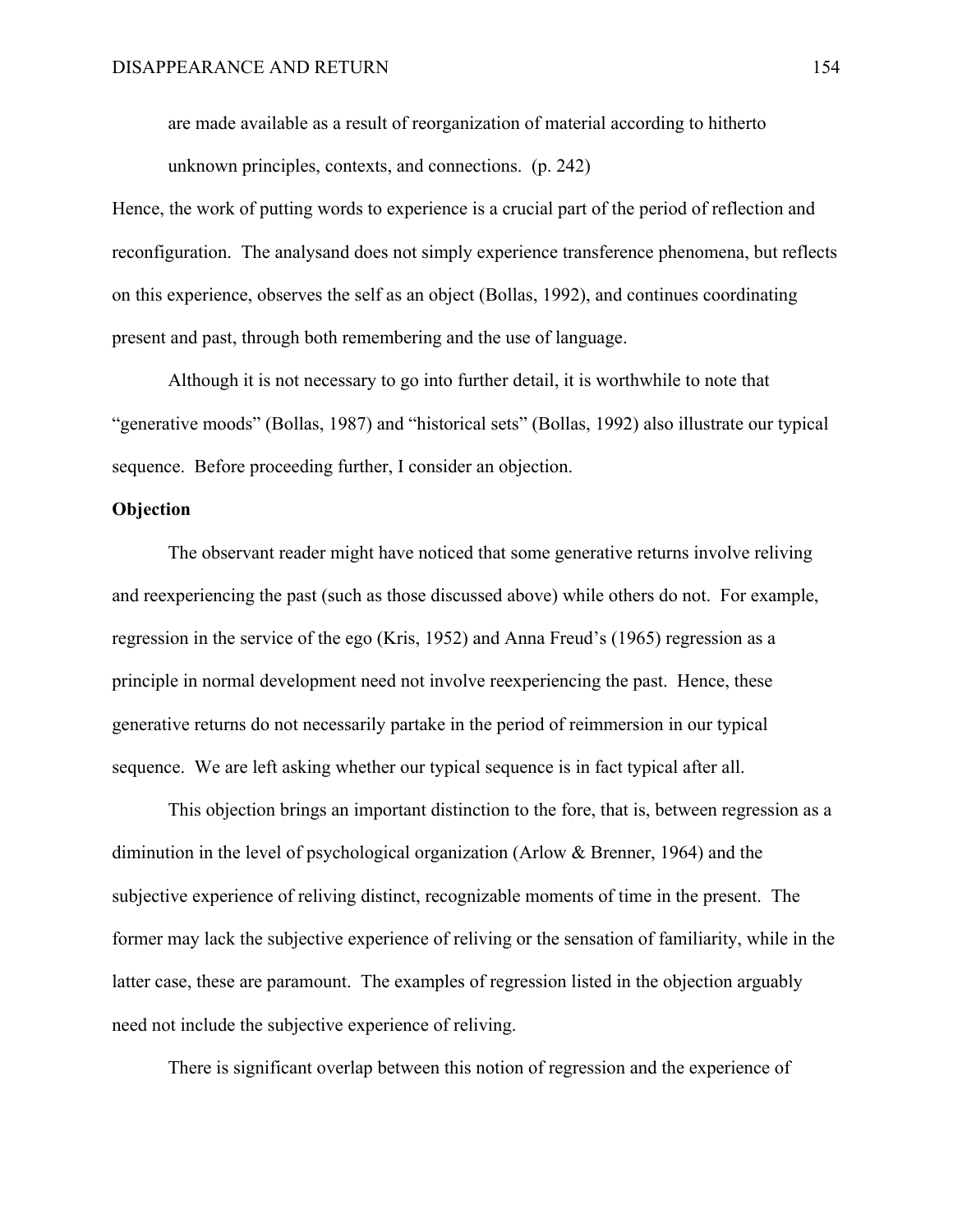are made available as a result of reorganization of material according to hitherto unknown principles, contexts, and connections. (p. 242)

Hence, the work of putting words to experience is a crucial part of the period of reflection and reconfiguration. The analysand does not simply experience transference phenomena, but reflects on this experience, observes the self as an object (Bollas, 1992), and continues coordinating present and past, through both remembering and the use of language.

Although it is not necessary to go into further detail, it is worthwhile to note that "generative moods" (Bollas, 1987) and "historical sets" (Bollas, 1992) also illustrate our typical sequence. Before proceeding further, I consider an objection.

**Objection**

The observant reader might have noticed that some generative returns involve reliving and reexperiencing the past (such as those discussed above) while others do not. For example, regression in the service of the ego (Kris, 1952) and Anna Freud's (1965) regression as a principle in normal development need not involve reexperiencing the past. Hence, these generative returns do not necessarily partake in the period of reimmersion in our typical sequence. We are left asking whether our typical sequence is in fact typical after all.

This objection brings an important distinction to the fore, that is, between regression as a diminution in the level of psychological organization (Arlow & Brenner, 1964) and the subjective experience of reliving distinct, recognizable moments of time in the present. The former may lack the subjective experience of reliving or the sensation of familiarity, while in the latter case, these are paramount. The examples of regression listed in the objection arguably need not include the subjective experience of reliving.

There is significant overlap between this notion of regression and the experience of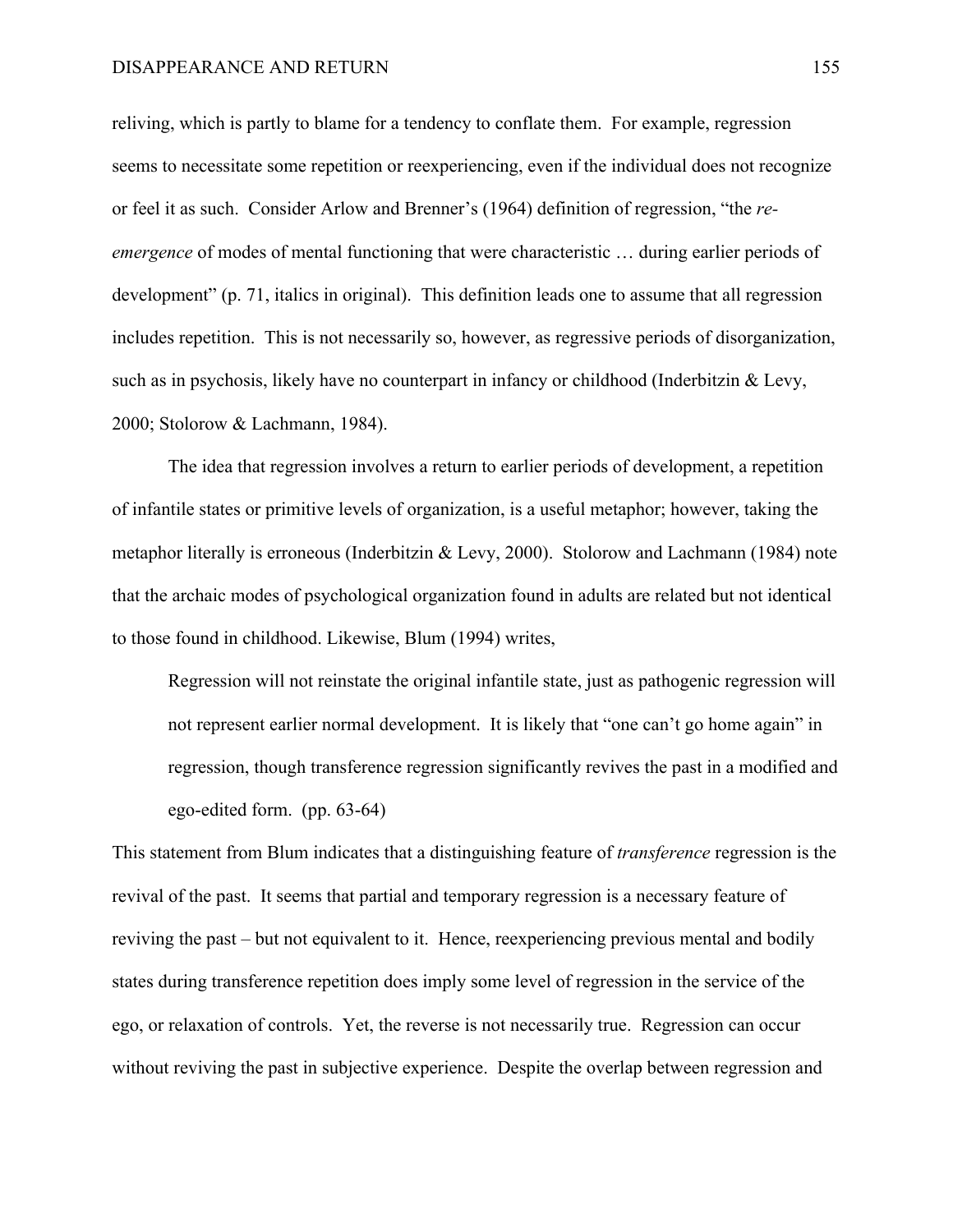reliving, which is partly to blame for a tendency to conflate them. For example, regression seems to necessitate some repetition or reexperiencing, even if the individual does not recognize or feel it as such. Consider Arlow and Brenner's (1964) definition of regression, "the *re-emergence* of modes of mental functioning that were characteristic … during earlier periods of development" (p. 71, italics in original). This definition leads one to assume that all regression includes repetition. This is not necessarily so, however, as regressive periods of disorganization, such as in psychosis, likely have no counterpart in infancy or childhood (Inderbitzin & Levy, 2000; Stolorow & Lachmann, 1984).

The idea that regression involves a return to earlier periods of development, a repetition of infantile states or primitive levels of organization, is a useful metaphor; however, taking the metaphor literally is erroneous (Inderbitzin & Levy, 2000). Stolorow and Lachmann (1984) note that the archaic modes of psychological organization found in adults are related but not identical to those found in childhood. Likewise, Blum (1994) writes,

> Regression will not reinstate the original infantile state, just as pathogenic regression will not represent earlier normal development. It is likely that "one can't go home again" in regression, though transference regression significantly revives the past in a modified and ego-edited form. (pp. 63-64)

This statement from Blum indicates that a distinguishing feature of *transference* regression is the revival of the past. It seems that partial and temporary regression is a necessary feature of reviving the past – but not equivalent to it. Hence, reexperiencing previous mental and bodily states during transference repetition does imply some level of regression in the service of the ego, or relaxation of controls. Yet, the reverse is not necessarily true. Regression can occur without reviving the past in subjective experience. Despite the overlap between regression and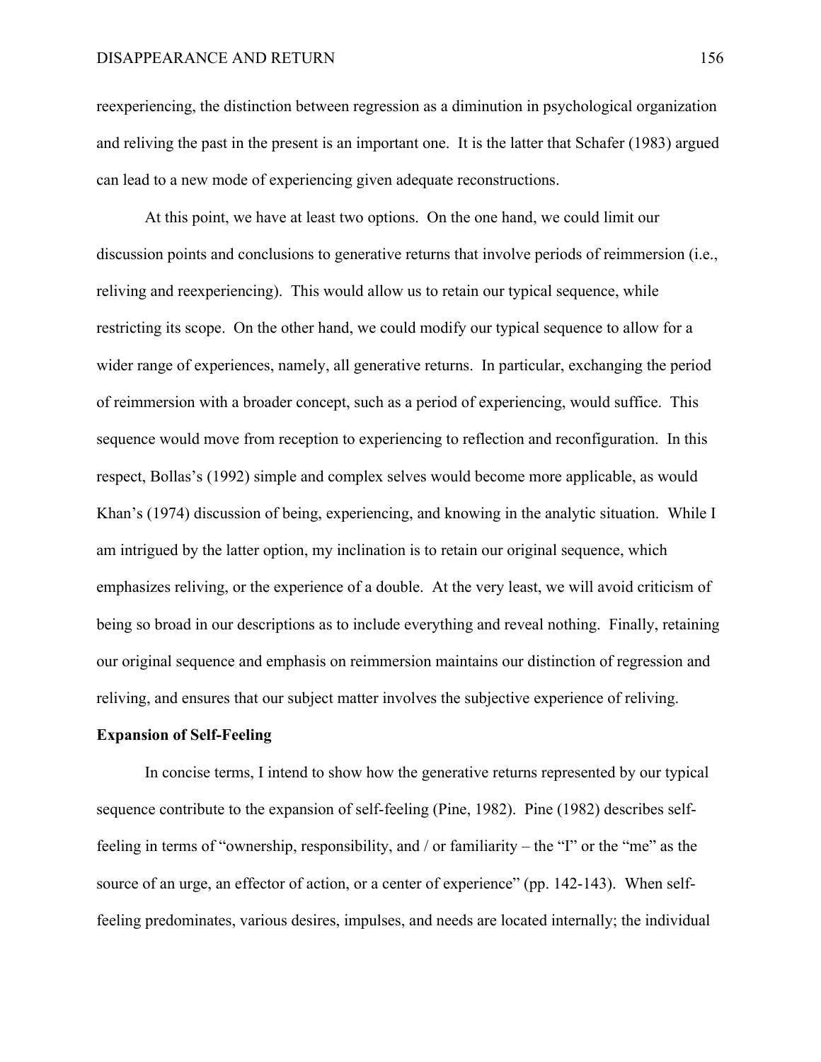reexperiencing, the distinction between regression as a diminution in psychological organization and reliving the past in the present is an important one. It is the latter that Schafer (1983) argued can lead to a new mode of experiencing given adequate reconstructions.

At this point, we have at least two options. On the one hand, we could limit our discussion points and conclusions to generative returns that involve periods of reimmersion (i.e., reliving and reexperiencing). This would allow us to retain our typical sequence, while restricting its scope. On the other hand, we could modify our typical sequence to allow for a wider range of experiences, namely, all generative returns. In particular, exchanging the period of reimmersion with a broader concept, such as a period of experiencing, would suffice. This sequence would move from reception to experiencing to reflection and reconfiguration. In this respect, Bollas's (1992) simple and complex selves would become more applicable, as would Khan's (1974) discussion of being, experiencing, and knowing in the analytic situation. While I am intrigued by the latter option, my inclination is to retain our original sequence, which emphasizes reliving, or the experience of a double. At the very least, we will avoid criticism of being so broad in our descriptions as to include everything and reveal nothing. Finally, retaining our original sequence and emphasis on reimmersion maintains our distinction of regression and reliving, and ensures that our subject matter involves the subjective experience of reliving.

**Expansion of Self-Feeling**

In concise terms, I intend to show how the generative returns represented by our typical sequence contribute to the expansion of self-feeling (Pine, 1982). Pine (1982) describes self-feeling in terms of "ownership, responsibility, and / or familiarity – the "I" or the "me" as the source of an urge, an effector of action, or a center of experience" (pp. 142-143). When self-feeling predominates, various desires, impulses, and needs are located internally; the individual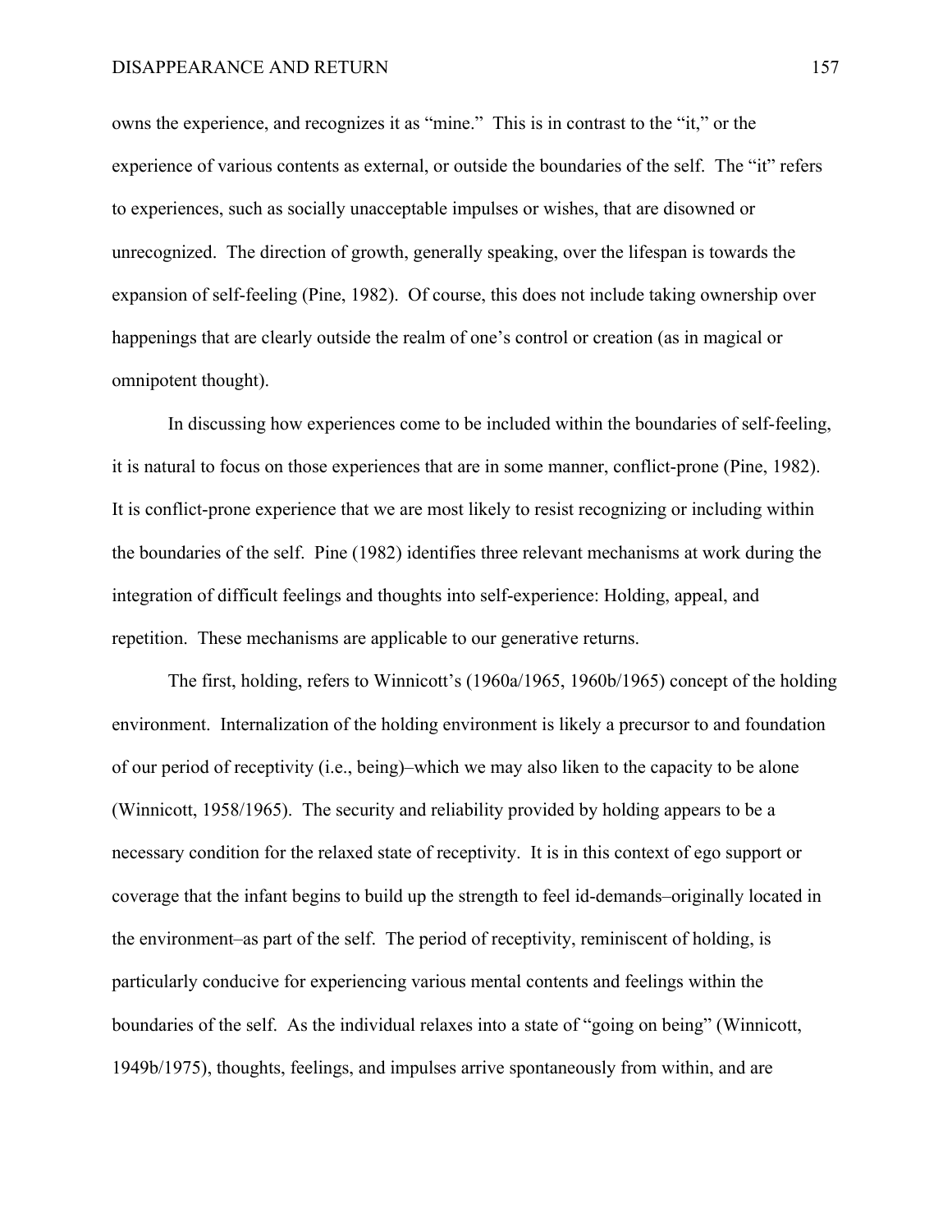owns the experience, and recognizes it as “mine.” This is in contrast to the “it,” or the experience of various contents as external, or outside the boundaries of the self. The “it” refers to experiences, such as socially unacceptable impulses or wishes, that are disowned or unrecognized. The direction of growth, generally speaking, over the lifespan is towards the expansion of self-feeling (Pine, 1982). Of course, this does not include taking ownership over happenings that are clearly outside the realm of one’s control or creation (as in magical or omnipotent thought).

In discussing how experiences come to be included within the boundaries of self-feeling, it is natural to focus on those experiences that are in some manner, conflict-prone (Pine, 1982). It is conflict-prone experience that we are most likely to resist recognizing or including within the boundaries of the self. Pine (1982) identifies three relevant mechanisms at work during the integration of difficult feelings and thoughts into self-experience: Holding, appeal, and repetition. These mechanisms are applicable to our generative returns.

The first, holding, refers to Winnicott’s (1960a/1965, 1960b/1965) concept of the holding environment. Internalization of the holding environment is likely a precursor to and foundation of our period of receptivity (i.e., being)–which we may also liken to the capacity to be alone (Winnicott, 1958/1965). The security and reliability provided by holding appears to be a necessary condition for the relaxed state of receptivity. It is in this context of ego support or coverage that the infant begins to build up the strength to feel id-demands–originally located in the environment–as part of the self. The period of receptivity, reminiscent of holding, is particularly conducive for experiencing various mental contents and feelings within the boundaries of the self. As the individual relaxes into a state of “going on being” (Winnicott, 1949b/1975), thoughts, feelings, and impulses arrive spontaneously from within, and are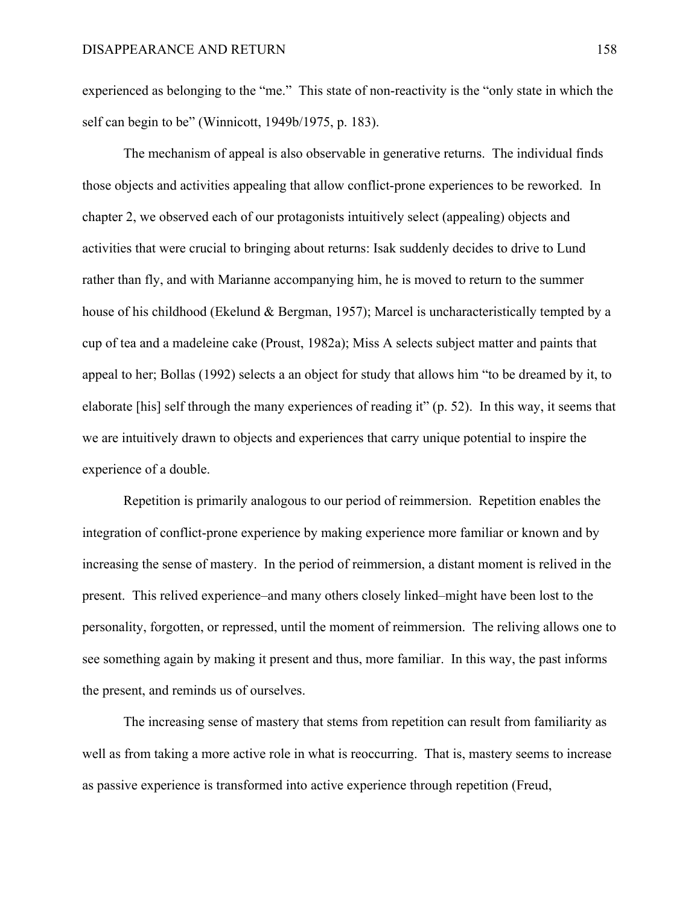experienced as belonging to the "me." This state of non-reactivity is the "only state in which the self can begin to be" (Winnicott, 1949b/1975, p. 183).

The mechanism of appeal is also observable in generative returns. The individual finds those objects and activities appealing that allow conflict-prone experiences to be reworked. In chapter 2, we observed each of our protagonists intuitively select (appealing) objects and activities that were crucial to bringing about returns: Isak suddenly decides to drive to Lund rather than fly, and with Marianne accompanying him, he is moved to return to the summer house of his childhood (Ekelund & Bergman, 1957); Marcel is uncharacteristically tempted by a cup of tea and a madeleine cake (Proust, 1982a); Miss A selects subject matter and paints that appeal to her; Bollas (1992) selects a an object for study that allows him "to be dreamed by it, to elaborate [his] self through the many experiences of reading it" (p. 52). In this way, it seems that we are intuitively drawn to objects and experiences that carry unique potential to inspire the experience of a double.

Repetition is primarily analogous to our period of reimmersion. Repetition enables the integration of conflict-prone experience by making experience more familiar or known and by increasing the sense of mastery. In the period of reimmersion, a distant moment is relived in the present. This relived experience–and many others closely linked–might have been lost to the personality, forgotten, or repressed, until the moment of reimmersion. The reliving allows one to see something again by making it present and thus, more familiar. In this way, the past informs the present, and reminds us of ourselves.

The increasing sense of mastery that stems from repetition can result from familiarity as well as from taking a more active role in what is reoccurring. That is, mastery seems to increase as passive experience is transformed into active experience through repetition (Freud,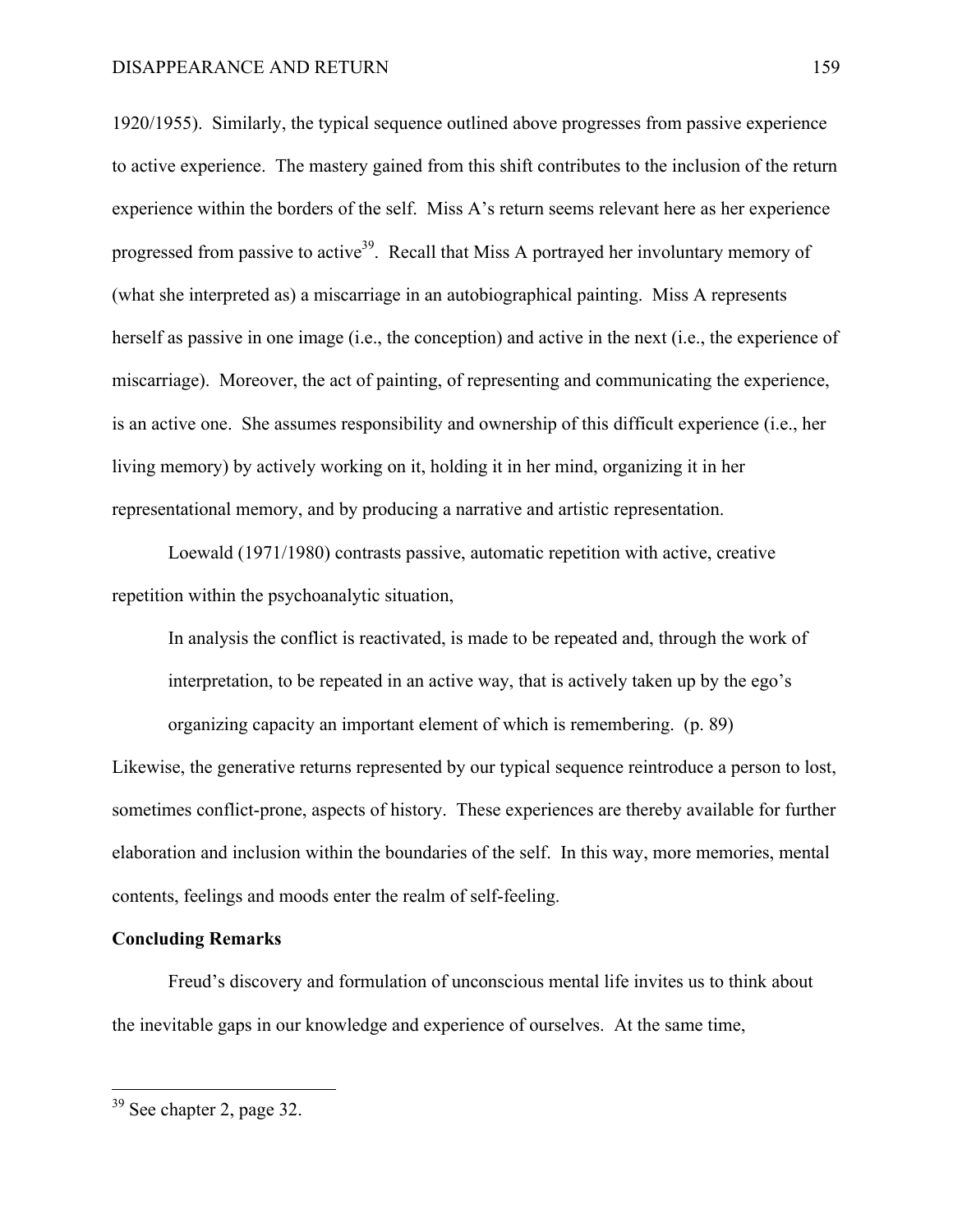1920/1955). Similarly, the typical sequence outlined above progresses from passive experience to active experience. The mastery gained from this shift contributes to the inclusion of the return experience within the borders of the self. Miss A's return seems relevant here as her experience progressed from passive to active[39]. Recall that Miss A portrayed her involuntary memory of (what she interpreted as) a miscarriage in an autobiographical painting. Miss A represents herself as passive in one image (i.e., the conception) and active in the next (i.e., the experience of miscarriage). Moreover, the act of painting, of representing and communicating the experience, is an active one. She assumes responsibility and ownership of this difficult experience (i.e., her living memory) by actively working on it, holding it in her mind, organizing it in her representational memory, and by producing a narrative and artistic representation.

Loewald (1971/1980) contrasts passive, automatic repetition with active, creative repetition within the psychoanalytic situation,

> In analysis the conflict is reactivated, is made to be repeated and, through the work of interpretation, to be repeated in an active way, that is actively taken up by the ego's organizing capacity an important element of which is remembering. (p. 89)

Likewise, the generative returns represented by our typical sequence reintroduce a person to lost, sometimes conflict-prone, aspects of history. These experiences are thereby available for further elaboration and inclusion within the boundaries of the self. In this way, more memories, mental contents, feelings and moods enter the realm of self-feeling.

**Concluding Remarks**

Freud's discovery and formulation of unconscious mental life invites us to think about the inevitable gaps in our knowledge and experience of ourselves. At the same time,

[39] See chapter 2, page 32.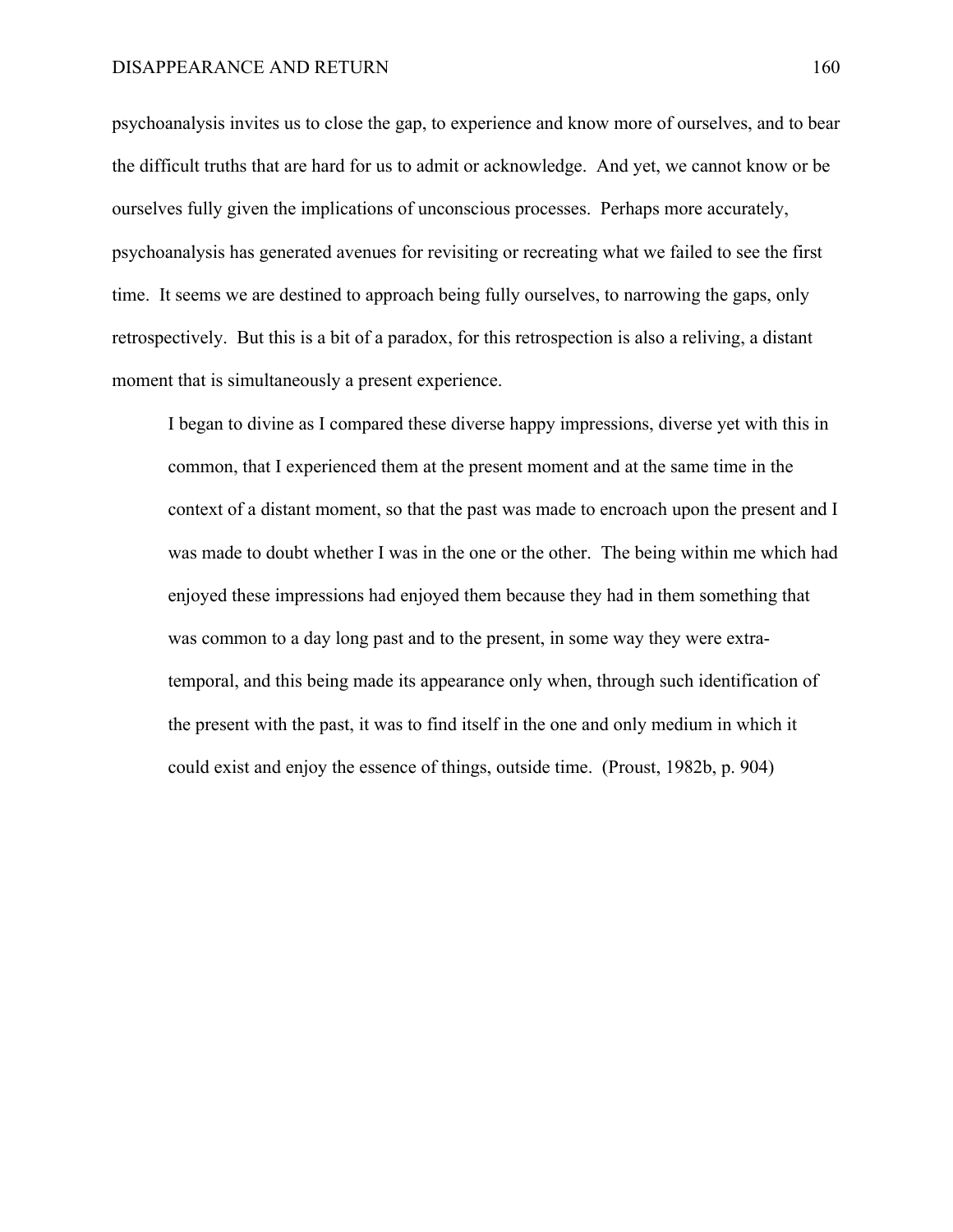psychoanalysis invites us to close the gap, to experience and know more of ourselves, and to bear the difficult truths that are hard for us to admit or acknowledge. And yet, we cannot know or be ourselves fully given the implications of unconscious processes. Perhaps more accurately, psychoanalysis has generated avenues for revisiting or recreating what we failed to see the first time. It seems we are destined to approach being fully ourselves, to narrowing the gaps, only retrospectively. But this is a bit of a paradox, for this retrospection is also a reliving, a distant moment that is simultaneously a present experience.

> I began to divine as I compared these diverse happy impressions, diverse yet with this in common, that I experienced them at the present moment and at the same time in the context of a distant moment, so that the past was made to encroach upon the present and I was made to doubt whether I was in the one or the other. The being within me which had enjoyed these impressions had enjoyed them because they had in them something that was common to a day long past and to the present, in some way they were extra-temporal, and this being made its appearance only when, through such identification of the present with the past, it was to find itself in the one and only medium in which it could exist and enjoy the essence of things, outside time. (Proust, 1982b, p. 904)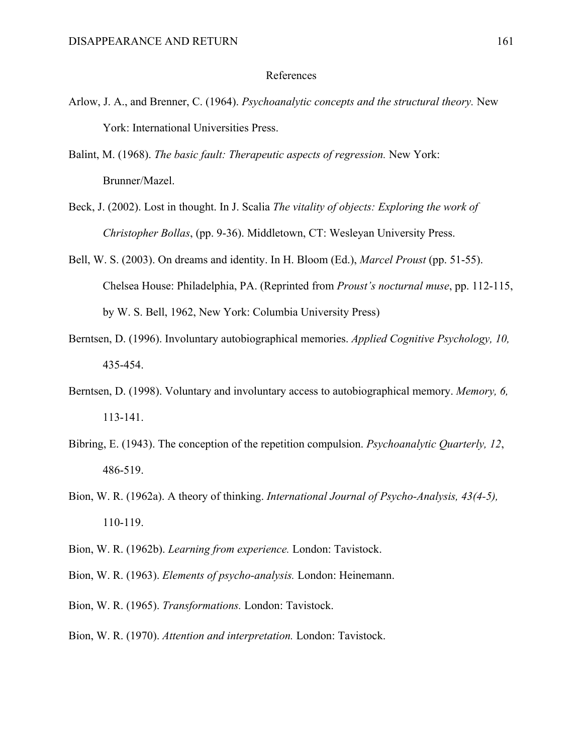# References

Arlow, J. A., and Brenner, C. (1964). *Psychoanalytic concepts and the structural theory.* New York: International Universities Press.

Balint, M. (1968). *The basic fault: Therapeutic aspects of regression.* New York: Brunner/Mazel.

Beck, J. (2002). Lost in thought. In J. Scalia *The vitality of objects: Exploring the work of Christopher Bollas*, (pp. 9-36). Middletown, CT: Wesleyan University Press.

Bell, W. S. (2003). On dreams and identity. In H. Bloom (Ed.), *Marcel Proust* (pp. 51-55). Chelsea House: Philadelphia, PA. (Reprinted from *Proust's nocturnal muse*, pp. 112-115, by W. S. Bell, 1962, New York: Columbia University Press)

Berntsen, D. (1996). Involuntary autobiographical memories. *Applied Cognitive Psychology, 10,* 435-454.

Berntsen, D. (1998). Voluntary and involuntary access to autobiographical memory. *Memory, 6,* 113-141.

Bibring, E. (1943). The conception of the repetition compulsion. *Psychoanalytic Quarterly, 12*, 486-519.

Bion, W. R. (1962a). A theory of thinking. *International Journal of Psycho-Analysis, 43(4-5),* 110-119.

Bion, W. R. (1962b). *Learning from experience.* London: Tavistock.

Bion, W. R. (1963). *Elements of psycho-analysis.* London: Heinemann.

Bion, W. R. (1965). *Transformations.* London: Tavistock.

Bion, W. R. (1970). *Attention and interpretation.* London: Tavistock.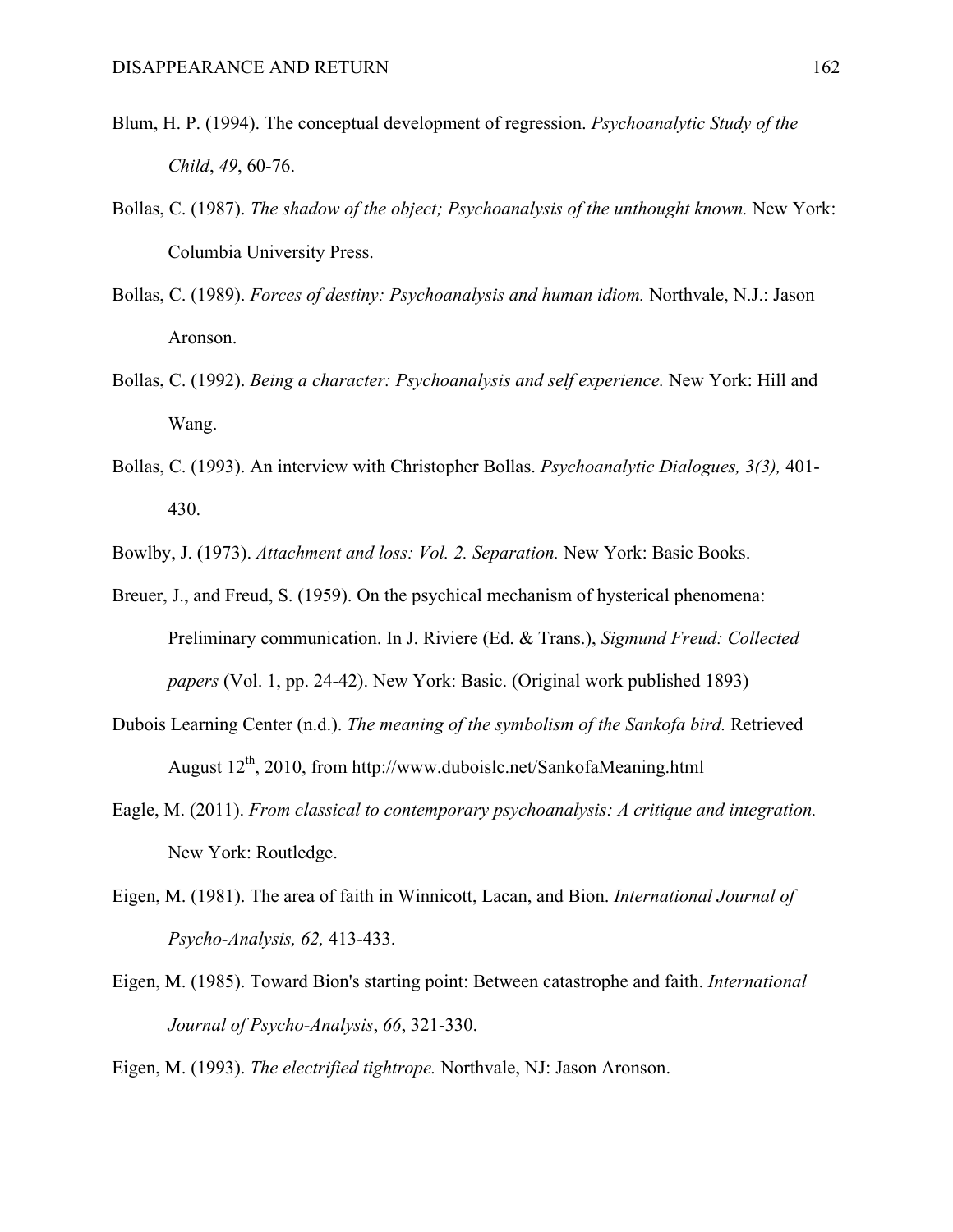Blum, H. P. (1994). The conceptual development of regression. *Psychoanalytic Study of the Child*, *49*, 60-76.

Bollas, C. (1987). *The shadow of the object; Psychoanalysis of the unthought known.* New York: Columbia University Press.

Bollas, C. (1989). *Forces of destiny: Psychoanalysis and human idiom.* Northvale, N.J.: Jason Aronson.

Bollas, C. (1992). *Being a character: Psychoanalysis and self experience.* New York: Hill and Wang.

Bollas, C. (1993). An interview with Christopher Bollas. *Psychoanalytic Dialogues, 3(3),* 401-430.

Bowlby, J. (1973). *Attachment and loss: Vol. 2. Separation.* New York: Basic Books.

Breuer, J., and Freud, S. (1959). On the psychical mechanism of hysterical phenomena: Preliminary communication. In J. Riviere (Ed. & Trans.), *Sigmund Freud: Collected papers* (Vol. 1, pp. 24-42). New York: Basic. (Original work published 1893)

Dubois Learning Center (n.d.). *The meaning of the symbolism of the Sankofa bird.* Retrieved August 12th, 2010, from http://www.duboislc.net/SankofaMeaning.html

Eagle, M. (2011). *From classical to contemporary psychoanalysis: A critique and integration.* New York: Routledge.

Eigen, M. (1981). The area of faith in Winnicott, Lacan, and Bion. *International Journal of Psycho-Analysis, 62,* 413-433.

Eigen, M. (1985). Toward Bion's starting point: Between catastrophe and faith. *International Journal of Psycho-Analysis*, *66*, 321-330.

Eigen, M. (1993). *The electrified tightrope.* Northvale, NJ: Jason Aronson.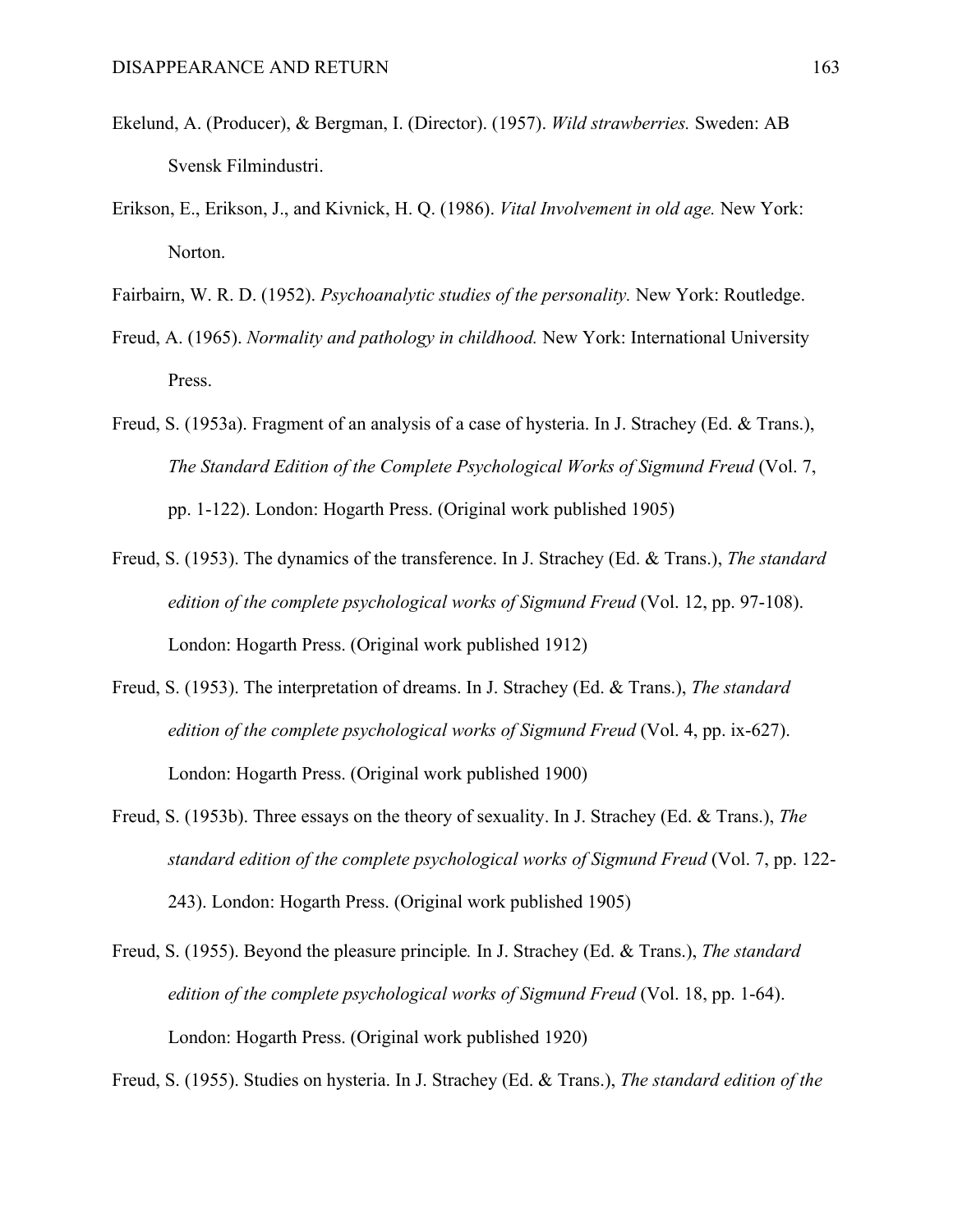Ekelund, A. (Producer), & Bergman, I. (Director). (1957). *Wild strawberries.* Sweden: AB Svensk Filmindustri.

Erikson, E., Erikson, J., and Kivnick, H. Q. (1986). *Vital Involvement in old age.* New York: Norton.

Fairbairn, W. R. D. (1952). *Psychoanalytic studies of the personality.* New York: Routledge.

Freud, A. (1965). *Normality and pathology in childhood.* New York: International University Press.

Freud, S. (1953a). Fragment of an analysis of a case of hysteria. In J. Strachey (Ed. & Trans.), *The Standard Edition of the Complete Psychological Works of Sigmund Freud* (Vol. 7, pp. 1-122). London: Hogarth Press. (Original work published 1905)

Freud, S. (1953). The dynamics of the transference. In J. Strachey (Ed. & Trans.), *The standard edition of the complete psychological works of Sigmund Freud* (Vol. 12, pp. 97-108). London: Hogarth Press. (Original work published 1912)

Freud, S. (1953). The interpretation of dreams. In J. Strachey (Ed. & Trans.), *The standard edition of the complete psychological works of Sigmund Freud* (Vol. 4, pp. ix-627). London: Hogarth Press. (Original work published 1900)

Freud, S. (1953b). Three essays on the theory of sexuality. In J. Strachey (Ed. & Trans.), *The standard edition of the complete psychological works of Sigmund Freud* (Vol. 7, pp. 122-243). London: Hogarth Press. (Original work published 1905)

Freud, S. (1955). Beyond the pleasure principle*.* In J. Strachey (Ed. & Trans.), *The standard edition of the complete psychological works of Sigmund Freud* (Vol. 18, pp. 1-64). London: Hogarth Press. (Original work published 1920)

Freud, S. (1955). Studies on hysteria. In J. Strachey (Ed. & Trans.), *The standard edition of the*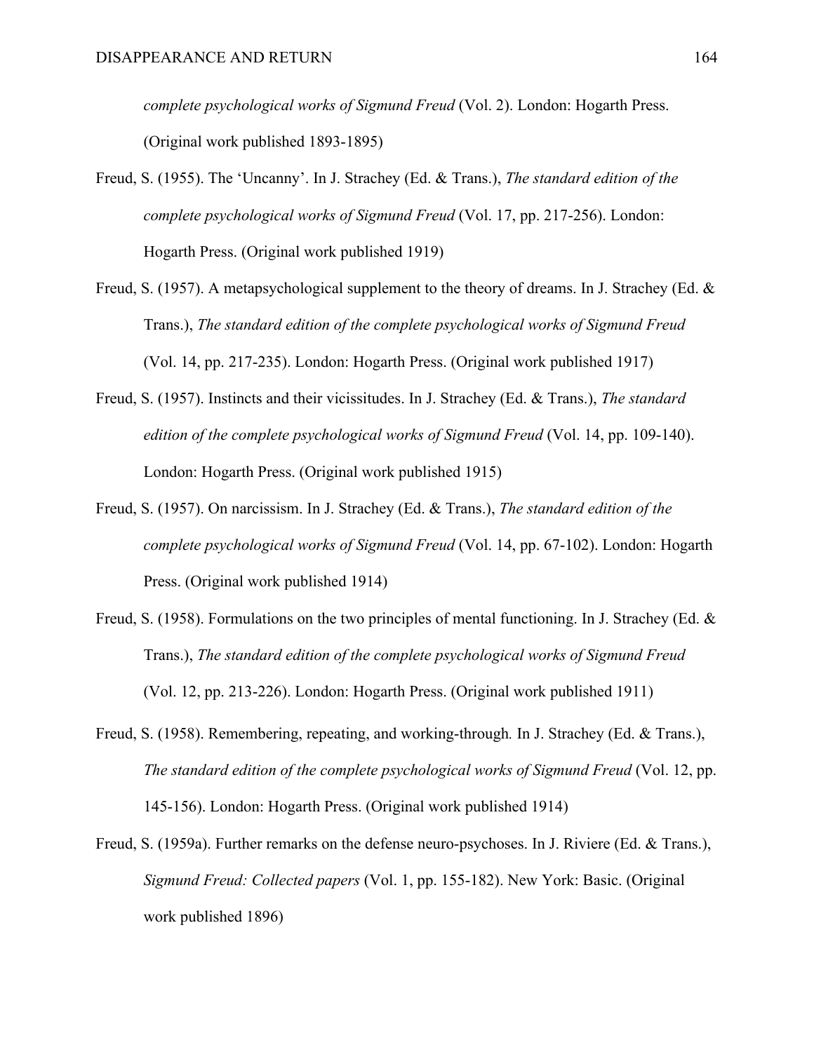*complete psychological works of Sigmund Freud* (Vol. 2). London: Hogarth Press. (Original work published 1893-1895)

Freud, S. (1955). The 'Uncanny'. In J. Strachey (Ed. & Trans.), *The standard edition of the complete psychological works of Sigmund Freud* (Vol. 17, pp. 217-256). London: Hogarth Press. (Original work published 1919)

Freud, S. (1957). A metapsychological supplement to the theory of dreams. In J. Strachey (Ed. & Trans.), *The standard edition of the complete psychological works of Sigmund Freud* (Vol. 14, pp. 217-235). London: Hogarth Press. (Original work published 1917)

Freud, S. (1957). Instincts and their vicissitudes. In J. Strachey (Ed. & Trans.), *The standard edition of the complete psychological works of Sigmund Freud* (Vol. 14, pp. 109-140). London: Hogarth Press. (Original work published 1915)

Freud, S. (1957). On narcissism. In J. Strachey (Ed. & Trans.), *The standard edition of the complete psychological works of Sigmund Freud* (Vol. 14, pp. 67-102). London: Hogarth Press. (Original work published 1914)

Freud, S. (1958). Formulations on the two principles of mental functioning. In J. Strachey (Ed. & Trans.), *The standard edition of the complete psychological works of Sigmund Freud* (Vol. 12, pp. 213-226). London: Hogarth Press. (Original work published 1911)

Freud, S. (1958). Remembering, repeating, and working-through. In J. Strachey (Ed. & Trans.), *The standard edition of the complete psychological works of Sigmund Freud* (Vol. 12, pp. 145-156). London: Hogarth Press. (Original work published 1914)

Freud, S. (1959a). Further remarks on the defense neuro-psychoses. In J. Riviere (Ed. & Trans.), *Sigmund Freud: Collected papers* (Vol. 1, pp. 155-182). New York: Basic. (Original work published 1896)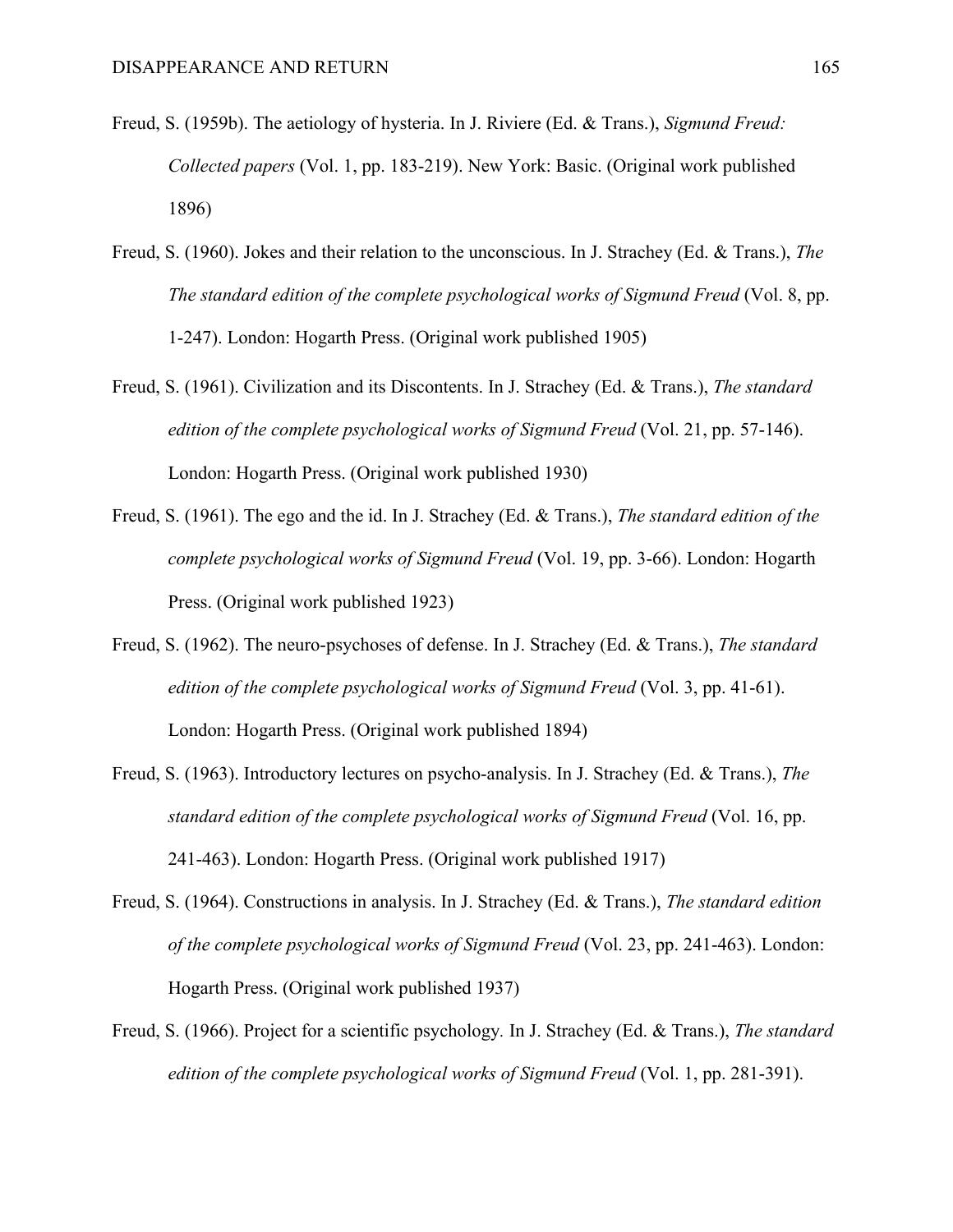Freud, S. (1959b). The aetiology of hysteria. In J. Riviere (Ed. & Trans.), *Sigmund Freud: Collected papers* (Vol. 1, pp. 183-219). New York: Basic. (Original work published 1896)

Freud, S. (1960). Jokes and their relation to the unconscious. In J. Strachey (Ed. & Trans.), *The The standard edition of the complete psychological works of Sigmund Freud* (Vol. 8, pp. 1-247). London: Hogarth Press. (Original work published 1905)

Freud, S. (1961). Civilization and its Discontents. In J. Strachey (Ed. & Trans.), *The standard edition of the complete psychological works of Sigmund Freud* (Vol. 21, pp. 57-146). London: Hogarth Press. (Original work published 1930)

Freud, S. (1961). The ego and the id. In J. Strachey (Ed. & Trans.), *The standard edition of the complete psychological works of Sigmund Freud* (Vol. 19, pp. 3-66). London: Hogarth Press. (Original work published 1923)

Freud, S. (1962). The neuro-psychoses of defense. In J. Strachey (Ed. & Trans.), *The standard edition of the complete psychological works of Sigmund Freud* (Vol. 3, pp. 41-61). London: Hogarth Press. (Original work published 1894)

Freud, S. (1963). Introductory lectures on psycho-analysis. In J. Strachey (Ed. & Trans.), *The standard edition of the complete psychological works of Sigmund Freud* (Vol. 16, pp. 241-463). London: Hogarth Press. (Original work published 1917)

Freud, S. (1964). Constructions in analysis. In J. Strachey (Ed. & Trans.), *The standard edition of the complete psychological works of Sigmund Freud* (Vol. 23, pp. 241-463). London: Hogarth Press. (Original work published 1937)

Freud, S. (1966). Project for a scientific psychology. In J. Strachey (Ed. & Trans.), *The standard edition of the complete psychological works of Sigmund Freud* (Vol. 1, pp. 281-391).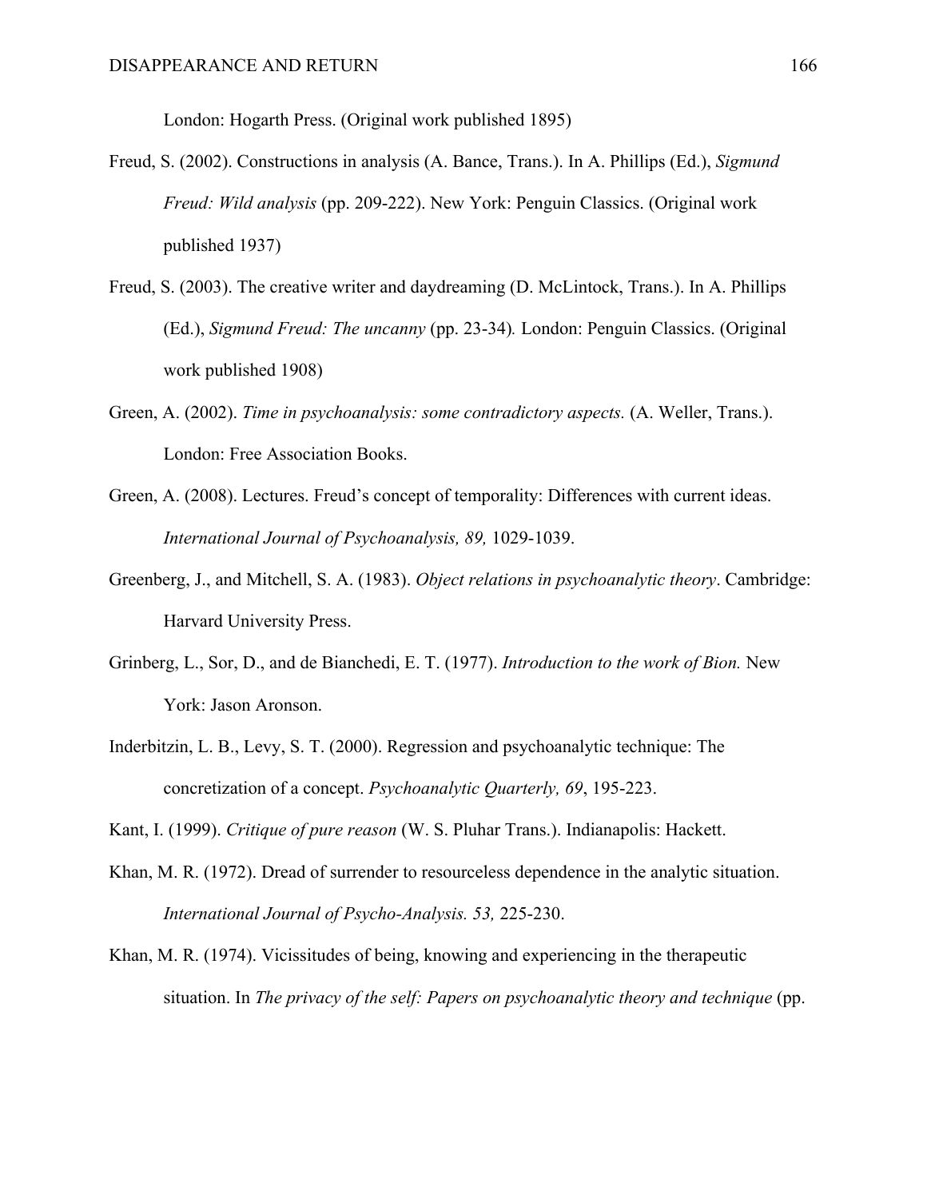London: Hogarth Press. (Original work published 1895)

Freud, S. (2002). Constructions in analysis (A. Bance, Trans.). In A. Phillips (Ed.), *Sigmund Freud: Wild analysis* (pp. 209-222). New York: Penguin Classics. (Original work published 1937)

Freud, S. (2003). The creative writer and daydreaming (D. McLintock, Trans.). In A. Phillips (Ed.), *Sigmund Freud: The uncanny* (pp. 23-34)*.* London: Penguin Classics. (Original work published 1908)

Green, A. (2002). *Time in psychoanalysis: some contradictory aspects.* (A. Weller, Trans.). London: Free Association Books.

Green, A. (2008). Lectures. Freud's concept of temporality: Differences with current ideas. *International Journal of Psychoanalysis, 89,* 1029-1039.

Greenberg, J., and Mitchell, S. A. (1983). *Object relations in psychoanalytic theory*. Cambridge: Harvard University Press.

Grinberg, L., Sor, D., and de Bianchedi, E. T. (1977). *Introduction to the work of Bion.* New York: Jason Aronson.

Inderbitzin, L. B., Levy, S. T. (2000). Regression and psychoanalytic technique: The concretization of a concept. *Psychoanalytic Quarterly, 69*, 195-223.

Kant, I. (1999). *Critique of pure reason* (W. S. Pluhar Trans.). Indianapolis: Hackett.

Khan, M. R. (1972). Dread of surrender to resourceless dependence in the analytic situation. *International Journal of Psycho-Analysis. 53,* 225-230.

Khan, M. R. (1974). Vicissitudes of being, knowing and experiencing in the therapeutic situation. In *The privacy of the self: Papers on psychoanalytic theory and technique* (pp.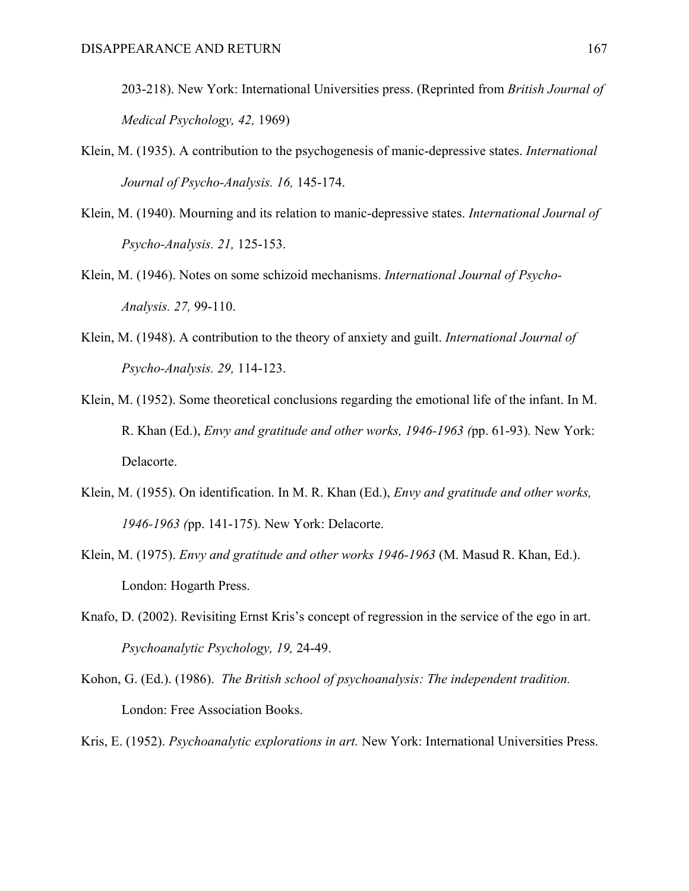203-218). New York: International Universities press. (Reprinted from *British Journal of Medical Psychology, 42,* 1969)

Klein, M. (1935). A contribution to the psychogenesis of manic-depressive states. *International Journal of Psycho-Analysis. 16,* 145-174.

Klein, M. (1940). Mourning and its relation to manic-depressive states. *International Journal of Psycho-Analysis. 21,* 125-153.

Klein, M. (1946). Notes on some schizoid mechanisms. *International Journal of Psycho-Analysis. 27,* 99-110.

Klein, M. (1948). A contribution to the theory of anxiety and guilt. *International Journal of Psycho-Analysis. 29,* 114-123.

Klein, M. (1952). Some theoretical conclusions regarding the emotional life of the infant. In M. R. Khan (Ed.), *Envy and gratitude and other works, 1946-1963 (*pp. 61-93)*.* New York: Delacorte.

Klein, M. (1955). On identification. In M. R. Khan (Ed.), *Envy and gratitude and other works, 1946-1963 (*pp. 141-175). New York: Delacorte.

Klein, M. (1975). *Envy and gratitude and other works 1946-1963* (M. Masud R. Khan, Ed.). London: Hogarth Press.

Knafo, D. (2002). Revisiting Ernst Kris's concept of regression in the service of the ego in art. *Psychoanalytic Psychology, 19,* 24-49.

Kohon, G. (Ed.). (1986). *The British school of psychoanalysis: The independent tradition.* London: Free Association Books.

Kris, E. (1952). *Psychoanalytic explorations in art.* New York: International Universities Press.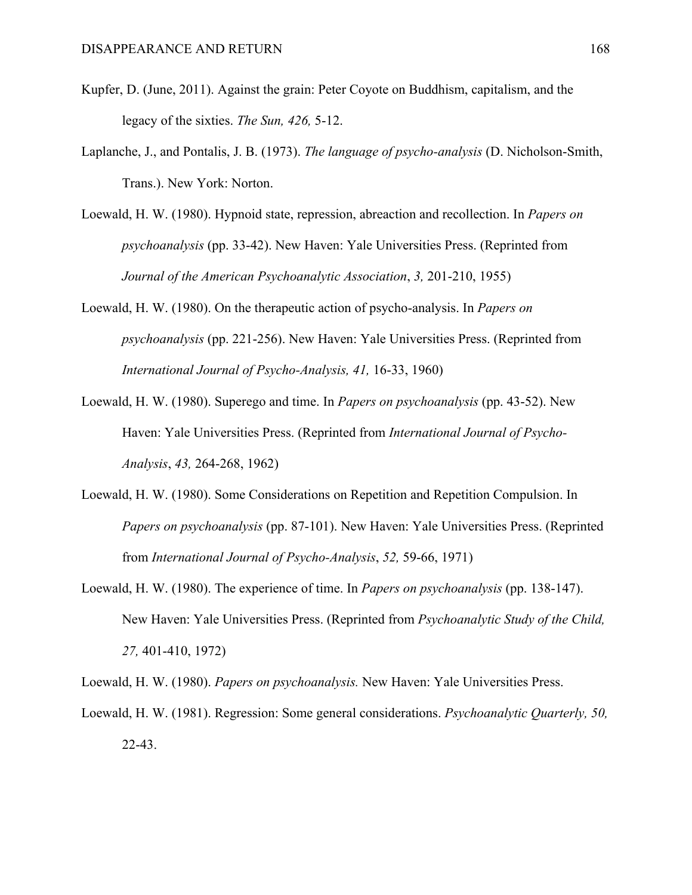Kupfer, D. (June, 2011). Against the grain: Peter Coyote on Buddhism, capitalism, and the legacy of the sixties. *The Sun, 426,* 5-12.

Laplanche, J., and Pontalis, J. B. (1973). *The language of psycho-analysis* (D. Nicholson-Smith, Trans.). New York: Norton.

Loewald, H. W. (1980). Hypnoid state, repression, abreaction and recollection. In *Papers on psychoanalysis* (pp. 33-42). New Haven: Yale Universities Press. (Reprinted from *Journal of the American Psychoanalytic Association*, *3,* 201-210, 1955)

Loewald, H. W. (1980). On the therapeutic action of psycho-analysis. In *Papers on psychoanalysis* (pp. 221-256). New Haven: Yale Universities Press. (Reprinted from *International Journal of Psycho-Analysis, 41,* 16-33, 1960)

Loewald, H. W. (1980). Superego and time. In *Papers on psychoanalysis* (pp. 43-52). New Haven: Yale Universities Press. (Reprinted from *International Journal of Psycho-Analysis*, *43,* 264-268, 1962)

Loewald, H. W. (1980). Some Considerations on Repetition and Repetition Compulsion. In *Papers on psychoanalysis* (pp. 87-101). New Haven: Yale Universities Press. (Reprinted from *International Journal of Psycho-Analysis*, *52,* 59-66, 1971)

Loewald, H. W. (1980). The experience of time. In *Papers on psychoanalysis* (pp. 138-147). New Haven: Yale Universities Press. (Reprinted from *Psychoanalytic Study of the Child, 27,* 401-410, 1972)

Loewald, H. W. (1980). *Papers on psychoanalysis.* New Haven: Yale Universities Press.

Loewald, H. W. (1981). Regression: Some general considerations. *Psychoanalytic Quarterly, 50,* 22-43.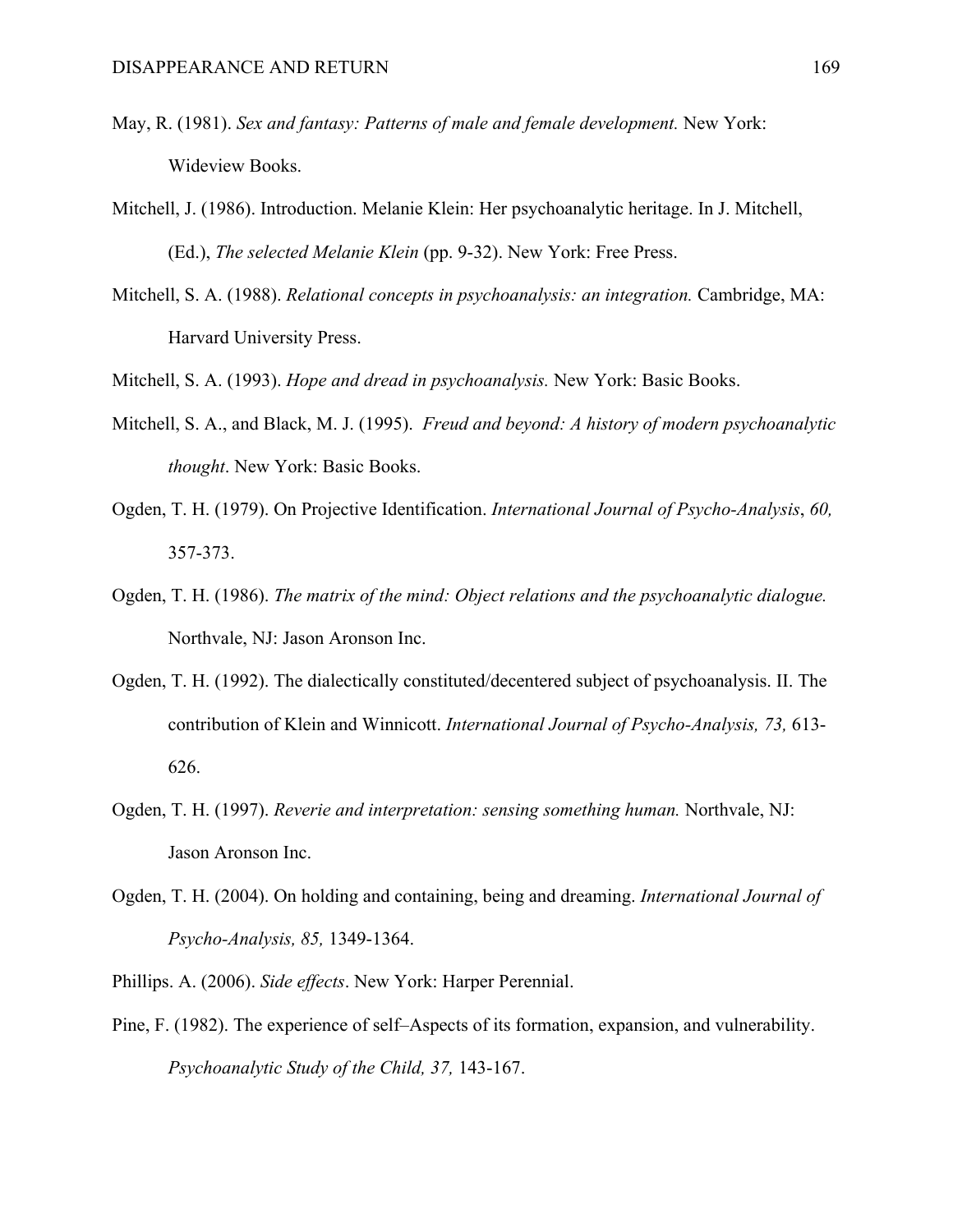May, R. (1981). *Sex and fantasy: Patterns of male and female development.* New York: Wideview Books.

Mitchell, J. (1986). Introduction. Melanie Klein: Her psychoanalytic heritage. In J. Mitchell, (Ed.), *The selected Melanie Klein* (pp. 9-32). New York: Free Press.

Mitchell, S. A. (1988). *Relational concepts in psychoanalysis: an integration.* Cambridge, MA: Harvard University Press.

Mitchell, S. A. (1993). *Hope and dread in psychoanalysis.* New York: Basic Books.

Mitchell, S. A., and Black, M. J. (1995). *Freud and beyond: A history of modern psychoanalytic thought*. New York: Basic Books.

Ogden, T. H. (1979). On Projective Identification. *International Journal of Psycho-Analysis*, *60,* 357-373.

Ogden, T. H. (1986). *The matrix of the mind: Object relations and the psychoanalytic dialogue.* Northvale, NJ: Jason Aronson Inc.

Ogden, T. H. (1992). The dialectically constituted/decentered subject of psychoanalysis. II. The contribution of Klein and Winnicott. *International Journal of Psycho-Analysis, 73,* 613-626.

Ogden, T. H. (1997). *Reverie and interpretation: sensing something human.* Northvale, NJ: Jason Aronson Inc.

Ogden, T. H. (2004). On holding and containing, being and dreaming. *International Journal of Psycho-Analysis, 85,* 1349-1364.

Phillips. A. (2006). *Side effects*. New York: Harper Perennial.

Pine, F. (1982). The experience of self–Aspects of its formation, expansion, and vulnerability. *Psychoanalytic Study of the Child, 37,* 143-167.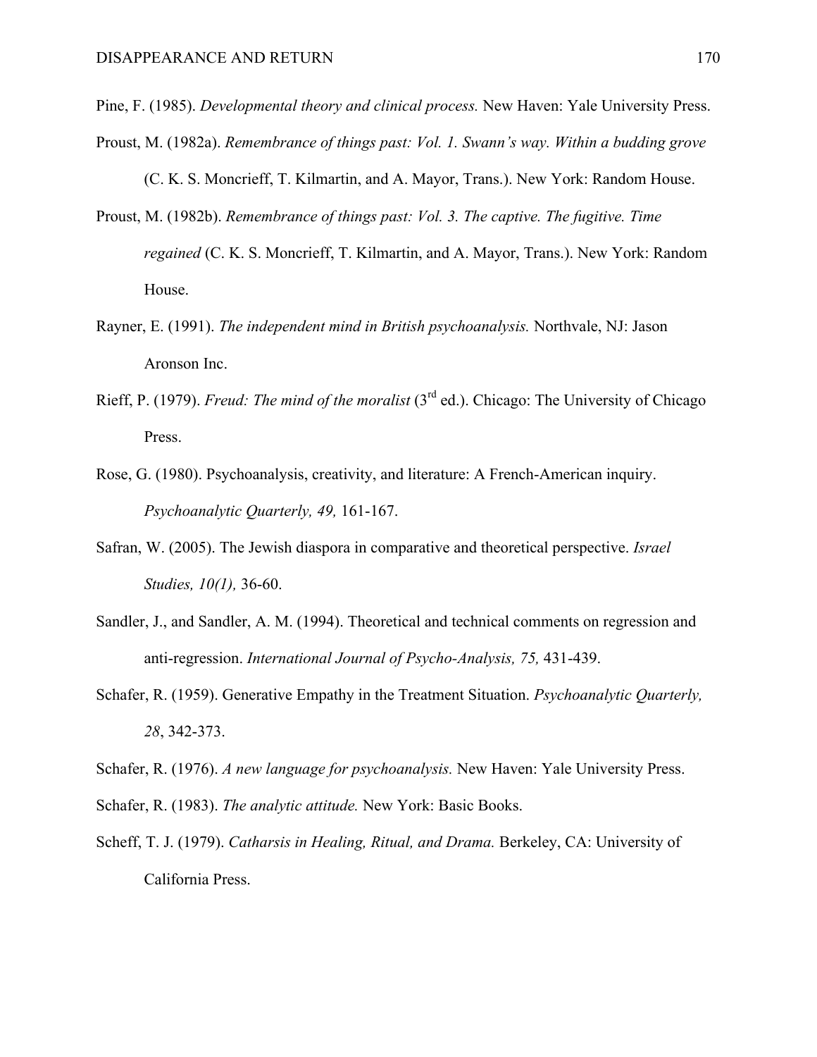Pine, F. (1985). *Developmental theory and clinical process.* New Haven: Yale University Press.

Proust, M. (1982a). *Remembrance of things past: Vol. 1. Swann's way. Within a budding grove* (C. K. S. Moncrieff, T. Kilmartin, and A. Mayor, Trans.). New York: Random House.

Proust, M. (1982b). *Remembrance of things past: Vol. 3. The captive. The fugitive. Time regained* (C. K. S. Moncrieff, T. Kilmartin, and A. Mayor, Trans.). New York: Random House.

Rayner, E. (1991). *The independent mind in British psychoanalysis.* Northvale, NJ: Jason Aronson Inc.

Rieff, P. (1979). *Freud: The mind of the moralist* (3rd ed.). Chicago: The University of Chicago Press.

Rose, G. (1980). Psychoanalysis, creativity, and literature: A French-American inquiry. *Psychoanalytic Quarterly, 49,* 161-167.

Safran, W. (2005). The Jewish diaspora in comparative and theoretical perspective. *Israel Studies, 10(1),* 36-60.

Sandler, J., and Sandler, A. M. (1994). Theoretical and technical comments on regression and anti-regression. *International Journal of Psycho-Analysis, 75,* 431-439.

Schafer, R. (1959). Generative Empathy in the Treatment Situation. *Psychoanalytic Quarterly, 28*, 342-373.

Schafer, R. (1976). *A new language for psychoanalysis.* New Haven: Yale University Press.

Schafer, R. (1983). *The analytic attitude.* New York: Basic Books.

Scheff, T. J. (1979). *Catharsis in Healing, Ritual, and Drama.* Berkeley, CA: University of California Press.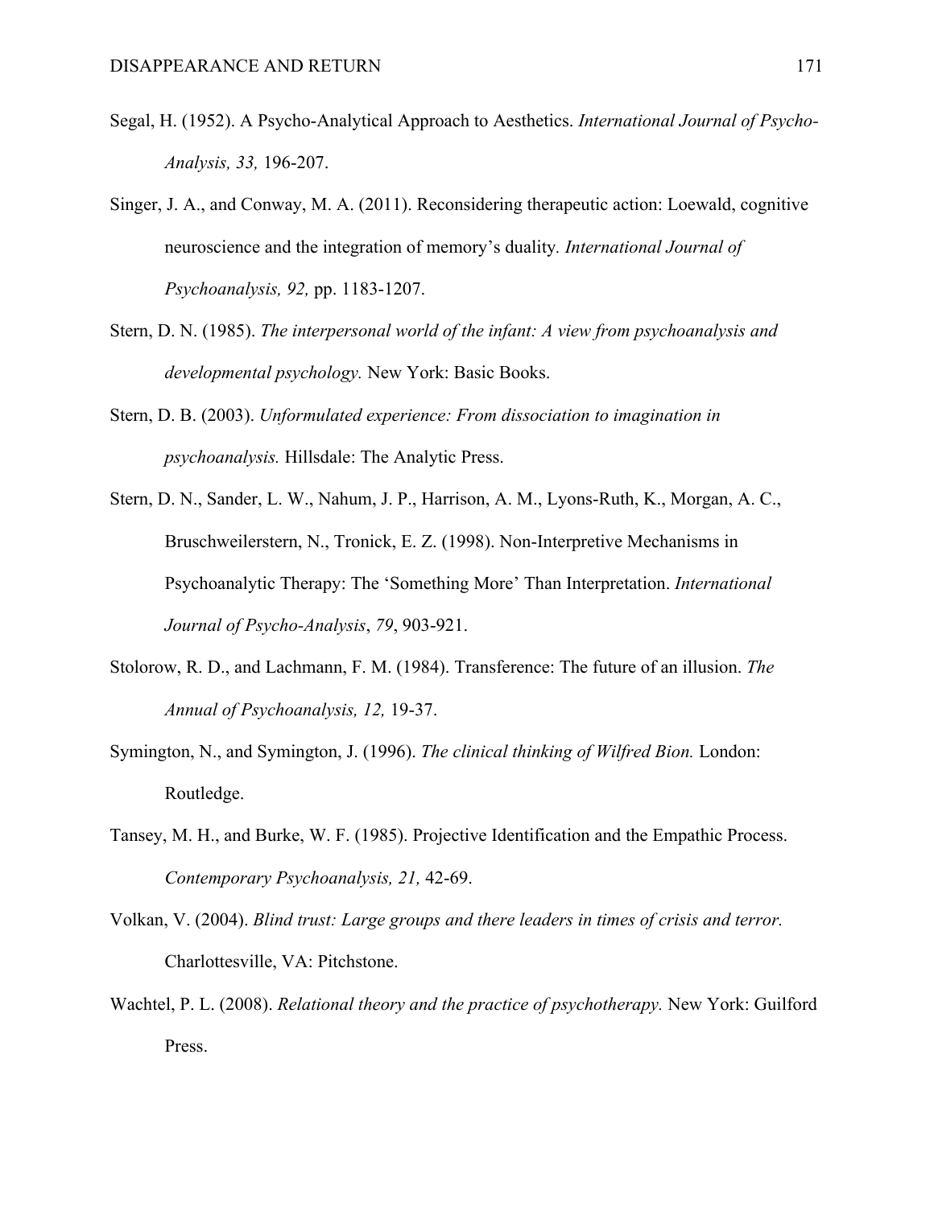Segal, H. (1952). A Psycho-Analytical Approach to Aesthetics. *International Journal of Psycho-Analysis, 33,* 196-207.

Singer, J. A., and Conway, M. A. (2011). Reconsidering therapeutic action: Loewald, cognitive neuroscience and the integration of memory's duality*. International Journal of Psychoanalysis, 92,* pp. 1183-1207.

Stern, D. N. (1985). *The interpersonal world of the infant: A view from psychoanalysis and developmental psychology.* New York: Basic Books.

Stern, D. B. (2003). *Unformulated experience: From dissociation to imagination in psychoanalysis.* Hillsdale: The Analytic Press.

Stern, D. N., Sander, L. W., Nahum, J. P., Harrison, A. M., Lyons-Ruth, K., Morgan, A. C., Bruschweilerstern, N., Tronick, E. Z. (1998). Non-Interpretive Mechanisms in Psychoanalytic Therapy: The 'Something More' Than Interpretation. *International Journal of Psycho-Analysis*, *79*, 903-921.

Stolorow, R. D., and Lachmann, F. M. (1984). Transference: The future of an illusion. *The Annual of Psychoanalysis, 12,* 19-37.

Symington, N., and Symington, J. (1996). *The clinical thinking of Wilfred Bion.* London: Routledge.

Tansey, M. H., and Burke, W. F. (1985). Projective Identification and the Empathic Process. *Contemporary Psychoanalysis, 21,* 42-69.

Volkan, V. (2004). *Blind trust: Large groups and there leaders in times of crisis and terror.* Charlottesville, VA: Pitchstone.

Wachtel, P. L. (2008). *Relational theory and the practice of psychotherapy.* New York: Guilford Press.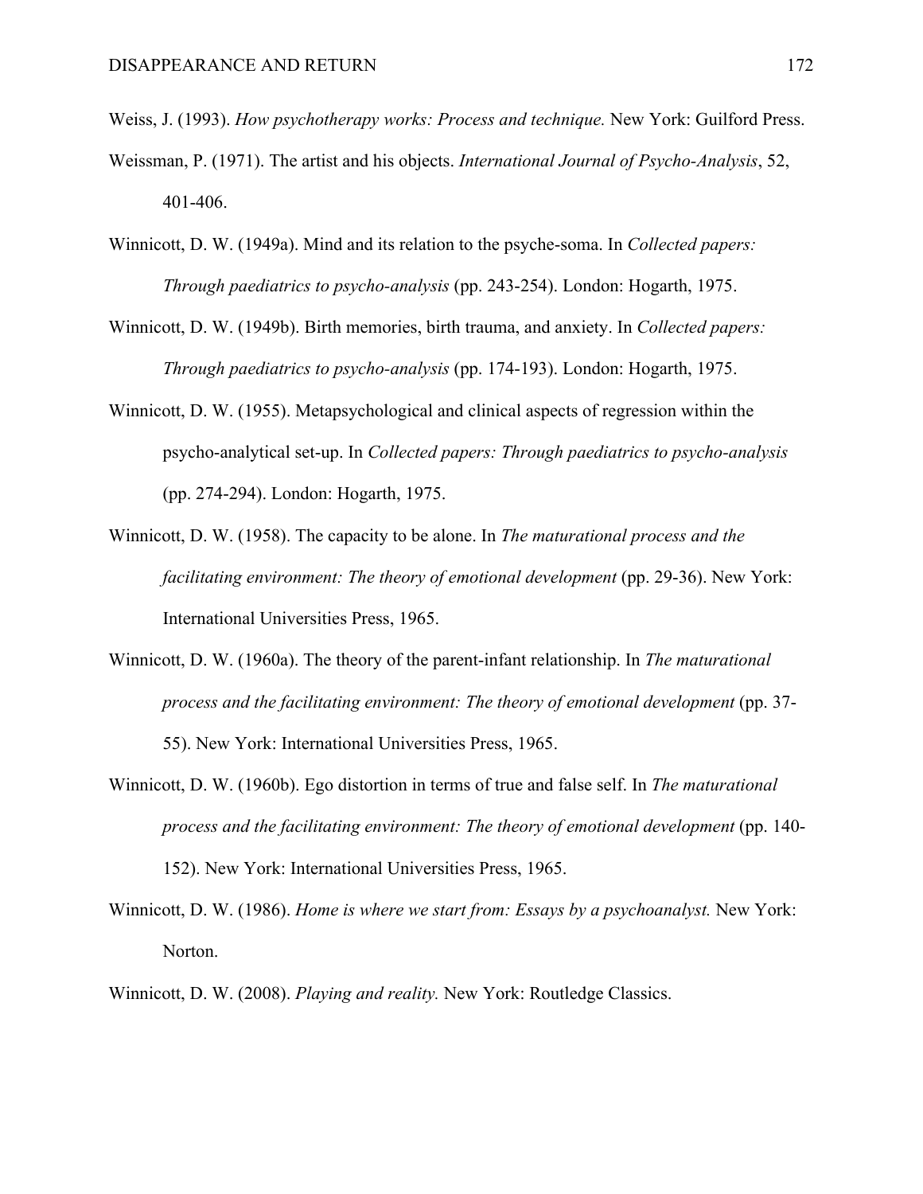Weiss, J. (1993). *How psychotherapy works: Process and technique.* New York: Guilford Press.

Weissman, P. (1971). The artist and his objects. *International Journal of Psycho-Analysis*, 52, 401-406.

Winnicott, D. W. (1949a). Mind and its relation to the psyche-soma. In *Collected papers: Through paediatrics to psycho-analysis* (pp. 243-254). London: Hogarth, 1975.

Winnicott, D. W. (1949b). Birth memories, birth trauma, and anxiety. In *Collected papers: Through paediatrics to psycho-analysis* (pp. 174-193). London: Hogarth, 1975.

Winnicott, D. W. (1955). Metapsychological and clinical aspects of regression within the psycho-analytical set-up. In *Collected papers: Through paediatrics to psycho-analysis* (pp. 274-294). London: Hogarth, 1975.

Winnicott, D. W. (1958). The capacity to be alone. In *The maturational process and the facilitating environment: The theory of emotional development* (pp. 29-36). New York: International Universities Press, 1965.

Winnicott, D. W. (1960a). The theory of the parent-infant relationship. In *The maturational process and the facilitating environment: The theory of emotional development* (pp. 37-55). New York: International Universities Press, 1965.

Winnicott, D. W. (1960b). Ego distortion in terms of true and false self. In *The maturational process and the facilitating environment: The theory of emotional development* (pp. 140-152). New York: International Universities Press, 1965.

Winnicott, D. W. (1986). *Home is where we start from: Essays by a psychoanalyst.* New York: Norton.

Winnicott, D. W. (2008). *Playing and reality.* New York: Routledge Classics.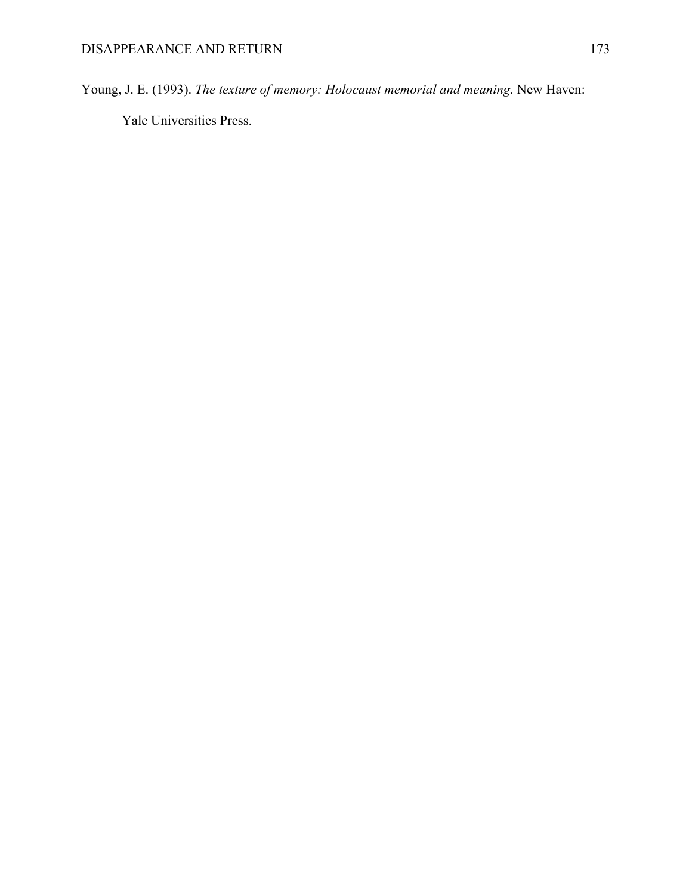Young, J. E. (1993). *The texture of memory: Holocaust memorial and meaning.* New Haven: Yale Universities Press.